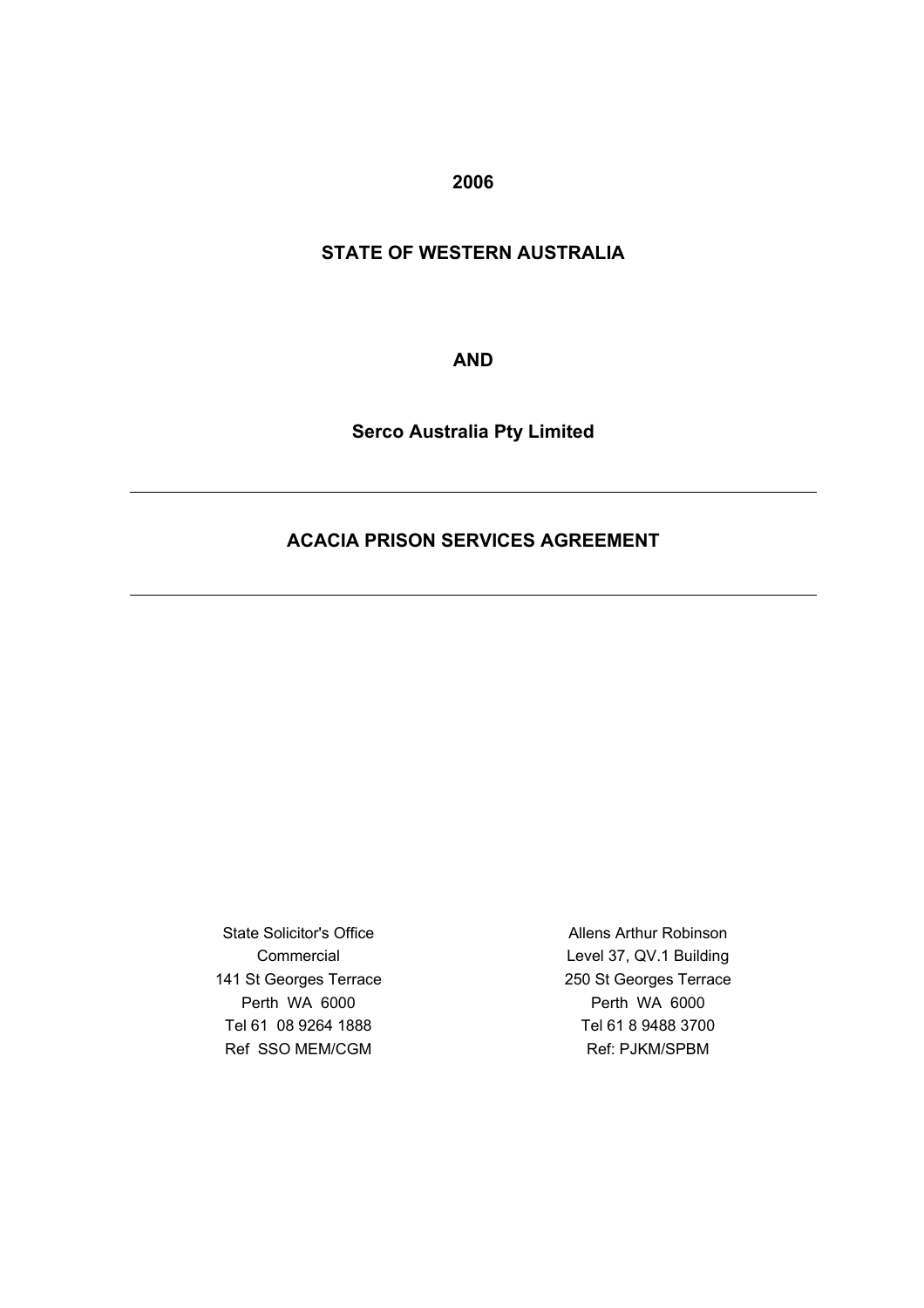**2006**

**STATE OF WESTERN AUSTRALIA**

**AND**

**Serco Australia Pty Limited**

---

# ACACIA PRISON SERVICES AGREEMENT

---

State Solicitor's Office
Commercial
141 St Georges Terrace
Perth WA 6000
Tel 61 08 9264 1888
Ref SSO MEM/CGM

Allens Arthur Robinson
Level 37, QV.1 Building
250 St Georges Terrace
Perth WA 6000
Tel 61 8 9488 3700
Ref: PJKM/SPBM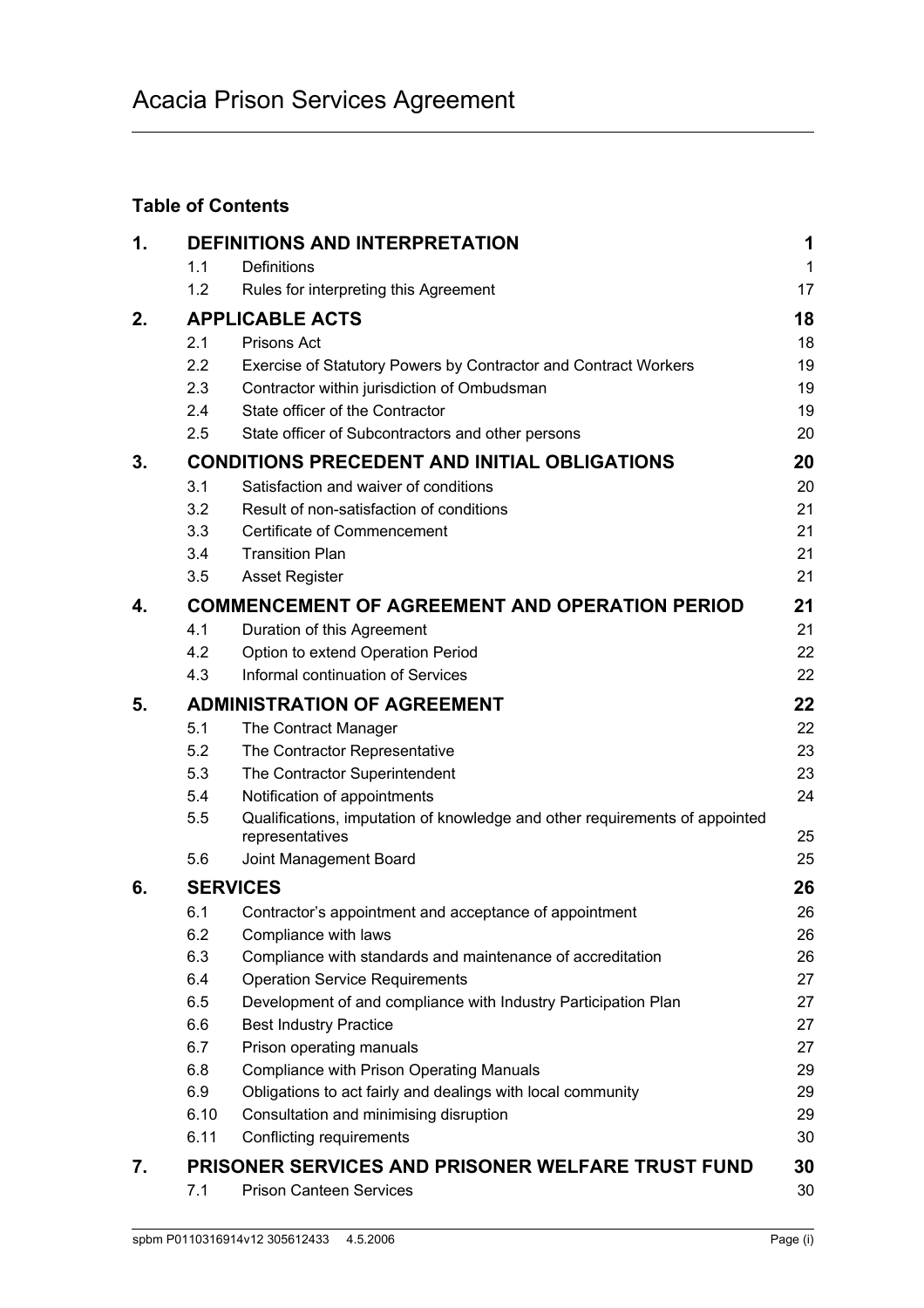# Acacia Prison Services Agreement

## Table of Contents

| | | | |
|---|---|---|---|
| **1.** | **DEFINITIONS AND INTERPRETATION** | | **1** |
| | 1.1 | Definitions | 1 |
| | 1.2 | Rules for interpreting this Agreement | 17 |
| **2.** | **APPLICABLE ACTS** | | **18** |
| | 2.1 | Prisons Act | 18 |
| | 2.2 | Exercise of Statutory Powers by Contractor and Contract Workers | 19 |
| | 2.3 | Contractor within jurisdiction of Ombudsman | 19 |
| | 2.4 | State officer of the Contractor | 19 |
| | 2.5 | State officer of Subcontractors and other persons | 20 |
| **3.** | **CONDITIONS PRECEDENT AND INITIAL OBLIGATIONS** | | **20** |
| | 3.1 | Satisfaction and waiver of conditions | 20 |
| | 3.2 | Result of non-satisfaction of conditions | 21 |
| | 3.3 | Certificate of Commencement | 21 |
| | 3.4 | Transition Plan | 21 |
| | 3.5 | Asset Register | 21 |
| **4.** | **COMMENCEMENT OF AGREEMENT AND OPERATION PERIOD** | | **21** |
| | 4.1 | Duration of this Agreement | 21 |
| | 4.2 | Option to extend Operation Period | 22 |
| | 4.3 | Informal continuation of Services | 22 |
| **5.** | **ADMINISTRATION OF AGREEMENT** | | **22** |
| | 5.1 | The Contract Manager | 22 |
| | 5.2 | The Contractor Representative | 23 |
| | 5.3 | The Contractor Superintendent | 23 |
| | 5.4 | Notification of appointments | 24 |
| | 5.5 | Qualifications, imputation of knowledge and other requirements of appointed representatives | 25 |
| | 5.6 | Joint Management Board | 25 |
| **6.** | **SERVICES** | | **26** |
| | 6.1 | Contractor's appointment and acceptance of appointment | 26 |
| | 6.2 | Compliance with laws | 26 |
| | 6.3 | Compliance with standards and maintenance of accreditation | 26 |
| | 6.4 | Operation Service Requirements | 27 |
| | 6.5 | Development of and compliance with Industry Participation Plan | 27 |
| | 6.6 | Best Industry Practice | 27 |
| | 6.7 | Prison operating manuals | 27 |
| | 6.8 | Compliance with Prison Operating Manuals | 29 |
| | 6.9 | Obligations to act fairly and dealings with local community | 29 |
| | 6.10 | Consultation and minimising disruption | 29 |
| | 6.11 | Conflicting requirements | 30 |
| **7.** | **PRISONER SERVICES AND PRISONER WELFARE TRUST FUND** | | **30** |
| | 7.1 | Prison Canteen Services | 30 |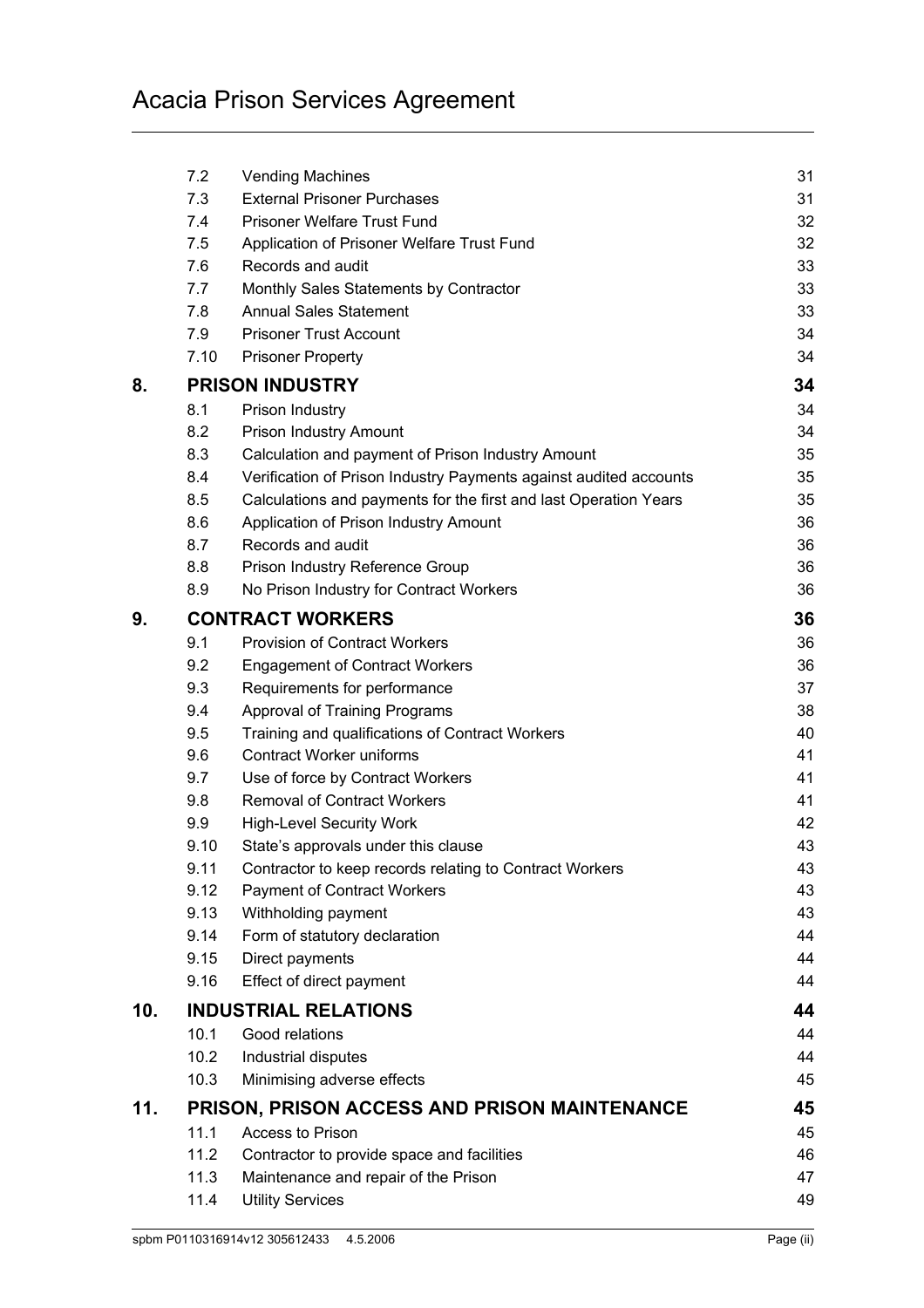| | | |
|---|---|---|
| 7.2 | Vending Machines | 31 |
| 7.3 | External Prisoner Purchases | 31 |
| 7.4 | Prisoner Welfare Trust Fund | 32 |
| 7.5 | Application of Prisoner Welfare Trust Fund | 32 |
| 7.6 | Records and audit | 33 |
| 7.7 | Monthly Sales Statements by Contractor | 33 |
| 7.8 | Annual Sales Statement | 33 |
| 7.9 | Prisoner Trust Account | 34 |
| 7.10 | Prisoner Property | 34 |
| **8.** | **PRISON INDUSTRY** | **34** |
| 8.1 | Prison Industry | 34 |
| 8.2 | Prison Industry Amount | 34 |
| 8.3 | Calculation and payment of Prison Industry Amount | 35 |
| 8.4 | Verification of Prison Industry Payments against audited accounts | 35 |
| 8.5 | Calculations and payments for the first and last Operation Years | 35 |
| 8.6 | Application of Prison Industry Amount | 36 |
| 8.7 | Records and audit | 36 |
| 8.8 | Prison Industry Reference Group | 36 |
| 8.9 | No Prison Industry for Contract Workers | 36 |
| **9.** | **CONTRACT WORKERS** | **36** |
| 9.1 | Provision of Contract Workers | 36 |
| 9.2 | Engagement of Contract Workers | 36 |
| 9.3 | Requirements for performance | 37 |
| 9.4 | Approval of Training Programs | 38 |
| 9.5 | Training and qualifications of Contract Workers | 40 |
| 9.6 | Contract Worker uniforms | 41 |
| 9.7 | Use of force by Contract Workers | 41 |
| 9.8 | Removal of Contract Workers | 41 |
| 9.9 | High-Level Security Work | 42 |
| 9.10 | State's approvals under this clause | 43 |
| 9.11 | Contractor to keep records relating to Contract Workers | 43 |
| 9.12 | Payment of Contract Workers | 43 |
| 9.13 | Withholding payment | 43 |
| 9.14 | Form of statutory declaration | 44 |
| 9.15 | Direct payments | 44 |
| 9.16 | Effect of direct payment | 44 |
| **10.** | **INDUSTRIAL RELATIONS** | **44** |
| 10.1 | Good relations | 44 |
| 10.2 | Industrial disputes | 44 |
| 10.3 | Minimising adverse effects | 45 |
| **11.** | **PRISON, PRISON ACCESS AND PRISON MAINTENANCE** | **45** |
| 11.1 | Access to Prison | 45 |
| 11.2 | Contractor to provide space and facilities | 46 |
| 11.3 | Maintenance and repair of the Prison | 47 |
| 11.4 | Utility Services | 49 |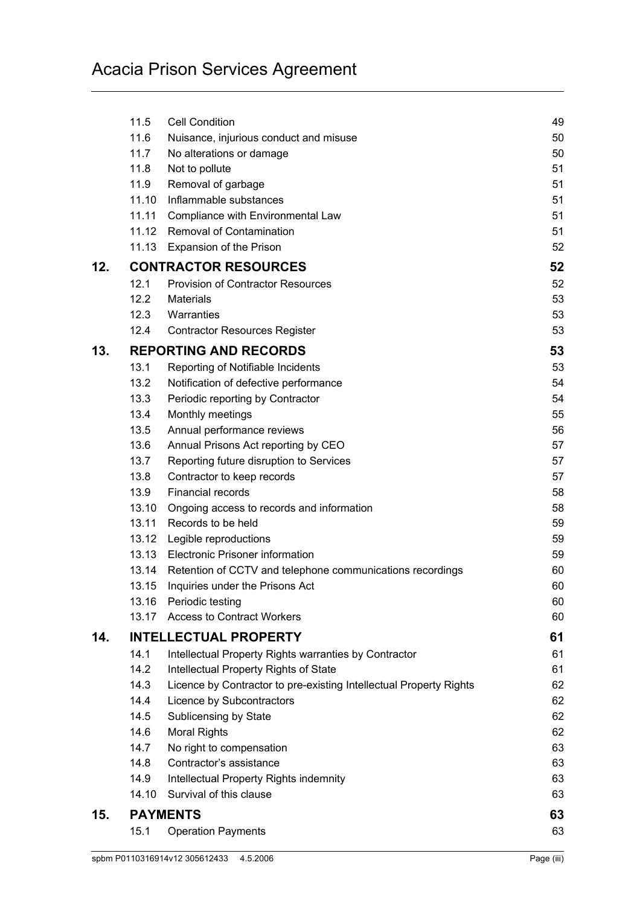| | | |
|---|---|---|
| 11.5 | Cell Condition | 49 |
| 11.6 | Nuisance, injurious conduct and misuse | 50 |
| 11.7 | No alterations or damage | 50 |
| 11.8 | Not to pollute | 51 |
| 11.9 | Removal of garbage | 51 |
| 11.10 | Inflammable substances | 51 |
| 11.11 | Compliance with Environmental Law | 51 |
| 11.12 | Removal of Contamination | 51 |
| 11.13 | Expansion of the Prison | 52 |
| **12.** | **CONTRACTOR RESOURCES** | **52** |
| 12.1 | Provision of Contractor Resources | 52 |
| 12.2 | Materials | 53 |
| 12.3 | Warranties | 53 |
| 12.4 | Contractor Resources Register | 53 |
| **13.** | **REPORTING AND RECORDS** | **53** |
| 13.1 | Reporting of Notifiable Incidents | 53 |
| 13.2 | Notification of defective performance | 54 |
| 13.3 | Periodic reporting by Contractor | 54 |
| 13.4 | Monthly meetings | 55 |
| 13.5 | Annual performance reviews | 56 |
| 13.6 | Annual Prisons Act reporting by CEO | 57 |
| 13.7 | Reporting future disruption to Services | 57 |
| 13.8 | Contractor to keep records | 57 |
| 13.9 | Financial records | 58 |
| 13.10 | Ongoing access to records and information | 58 |
| 13.11 | Records to be held | 59 |
| 13.12 | Legible reproductions | 59 |
| 13.13 | Electronic Prisoner information | 59 |
| 13.14 | Retention of CCTV and telephone communications recordings | 60 |
| 13.15 | Inquiries under the Prisons Act | 60 |
| 13.16 | Periodic testing | 60 |
| 13.17 | Access to Contract Workers | 60 |
| **14.** | **INTELLECTUAL PROPERTY** | **61** |
| 14.1 | Intellectual Property Rights warranties by Contractor | 61 |
| 14.2 | Intellectual Property Rights of State | 61 |
| 14.3 | Licence by Contractor to pre-existing Intellectual Property Rights | 62 |
| 14.4 | Licence by Subcontractors | 62 |
| 14.5 | Sublicensing by State | 62 |
| 14.6 | Moral Rights | 62 |
| 14.7 | No right to compensation | 63 |
| 14.8 | Contractor's assistance | 63 |
| 14.9 | Intellectual Property Rights indemnity | 63 |
| 14.10 | Survival of this clause | 63 |
| **15.** | **PAYMENTS** | **63** |
| 15.1 | Operation Payments | 63 |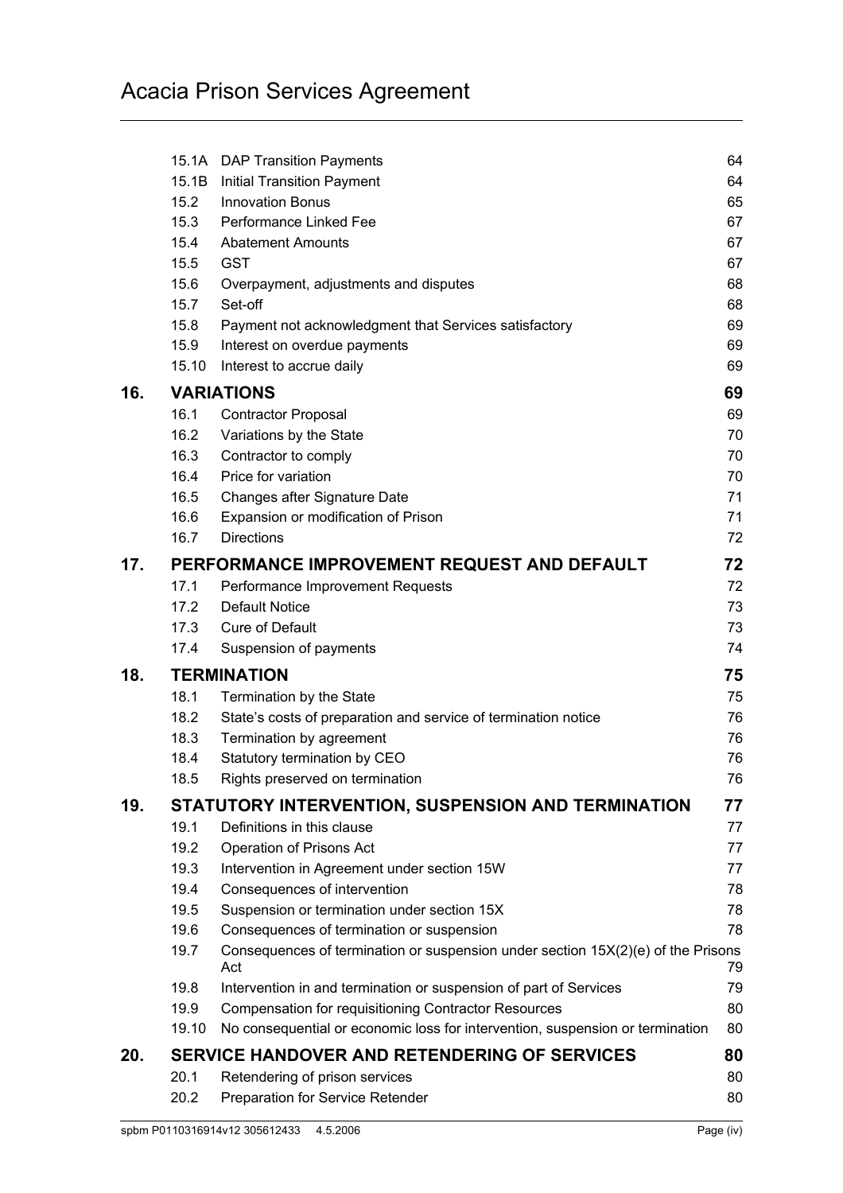| | | |
|---|---|---|
| 15.1A | DAP Transition Payments | 64 |
| 15.1B | Initial Transition Payment | 64 |
| 15.2 | Innovation Bonus | 65 |
| 15.3 | Performance Linked Fee | 67 |
| 15.4 | Abatement Amounts | 67 |
| 15.5 | GST | 67 |
| 15.6 | Overpayment, adjustments and disputes | 68 |
| 15.7 | Set-off | 68 |
| 15.8 | Payment not acknowledgment that Services satisfactory | 69 |
| 15.9 | Interest on overdue payments | 69 |
| 15.10 | Interest to accrue daily | 69 |
| **16.** | **VARIATIONS** | **69** |
| 16.1 | Contractor Proposal | 69 |
| 16.2 | Variations by the State | 70 |
| 16.3 | Contractor to comply | 70 |
| 16.4 | Price for variation | 70 |
| 16.5 | Changes after Signature Date | 71 |
| 16.6 | Expansion or modification of Prison | 71 |
| 16.7 | Directions | 72 |
| **17.** | **PERFORMANCE IMPROVEMENT REQUEST AND DEFAULT** | **72** |
| 17.1 | Performance Improvement Requests | 72 |
| 17.2 | Default Notice | 73 |
| 17.3 | Cure of Default | 73 |
| 17.4 | Suspension of payments | 74 |
| **18.** | **TERMINATION** | **75** |
| 18.1 | Termination by the State | 75 |
| 18.2 | State's costs of preparation and service of termination notice | 76 |
| 18.3 | Termination by agreement | 76 |
| 18.4 | Statutory termination by CEO | 76 |
| 18.5 | Rights preserved on termination | 76 |
| **19.** | **STATUTORY INTERVENTION, SUSPENSION AND TERMINATION** | **77** |
| 19.1 | Definitions in this clause | 77 |
| 19.2 | Operation of Prisons Act | 77 |
| 19.3 | Intervention in Agreement under section 15W | 77 |
| 19.4 | Consequences of intervention | 78 |
| 19.5 | Suspension or termination under section 15X | 78 |
| 19.6 | Consequences of termination or suspension | 78 |
| 19.7 | Consequences of termination or suspension under section 15X(2)(e) of the Prisons Act | 79 |
| 19.8 | Intervention in and termination or suspension of part of Services | 79 |
| 19.9 | Compensation for requisitioning Contractor Resources | 80 |
| 19.10 | No consequential or economic loss for intervention, suspension or termination | 80 |
| **20.** | **SERVICE HANDOVER AND RETENDERING OF SERVICES** | **80** |
| 20.1 | Retendering of prison services | 80 |
| 20.2 | Preparation for Service Retender | 80 |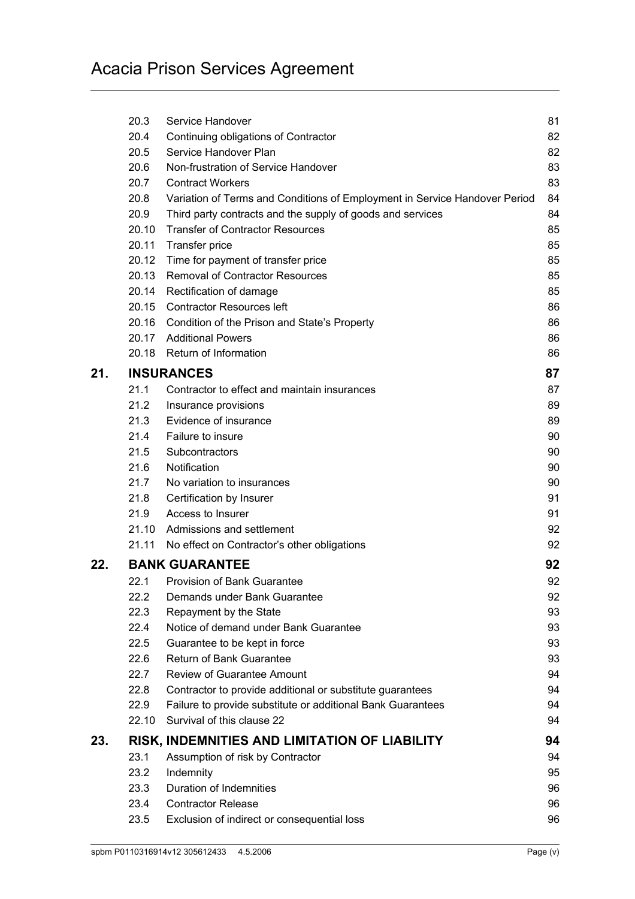| | | |
|---|---|---|
| 20.3 | Service Handover | 81 |
| 20.4 | Continuing obligations of Contractor | 82 |
| 20.5 | Service Handover Plan | 82 |
| 20.6 | Non-frustration of Service Handover | 83 |
| 20.7 | Contract Workers | 83 |
| 20.8 | Variation of Terms and Conditions of Employment in Service Handover Period | 84 |
| 20.9 | Third party contracts and the supply of goods and services | 84 |
| 20.10 | Transfer of Contractor Resources | 85 |
| 20.11 | Transfer price | 85 |
| 20.12 | Time for payment of transfer price | 85 |
| 20.13 | Removal of Contractor Resources | 85 |
| 20.14 | Rectification of damage | 85 |
| 20.15 | Contractor Resources left | 86 |
| 20.16 | Condition of the Prison and State's Property | 86 |
| 20.17 | Additional Powers | 86 |
| 20.18 | Return of Information | 86 |
| **21.** | **INSURANCES** | **87** |
| 21.1 | Contractor to effect and maintain insurances | 87 |
| 21.2 | Insurance provisions | 89 |
| 21.3 | Evidence of insurance | 89 |
| 21.4 | Failure to insure | 90 |
| 21.5 | Subcontractors | 90 |
| 21.6 | Notification | 90 |
| 21.7 | No variation to insurances | 90 |
| 21.8 | Certification by Insurer | 91 |
| 21.9 | Access to Insurer | 91 |
| 21.10 | Admissions and settlement | 92 |
| 21.11 | No effect on Contractor's other obligations | 92 |
| **22.** | **BANK GUARANTEE** | **92** |
| 22.1 | Provision of Bank Guarantee | 92 |
| 22.2 | Demands under Bank Guarantee | 92 |
| 22.3 | Repayment by the State | 93 |
| 22.4 | Notice of demand under Bank Guarantee | 93 |
| 22.5 | Guarantee to be kept in force | 93 |
| 22.6 | Return of Bank Guarantee | 93 |
| 22.7 | Review of Guarantee Amount | 94 |
| 22.8 | Contractor to provide additional or substitute guarantees | 94 |
| 22.9 | Failure to provide substitute or additional Bank Guarantees | 94 |
| 22.10 | Survival of this clause 22 | 94 |
| **23.** | **RISK, INDEMNITIES AND LIMITATION OF LIABILITY** | **94** |
| 23.1 | Assumption of risk by Contractor | 94 |
| 23.2 | Indemnity | 95 |
| 23.3 | Duration of Indemnities | 96 |
| 23.4 | Contractor Release | 96 |
| 23.5 | Exclusion of indirect or consequential loss | 96 |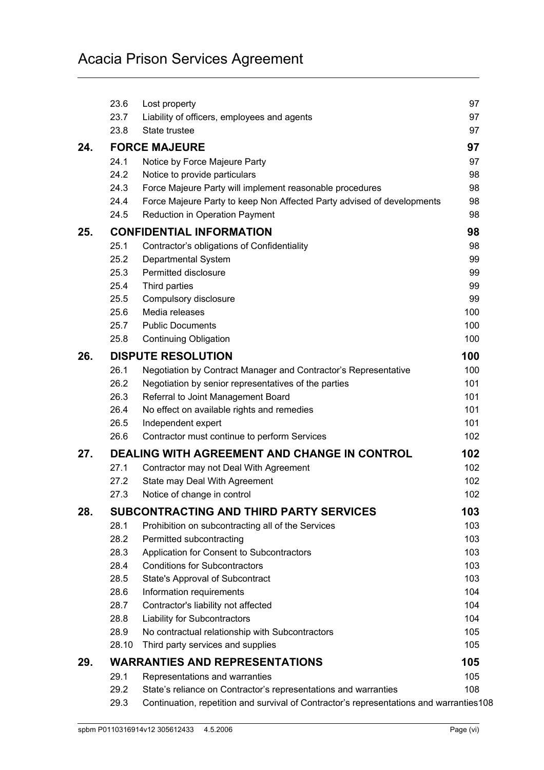| | | |
|---|---|---|
| 23.6 | Lost property | 97 |
| 23.7 | Liability of officers, employees and agents | 97 |
| 23.8 | State trustee | 97 |
| **24.** | **FORCE MAJEURE** | **97** |
| 24.1 | Notice by Force Majeure Party | 97 |
| 24.2 | Notice to provide particulars | 98 |
| 24.3 | Force Majeure Party will implement reasonable procedures | 98 |
| 24.4 | Force Majeure Party to keep Non Affected Party advised of developments | 98 |
| 24.5 | Reduction in Operation Payment | 98 |
| **25.** | **CONFIDENTIAL INFORMATION** | **98** |
| 25.1 | Contractor's obligations of Confidentiality | 98 |
| 25.2 | Departmental System | 99 |
| 25.3 | Permitted disclosure | 99 |
| 25.4 | Third parties | 99 |
| 25.5 | Compulsory disclosure | 99 |
| 25.6 | Media releases | 100 |
| 25.7 | Public Documents | 100 |
| 25.8 | Continuing Obligation | 100 |
| **26.** | **DISPUTE RESOLUTION** | **100** |
| 26.1 | Negotiation by Contract Manager and Contractor's Representative | 100 |
| 26.2 | Negotiation by senior representatives of the parties | 101 |
| 26.3 | Referral to Joint Management Board | 101 |
| 26.4 | No effect on available rights and remedies | 101 |
| 26.5 | Independent expert | 101 |
| 26.6 | Contractor must continue to perform Services | 102 |
| **27.** | **DEALING WITH AGREEMENT AND CHANGE IN CONTROL** | **102** |
| 27.1 | Contractor may not Deal With Agreement | 102 |
| 27.2 | State may Deal With Agreement | 102 |
| 27.3 | Notice of change in control | 102 |
| **28.** | **SUBCONTRACTING AND THIRD PARTY SERVICES** | **103** |
| 28.1 | Prohibition on subcontracting all of the Services | 103 |
| 28.2 | Permitted subcontracting | 103 |
| 28.3 | Application for Consent to Subcontractors | 103 |
| 28.4 | Conditions for Subcontractors | 103 |
| 28.5 | State's Approval of Subcontract | 103 |
| 28.6 | Information requirements | 104 |
| 28.7 | Contractor's liability not affected | 104 |
| 28.8 | Liability for Subcontractors | 104 |
| 28.9 | No contractual relationship with Subcontractors | 105 |
| 28.10 | Third party services and supplies | 105 |
| **29.** | **WARRANTIES AND REPRESENTATIONS** | **105** |
| 29.1 | Representations and warranties | 105 |
| 29.2 | State's reliance on Contractor's representations and warranties | 108 |
| 29.3 | Continuation, repetition and survival of Contractor's representations and warranties | 108 |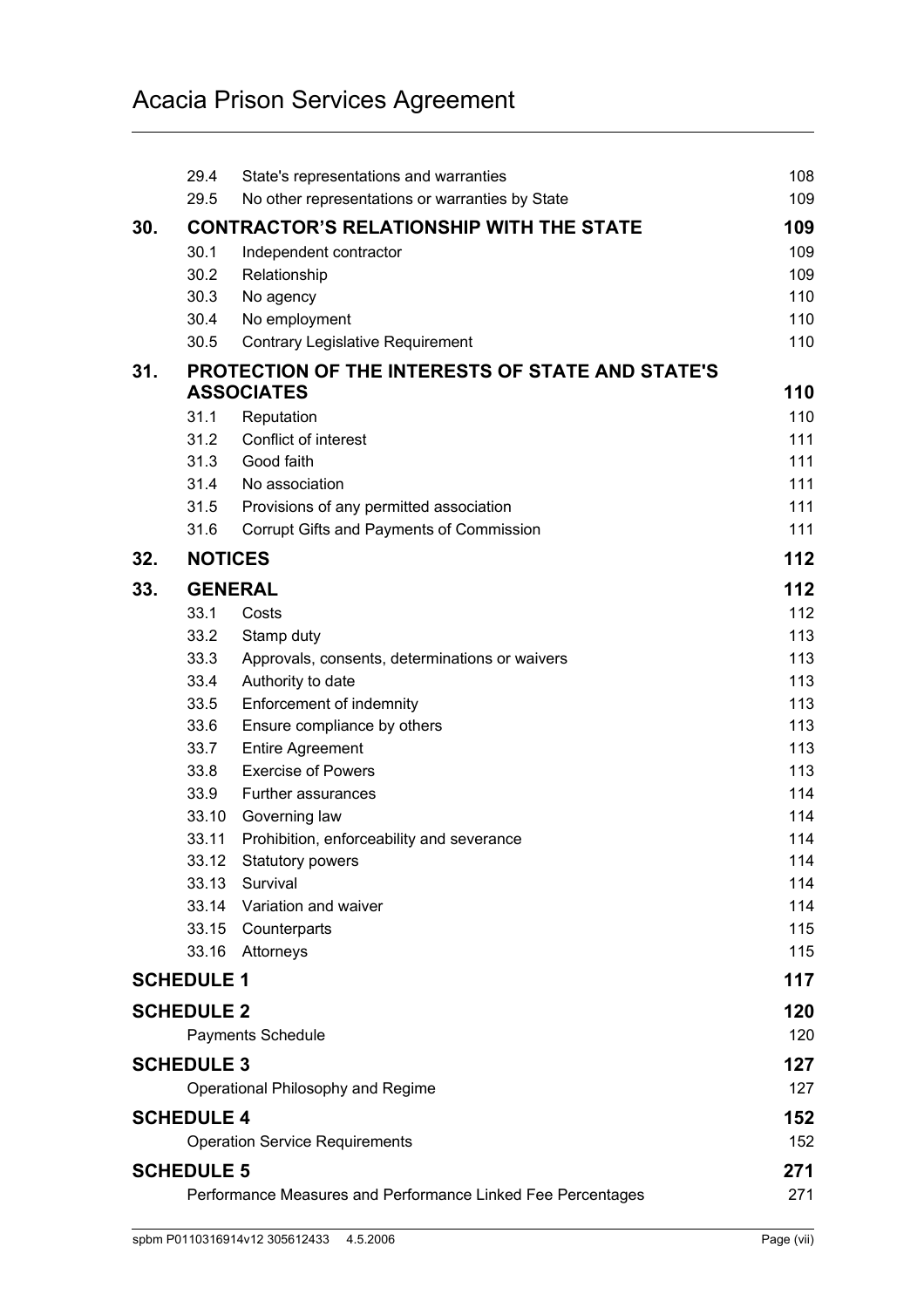| | | | |
|---|---|---|---|
| | 29.4 | State's representations and warranties | 108 |
| | 29.5 | No other representations or warranties by State | 109 |
| **30.** | **CONTRACTOR'S RELATIONSHIP WITH THE STATE** | | **109** |
| | 30.1 | Independent contractor | 109 |
| | 30.2 | Relationship | 109 |
| | 30.3 | No agency | 110 |
| | 30.4 | No employment | 110 |
| | 30.5 | Contrary Legislative Requirement | 110 |
| **31.** | **PROTECTION OF THE INTERESTS OF STATE AND STATE'S ASSOCIATES** | | **110** |
| | 31.1 | Reputation | 110 |
| | 31.2 | Conflict of interest | 111 |
| | 31.3 | Good faith | 111 |
| | 31.4 | No association | 111 |
| | 31.5 | Provisions of any permitted association | 111 |
| | 31.6 | Corrupt Gifts and Payments of Commission | 111 |
| **32.** | **NOTICES** | | **112** |
| **33.** | **GENERAL** | | **112** |
| | 33.1 | Costs | 112 |
| | 33.2 | Stamp duty | 113 |
| | 33.3 | Approvals, consents, determinations or waivers | 113 |
| | 33.4 | Authority to date | 113 |
| | 33.5 | Enforcement of indemnity | 113 |
| | 33.6 | Ensure compliance by others | 113 |
| | 33.7 | Entire Agreement | 113 |
| | 33.8 | Exercise of Powers | 113 |
| | 33.9 | Further assurances | 114 |
| | 33.10 | Governing law | 114 |
| | 33.11 | Prohibition, enforceability and severance | 114 |
| | 33.12 | Statutory powers | 114 |
| | 33.13 | Survival | 114 |
| | 33.14 | Variation and waiver | 114 |
| | 33.15 | Counterparts | 115 |
| | 33.16 | Attorneys | 115 |
| **SCHEDULE 1** | | | **117** |
| **SCHEDULE 2** | | | **120** |
| | Payments Schedule | | 120 |
| **SCHEDULE 3** | | | **127** |
| | Operational Philosophy and Regime | | 127 |
| **SCHEDULE 4** | | | **152** |
| | Operation Service Requirements | | 152 |
| **SCHEDULE 5** | | | **271** |
| | Performance Measures and Performance Linked Fee Percentages | | 271 |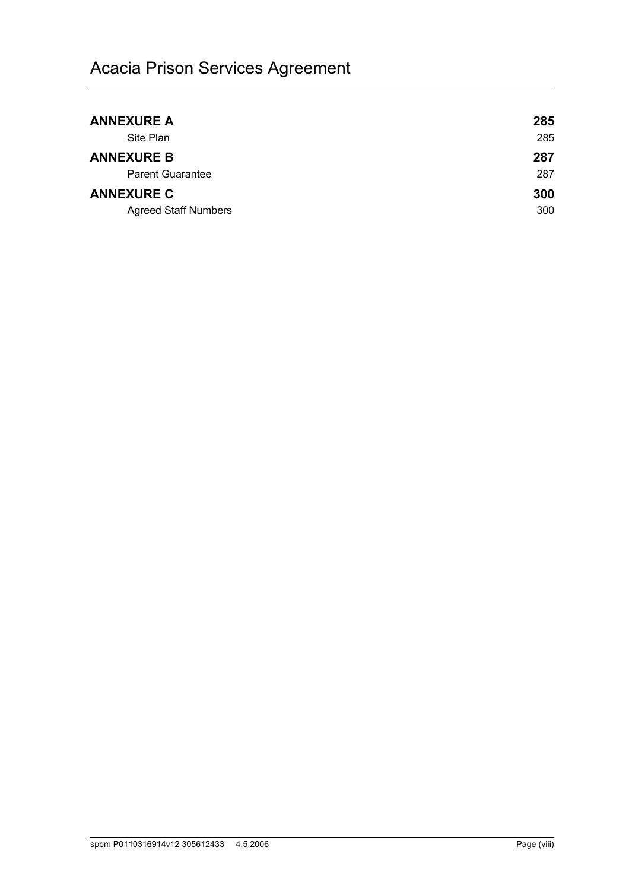| | |
|---|---|
| **ANNEXURE A** | **285** |
| Site Plan | 285 |
| **ANNEXURE B** | **287** |
| Parent Guarantee | 287 |
| **ANNEXURE C** | **300** |
| Agreed Staff Numbers | 300 |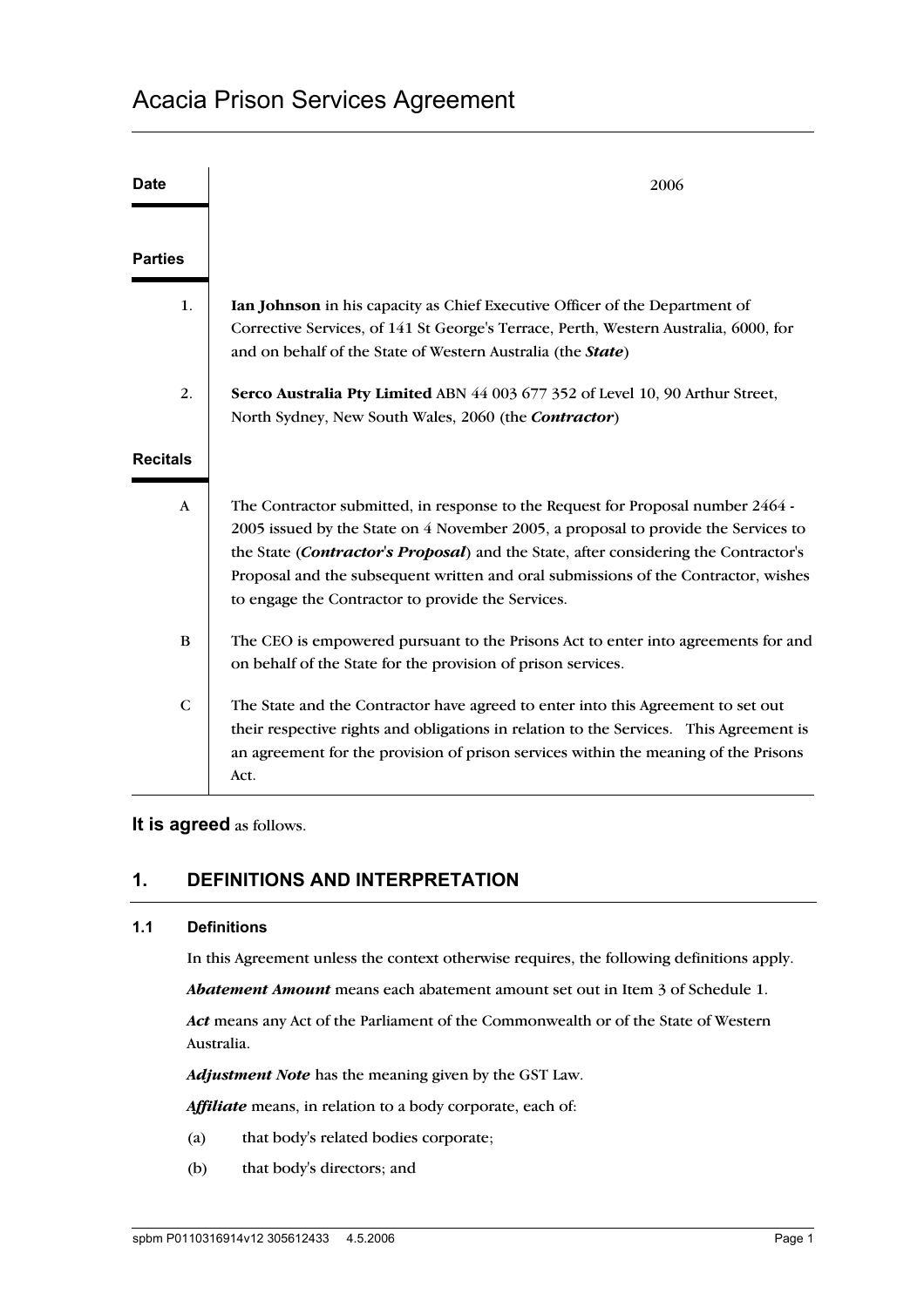# Acacia Prison Services Agreement

| | |
|---|---|
| **Date** | 2006 |

**Parties**

1. **Ian Johnson** in his capacity as Chief Executive Officer of the Department of Corrective Services, of 141 St George's Terrace, Perth, Western Australia, 6000, for and on behalf of the State of Western Australia (the ***State***)

2. **Serco Australia Pty Limited** ABN 44 003 677 352 of Level 10, 90 Arthur Street, North Sydney, New South Wales, 2060 (the ***Contractor***)

**Recitals**

A. The Contractor submitted, in response to the Request for Proposal number 2464 - 2005 issued by the State on 4 November 2005, a proposal to provide the Services to the State (***Contractor's Proposal***) and the State, after considering the Contractor's Proposal and the subsequent written and oral submissions of the Contractor, wishes to engage the Contractor to provide the Services.

B. The CEO is empowered pursuant to the Prisons Act to enter into agreements for and on behalf of the State for the provision of prison services.

C. The State and the Contractor have agreed to enter into this Agreement to set out their respective rights and obligations in relation to the Services. This Agreement is an agreement for the provision of prison services within the meaning of the Prisons Act.

**It is agreed** as follows.

## 1. DEFINITIONS AND INTERPRETATION

### 1.1 Definitions

In this Agreement unless the context otherwise requires, the following definitions apply.

***Abatement Amount*** means each abatement amount set out in Item 3 of Schedule 1.

***Act*** means any Act of the Parliament of the Commonwealth or of the State of Western Australia.

***Adjustment Note*** has the meaning given by the GST Law.

***Affiliate*** means, in relation to a body corporate, each of:

(a) that body's related bodies corporate;

(b) that body's directors; and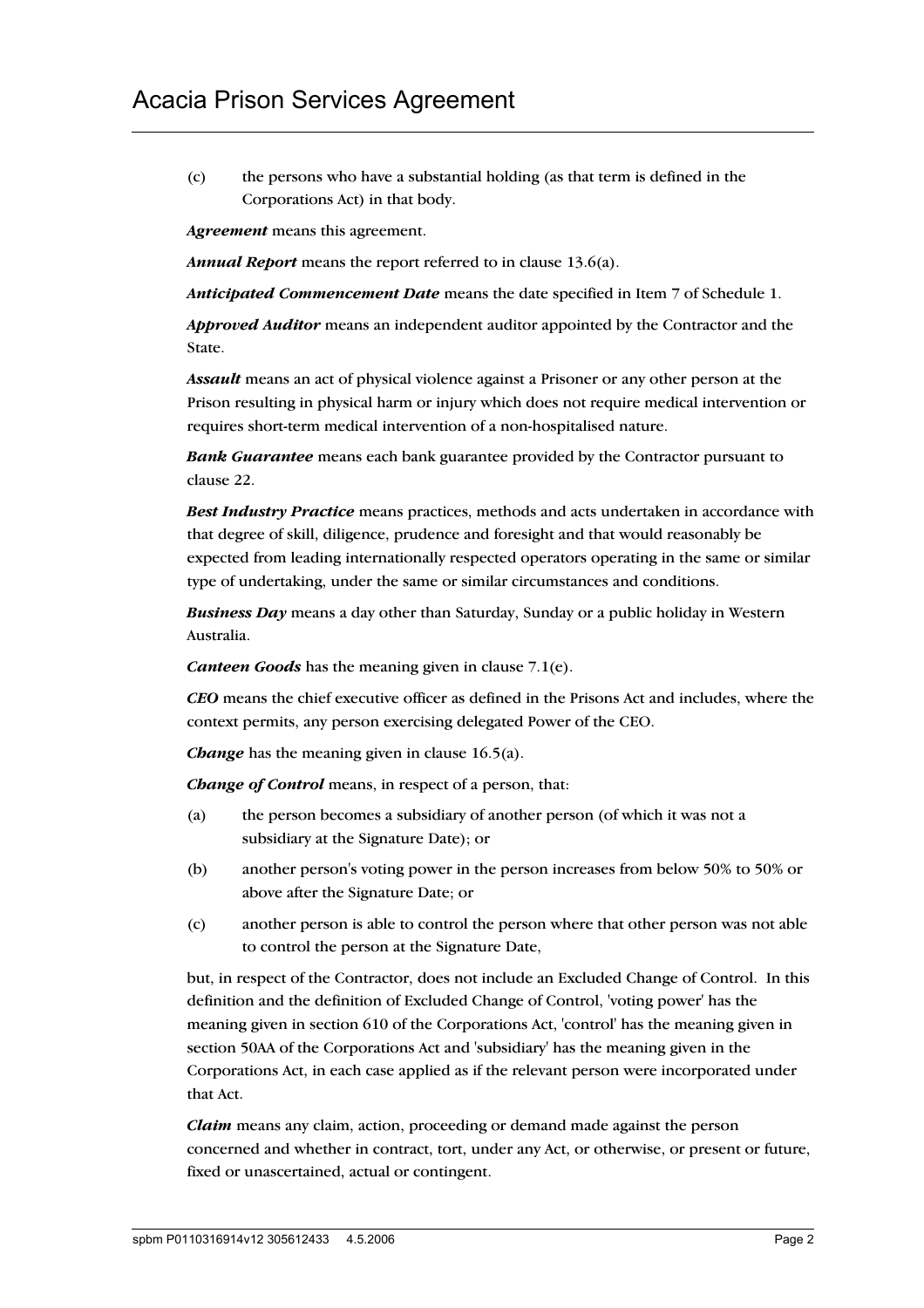(c) the persons who have a substantial holding (as that term is defined in the Corporations Act) in that body.

***Agreement*** means this agreement.

***Annual Report*** means the report referred to in clause 13.6(a).

***Anticipated Commencement Date*** means the date specified in Item 7 of Schedule 1.

***Approved Auditor*** means an independent auditor appointed by the Contractor and the State.

***Assault*** means an act of physical violence against a Prisoner or any other person at the Prison resulting in physical harm or injury which does not require medical intervention or requires short-term medical intervention of a non-hospitalised nature.

***Bank Guarantee*** means each bank guarantee provided by the Contractor pursuant to clause 22.

***Best Industry Practice*** means practices, methods and acts undertaken in accordance with that degree of skill, diligence, prudence and foresight and that would reasonably be expected from leading internationally respected operators operating in the same or similar type of undertaking, under the same or similar circumstances and conditions.

***Business Day*** means a day other than Saturday, Sunday or a public holiday in Western Australia.

***Canteen Goods*** has the meaning given in clause 7.1(e).

***CEO*** means the chief executive officer as defined in the Prisons Act and includes, where the context permits, any person exercising delegated Power of the CEO.

***Change*** has the meaning given in clause 16.5(a).

***Change of Control*** means, in respect of a person, that:

(a) the person becomes a subsidiary of another person (of which it was not a subsidiary at the Signature Date); or

(b) another person's voting power in the person increases from below 50% to 50% or above after the Signature Date; or

(c) another person is able to control the person where that other person was not able to control the person at the Signature Date,

but, in respect of the Contractor, does not include an Excluded Change of Control. In this definition and the definition of Excluded Change of Control, 'voting power' has the meaning given in section 610 of the Corporations Act, 'control' has the meaning given in section 50AA of the Corporations Act and 'subsidiary' has the meaning given in the Corporations Act, in each case applied as if the relevant person were incorporated under that Act.

***Claim*** means any claim, action, proceeding or demand made against the person concerned and whether in contract, tort, under any Act, or otherwise, or present or future, fixed or unascertained, actual or contingent.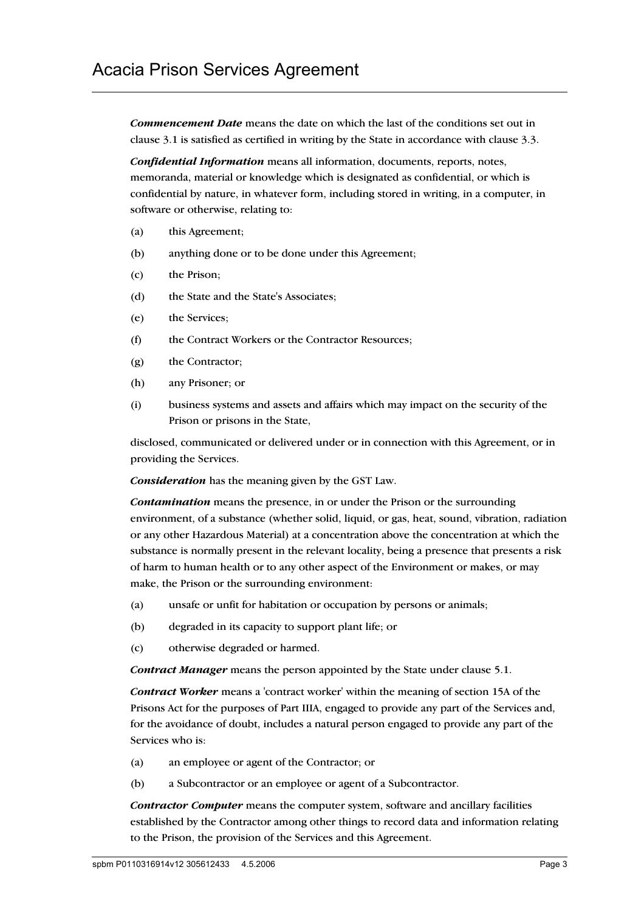***Commencement Date*** means the date on which the last of the conditions set out in clause 3.1 is satisfied as certified in writing by the State in accordance with clause 3.3.

***Confidential Information*** means all information, documents, reports, notes, memoranda, material or knowledge which is designated as confidential, or which is confidential by nature, in whatever form, including stored in writing, in a computer, in software or otherwise, relating to:

(a) this Agreement;

(b) anything done or to be done under this Agreement;

(c) the Prison;

(d) the State and the State's Associates;

(e) the Services;

(f) the Contract Workers or the Contractor Resources;

(g) the Contractor;

(h) any Prisoner; or

(i) business systems and assets and affairs which may impact on the security of the Prison or prisons in the State,

disclosed, communicated or delivered under or in connection with this Agreement, or in providing the Services.

***Consideration*** has the meaning given by the GST Law.

***Contamination*** means the presence, in or under the Prison or the surrounding environment, of a substance (whether solid, liquid, or gas, heat, sound, vibration, radiation or any other Hazardous Material) at a concentration above the concentration at which the substance is normally present in the relevant locality, being a presence that presents a risk of harm to human health or to any other aspect of the Environment or makes, or may make, the Prison or the surrounding environment:

(a) unsafe or unfit for habitation or occupation by persons or animals;

(b) degraded in its capacity to support plant life; or

(c) otherwise degraded or harmed.

***Contract Manager*** means the person appointed by the State under clause 5.1.

***Contract Worker*** means a 'contract worker' within the meaning of section 15A of the Prisons Act for the purposes of Part IIIA, engaged to provide any part of the Services and, for the avoidance of doubt, includes a natural person engaged to provide any part of the Services who is:

(a) an employee or agent of the Contractor; or

(b) a Subcontractor or an employee or agent of a Subcontractor.

***Contractor Computer*** means the computer system, software and ancillary facilities established by the Contractor among other things to record data and information relating to the Prison, the provision of the Services and this Agreement.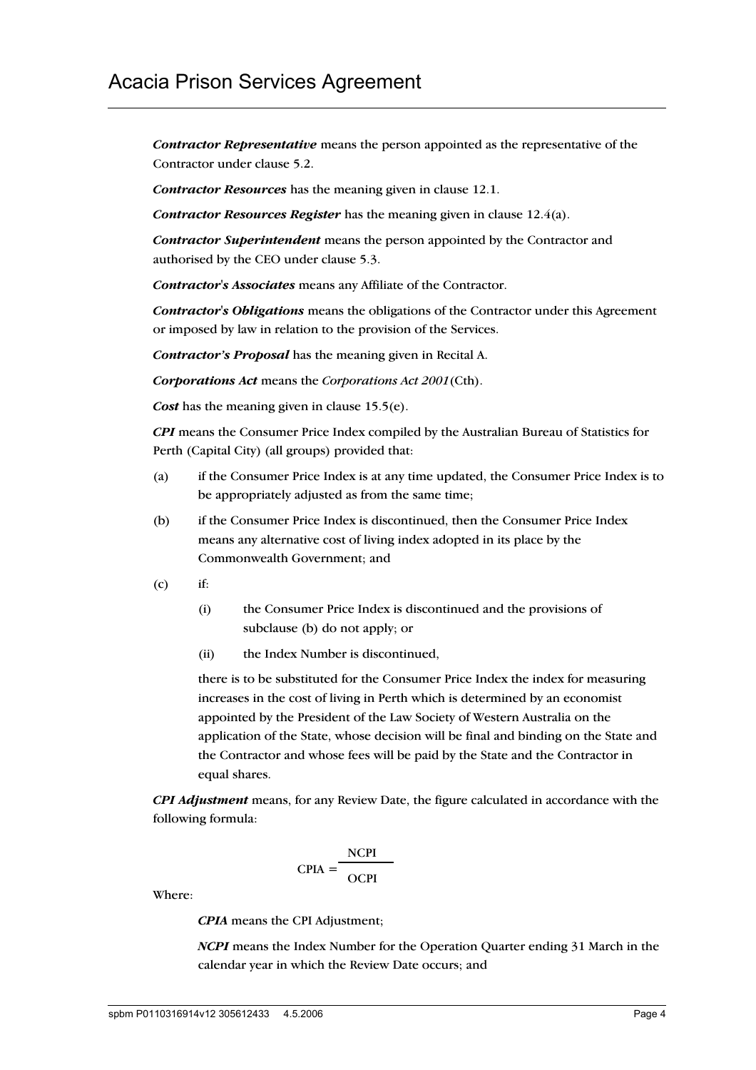***Contractor Representative*** means the person appointed as the representative of the Contractor under clause 5.2.

***Contractor Resources*** has the meaning given in clause 12.1.

***Contractor Resources Register*** has the meaning given in clause 12.4(a).

***Contractor Superintendent*** means the person appointed by the Contractor and authorised by the CEO under clause 5.3.

***Contractor's Associates*** means any Affiliate of the Contractor.

***Contractor's Obligations*** means the obligations of the Contractor under this Agreement or imposed by law in relation to the provision of the Services.

***Contractor's Proposal*** has the meaning given in Recital A.

***Corporations Act*** means the *Corporations Act 2001* (Cth).

***Cost*** has the meaning given in clause 15.5(e).

***CPI*** means the Consumer Price Index compiled by the Australian Bureau of Statistics for Perth (Capital City) (all groups) provided that:

(a) if the Consumer Price Index is at any time updated, the Consumer Price Index is to be appropriately adjusted as from the same time;

(b) if the Consumer Price Index is discontinued, then the Consumer Price Index means any alternative cost of living index adopted in its place by the Commonwealth Government; and

(c) if:

  (i) the Consumer Price Index is discontinued and the provisions of subclause (b) do not apply; or

  (ii) the Index Number is discontinued,

  there is to be substituted for the Consumer Price Index the index for measuring increases in the cost of living in Perth which is determined by an economist appointed by the President of the Law Society of Western Australia on the application of the State, whose decision will be final and binding on the State and the Contractor and whose fees will be paid by the State and the Contractor in equal shares.

***CPI Adjustment*** means, for any Review Date, the figure calculated in accordance with the following formula:

$$\text{CPIA} = \frac{\text{NCPI}}{\text{OCPI}}$$

Where:

***CPIA*** means the CPI Adjustment;

***NCPI*** means the Index Number for the Operation Quarter ending 31 March in the calendar year in which the Review Date occurs; and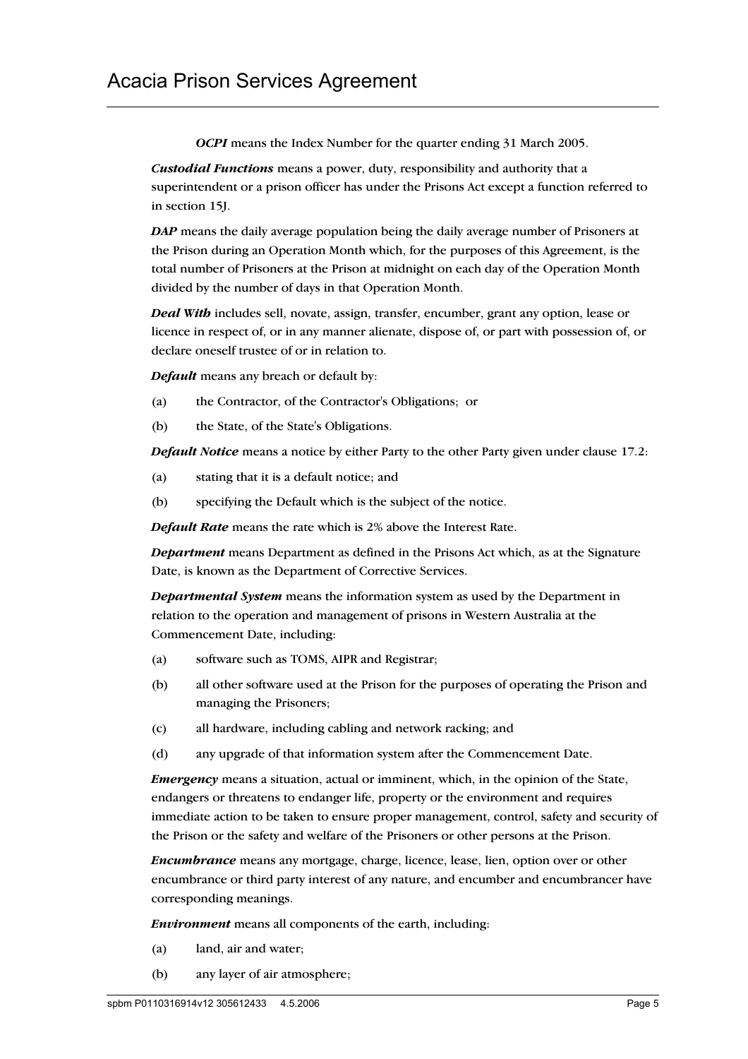***OCPI*** means the Index Number for the quarter ending 31 March 2005.

***Custodial Functions*** means a power, duty, responsibility and authority that a superintendent or a prison officer has under the Prisons Act except a function referred to in section 15J.

***DAP*** means the daily average population being the daily average number of Prisoners at the Prison during an Operation Month which, for the purposes of this Agreement, is the total number of Prisoners at the Prison at midnight on each day of the Operation Month divided by the number of days in that Operation Month.

***Deal With*** includes sell, novate, assign, transfer, encumber, grant any option, lease or licence in respect of, or in any manner alienate, dispose of, or part with possession of, or declare oneself trustee of or in relation to.

***Default*** means any breach or default by:

(a) the Contractor, of the Contractor's Obligations; or

(b) the State, of the State's Obligations.

***Default Notice*** means a notice by either Party to the other Party given under clause 17.2:

(a) stating that it is a default notice; and

(b) specifying the Default which is the subject of the notice.

***Default Rate*** means the rate which is 2% above the Interest Rate.

***Department*** means Department as defined in the Prisons Act which, as at the Signature Date, is known as the Department of Corrective Services.

***Departmental System*** means the information system as used by the Department in relation to the operation and management of prisons in Western Australia at the Commencement Date, including:

(a) software such as TOMS, AIPR and Registrar;

(b) all other software used at the Prison for the purposes of operating the Prison and managing the Prisoners;

(c) all hardware, including cabling and network racking; and

(d) any upgrade of that information system after the Commencement Date.

***Emergency*** means a situation, actual or imminent, which, in the opinion of the State, endangers or threatens to endanger life, property or the environment and requires immediate action to be taken to ensure proper management, control, safety and security of the Prison or the safety and welfare of the Prisoners or other persons at the Prison.

***Encumbrance*** means any mortgage, charge, licence, lease, lien, option over or other encumbrance or third party interest of any nature, and encumber and encumbrancer have corresponding meanings.

***Environment*** means all components of the earth, including:

(a) land, air and water;

(b) any layer of air atmosphere;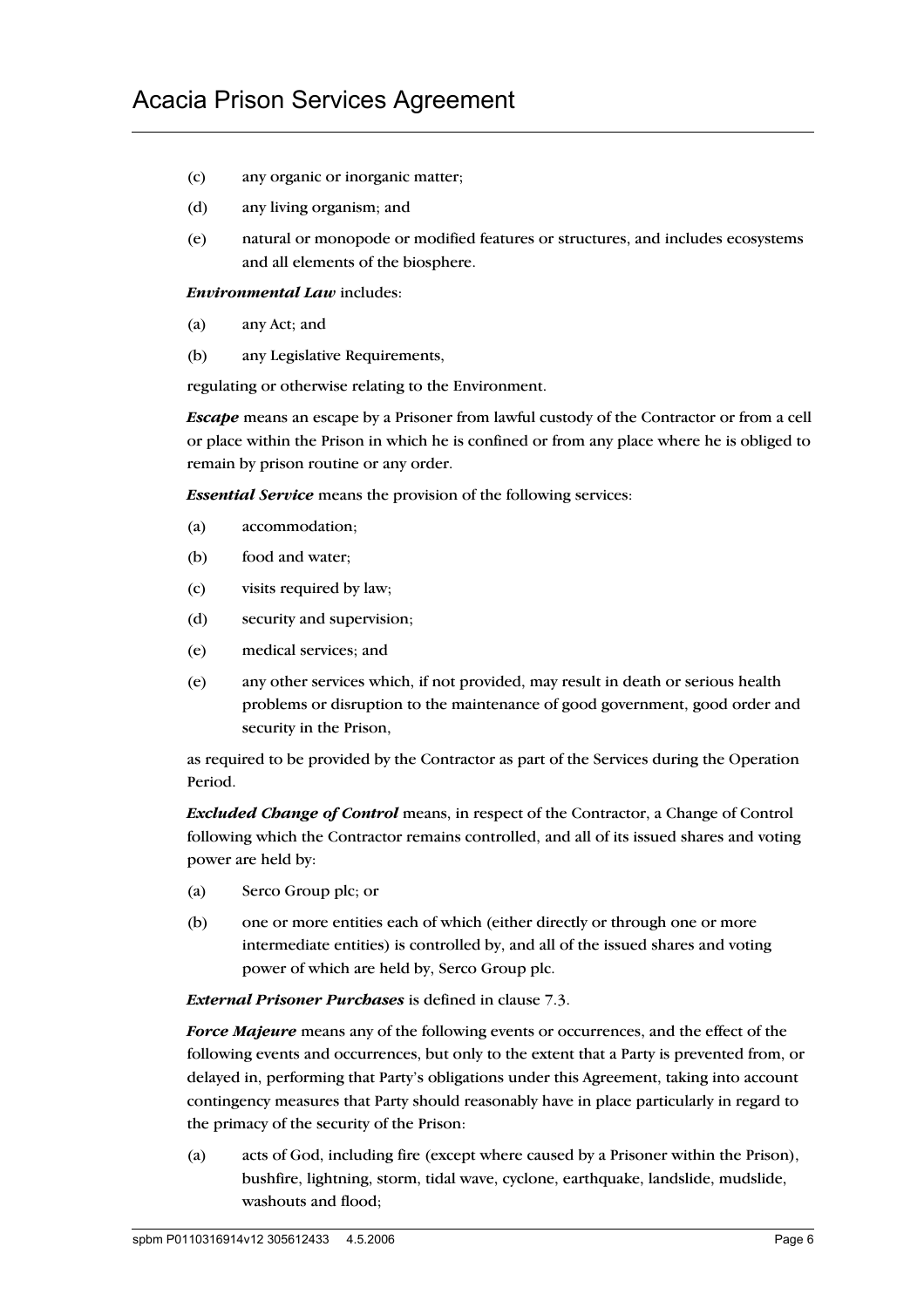(c) any organic or inorganic matter;

(d) any living organism; and

(e) natural or monopode or modified features or structures, and includes ecosystems and all elements of the biosphere.

***Environmental Law*** includes:

(a) any Act; and

(b) any Legislative Requirements,

regulating or otherwise relating to the Environment.

***Escape*** means an escape by a Prisoner from lawful custody of the Contractor or from a cell or place within the Prison in which he is confined or from any place where he is obliged to remain by prison routine or any order.

***Essential Service*** means the provision of the following services:

(a) accommodation;

(b) food and water;

(c) visits required by law;

(d) security and supervision;

(e) medical services; and

(e) any other services which, if not provided, may result in death or serious health problems or disruption to the maintenance of good government, good order and security in the Prison,

as required to be provided by the Contractor as part of the Services during the Operation Period.

***Excluded Change of Control*** means, in respect of the Contractor, a Change of Control following which the Contractor remains controlled, and all of its issued shares and voting power are held by:

(a) Serco Group plc; or

(b) one or more entities each of which (either directly or through one or more intermediate entities) is controlled by, and all of the issued shares and voting power of which are held by, Serco Group plc.

***External Prisoner Purchases*** is defined in clause 7.3.

***Force Majeure*** means any of the following events or occurrences, and the effect of the following events and occurrences, but only to the extent that a Party is prevented from, or delayed in, performing that Party's obligations under this Agreement, taking into account contingency measures that Party should reasonably have in place particularly in regard to the primacy of the security of the Prison:

(a) acts of God, including fire (except where caused by a Prisoner within the Prison), bushfire, lightning, storm, tidal wave, cyclone, earthquake, landslide, mudslide, washouts and flood;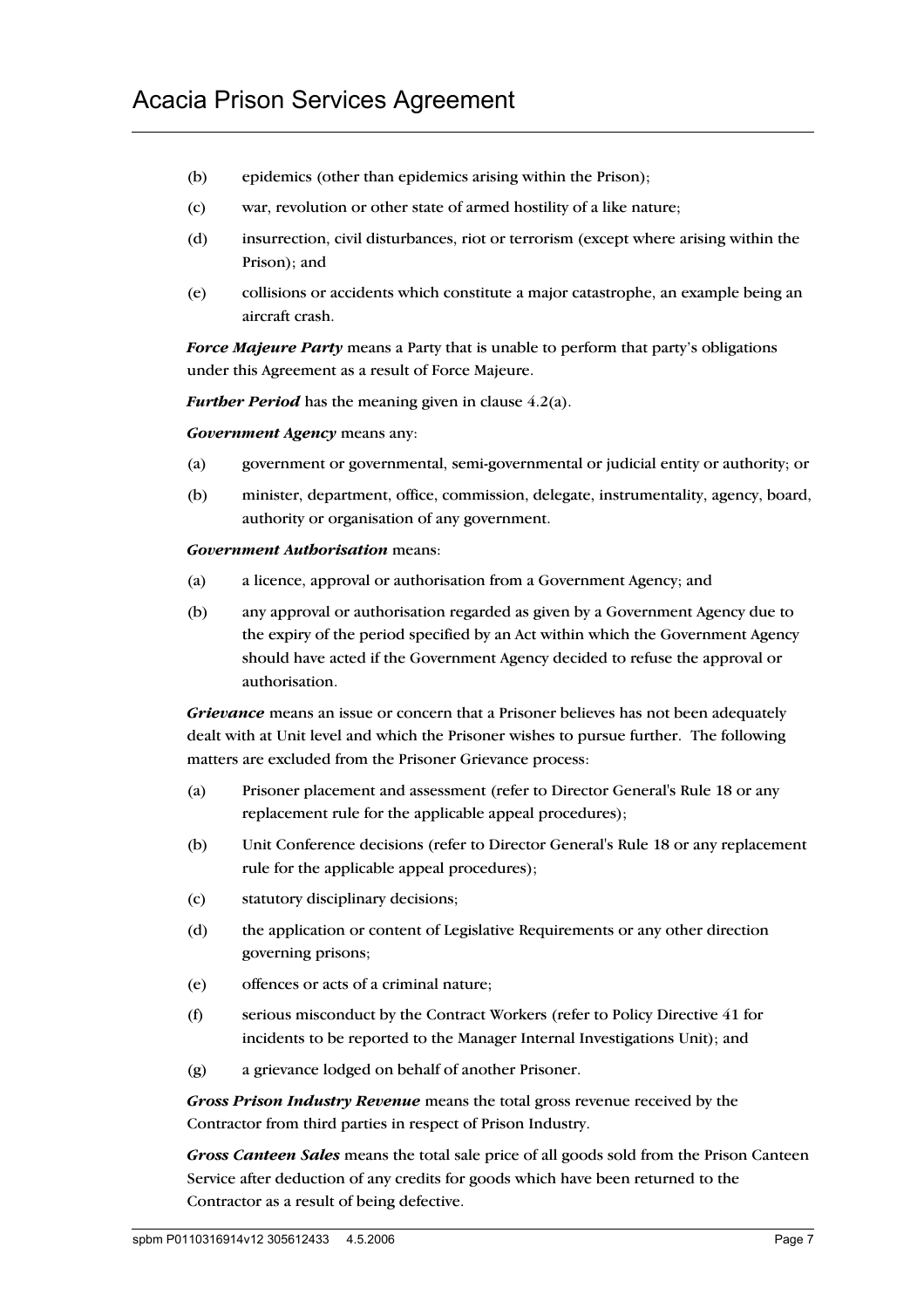(b) epidemics (other than epidemics arising within the Prison);

(c) war, revolution or other state of armed hostility of a like nature;

(d) insurrection, civil disturbances, riot or terrorism (except where arising within the Prison); and

(e) collisions or accidents which constitute a major catastrophe, an example being an aircraft crash.

***Force Majeure Party*** means a Party that is unable to perform that party's obligations under this Agreement as a result of Force Majeure.

***Further Period*** has the meaning given in clause 4.2(a).

***Government Agency*** means any:

(a) government or governmental, semi-governmental or judicial entity or authority; or

(b) minister, department, office, commission, delegate, instrumentality, agency, board, authority or organisation of any government.

***Government Authorisation*** means:

(a) a licence, approval or authorisation from a Government Agency; and

(b) any approval or authorisation regarded as given by a Government Agency due to the expiry of the period specified by an Act within which the Government Agency should have acted if the Government Agency decided to refuse the approval or authorisation.

***Grievance*** means an issue or concern that a Prisoner believes has not been adequately dealt with at Unit level and which the Prisoner wishes to pursue further. The following matters are excluded from the Prisoner Grievance process:

(a) Prisoner placement and assessment (refer to Director General's Rule 18 or any replacement rule for the applicable appeal procedures);

(b) Unit Conference decisions (refer to Director General's Rule 18 or any replacement rule for the applicable appeal procedures);

(c) statutory disciplinary decisions;

(d) the application or content of Legislative Requirements or any other direction governing prisons;

(e) offences or acts of a criminal nature;

(f) serious misconduct by the Contract Workers (refer to Policy Directive 41 for incidents to be reported to the Manager Internal Investigations Unit); and

(g) a grievance lodged on behalf of another Prisoner.

***Gross Prison Industry Revenue*** means the total gross revenue received by the Contractor from third parties in respect of Prison Industry.

***Gross Canteen Sales*** means the total sale price of all goods sold from the Prison Canteen Service after deduction of any credits for goods which have been returned to the Contractor as a result of being defective.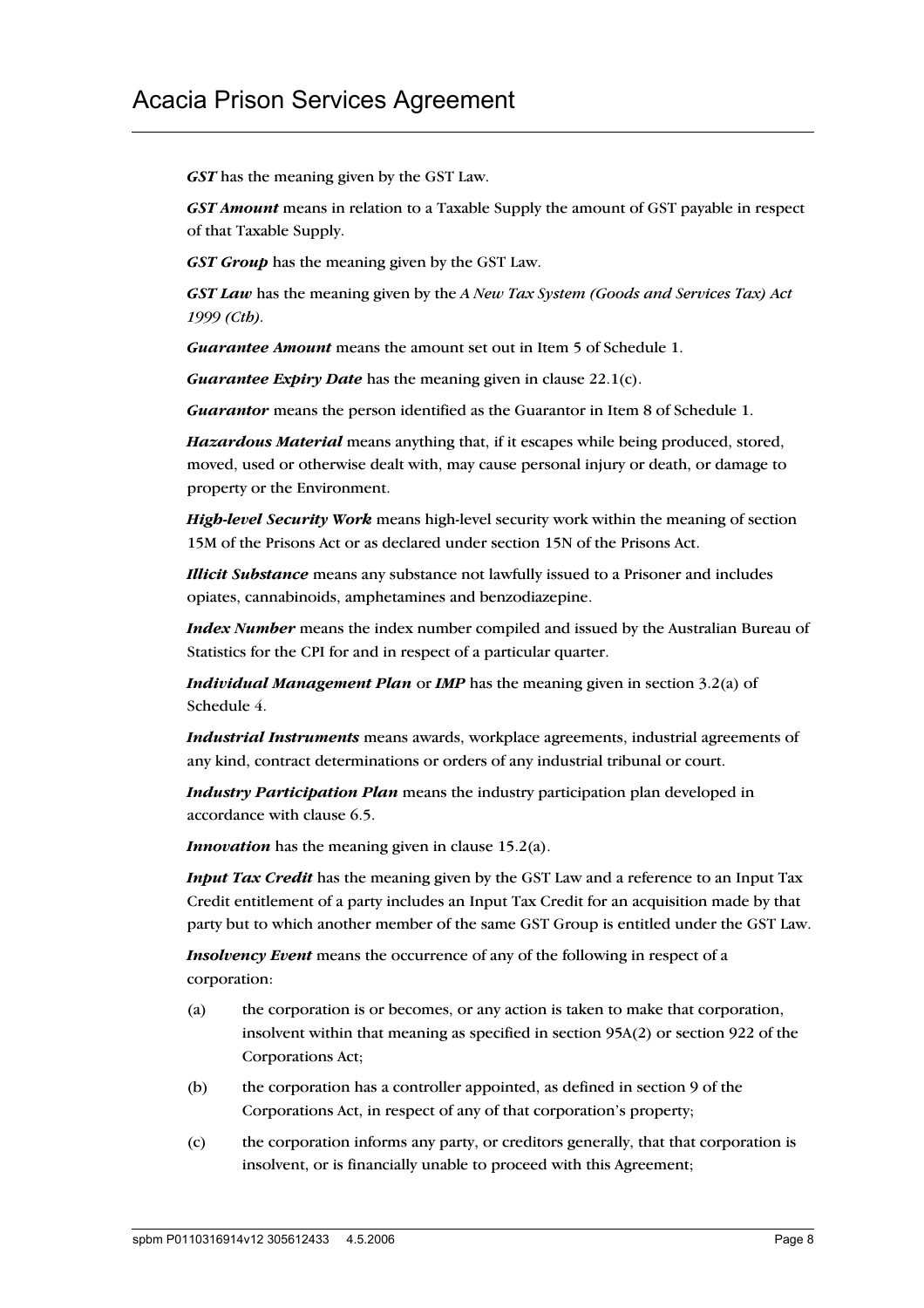***GST*** has the meaning given by the GST Law.

***GST Amount*** means in relation to a Taxable Supply the amount of GST payable in respect of that Taxable Supply.

***GST Group*** has the meaning given by the GST Law.

***GST Law*** has the meaning given by the *A New Tax System (Goods and Services Tax) Act 1999 (Cth)*.

***Guarantee Amount*** means the amount set out in Item 5 of Schedule 1.

***Guarantee Expiry Date*** has the meaning given in clause 22.1(c).

***Guarantor*** means the person identified as the Guarantor in Item 8 of Schedule 1.

***Hazardous Material*** means anything that, if it escapes while being produced, stored, moved, used or otherwise dealt with, may cause personal injury or death, or damage to property or the Environment.

***High-level Security Work*** means high-level security work within the meaning of section 15M of the Prisons Act or as declared under section 15N of the Prisons Act.

***Illicit Substance*** means any substance not lawfully issued to a Prisoner and includes opiates, cannabinoids, amphetamines and benzodiazepine.

***Index Number*** means the index number compiled and issued by the Australian Bureau of Statistics for the CPI for and in respect of a particular quarter.

***Individual Management Plan*** or ***IMP*** has the meaning given in section 3.2(a) of Schedule 4.

***Industrial Instruments*** means awards, workplace agreements, industrial agreements of any kind, contract determinations or orders of any industrial tribunal or court.

***Industry Participation Plan*** means the industry participation plan developed in accordance with clause 6.5.

***Innovation*** has the meaning given in clause 15.2(a).

***Input Tax Credit*** has the meaning given by the GST Law and a reference to an Input Tax Credit entitlement of a party includes an Input Tax Credit for an acquisition made by that party but to which another member of the same GST Group is entitled under the GST Law.

***Insolvency Event*** means the occurrence of any of the following in respect of a corporation:

(a) the corporation is or becomes, or any action is taken to make that corporation, insolvent within that meaning as specified in section 95A(2) or section 922 of the Corporations Act;

(b) the corporation has a controller appointed, as defined in section 9 of the Corporations Act, in respect of any of that corporation's property;

(c) the corporation informs any party, or creditors generally, that that corporation is insolvent, or is financially unable to proceed with this Agreement;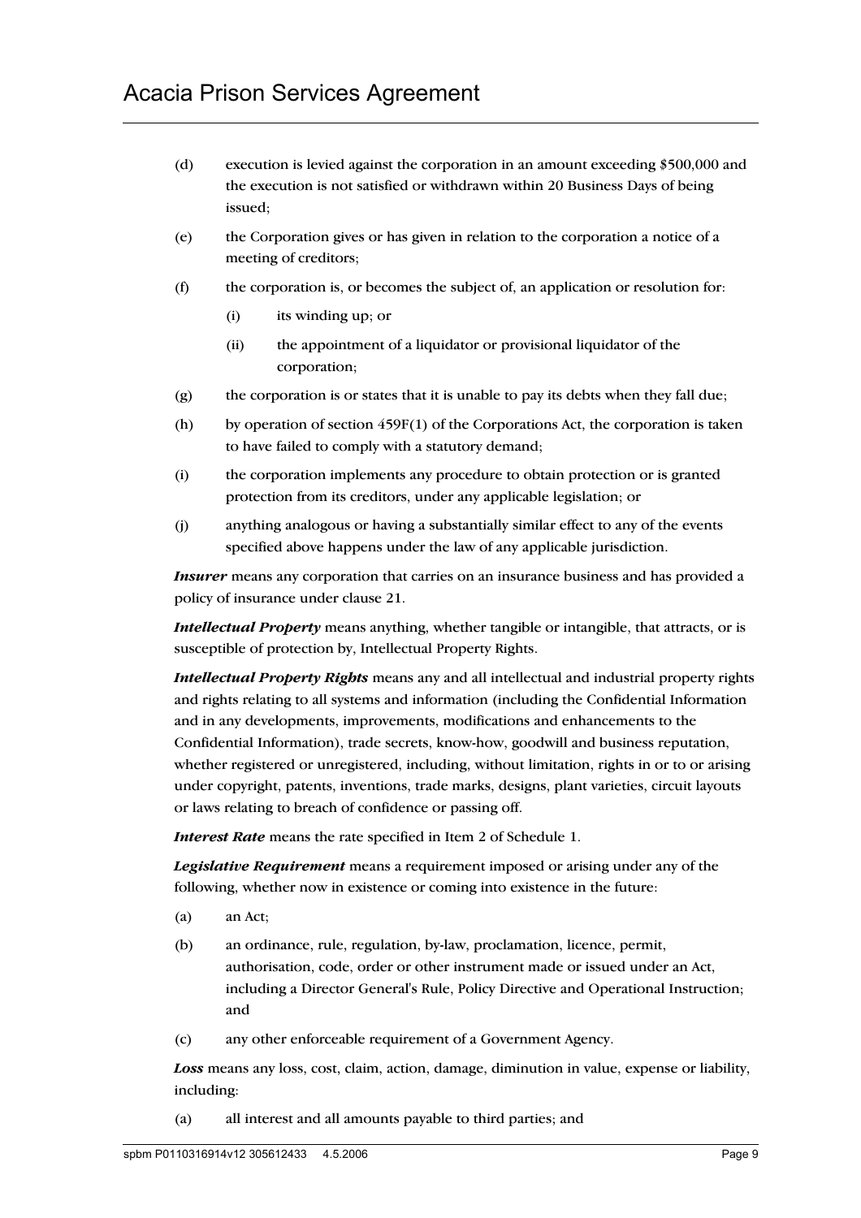(d) execution is levied against the corporation in an amount exceeding $500,000 and the execution is not satisfied or withdrawn within 20 Business Days of being issued;

(e) the Corporation gives or has given in relation to the corporation a notice of a meeting of creditors;

(f) the corporation is, or becomes the subject of, an application or resolution for:

  (i) its winding up; or

  (ii) the appointment of a liquidator or provisional liquidator of the corporation;

(g) the corporation is or states that it is unable to pay its debts when they fall due;

(h) by operation of section 459F(1) of the Corporations Act, the corporation is taken to have failed to comply with a statutory demand;

(i) the corporation implements any procedure to obtain protection or is granted protection from its creditors, under any applicable legislation; or

(j) anything analogous or having a substantially similar effect to any of the events specified above happens under the law of any applicable jurisdiction.

***Insurer*** means any corporation that carries on an insurance business and has provided a policy of insurance under clause 21.

***Intellectual Property*** means anything, whether tangible or intangible, that attracts, or is susceptible of protection by, Intellectual Property Rights.

***Intellectual Property Rights*** means any and all intellectual and industrial property rights and rights relating to all systems and information (including the Confidential Information and in any developments, improvements, modifications and enhancements to the Confidential Information), trade secrets, know-how, goodwill and business reputation, whether registered or unregistered, including, without limitation, rights in or to or arising under copyright, patents, inventions, trade marks, designs, plant varieties, circuit layouts or laws relating to breach of confidence or passing off.

***Interest Rate*** means the rate specified in Item 2 of Schedule 1.

***Legislative Requirement*** means a requirement imposed or arising under any of the following, whether now in existence or coming into existence in the future:

(a) an Act;

(b) an ordinance, rule, regulation, by-law, proclamation, licence, permit, authorisation, code, order or other instrument made or issued under an Act, including a Director General's Rule, Policy Directive and Operational Instruction; and

(c) any other enforceable requirement of a Government Agency.

***Loss*** means any loss, cost, claim, action, damage, diminution in value, expense or liability, including:

(a) all interest and all amounts payable to third parties; and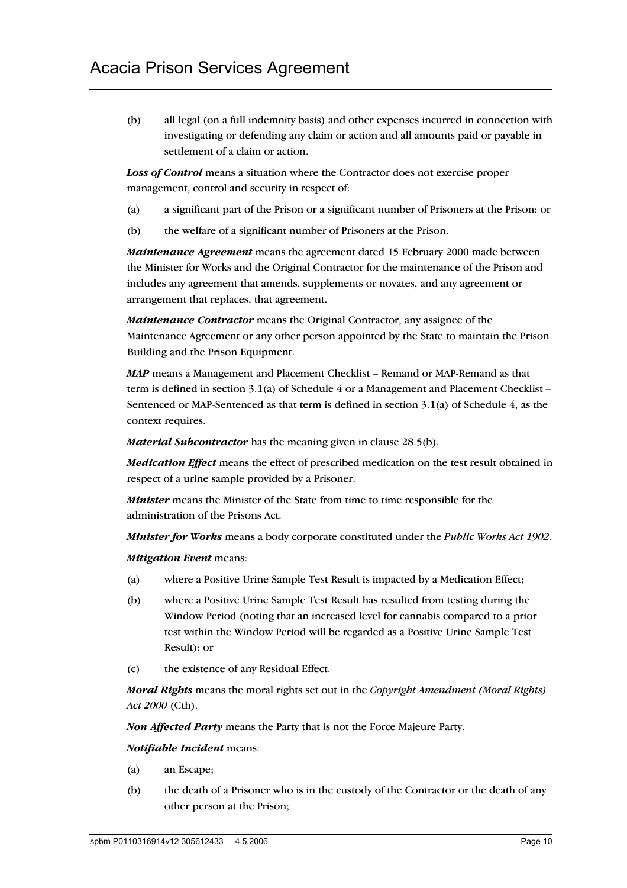(b) all legal (on a full indemnity basis) and other expenses incurred in connection with investigating or defending any claim or action and all amounts paid or payable in settlement of a claim or action.

***Loss of Control*** means a situation where the Contractor does not exercise proper management, control and security in respect of:

(a) a significant part of the Prison or a significant number of Prisoners at the Prison; or

(b) the welfare of a significant number of Prisoners at the Prison.

***Maintenance Agreement*** means the agreement dated 15 February 2000 made between the Minister for Works and the Original Contractor for the maintenance of the Prison and includes any agreement that amends, supplements or novates, and any agreement or arrangement that replaces, that agreement.

***Maintenance Contractor*** means the Original Contractor, any assignee of the Maintenance Agreement or any other person appointed by the State to maintain the Prison Building and the Prison Equipment.

***MAP*** means a Management and Placement Checklist – Remand or MAP-Remand as that term is defined in section 3.1(a) of Schedule 4 or a Management and Placement Checklist – Sentenced or MAP-Sentenced as that term is defined in section 3.1(a) of Schedule 4, as the context requires.

***Material Subcontractor*** has the meaning given in clause 28.5(b).

***Medication Effect*** means the effect of prescribed medication on the test result obtained in respect of a urine sample provided by a Prisoner.

***Minister*** means the Minister of the State from time to time responsible for the administration of the Prisons Act.

***Minister for Works*** means a body corporate constituted under the *Public Works Act 1902*.

***Mitigation Event*** means:

(a) where a Positive Urine Sample Test Result is impacted by a Medication Effect;

(b) where a Positive Urine Sample Test Result has resulted from testing during the Window Period (noting that an increased level for cannabis compared to a prior test within the Window Period will be regarded as a Positive Urine Sample Test Result); or

(c) the existence of any Residual Effect.

***Moral Rights*** means the moral rights set out in the *Copyright Amendment (Moral Rights) Act 2000* (Cth).

***Non Affected Party*** means the Party that is not the Force Majeure Party.

***Notifiable Incident*** means:

(a) an Escape;

(b) the death of a Prisoner who is in the custody of the Contractor or the death of any other person at the Prison;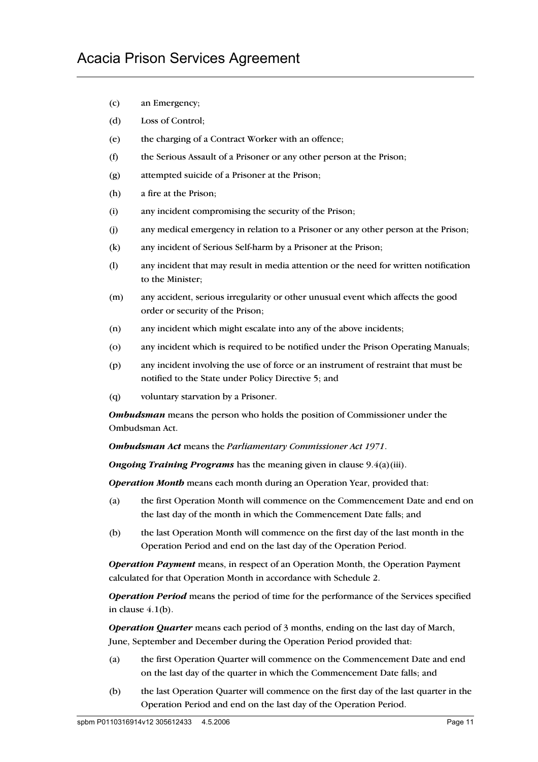(c) an Emergency;

(d) Loss of Control;

(e) the charging of a Contract Worker with an offence;

(f) the Serious Assault of a Prisoner or any other person at the Prison;

(g) attempted suicide of a Prisoner at the Prison;

(h) a fire at the Prison;

(i) any incident compromising the security of the Prison;

(j) any medical emergency in relation to a Prisoner or any other person at the Prison;

(k) any incident of Serious Self-harm by a Prisoner at the Prison;

(l) any incident that may result in media attention or the need for written notification to the Minister;

(m) any accident, serious irregularity or other unusual event which affects the good order or security of the Prison;

(n) any incident which might escalate into any of the above incidents;

(o) any incident which is required to be notified under the Prison Operating Manuals;

(p) any incident involving the use of force or an instrument of restraint that must be notified to the State under Policy Directive 5; and

(q) voluntary starvation by a Prisoner.

***Ombudsman*** means the person who holds the position of Commissioner under the Ombudsman Act.

***Ombudsman Act*** means the *Parliamentary Commissioner Act 1971*.

***Ongoing Training Programs*** has the meaning given in clause 9.4(a)(iii).

***Operation Month*** means each month during an Operation Year, provided that:

(a) the first Operation Month will commence on the Commencement Date and end on the last day of the month in which the Commencement Date falls; and

(b) the last Operation Month will commence on the first day of the last month in the Operation Period and end on the last day of the Operation Period.

***Operation Payment*** means, in respect of an Operation Month, the Operation Payment calculated for that Operation Month in accordance with Schedule 2.

***Operation Period*** means the period of time for the performance of the Services specified in clause 4.1(b).

***Operation Quarter*** means each period of 3 months, ending on the last day of March, June, September and December during the Operation Period provided that:

(a) the first Operation Quarter will commence on the Commencement Date and end on the last day of the quarter in which the Commencement Date falls; and

(b) the last Operation Quarter will commence on the first day of the last quarter in the Operation Period and end on the last day of the Operation Period.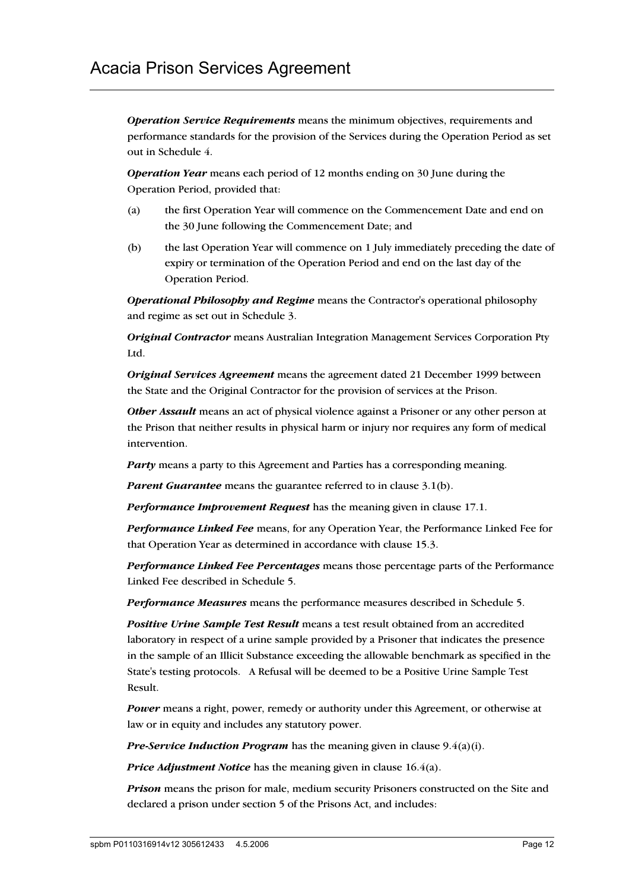***Operation Service Requirements*** means the minimum objectives, requirements and performance standards for the provision of the Services during the Operation Period as set out in Schedule 4.

***Operation Year*** means each period of 12 months ending on 30 June during the Operation Period, provided that:

(a) the first Operation Year will commence on the Commencement Date and end on the 30 June following the Commencement Date; and

(b) the last Operation Year will commence on 1 July immediately preceding the date of expiry or termination of the Operation Period and end on the last day of the Operation Period.

***Operational Philosophy and Regime*** means the Contractor's operational philosophy and regime as set out in Schedule 3.

***Original Contractor*** means Australian Integration Management Services Corporation Pty Ltd.

***Original Services Agreement*** means the agreement dated 21 December 1999 between the State and the Original Contractor for the provision of services at the Prison.

***Other Assault*** means an act of physical violence against a Prisoner or any other person at the Prison that neither results in physical harm or injury nor requires any form of medical intervention.

***Party*** means a party to this Agreement and Parties has a corresponding meaning.

***Parent Guarantee*** means the guarantee referred to in clause 3.1(b).

***Performance Improvement Request*** has the meaning given in clause 17.1.

***Performance Linked Fee*** means, for any Operation Year, the Performance Linked Fee for that Operation Year as determined in accordance with clause 15.3.

***Performance Linked Fee Percentages*** means those percentage parts of the Performance Linked Fee described in Schedule 5.

***Performance Measures*** means the performance measures described in Schedule 5.

***Positive Urine Sample Test Result*** means a test result obtained from an accredited laboratory in respect of a urine sample provided by a Prisoner that indicates the presence in the sample of an Illicit Substance exceeding the allowable benchmark as specified in the State's testing protocols. A Refusal will be deemed to be a Positive Urine Sample Test Result.

***Power*** means a right, power, remedy or authority under this Agreement, or otherwise at law or in equity and includes any statutory power.

***Pre-Service Induction Program*** has the meaning given in clause 9.4(a)(i).

***Price Adjustment Notice*** has the meaning given in clause 16.4(a).

***Prison*** means the prison for male, medium security Prisoners constructed on the Site and declared a prison under section 5 of the Prisons Act, and includes: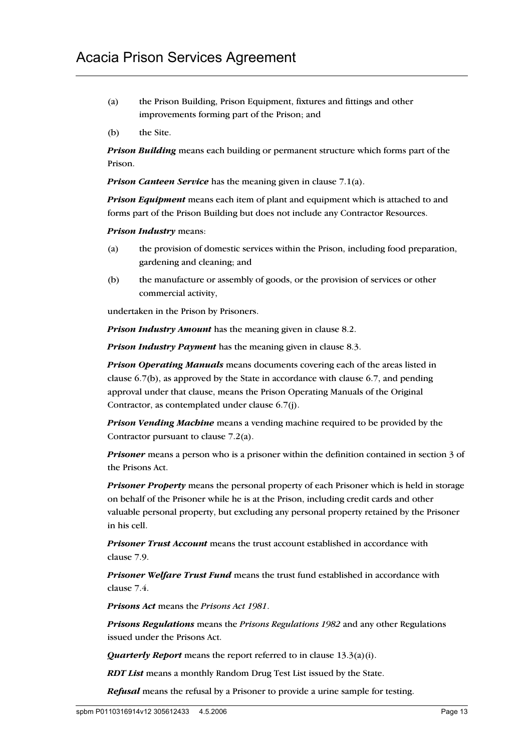(a) the Prison Building, Prison Equipment, fixtures and fittings and other improvements forming part of the Prison; and

(b) the Site.

***Prison Building*** means each building or permanent structure which forms part of the Prison.

***Prison Canteen Service*** has the meaning given in clause 7.1(a).

***Prison Equipment*** means each item of plant and equipment which is attached to and forms part of the Prison Building but does not include any Contractor Resources.

***Prison Industry*** means:

(a) the provision of domestic services within the Prison, including food preparation, gardening and cleaning; and

(b) the manufacture or assembly of goods, or the provision of services or other commercial activity,

undertaken in the Prison by Prisoners.

***Prison Industry Amount*** has the meaning given in clause 8.2.

***Prison Industry Payment*** has the meaning given in clause 8.3.

***Prison Operating Manuals*** means documents covering each of the areas listed in clause 6.7(b), as approved by the State in accordance with clause 6.7, and pending approval under that clause, means the Prison Operating Manuals of the Original Contractor, as contemplated under clause 6.7(j).

***Prison Vending Machine*** means a vending machine required to be provided by the Contractor pursuant to clause 7.2(a).

***Prisoner*** means a person who is a prisoner within the definition contained in section 3 of the Prisons Act.

***Prisoner Property*** means the personal property of each Prisoner which is held in storage on behalf of the Prisoner while he is at the Prison, including credit cards and other valuable personal property, but excluding any personal property retained by the Prisoner in his cell.

***Prisoner Trust Account*** means the trust account established in accordance with clause 7.9.

***Prisoner Welfare Trust Fund*** means the trust fund established in accordance with clause 7.4.

***Prisons Act*** means the *Prisons Act 1981*.

***Prisons Regulations*** means the *Prisons Regulations 1982* and any other Regulations issued under the Prisons Act.

***Quarterly Report*** means the report referred to in clause 13.3(a)(i).

***RDT List*** means a monthly Random Drug Test List issued by the State.

***Refusal*** means the refusal by a Prisoner to provide a urine sample for testing.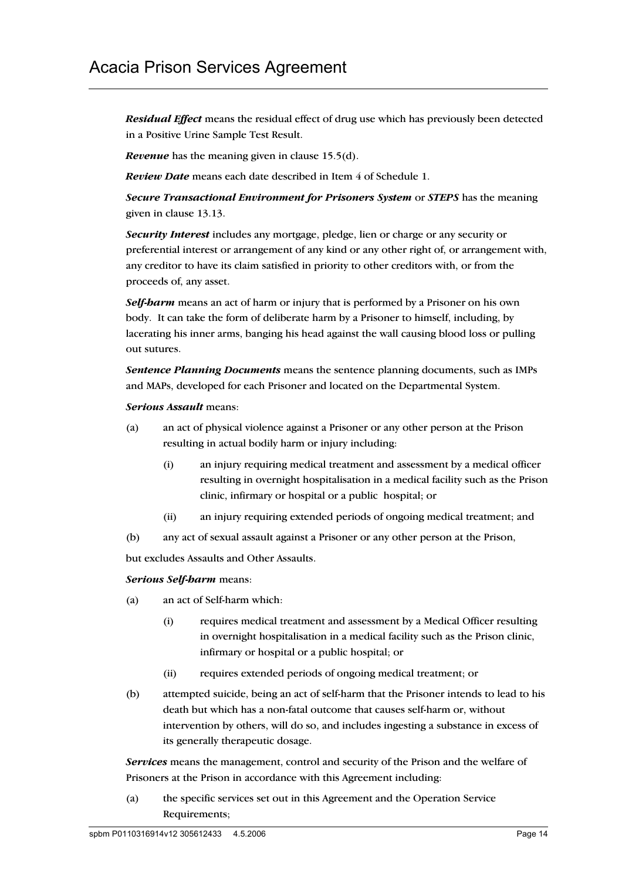***Residual Effect*** means the residual effect of drug use which has previously been detected in a Positive Urine Sample Test Result.

***Revenue*** has the meaning given in clause 15.5(d).

***Review Date*** means each date described in Item 4 of Schedule 1.

***Secure Transactional Environment for Prisoners System*** or ***STEPS*** has the meaning given in clause 13.13.

***Security Interest*** includes any mortgage, pledge, lien or charge or any security or preferential interest or arrangement of any kind or any other right of, or arrangement with, any creditor to have its claim satisfied in priority to other creditors with, or from the proceeds of, any asset.

***Self-harm*** means an act of harm or injury that is performed by a Prisoner on his own body. It can take the form of deliberate harm by a Prisoner to himself, including, by lacerating his inner arms, banging his head against the wall causing blood loss or pulling out sutures.

***Sentence Planning Documents*** means the sentence planning documents, such as IMPs and MAPs, developed for each Prisoner and located on the Departmental System.

***Serious Assault*** means:

(a) an act of physical violence against a Prisoner or any other person at the Prison resulting in actual bodily harm or injury including:

  (i) an injury requiring medical treatment and assessment by a medical officer resulting in overnight hospitalisation in a medical facility such as the Prison clinic, infirmary or hospital or a public hospital; or

  (ii) an injury requiring extended periods of ongoing medical treatment; and

(b) any act of sexual assault against a Prisoner or any other person at the Prison,

but excludes Assaults and Other Assaults.

***Serious Self-harm*** means:

(a) an act of Self-harm which:

  (i) requires medical treatment and assessment by a Medical Officer resulting in overnight hospitalisation in a medical facility such as the Prison clinic, infirmary or hospital or a public hospital; or

  (ii) requires extended periods of ongoing medical treatment; or

(b) attempted suicide, being an act of self-harm that the Prisoner intends to lead to his death but which has a non-fatal outcome that causes self-harm or, without intervention by others, will do so, and includes ingesting a substance in excess of its generally therapeutic dosage.

***Services*** means the management, control and security of the Prison and the welfare of Prisoners at the Prison in accordance with this Agreement including:

(a) the specific services set out in this Agreement and the Operation Service Requirements;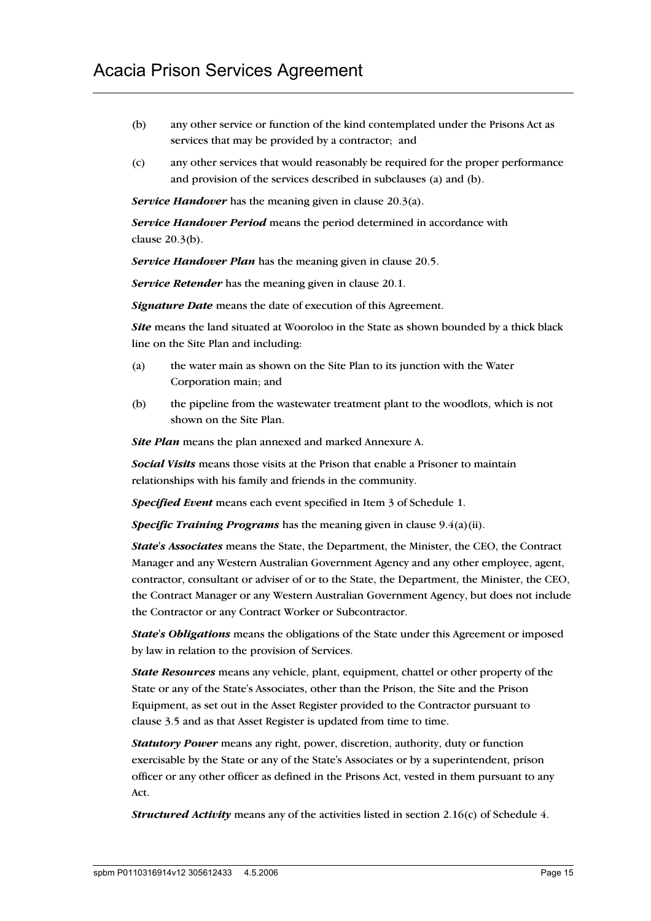(b) any other service or function of the kind contemplated under the Prisons Act as services that may be provided by a contractor; and

(c) any other services that would reasonably be required for the proper performance and provision of the services described in subclauses (a) and (b).

***Service Handover*** has the meaning given in clause 20.3(a).

***Service Handover Period*** means the period determined in accordance with clause 20.3(b).

***Service Handover Plan*** has the meaning given in clause 20.5.

***Service Retender*** has the meaning given in clause 20.1.

***Signature Date*** means the date of execution of this Agreement.

***Site*** means the land situated at Wooroloo in the State as shown bounded by a thick black line on the Site Plan and including:

(a) the water main as shown on the Site Plan to its junction with the Water Corporation main; and

(b) the pipeline from the wastewater treatment plant to the woodlots, which is not shown on the Site Plan.

***Site Plan*** means the plan annexed and marked Annexure A.

***Social Visits*** means those visits at the Prison that enable a Prisoner to maintain relationships with his family and friends in the community.

***Specified Event*** means each event specified in Item 3 of Schedule 1.

***Specific Training Programs*** has the meaning given in clause 9.4(a)(ii).

***State's Associates*** means the State, the Department, the Minister, the CEO, the Contract Manager and any Western Australian Government Agency and any other employee, agent, contractor, consultant or adviser of or to the State, the Department, the Minister, the CEO, the Contract Manager or any Western Australian Government Agency, but does not include the Contractor or any Contract Worker or Subcontractor.

***State's Obligations*** means the obligations of the State under this Agreement or imposed by law in relation to the provision of Services.

***State Resources*** means any vehicle, plant, equipment, chattel or other property of the State or any of the State's Associates, other than the Prison, the Site and the Prison Equipment, as set out in the Asset Register provided to the Contractor pursuant to clause 3.5 and as that Asset Register is updated from time to time.

***Statutory Power*** means any right, power, discretion, authority, duty or function exercisable by the State or any of the State's Associates or by a superintendent, prison officer or any other officer as defined in the Prisons Act, vested in them pursuant to any Act.

***Structured Activity*** means any of the activities listed in section 2.16(c) of Schedule 4.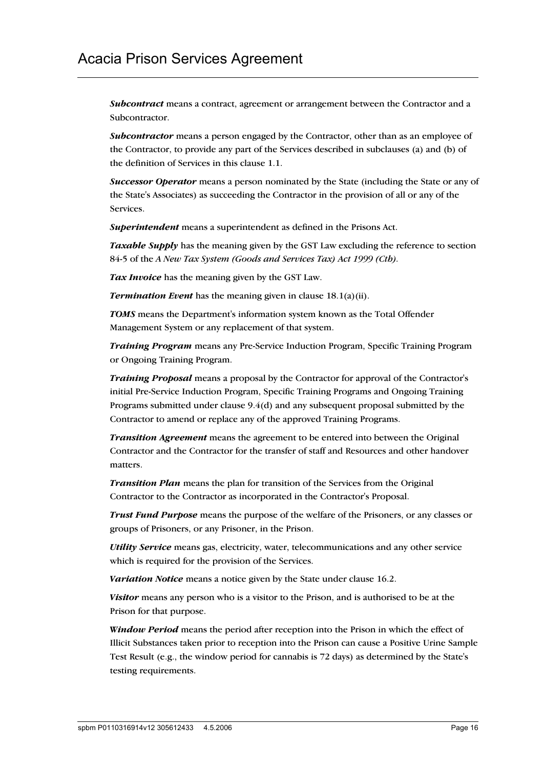***Subcontract*** means a contract, agreement or arrangement between the Contractor and a Subcontractor.

***Subcontractor*** means a person engaged by the Contractor, other than as an employee of the Contractor, to provide any part of the Services described in subclauses (a) and (b) of the definition of Services in this clause 1.1.

***Successor Operator*** means a person nominated by the State (including the State or any of the State's Associates) as succeeding the Contractor in the provision of all or any of the Services.

***Superintendent*** means a superintendent as defined in the Prisons Act.

***Taxable Supply*** has the meaning given by the GST Law excluding the reference to section 84-5 of the *A New Tax System (Goods and Services Tax) Act 1999 (Cth)*.

***Tax Invoice*** has the meaning given by the GST Law.

***Termination Event*** has the meaning given in clause 18.1(a)(ii).

***TOMS*** means the Department's information system known as the Total Offender Management System or any replacement of that system.

***Training Program*** means any Pre-Service Induction Program, Specific Training Program or Ongoing Training Program.

***Training Proposal*** means a proposal by the Contractor for approval of the Contractor's initial Pre-Service Induction Program, Specific Training Programs and Ongoing Training Programs submitted under clause 9.4(d) and any subsequent proposal submitted by the Contractor to amend or replace any of the approved Training Programs.

***Transition Agreement*** means the agreement to be entered into between the Original Contractor and the Contractor for the transfer of staff and Resources and other handover matters.

***Transition Plan*** means the plan for transition of the Services from the Original Contractor to the Contractor as incorporated in the Contractor's Proposal.

***Trust Fund Purpose*** means the purpose of the welfare of the Prisoners, or any classes or groups of Prisoners, or any Prisoner, in the Prison.

***Utility Service*** means gas, electricity, water, telecommunications and any other service which is required for the provision of the Services.

***Variation Notice*** means a notice given by the State under clause 16.2.

***Visitor*** means any person who is a visitor to the Prison, and is authorised to be at the Prison for that purpose.

***Window Period*** means the period after reception into the Prison in which the effect of Illicit Substances taken prior to reception into the Prison can cause a Positive Urine Sample Test Result (e.g., the window period for cannabis is 72 days) as determined by the State's testing requirements.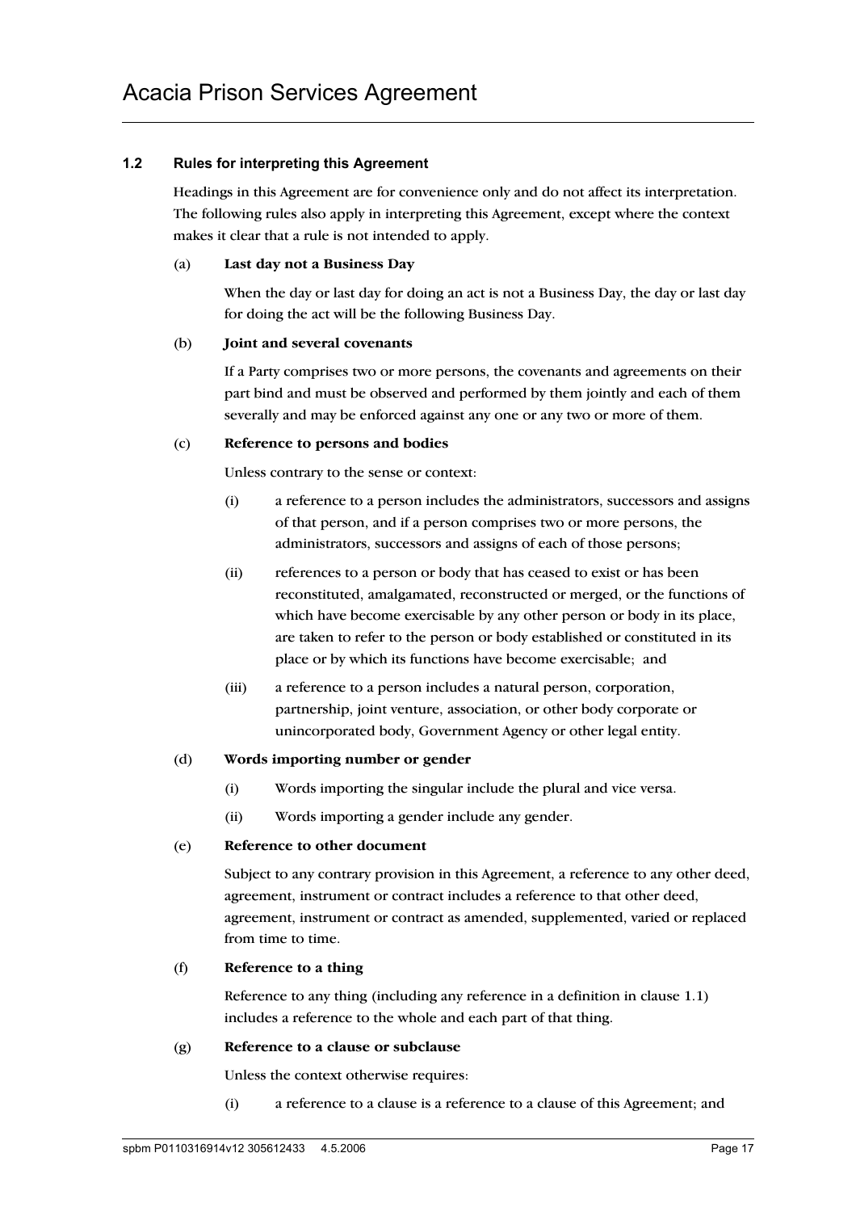### 1.2 Rules for interpreting this Agreement

Headings in this Agreement are for convenience only and do not affect its interpretation. The following rules also apply in interpreting this Agreement, except where the context makes it clear that a rule is not intended to apply.

(a) **Last day not a Business Day**

When the day or last day for doing an act is not a Business Day, the day or last day for doing the act will be the following Business Day.

(b) **Joint and several covenants**

If a Party comprises two or more persons, the covenants and agreements on their part bind and must be observed and performed by them jointly and each of them severally and may be enforced against any one or any two or more of them.

(c) **Reference to persons and bodies**

Unless contrary to the sense or context:

(i) a reference to a person includes the administrators, successors and assigns of that person, and if a person comprises two or more persons, the administrators, successors and assigns of each of those persons;

(ii) references to a person or body that has ceased to exist or has been reconstituted, amalgamated, reconstructed or merged, or the functions of which have become exercisable by any other person or body in its place, are taken to refer to the person or body established or constituted in its place or by which its functions have become exercisable; and

(iii) a reference to a person includes a natural person, corporation, partnership, joint venture, association, or other body corporate or unincorporated body, Government Agency or other legal entity.

(d) **Words importing number or gender**

(i) Words importing the singular include the plural and vice versa.

(ii) Words importing a gender include any gender.

(e) **Reference to other document**

Subject to any contrary provision in this Agreement, a reference to any other deed, agreement, instrument or contract includes a reference to that other deed, agreement, instrument or contract as amended, supplemented, varied or replaced from time to time.

(f) **Reference to a thing**

Reference to any thing (including any reference in a definition in clause 1.1) includes a reference to the whole and each part of that thing.

(g) **Reference to a clause or subclause**

Unless the context otherwise requires:

(i) a reference to a clause is a reference to a clause of this Agreement; and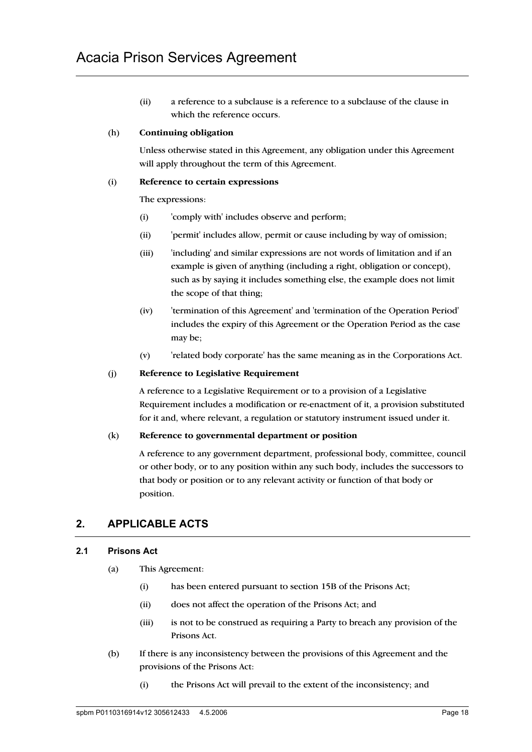(ii) a reference to a subclause is a reference to a subclause of the clause in which the reference occurs.

(h) **Continuing obligation**

Unless otherwise stated in this Agreement, any obligation under this Agreement will apply throughout the term of this Agreement.

(i) **Reference to certain expressions**

The expressions:

(i) 'comply with' includes observe and perform;

(ii) 'permit' includes allow, permit or cause including by way of omission;

(iii) 'including' and similar expressions are not words of limitation and if an example is given of anything (including a right, obligation or concept), such as by saying it includes something else, the example does not limit the scope of that thing;

(iv) 'termination of this Agreement' and 'termination of the Operation Period' includes the expiry of this Agreement or the Operation Period as the case may be;

(v) 'related body corporate' has the same meaning as in the Corporations Act.

(j) **Reference to Legislative Requirement**

A reference to a Legislative Requirement or to a provision of a Legislative Requirement includes a modification or re-enactment of it, a provision substituted for it and, where relevant, a regulation or statutory instrument issued under it.

(k) **Reference to governmental department or position**

A reference to any government department, professional body, committee, council or other body, or to any position within any such body, includes the successors to that body or position or to any relevant activity or function of that body or position.

## 2. APPLICABLE ACTS

### 2.1 Prisons Act

(a) This Agreement:

(i) has been entered pursuant to section 15B of the Prisons Act;

(ii) does not affect the operation of the Prisons Act; and

(iii) is not to be construed as requiring a Party to breach any provision of the Prisons Act.

(b) If there is any inconsistency between the provisions of this Agreement and the provisions of the Prisons Act:

(i) the Prisons Act will prevail to the extent of the inconsistency; and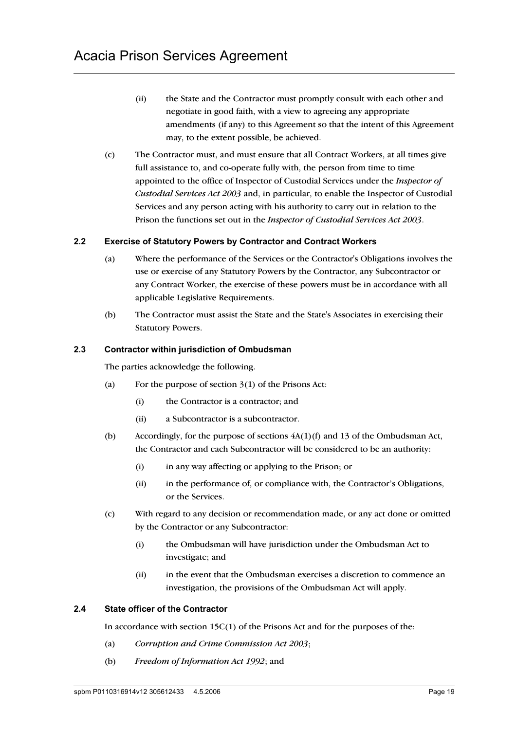(ii) the State and the Contractor must promptly consult with each other and negotiate in good faith, with a view to agreeing any appropriate amendments (if any) to this Agreement so that the intent of this Agreement may, to the extent possible, be achieved.

(c) The Contractor must, and must ensure that all Contract Workers, at all times give full assistance to, and co-operate fully with, the person from time to time appointed to the office of Inspector of Custodial Services under the *Inspector of Custodial Services Act 2003* and, in particular, to enable the Inspector of Custodial Services and any person acting with his authority to carry out in relation to the Prison the functions set out in the *Inspector of Custodial Services Act 2003*.

### 2.2 Exercise of Statutory Powers by Contractor and Contract Workers

(a) Where the performance of the Services or the Contractor's Obligations involves the use or exercise of any Statutory Powers by the Contractor, any Subcontractor or any Contract Worker, the exercise of these powers must be in accordance with all applicable Legislative Requirements.

(b) The Contractor must assist the State and the State's Associates in exercising their Statutory Powers.

### 2.3 Contractor within jurisdiction of Ombudsman

The parties acknowledge the following.

(a) For the purpose of section 3(1) of the Prisons Act:

 (i) the Contractor is a contractor; and

 (ii) a Subcontractor is a subcontractor.

(b) Accordingly, for the purpose of sections 4A(1)(f) and 13 of the Ombudsman Act, the Contractor and each Subcontractor will be considered to be an authority:

 (i) in any way affecting or applying to the Prison; or

 (ii) in the performance of, or compliance with, the Contractor's Obligations, or the Services.

(c) With regard to any decision or recommendation made, or any act done or omitted by the Contractor or any Subcontractor:

 (i) the Ombudsman will have jurisdiction under the Ombudsman Act to investigate; and

 (ii) in the event that the Ombudsman exercises a discretion to commence an investigation, the provisions of the Ombudsman Act will apply.

### 2.4 State officer of the Contractor

In accordance with section 15C(1) of the Prisons Act and for the purposes of the:

(a) *Corruption and Crime Commission Act 2003*;

(b) *Freedom of Information Act 1992*; and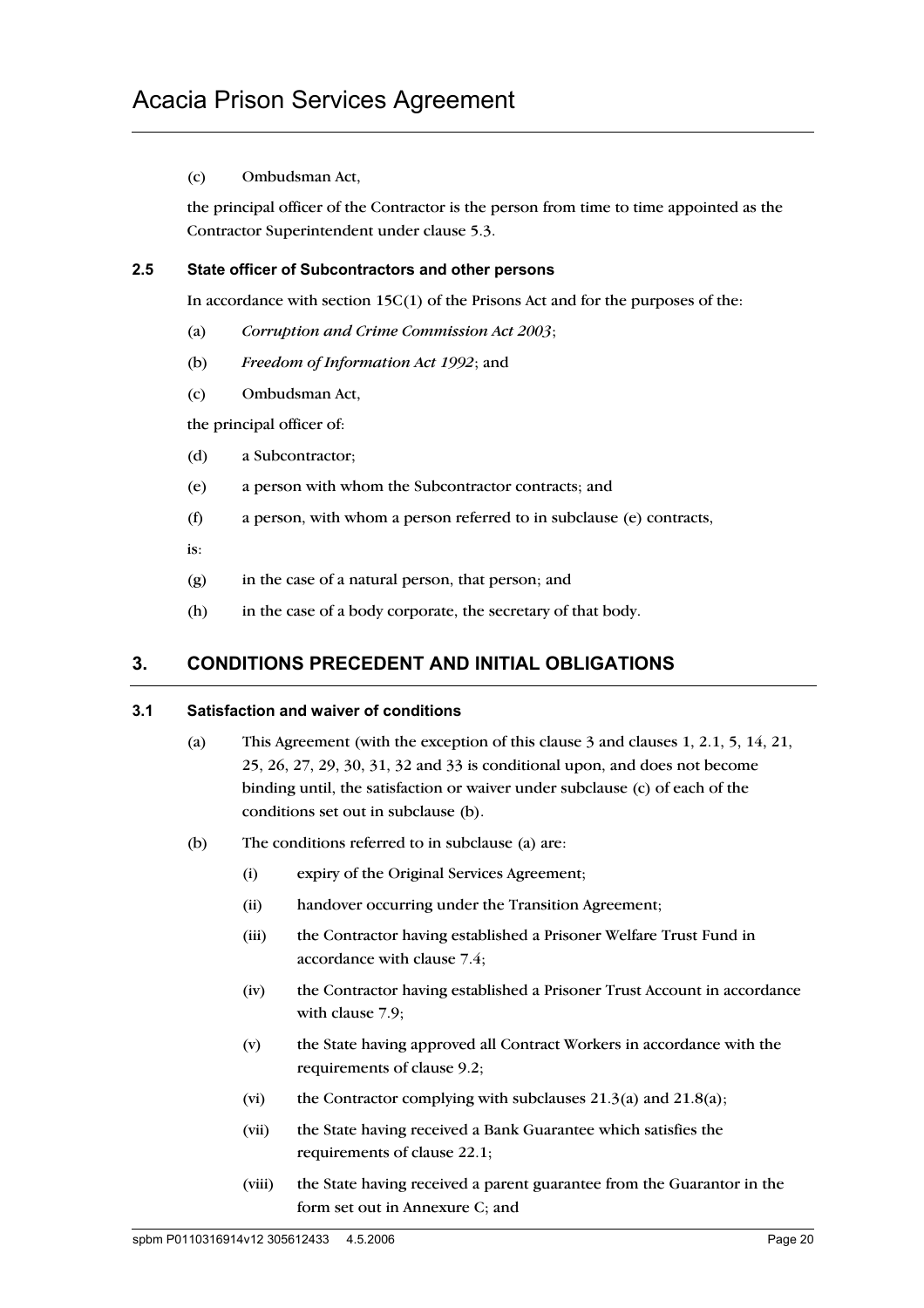(c) Ombudsman Act,

the principal officer of the Contractor is the person from time to time appointed as the Contractor Superintendent under clause 5.3.

### 2.5 State officer of Subcontractors and other persons

In accordance with section 15C(1) of the Prisons Act and for the purposes of the:

(a) *Corruption and Crime Commission Act 2003*;

(b) *Freedom of Information Act 1992*; and

(c) Ombudsman Act,

the principal officer of:

(d) a Subcontractor;

(e) a person with whom the Subcontractor contracts; and

(f) a person, with whom a person referred to in subclause (e) contracts,

is:

(g) in the case of a natural person, that person; and

(h) in the case of a body corporate, the secretary of that body.

## 3. CONDITIONS PRECEDENT AND INITIAL OBLIGATIONS

### 3.1 Satisfaction and waiver of conditions

(a) This Agreement (with the exception of this clause 3 and clauses 1, 2.1, 5, 14, 21, 25, 26, 27, 29, 30, 31, 32 and 33 is conditional upon, and does not become binding until, the satisfaction or waiver under subclause (c) of each of the conditions set out in subclause (b).

(b) The conditions referred to in subclause (a) are:

(i) expiry of the Original Services Agreement;

(ii) handover occurring under the Transition Agreement;

(iii) the Contractor having established a Prisoner Welfare Trust Fund in accordance with clause 7.4;

(iv) the Contractor having established a Prisoner Trust Account in accordance with clause 7.9;

(v) the State having approved all Contract Workers in accordance with the requirements of clause 9.2;

(vi) the Contractor complying with subclauses 21.3(a) and 21.8(a);

(vii) the State having received a Bank Guarantee which satisfies the requirements of clause 22.1;

(viii) the State having received a parent guarantee from the Guarantor in the form set out in Annexure C; and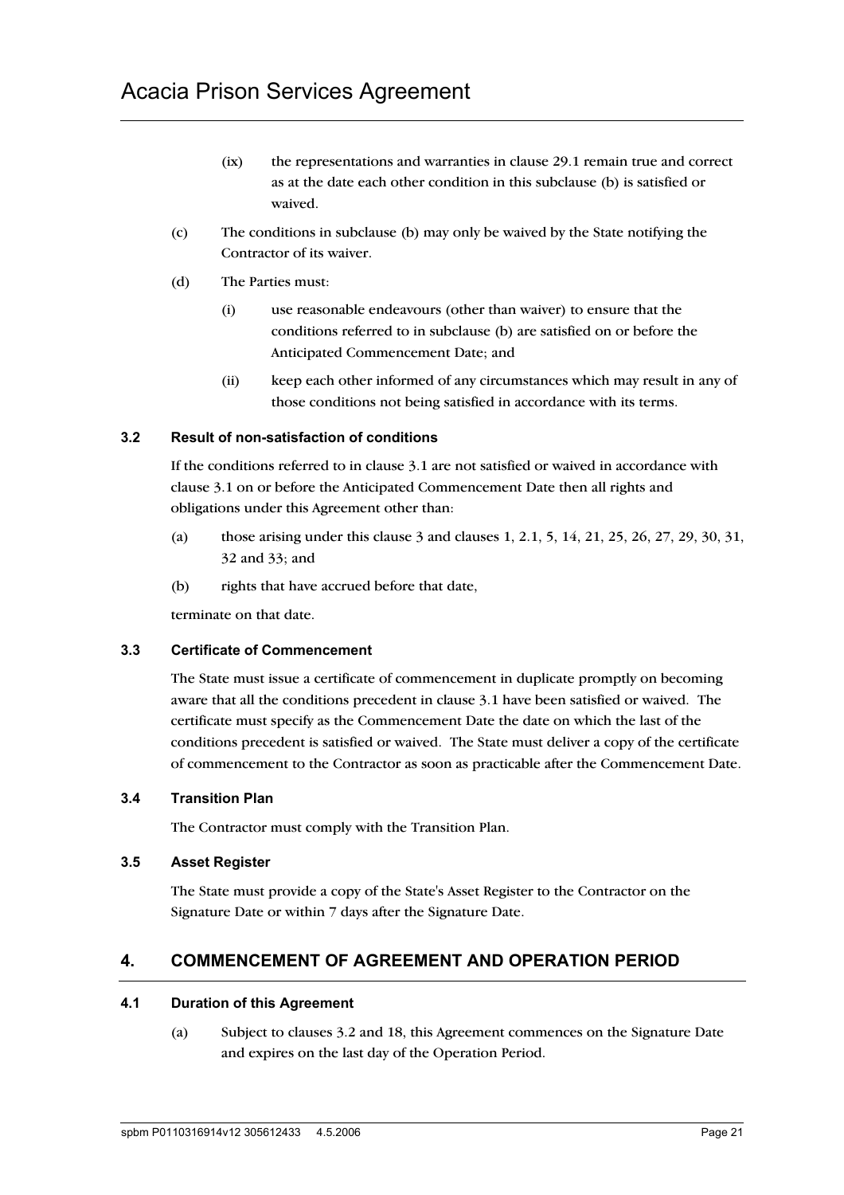(ix) the representations and warranties in clause 29.1 remain true and correct as at the date each other condition in this subclause (b) is satisfied or waived.

(c) The conditions in subclause (b) may only be waived by the State notifying the Contractor of its waiver.

(d) The Parties must:

(i) use reasonable endeavours (other than waiver) to ensure that the conditions referred to in subclause (b) are satisfied on or before the Anticipated Commencement Date; and

(ii) keep each other informed of any circumstances which may result in any of those conditions not being satisfied in accordance with its terms.

### 3.2 Result of non-satisfaction of conditions

If the conditions referred to in clause 3.1 are not satisfied or waived in accordance with clause 3.1 on or before the Anticipated Commencement Date then all rights and obligations under this Agreement other than:

(a) those arising under this clause 3 and clauses 1, 2.1, 5, 14, 21, 25, 26, 27, 29, 30, 31, 32 and 33; and

(b) rights that have accrued before that date,

terminate on that date.

### 3.3 Certificate of Commencement

The State must issue a certificate of commencement in duplicate promptly on becoming aware that all the conditions precedent in clause 3.1 have been satisfied or waived. The certificate must specify as the Commencement Date the date on which the last of the conditions precedent is satisfied or waived. The State must deliver a copy of the certificate of commencement to the Contractor as soon as practicable after the Commencement Date.

### 3.4 Transition Plan

The Contractor must comply with the Transition Plan.

### 3.5 Asset Register

The State must provide a copy of the State's Asset Register to the Contractor on the Signature Date or within 7 days after the Signature Date.

## 4. COMMENCEMENT OF AGREEMENT AND OPERATION PERIOD

### 4.1 Duration of this Agreement

(a) Subject to clauses 3.2 and 18, this Agreement commences on the Signature Date and expires on the last day of the Operation Period.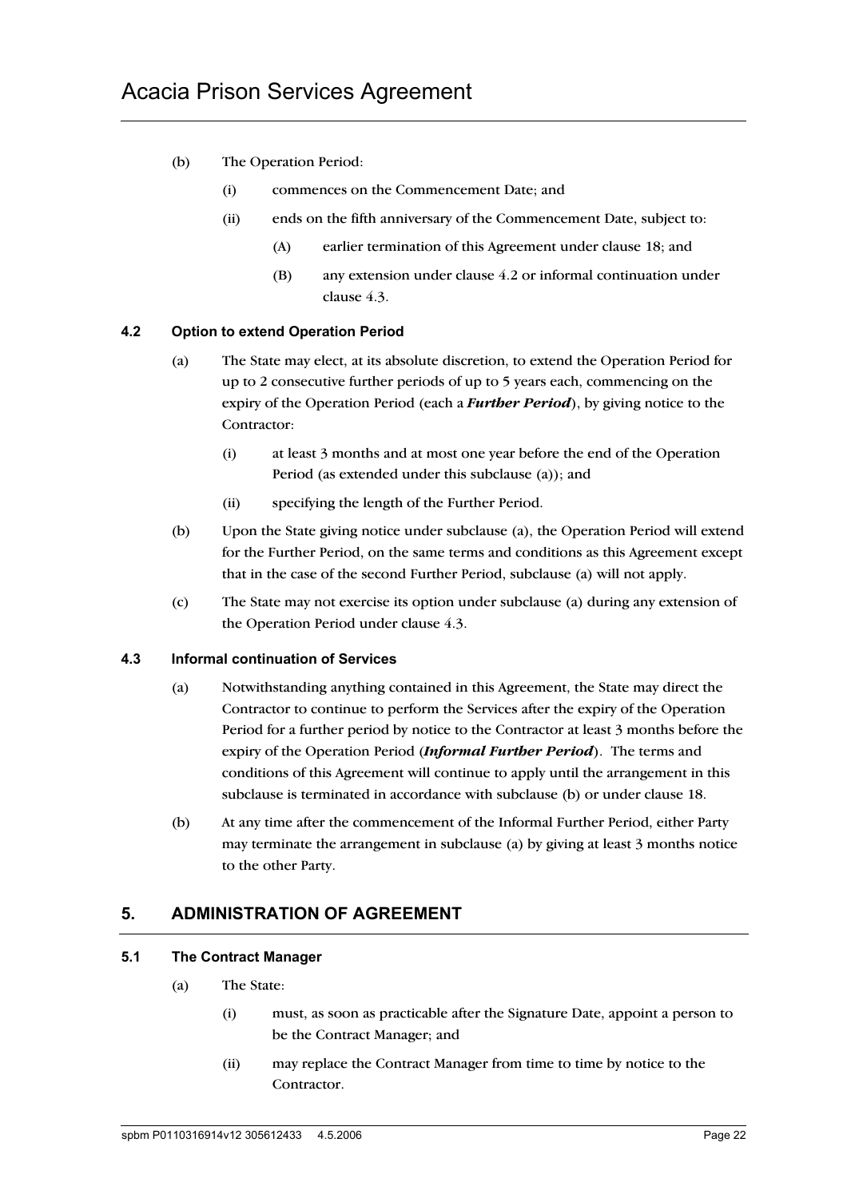(b) The Operation Period:

  (i) commences on the Commencement Date; and

  (ii) ends on the fifth anniversary of the Commencement Date, subject to:

    (A) earlier termination of this Agreement under clause 18; and

    (B) any extension under clause 4.2 or informal continuation under clause 4.3.

### 4.2 Option to extend Operation Period

(a) The State may elect, at its absolute discretion, to extend the Operation Period for up to 2 consecutive further periods of up to 5 years each, commencing on the expiry of the Operation Period (each a ***Further Period***), by giving notice to the Contractor:

  (i) at least 3 months and at most one year before the end of the Operation Period (as extended under this subclause (a)); and

  (ii) specifying the length of the Further Period.

(b) Upon the State giving notice under subclause (a), the Operation Period will extend for the Further Period, on the same terms and conditions as this Agreement except that in the case of the second Further Period, subclause (a) will not apply.

(c) The State may not exercise its option under subclause (a) during any extension of the Operation Period under clause 4.3.

### 4.3 Informal continuation of Services

(a) Notwithstanding anything contained in this Agreement, the State may direct the Contractor to continue to perform the Services after the expiry of the Operation Period for a further period by notice to the Contractor at least 3 months before the expiry of the Operation Period (***Informal Further Period***). The terms and conditions of this Agreement will continue to apply until the arrangement in this subclause is terminated in accordance with subclause (b) or under clause 18.

(b) At any time after the commencement of the Informal Further Period, either Party may terminate the arrangement in subclause (a) by giving at least 3 months notice to the other Party.

## 5. ADMINISTRATION OF AGREEMENT

### 5.1 The Contract Manager

(a) The State:

  (i) must, as soon as practicable after the Signature Date, appoint a person to be the Contract Manager; and

  (ii) may replace the Contract Manager from time to time by notice to the Contractor.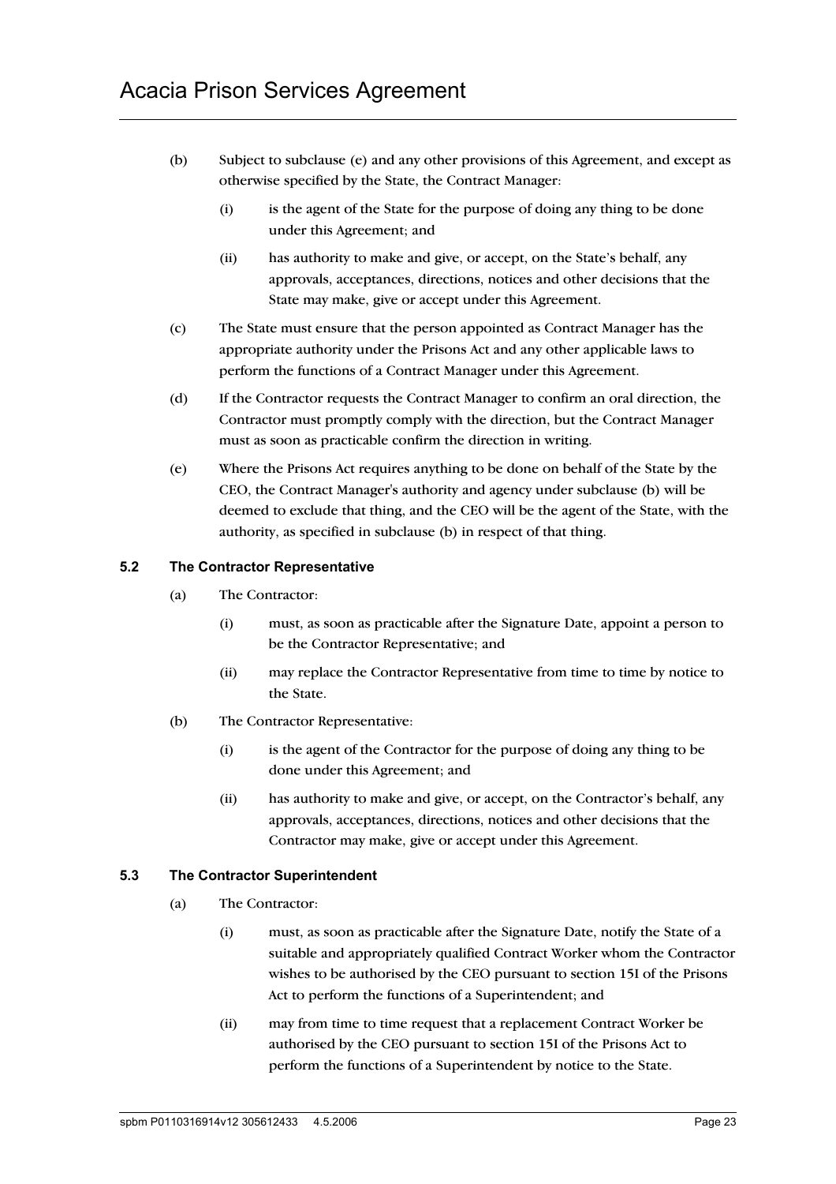(b) Subject to subclause (e) and any other provisions of this Agreement, and except as otherwise specified by the State, the Contract Manager:

   (i) is the agent of the State for the purpose of doing any thing to be done under this Agreement; and

   (ii) has authority to make and give, or accept, on the State's behalf, any approvals, acceptances, directions, notices and other decisions that the State may make, give or accept under this Agreement.

(c) The State must ensure that the person appointed as Contract Manager has the appropriate authority under the Prisons Act and any other applicable laws to perform the functions of a Contract Manager under this Agreement.

(d) If the Contractor requests the Contract Manager to confirm an oral direction, the Contractor must promptly comply with the direction, but the Contract Manager must as soon as practicable confirm the direction in writing.

(e) Where the Prisons Act requires anything to be done on behalf of the State by the CEO, the Contract Manager's authority and agency under subclause (b) will be deemed to exclude that thing, and the CEO will be the agent of the State, with the authority, as specified in subclause (b) in respect of that thing.

### 5.2 The Contractor Representative

(a) The Contractor:

   (i) must, as soon as practicable after the Signature Date, appoint a person to be the Contractor Representative; and

   (ii) may replace the Contractor Representative from time to time by notice to the State.

(b) The Contractor Representative:

   (i) is the agent of the Contractor for the purpose of doing any thing to be done under this Agreement; and

   (ii) has authority to make and give, or accept, on the Contractor's behalf, any approvals, acceptances, directions, notices and other decisions that the Contractor may make, give or accept under this Agreement.

### 5.3 The Contractor Superintendent

(a) The Contractor:

   (i) must, as soon as practicable after the Signature Date, notify the State of a suitable and appropriately qualified Contract Worker whom the Contractor wishes to be authorised by the CEO pursuant to section 15I of the Prisons Act to perform the functions of a Superintendent; and

   (ii) may from time to time request that a replacement Contract Worker be authorised by the CEO pursuant to section 15I of the Prisons Act to perform the functions of a Superintendent by notice to the State.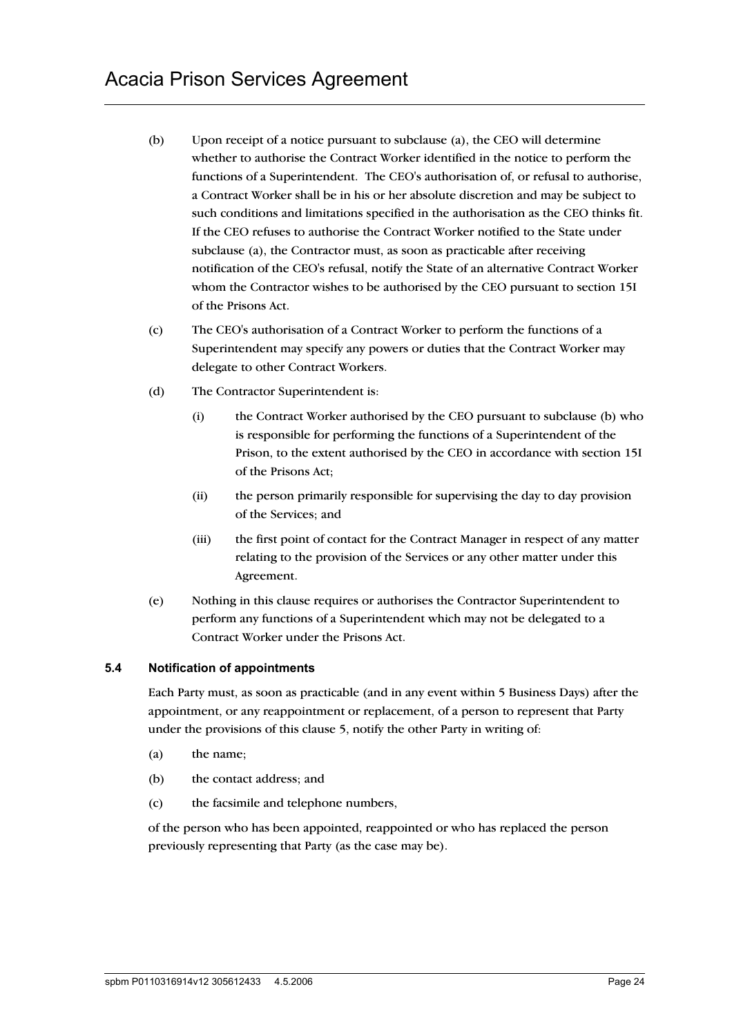(b) Upon receipt of a notice pursuant to subclause (a), the CEO will determine whether to authorise the Contract Worker identified in the notice to perform the functions of a Superintendent. The CEO's authorisation of, or refusal to authorise, a Contract Worker shall be in his or her absolute discretion and may be subject to such conditions and limitations specified in the authorisation as the CEO thinks fit. If the CEO refuses to authorise the Contract Worker notified to the State under subclause (a), the Contractor must, as soon as practicable after receiving notification of the CEO's refusal, notify the State of an alternative Contract Worker whom the Contractor wishes to be authorised by the CEO pursuant to section 15I of the Prisons Act.

(c) The CEO's authorisation of a Contract Worker to perform the functions of a Superintendent may specify any powers or duties that the Contract Worker may delegate to other Contract Workers.

(d) The Contractor Superintendent is:

  (i) the Contract Worker authorised by the CEO pursuant to subclause (b) who is responsible for performing the functions of a Superintendent of the Prison, to the extent authorised by the CEO in accordance with section 15I of the Prisons Act;

  (ii) the person primarily responsible for supervising the day to day provision of the Services; and

  (iii) the first point of contact for the Contract Manager in respect of any matter relating to the provision of the Services or any other matter under this Agreement.

(e) Nothing in this clause requires or authorises the Contractor Superintendent to perform any functions of a Superintendent which may not be delegated to a Contract Worker under the Prisons Act.

### 5.4 Notification of appointments

Each Party must, as soon as practicable (and in any event within 5 Business Days) after the appointment, or any reappointment or replacement, of a person to represent that Party under the provisions of this clause 5, notify the other Party in writing of:

(a) the name;

(b) the contact address; and

(c) the facsimile and telephone numbers,

of the person who has been appointed, reappointed or who has replaced the person previously representing that Party (as the case may be).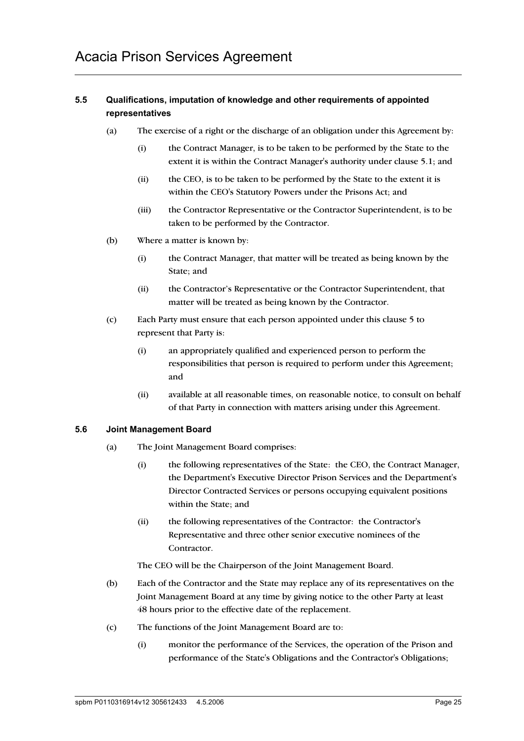### 5.5 Qualifications, imputation of knowledge and other requirements of appointed representatives

(a) The exercise of a right or the discharge of an obligation under this Agreement by:

  (i) the Contract Manager, is to be taken to be performed by the State to the extent it is within the Contract Manager's authority under clause 5.1; and

  (ii) the CEO, is to be taken to be performed by the State to the extent it is within the CEO's Statutory Powers under the Prisons Act; and

  (iii) the Contractor Representative or the Contractor Superintendent, is to be taken to be performed by the Contractor.

(b) Where a matter is known by:

  (i) the Contract Manager, that matter will be treated as being known by the State; and

  (ii) the Contractor's Representative or the Contractor Superintendent, that matter will be treated as being known by the Contractor.

(c) Each Party must ensure that each person appointed under this clause 5 to represent that Party is:

  (i) an appropriately qualified and experienced person to perform the responsibilities that person is required to perform under this Agreement; and

  (ii) available at all reasonable times, on reasonable notice, to consult on behalf of that Party in connection with matters arising under this Agreement.

### 5.6 Joint Management Board

(a) The Joint Management Board comprises:

  (i) the following representatives of the State: the CEO, the Contract Manager, the Department's Executive Director Prison Services and the Department's Director Contracted Services or persons occupying equivalent positions within the State; and

  (ii) the following representatives of the Contractor: the Contractor's Representative and three other senior executive nominees of the Contractor.

  The CEO will be the Chairperson of the Joint Management Board.

(b) Each of the Contractor and the State may replace any of its representatives on the Joint Management Board at any time by giving notice to the other Party at least 48 hours prior to the effective date of the replacement.

(c) The functions of the Joint Management Board are to:

  (i) monitor the performance of the Services, the operation of the Prison and performance of the State's Obligations and the Contractor's Obligations;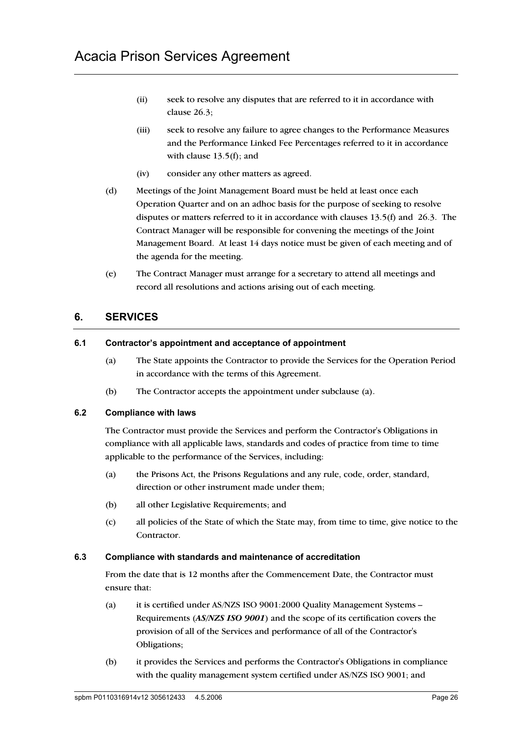(ii) seek to resolve any disputes that are referred to it in accordance with clause 26.3;

(iii) seek to resolve any failure to agree changes to the Performance Measures and the Performance Linked Fee Percentages referred to it in accordance with clause 13.5(f); and

(iv) consider any other matters as agreed.

(d) Meetings of the Joint Management Board must be held at least once each Operation Quarter and on an adhoc basis for the purpose of seeking to resolve disputes or matters referred to it in accordance with clauses 13.5(f) and 26.3. The Contract Manager will be responsible for convening the meetings of the Joint Management Board. At least 14 days notice must be given of each meeting and of the agenda for the meeting.

(e) The Contract Manager must arrange for a secretary to attend all meetings and record all resolutions and actions arising out of each meeting.

## 6. SERVICES

### 6.1 Contractor's appointment and acceptance of appointment

(a) The State appoints the Contractor to provide the Services for the Operation Period in accordance with the terms of this Agreement.

(b) The Contractor accepts the appointment under subclause (a).

### 6.2 Compliance with laws

The Contractor must provide the Services and perform the Contractor's Obligations in compliance with all applicable laws, standards and codes of practice from time to time applicable to the performance of the Services, including:

(a) the Prisons Act, the Prisons Regulations and any rule, code, order, standard, direction or other instrument made under them;

(b) all other Legislative Requirements; and

(c) all policies of the State of which the State may, from time to time, give notice to the Contractor.

### 6.3 Compliance with standards and maintenance of accreditation

From the date that is 12 months after the Commencement Date, the Contractor must ensure that:

(a) it is certified under AS/NZS ISO 9001:2000 Quality Management Systems – Requirements (***AS/NZS ISO 9001***) and the scope of its certification covers the provision of all of the Services and performance of all of the Contractor's Obligations;

(b) it provides the Services and performs the Contractor's Obligations in compliance with the quality management system certified under AS/NZS ISO 9001; and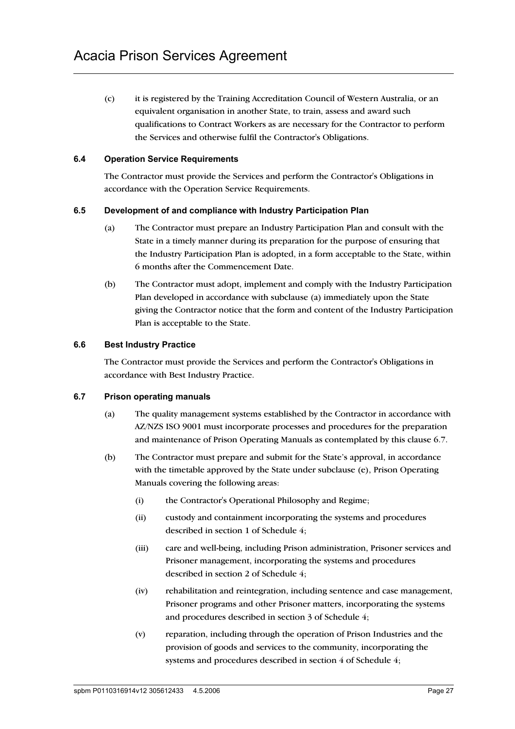(c) it is registered by the Training Accreditation Council of Western Australia, or an equivalent organisation in another State, to train, assess and award such qualifications to Contract Workers as are necessary for the Contractor to perform the Services and otherwise fulfil the Contractor's Obligations.

### 6.4 Operation Service Requirements

The Contractor must provide the Services and perform the Contractor's Obligations in accordance with the Operation Service Requirements.

### 6.5 Development of and compliance with Industry Participation Plan

(a) The Contractor must prepare an Industry Participation Plan and consult with the State in a timely manner during its preparation for the purpose of ensuring that the Industry Participation Plan is adopted, in a form acceptable to the State, within 6 months after the Commencement Date.

(b) The Contractor must adopt, implement and comply with the Industry Participation Plan developed in accordance with subclause (a) immediately upon the State giving the Contractor notice that the form and content of the Industry Participation Plan is acceptable to the State.

### 6.6 Best Industry Practice

The Contractor must provide the Services and perform the Contractor's Obligations in accordance with Best Industry Practice.

### 6.7 Prison operating manuals

(a) The quality management systems established by the Contractor in accordance with AZ/NZS ISO 9001 must incorporate processes and procedures for the preparation and maintenance of Prison Operating Manuals as contemplated by this clause 6.7.

(b) The Contractor must prepare and submit for the State's approval, in accordance with the timetable approved by the State under subclause (e), Prison Operating Manuals covering the following areas:

(i) the Contractor's Operational Philosophy and Regime;

(ii) custody and containment incorporating the systems and procedures described in section 1 of Schedule 4;

(iii) care and well-being, including Prison administration, Prisoner services and Prisoner management, incorporating the systems and procedures described in section 2 of Schedule 4;

(iv) rehabilitation and reintegration, including sentence and case management, Prisoner programs and other Prisoner matters, incorporating the systems and procedures described in section 3 of Schedule 4;

(v) reparation, including through the operation of Prison Industries and the provision of goods and services to the community, incorporating the systems and procedures described in section 4 of Schedule 4;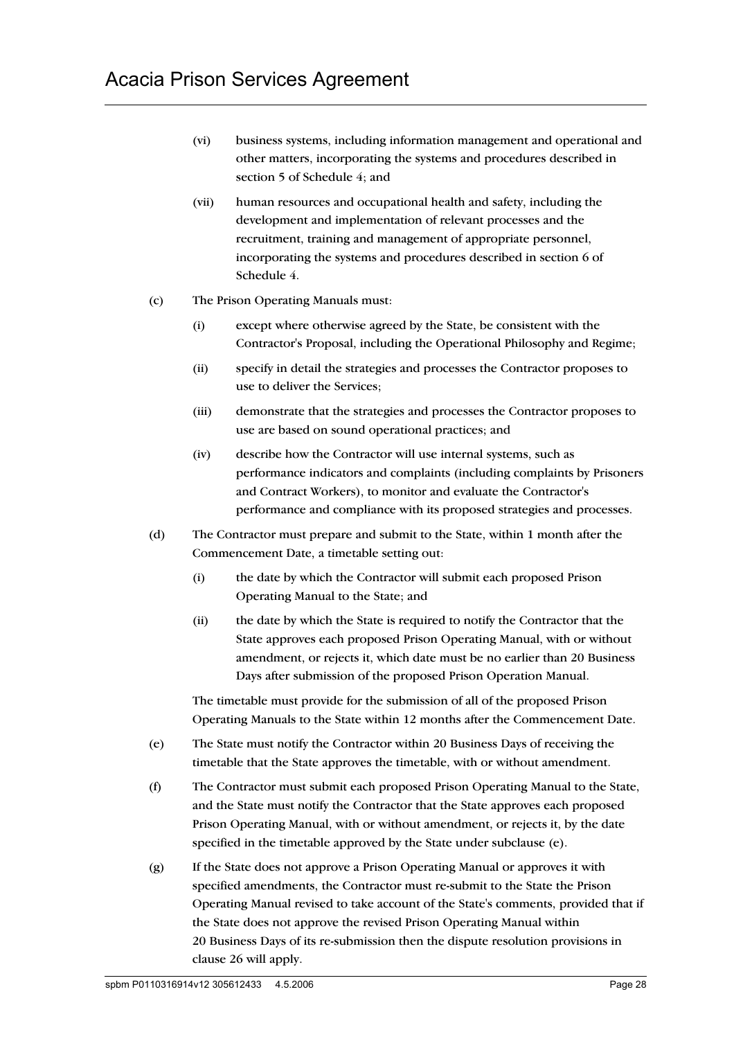(vi) business systems, including information management and operational and other matters, incorporating the systems and procedures described in section 5 of Schedule 4; and

(vii) human resources and occupational health and safety, including the development and implementation of relevant processes and the recruitment, training and management of appropriate personnel, incorporating the systems and procedures described in section 6 of Schedule 4.

(c) The Prison Operating Manuals must:

(i) except where otherwise agreed by the State, be consistent with the Contractor's Proposal, including the Operational Philosophy and Regime;

(ii) specify in detail the strategies and processes the Contractor proposes to use to deliver the Services;

(iii) demonstrate that the strategies and processes the Contractor proposes to use are based on sound operational practices; and

(iv) describe how the Contractor will use internal systems, such as performance indicators and complaints (including complaints by Prisoners and Contract Workers), to monitor and evaluate the Contractor's performance and compliance with its proposed strategies and processes.

(d) The Contractor must prepare and submit to the State, within 1 month after the Commencement Date, a timetable setting out:

(i) the date by which the Contractor will submit each proposed Prison Operating Manual to the State; and

(ii) the date by which the State is required to notify the Contractor that the State approves each proposed Prison Operating Manual, with or without amendment, or rejects it, which date must be no earlier than 20 Business Days after submission of the proposed Prison Operation Manual.

The timetable must provide for the submission of all of the proposed Prison Operating Manuals to the State within 12 months after the Commencement Date.

(e) The State must notify the Contractor within 20 Business Days of receiving the timetable that the State approves the timetable, with or without amendment.

(f) The Contractor must submit each proposed Prison Operating Manual to the State, and the State must notify the Contractor that the State approves each proposed Prison Operating Manual, with or without amendment, or rejects it, by the date specified in the timetable approved by the State under subclause (e).

(g) If the State does not approve a Prison Operating Manual or approves it with specified amendments, the Contractor must re-submit to the State the Prison Operating Manual revised to take account of the State's comments, provided that if the State does not approve the revised Prison Operating Manual within 20 Business Days of its re-submission then the dispute resolution provisions in clause 26 will apply.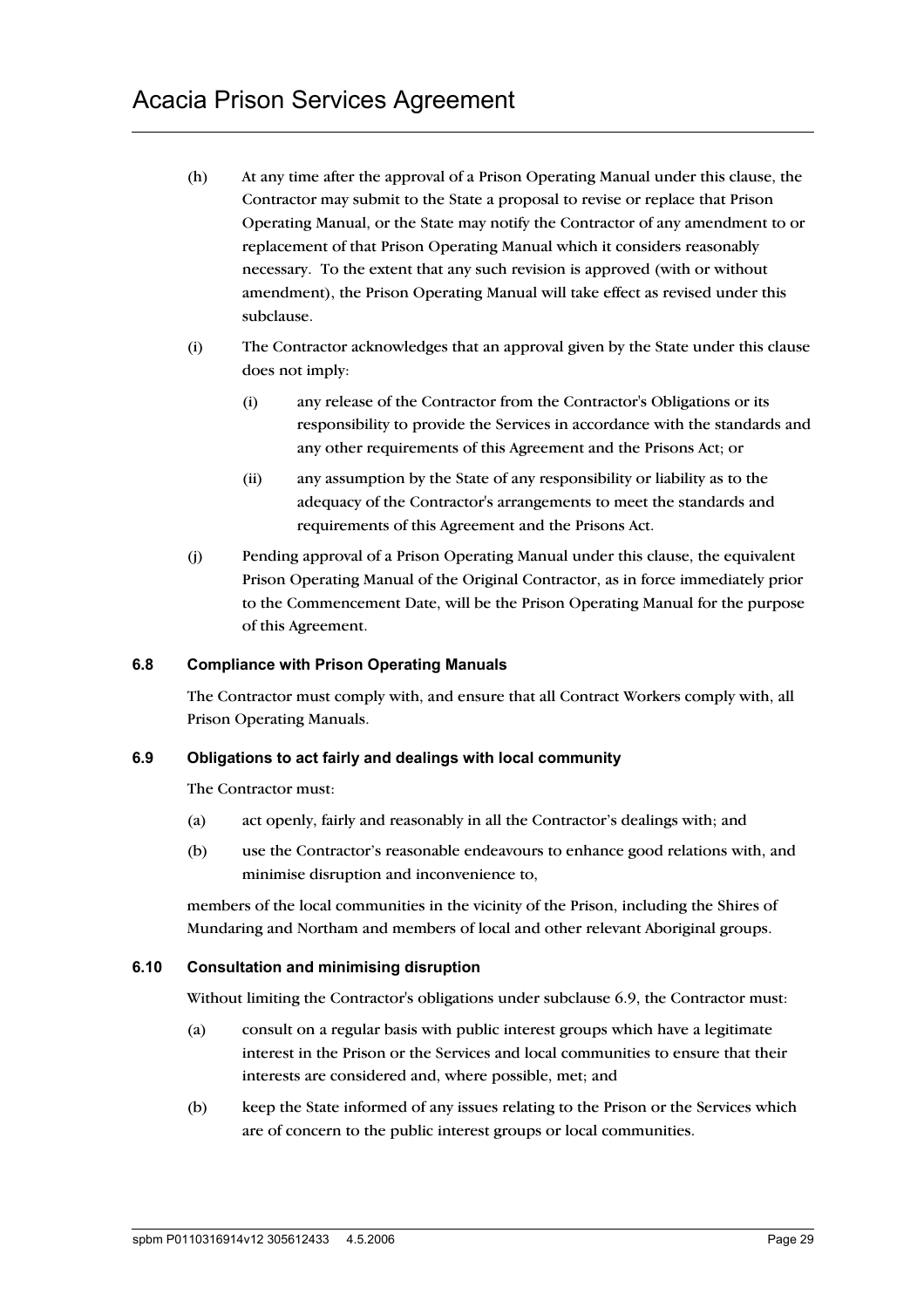(h) At any time after the approval of a Prison Operating Manual under this clause, the Contractor may submit to the State a proposal to revise or replace that Prison Operating Manual, or the State may notify the Contractor of any amendment to or replacement of that Prison Operating Manual which it considers reasonably necessary. To the extent that any such revision is approved (with or without amendment), the Prison Operating Manual will take effect as revised under this subclause.

(i) The Contractor acknowledges that an approval given by the State under this clause does not imply:

  (i) any release of the Contractor from the Contractor's Obligations or its responsibility to provide the Services in accordance with the standards and any other requirements of this Agreement and the Prisons Act; or

  (ii) any assumption by the State of any responsibility or liability as to the adequacy of the Contractor's arrangements to meet the standards and requirements of this Agreement and the Prisons Act.

(j) Pending approval of a Prison Operating Manual under this clause, the equivalent Prison Operating Manual of the Original Contractor, as in force immediately prior to the Commencement Date, will be the Prison Operating Manual for the purpose of this Agreement.

### 6.8 Compliance with Prison Operating Manuals

The Contractor must comply with, and ensure that all Contract Workers comply with, all Prison Operating Manuals.

### 6.9 Obligations to act fairly and dealings with local community

The Contractor must:

(a) act openly, fairly and reasonably in all the Contractor's dealings with; and

(b) use the Contractor's reasonable endeavours to enhance good relations with, and minimise disruption and inconvenience to,

members of the local communities in the vicinity of the Prison, including the Shires of Mundaring and Northam and members of local and other relevant Aboriginal groups.

### 6.10 Consultation and minimising disruption

Without limiting the Contractor's obligations under subclause 6.9, the Contractor must:

(a) consult on a regular basis with public interest groups which have a legitimate interest in the Prison or the Services and local communities to ensure that their interests are considered and, where possible, met; and

(b) keep the State informed of any issues relating to the Prison or the Services which are of concern to the public interest groups or local communities.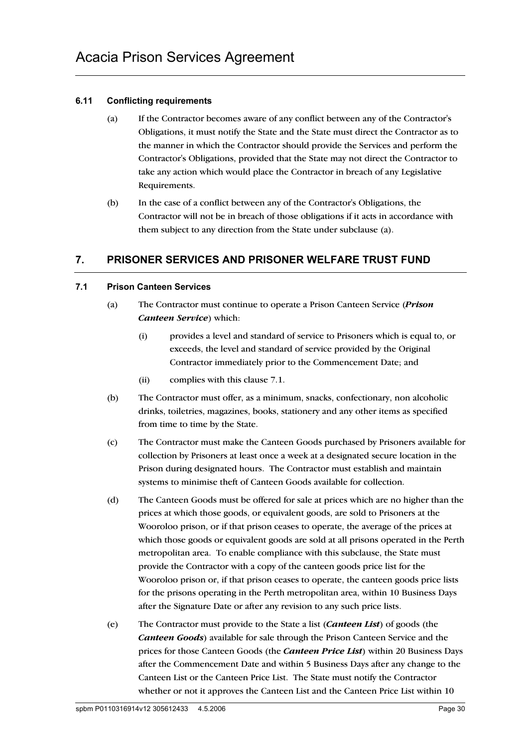#### 6.11 Conflicting requirements

(a) If the Contractor becomes aware of any conflict between any of the Contractor's Obligations, it must notify the State and the State must direct the Contractor as to the manner in which the Contractor should provide the Services and perform the Contractor's Obligations, provided that the State may not direct the Contractor to take any action which would place the Contractor in breach of any Legislative Requirements.

(b) In the case of a conflict between any of the Contractor's Obligations, the Contractor will not be in breach of those obligations if it acts in accordance with them subject to any direction from the State under subclause (a).

## 7. PRISONER SERVICES AND PRISONER WELFARE TRUST FUND

#### 7.1 Prison Canteen Services

(a) The Contractor must continue to operate a Prison Canteen Service (***Prison Canteen Service***) which:

  (i) provides a level and standard of service to Prisoners which is equal to, or exceeds, the level and standard of service provided by the Original Contractor immediately prior to the Commencement Date; and

  (ii) complies with this clause 7.1.

(b) The Contractor must offer, as a minimum, snacks, confectionary, non alcoholic drinks, toiletries, magazines, books, stationery and any other items as specified from time to time by the State.

(c) The Contractor must make the Canteen Goods purchased by Prisoners available for collection by Prisoners at least once a week at a designated secure location in the Prison during designated hours. The Contractor must establish and maintain systems to minimise theft of Canteen Goods available for collection.

(d) The Canteen Goods must be offered for sale at prices which are no higher than the prices at which those goods, or equivalent goods, are sold to Prisoners at the Wooroloo prison, or if that prison ceases to operate, the average of the prices at which those goods or equivalent goods are sold at all prisons operated in the Perth metropolitan area. To enable compliance with this subclause, the State must provide the Contractor with a copy of the canteen goods price list for the Wooroloo prison or, if that prison ceases to operate, the canteen goods price lists for the prisons operating in the Perth metropolitan area, within 10 Business Days after the Signature Date or after any revision to any such price lists.

(e) The Contractor must provide to the State a list (***Canteen List***) of goods (the ***Canteen Goods***) available for sale through the Prison Canteen Service and the prices for those Canteen Goods (the ***Canteen Price List***) within 20 Business Days after the Commencement Date and within 5 Business Days after any change to the Canteen List or the Canteen Price List. The State must notify the Contractor whether or not it approves the Canteen List and the Canteen Price List within 10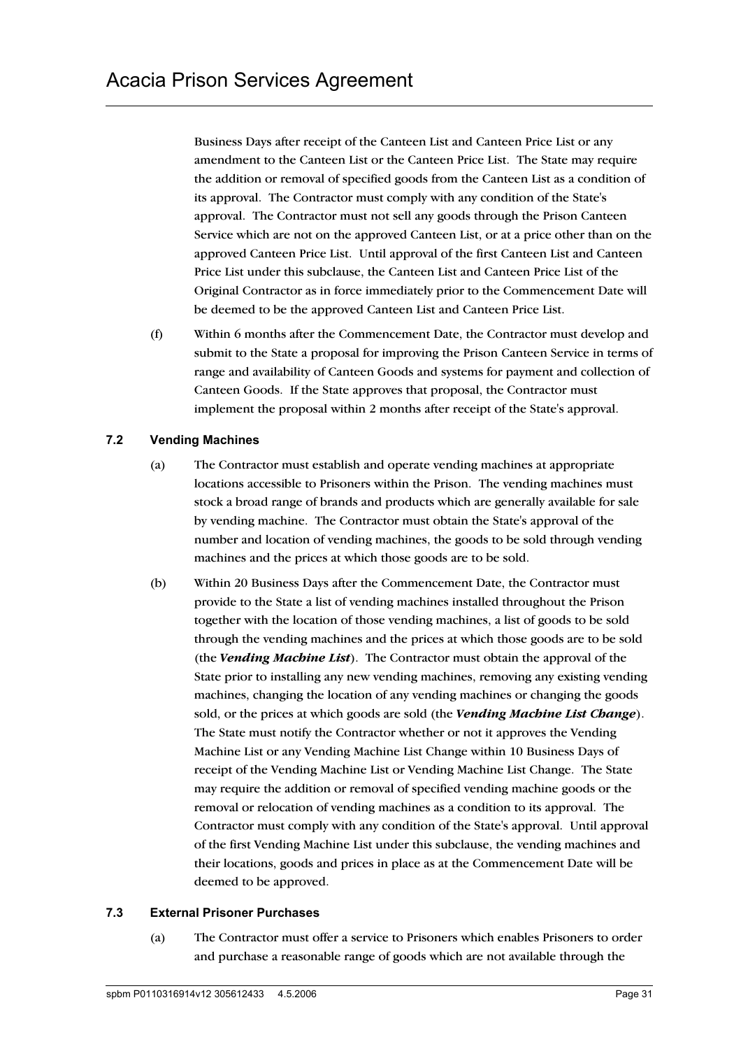Business Days after receipt of the Canteen List and Canteen Price List or any amendment to the Canteen List or the Canteen Price List. The State may require the addition or removal of specified goods from the Canteen List as a condition of its approval. The Contractor must comply with any condition of the State's approval. The Contractor must not sell any goods through the Prison Canteen Service which are not on the approved Canteen List, or at a price other than on the approved Canteen Price List. Until approval of the first Canteen List and Canteen Price List under this subclause, the Canteen List and Canteen Price List of the Original Contractor as in force immediately prior to the Commencement Date will be deemed to be the approved Canteen List and Canteen Price List.

(f) Within 6 months after the Commencement Date, the Contractor must develop and submit to the State a proposal for improving the Prison Canteen Service in terms of range and availability of Canteen Goods and systems for payment and collection of Canteen Goods. If the State approves that proposal, the Contractor must implement the proposal within 2 months after receipt of the State's approval.

### 7.2 Vending Machines

(a) The Contractor must establish and operate vending machines at appropriate locations accessible to Prisoners within the Prison. The vending machines must stock a broad range of brands and products which are generally available for sale by vending machine. The Contractor must obtain the State's approval of the number and location of vending machines, the goods to be sold through vending machines and the prices at which those goods are to be sold.

(b) Within 20 Business Days after the Commencement Date, the Contractor must provide to the State a list of vending machines installed throughout the Prison together with the location of those vending machines, a list of goods to be sold through the vending machines and the prices at which those goods are to be sold (the ***Vending Machine List***). The Contractor must obtain the approval of the State prior to installing any new vending machines, removing any existing vending machines, changing the location of any vending machines or changing the goods sold, or the prices at which goods are sold (the ***Vending Machine List Change***). The State must notify the Contractor whether or not it approves the Vending Machine List or any Vending Machine List Change within 10 Business Days of receipt of the Vending Machine List or Vending Machine List Change. The State may require the addition or removal of specified vending machine goods or the removal or relocation of vending machines as a condition to its approval. The Contractor must comply with any condition of the State's approval. Until approval of the first Vending Machine List under this subclause, the vending machines and their locations, goods and prices in place as at the Commencement Date will be deemed to be approved.

### 7.3 External Prisoner Purchases

(a) The Contractor must offer a service to Prisoners which enables Prisoners to order and purchase a reasonable range of goods which are not available through the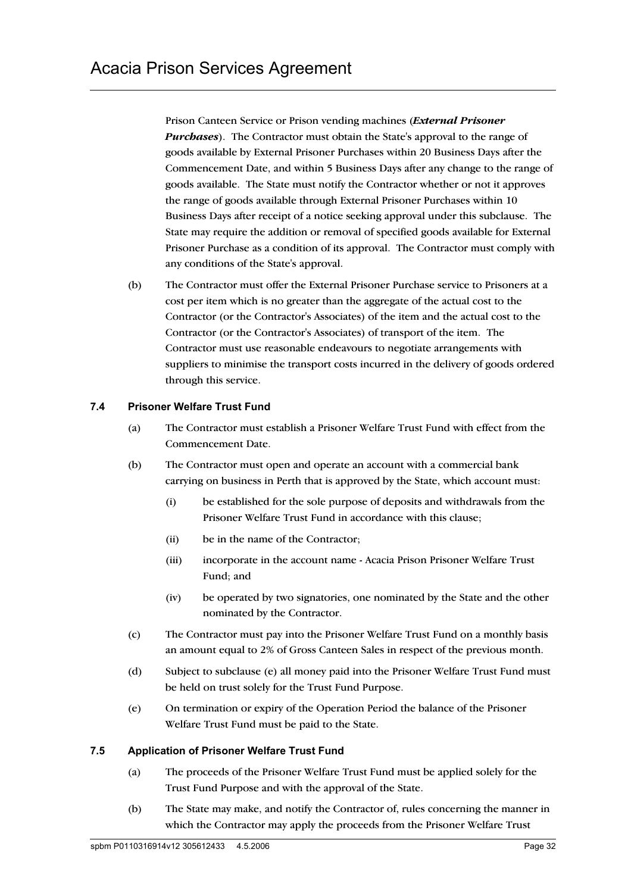Prison Canteen Service or Prison vending machines (***External Prisoner Purchases***). The Contractor must obtain the State's approval to the range of goods available by External Prisoner Purchases within 20 Business Days after the Commencement Date, and within 5 Business Days after any change to the range of goods available. The State must notify the Contractor whether or not it approves the range of goods available through External Prisoner Purchases within 10 Business Days after receipt of a notice seeking approval under this subclause. The State may require the addition or removal of specified goods available for External Prisoner Purchase as a condition of its approval. The Contractor must comply with any conditions of the State's approval.

(b) The Contractor must offer the External Prisoner Purchase service to Prisoners at a cost per item which is no greater than the aggregate of the actual cost to the Contractor (or the Contractor's Associates) of the item and the actual cost to the Contractor (or the Contractor's Associates) of transport of the item. The Contractor must use reasonable endeavours to negotiate arrangements with suppliers to minimise the transport costs incurred in the delivery of goods ordered through this service.

### 7.4 Prisoner Welfare Trust Fund

(a) The Contractor must establish a Prisoner Welfare Trust Fund with effect from the Commencement Date.

(b) The Contractor must open and operate an account with a commercial bank carrying on business in Perth that is approved by the State, which account must:

(i) be established for the sole purpose of deposits and withdrawals from the Prisoner Welfare Trust Fund in accordance with this clause;

(ii) be in the name of the Contractor;

(iii) incorporate in the account name - Acacia Prison Prisoner Welfare Trust Fund; and

(iv) be operated by two signatories, one nominated by the State and the other nominated by the Contractor.

(c) The Contractor must pay into the Prisoner Welfare Trust Fund on a monthly basis an amount equal to 2% of Gross Canteen Sales in respect of the previous month.

(d) Subject to subclause (e) all money paid into the Prisoner Welfare Trust Fund must be held on trust solely for the Trust Fund Purpose.

(e) On termination or expiry of the Operation Period the balance of the Prisoner Welfare Trust Fund must be paid to the State.

### 7.5 Application of Prisoner Welfare Trust Fund

(a) The proceeds of the Prisoner Welfare Trust Fund must be applied solely for the Trust Fund Purpose and with the approval of the State.

(b) The State may make, and notify the Contractor of, rules concerning the manner in which the Contractor may apply the proceeds from the Prisoner Welfare Trust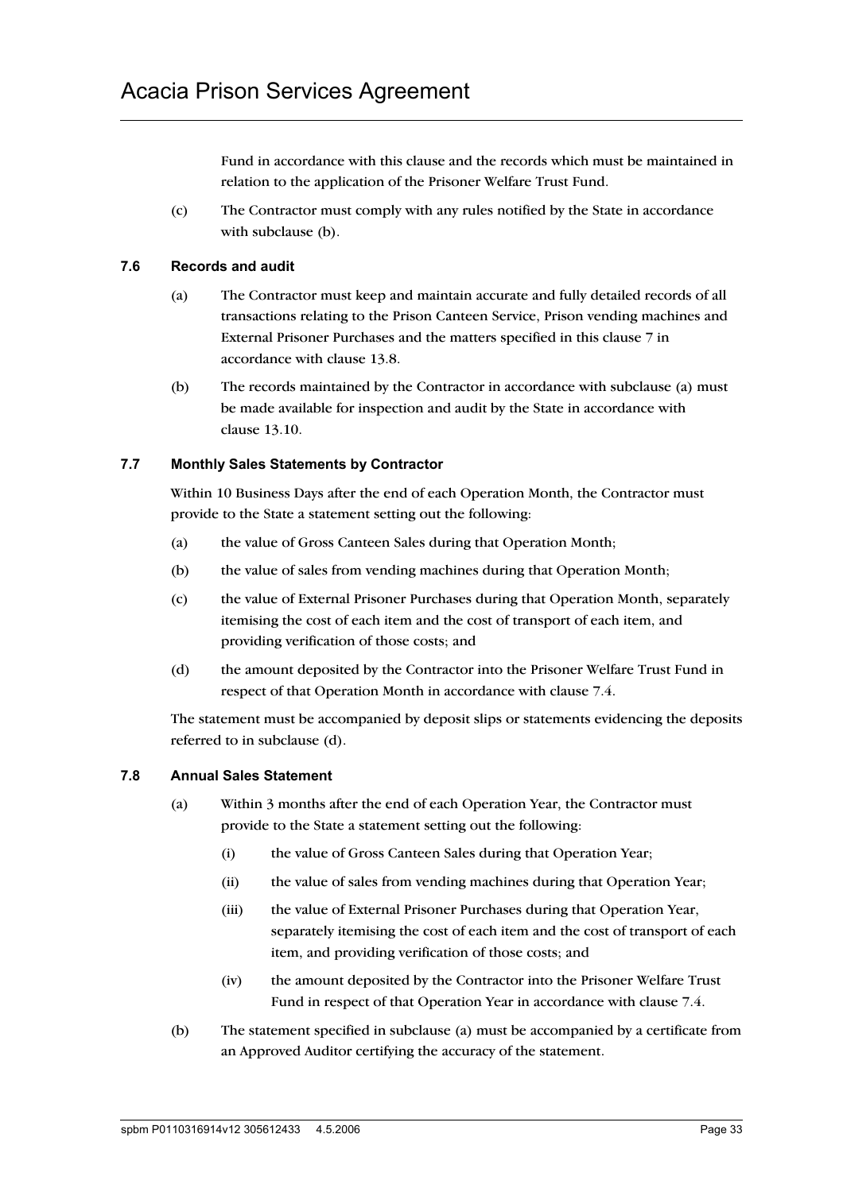Fund in accordance with this clause and the records which must be maintained in relation to the application of the Prisoner Welfare Trust Fund.

(c) The Contractor must comply with any rules notified by the State in accordance with subclause (b).

### 7.6 Records and audit

(a) The Contractor must keep and maintain accurate and fully detailed records of all transactions relating to the Prison Canteen Service, Prison vending machines and External Prisoner Purchases and the matters specified in this clause 7 in accordance with clause 13.8.

(b) The records maintained by the Contractor in accordance with subclause (a) must be made available for inspection and audit by the State in accordance with clause 13.10.

### 7.7 Monthly Sales Statements by Contractor

Within 10 Business Days after the end of each Operation Month, the Contractor must provide to the State a statement setting out the following:

(a) the value of Gross Canteen Sales during that Operation Month;

(b) the value of sales from vending machines during that Operation Month;

(c) the value of External Prisoner Purchases during that Operation Month, separately itemising the cost of each item and the cost of transport of each item, and providing verification of those costs; and

(d) the amount deposited by the Contractor into the Prisoner Welfare Trust Fund in respect of that Operation Month in accordance with clause 7.4.

The statement must be accompanied by deposit slips or statements evidencing the deposits referred to in subclause (d).

### 7.8 Annual Sales Statement

(a) Within 3 months after the end of each Operation Year, the Contractor must provide to the State a statement setting out the following:

  (i) the value of Gross Canteen Sales during that Operation Year;

  (ii) the value of sales from vending machines during that Operation Year;

  (iii) the value of External Prisoner Purchases during that Operation Year, separately itemising the cost of each item and the cost of transport of each item, and providing verification of those costs; and

  (iv) the amount deposited by the Contractor into the Prisoner Welfare Trust Fund in respect of that Operation Year in accordance with clause 7.4.

(b) The statement specified in subclause (a) must be accompanied by a certificate from an Approved Auditor certifying the accuracy of the statement.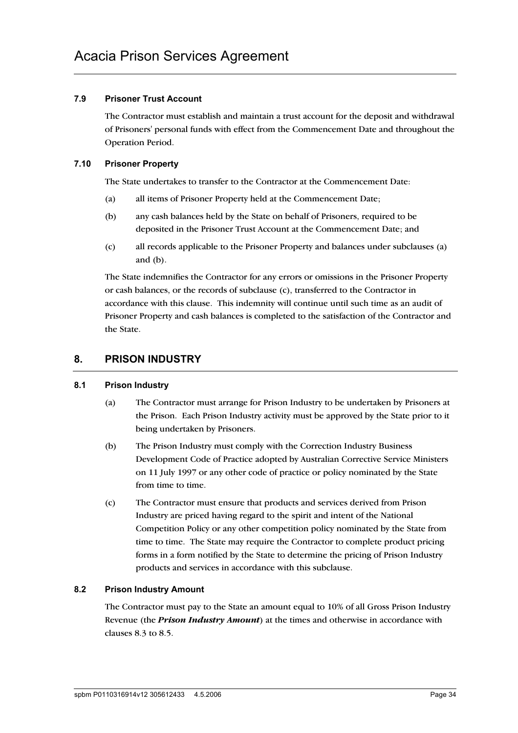### 7.9 Prisoner Trust Account

The Contractor must establish and maintain a trust account for the deposit and withdrawal of Prisoners' personal funds with effect from the Commencement Date and throughout the Operation Period.

### 7.10 Prisoner Property

The State undertakes to transfer to the Contractor at the Commencement Date:

(a) all items of Prisoner Property held at the Commencement Date;

(b) any cash balances held by the State on behalf of Prisoners, required to be deposited in the Prisoner Trust Account at the Commencement Date; and

(c) all records applicable to the Prisoner Property and balances under subclauses (a) and (b).

The State indemnifies the Contractor for any errors or omissions in the Prisoner Property or cash balances, or the records of subclause (c), transferred to the Contractor in accordance with this clause. This indemnity will continue until such time as an audit of Prisoner Property and cash balances is completed to the satisfaction of the Contractor and the State.

## 8. PRISON INDUSTRY

### 8.1 Prison Industry

(a) The Contractor must arrange for Prison Industry to be undertaken by Prisoners at the Prison. Each Prison Industry activity must be approved by the State prior to it being undertaken by Prisoners.

(b) The Prison Industry must comply with the Correction Industry Business Development Code of Practice adopted by Australian Corrective Service Ministers on 11 July 1997 or any other code of practice or policy nominated by the State from time to time.

(c) The Contractor must ensure that products and services derived from Prison Industry are priced having regard to the spirit and intent of the National Competition Policy or any other competition policy nominated by the State from time to time. The State may require the Contractor to complete product pricing forms in a form notified by the State to determine the pricing of Prison Industry products and services in accordance with this subclause.

### 8.2 Prison Industry Amount

The Contractor must pay to the State an amount equal to 10% of all Gross Prison Industry Revenue (the ***Prison Industry Amount***) at the times and otherwise in accordance with clauses 8.3 to 8.5.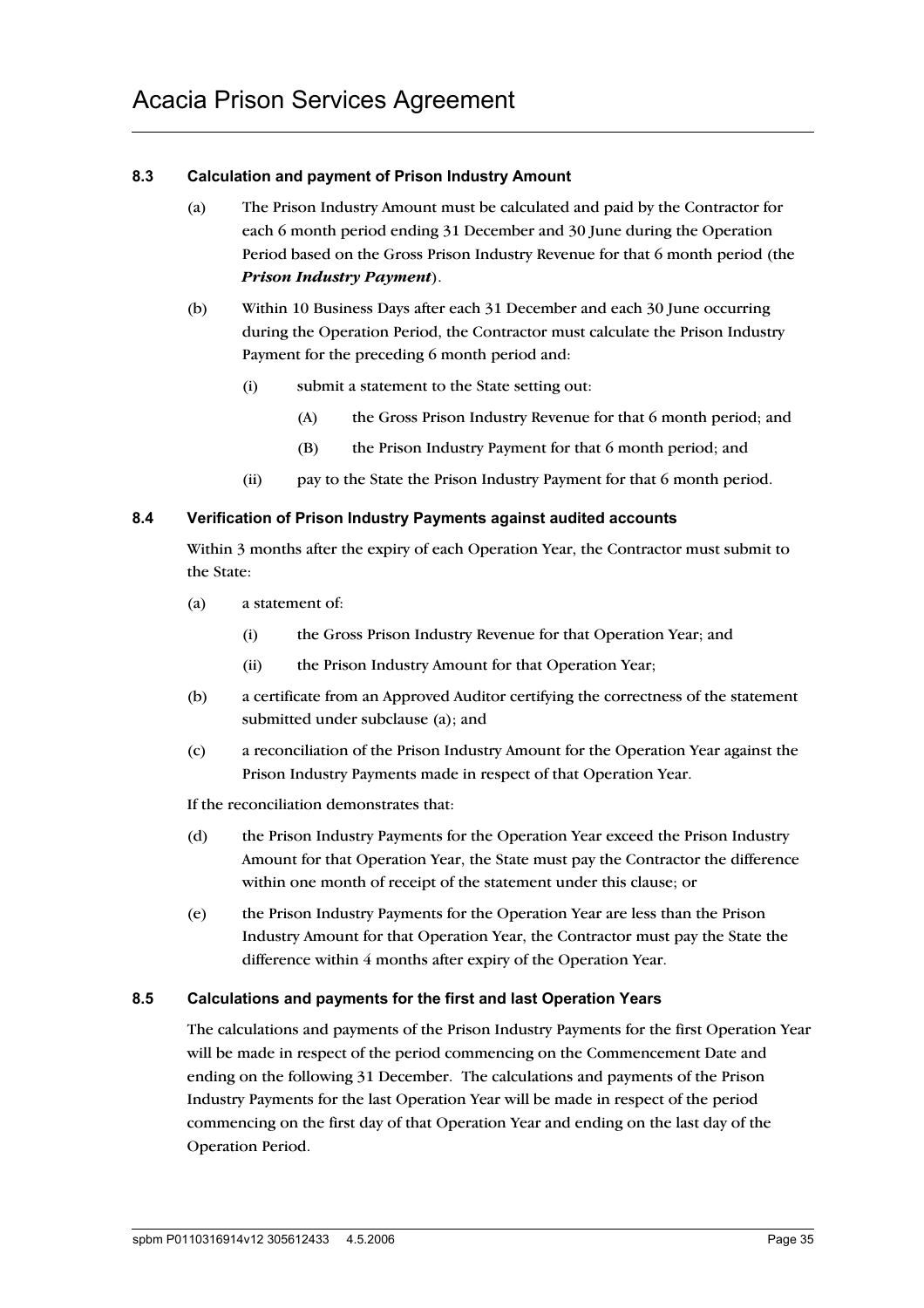### 8.3 Calculation and payment of Prison Industry Amount

(a) The Prison Industry Amount must be calculated and paid by the Contractor for each 6 month period ending 31 December and 30 June during the Operation Period based on the Gross Prison Industry Revenue for that 6 month period (the ***Prison Industry Payment***).

(b) Within 10 Business Days after each 31 December and each 30 June occurring during the Operation Period, the Contractor must calculate the Prison Industry Payment for the preceding 6 month period and:

   (i) submit a statement to the State setting out:

      (A) the Gross Prison Industry Revenue for that 6 month period; and

      (B) the Prison Industry Payment for that 6 month period; and

   (ii) pay to the State the Prison Industry Payment for that 6 month period.

### 8.4 Verification of Prison Industry Payments against audited accounts

Within 3 months after the expiry of each Operation Year, the Contractor must submit to the State:

(a) a statement of:

   (i) the Gross Prison Industry Revenue for that Operation Year; and

   (ii) the Prison Industry Amount for that Operation Year;

(b) a certificate from an Approved Auditor certifying the correctness of the statement submitted under subclause (a); and

(c) a reconciliation of the Prison Industry Amount for the Operation Year against the Prison Industry Payments made in respect of that Operation Year.

If the reconciliation demonstrates that:

(d) the Prison Industry Payments for the Operation Year exceed the Prison Industry Amount for that Operation Year, the State must pay the Contractor the difference within one month of receipt of the statement under this clause; or

(e) the Prison Industry Payments for the Operation Year are less than the Prison Industry Amount for that Operation Year, the Contractor must pay the State the difference within 4 months after expiry of the Operation Year.

### 8.5 Calculations and payments for the first and last Operation Years

The calculations and payments of the Prison Industry Payments for the first Operation Year will be made in respect of the period commencing on the Commencement Date and ending on the following 31 December. The calculations and payments of the Prison Industry Payments for the last Operation Year will be made in respect of the period commencing on the first day of that Operation Year and ending on the last day of the Operation Period.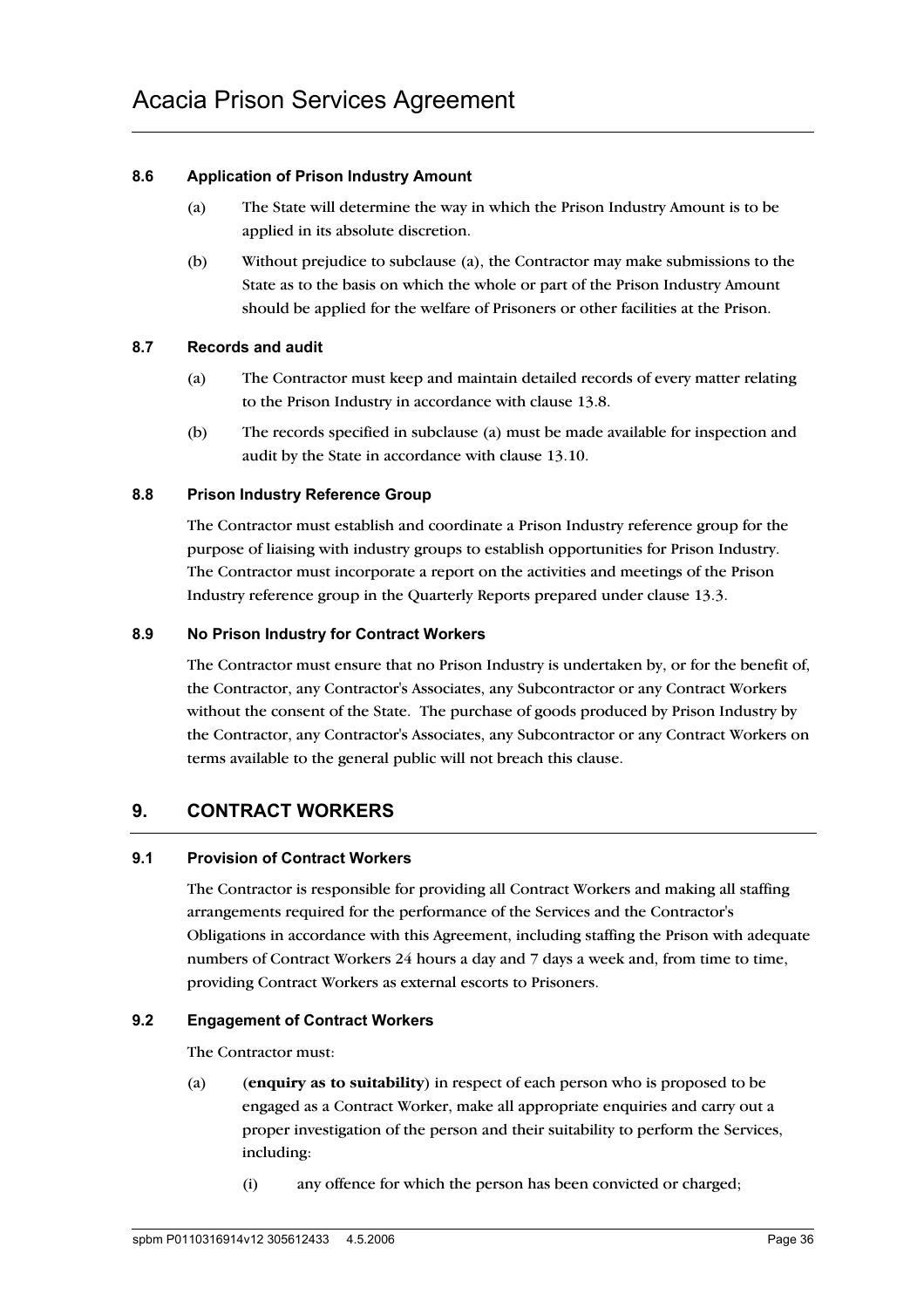### 8.6 Application of Prison Industry Amount

(a) The State will determine the way in which the Prison Industry Amount is to be applied in its absolute discretion.

(b) Without prejudice to subclause (a), the Contractor may make submissions to the State as to the basis on which the whole or part of the Prison Industry Amount should be applied for the welfare of Prisoners or other facilities at the Prison.

### 8.7 Records and audit

(a) The Contractor must keep and maintain detailed records of every matter relating to the Prison Industry in accordance with clause 13.8.

(b) The records specified in subclause (a) must be made available for inspection and audit by the State in accordance with clause 13.10.

### 8.8 Prison Industry Reference Group

The Contractor must establish and coordinate a Prison Industry reference group for the purpose of liaising with industry groups to establish opportunities for Prison Industry. The Contractor must incorporate a report on the activities and meetings of the Prison Industry reference group in the Quarterly Reports prepared under clause 13.3.

### 8.9 No Prison Industry for Contract Workers

The Contractor must ensure that no Prison Industry is undertaken by, or for the benefit of, the Contractor, any Contractor's Associates, any Subcontractor or any Contract Workers without the consent of the State. The purchase of goods produced by Prison Industry by the Contractor, any Contractor's Associates, any Subcontractor or any Contract Workers on terms available to the general public will not breach this clause.

## 9. CONTRACT WORKERS

### 9.1 Provision of Contract Workers

The Contractor is responsible for providing all Contract Workers and making all staffing arrangements required for the performance of the Services and the Contractor's Obligations in accordance with this Agreement, including staffing the Prison with adequate numbers of Contract Workers 24 hours a day and 7 days a week and, from time to time, providing Contract Workers as external escorts to Prisoners.

### 9.2 Engagement of Contract Workers

The Contractor must:

(a) (**enquiry as to suitability**) in respect of each person who is proposed to be engaged as a Contract Worker, make all appropriate enquiries and carry out a proper investigation of the person and their suitability to perform the Services, including:

(i) any offence for which the person has been convicted or charged;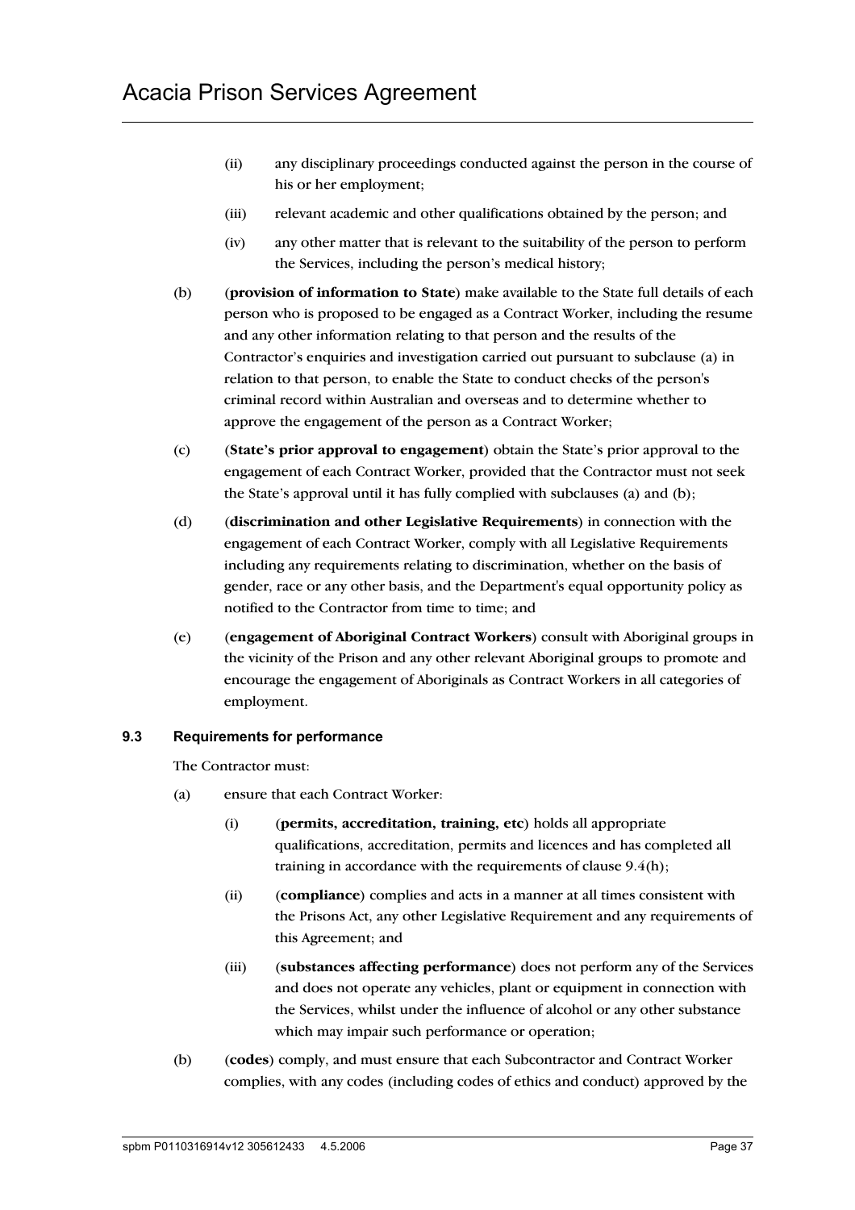(ii) any disciplinary proceedings conducted against the person in the course of his or her employment;

(iii) relevant academic and other qualifications obtained by the person; and

(iv) any other matter that is relevant to the suitability of the person to perform the Services, including the person's medical history;

(b) (**provision of information to State**) make available to the State full details of each person who is proposed to be engaged as a Contract Worker, including the resume and any other information relating to that person and the results of the Contractor's enquiries and investigation carried out pursuant to subclause (a) in relation to that person, to enable the State to conduct checks of the person's criminal record within Australian and overseas and to determine whether to approve the engagement of the person as a Contract Worker;

(c) (**State's prior approval to engagement**) obtain the State's prior approval to the engagement of each Contract Worker, provided that the Contractor must not seek the State's approval until it has fully complied with subclauses (a) and (b);

(d) (**discrimination and other Legislative Requirements**) in connection with the engagement of each Contract Worker, comply with all Legislative Requirements including any requirements relating to discrimination, whether on the basis of gender, race or any other basis, and the Department's equal opportunity policy as notified to the Contractor from time to time; and

(e) (**engagement of Aboriginal Contract Workers**) consult with Aboriginal groups in the vicinity of the Prison and any other relevant Aboriginal groups to promote and encourage the engagement of Aboriginals as Contract Workers in all categories of employment.

### 9.3 Requirements for performance

The Contractor must:

(a) ensure that each Contract Worker:

(i) (**permits, accreditation, training, etc**) holds all appropriate qualifications, accreditation, permits and licences and has completed all training in accordance with the requirements of clause 9.4(h);

(ii) (**compliance**) complies and acts in a manner at all times consistent with the Prisons Act, any other Legislative Requirement and any requirements of this Agreement; and

(iii) (**substances affecting performance**) does not perform any of the Services and does not operate any vehicles, plant or equipment in connection with the Services, whilst under the influence of alcohol or any other substance which may impair such performance or operation;

(b) (**codes**) comply, and must ensure that each Subcontractor and Contract Worker complies, with any codes (including codes of ethics and conduct) approved by the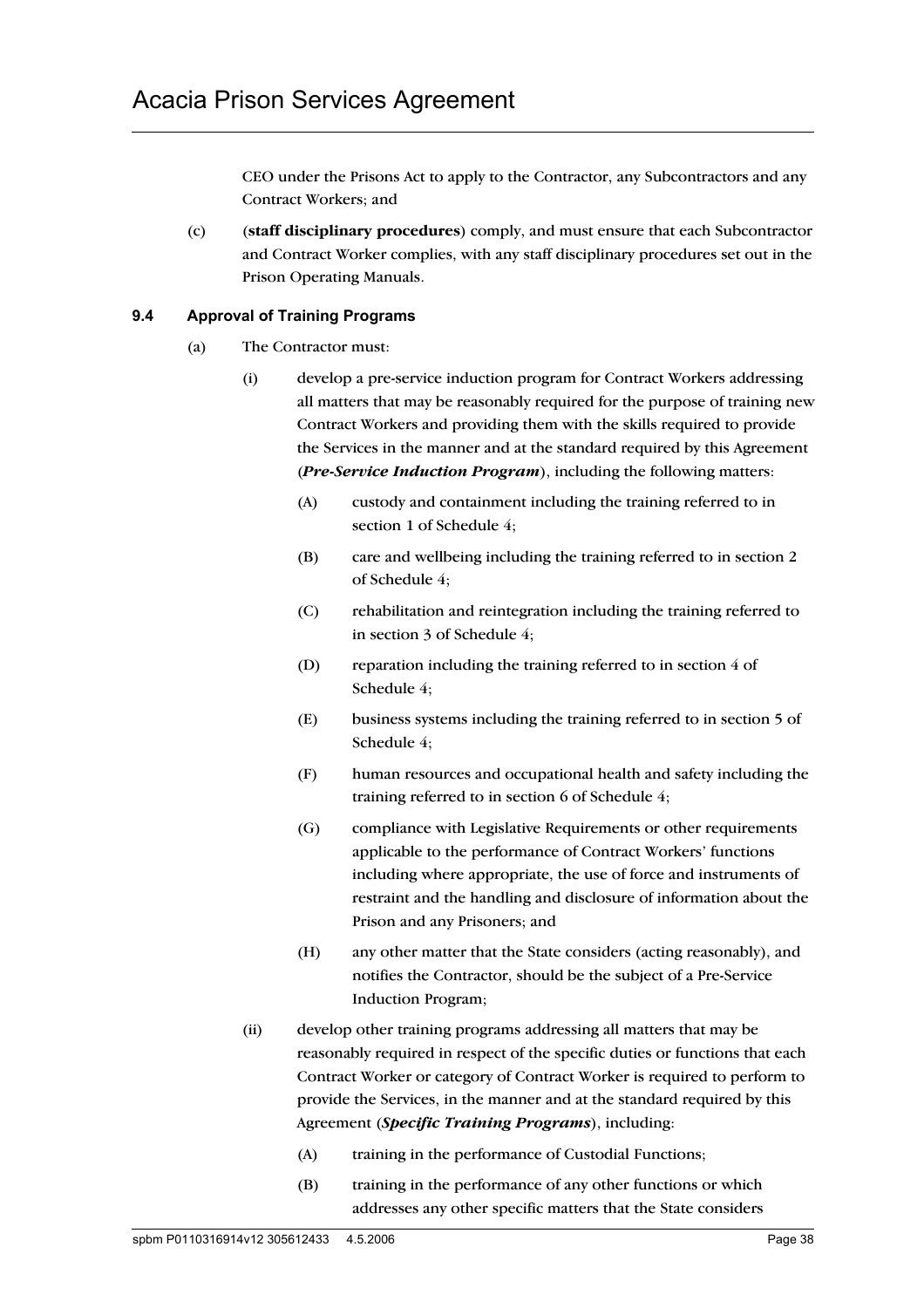CEO under the Prisons Act to apply to the Contractor, any Subcontractors and any Contract Workers; and

(c) (**staff disciplinary procedures**) comply, and must ensure that each Subcontractor and Contract Worker complies, with any staff disciplinary procedures set out in the Prison Operating Manuals.

### 9.4 Approval of Training Programs

(a) The Contractor must:

(i) develop a pre-service induction program for Contract Workers addressing all matters that may be reasonably required for the purpose of training new Contract Workers and providing them with the skills required to provide the Services in the manner and at the standard required by this Agreement (***Pre-Service Induction Program***), including the following matters:

(A) custody and containment including the training referred to in section 1 of Schedule 4;

(B) care and wellbeing including the training referred to in section 2 of Schedule 4;

(C) rehabilitation and reintegration including the training referred to in section 3 of Schedule 4;

(D) reparation including the training referred to in section 4 of Schedule 4;

(E) business systems including the training referred to in section 5 of Schedule 4;

(F) human resources and occupational health and safety including the training referred to in section 6 of Schedule 4;

(G) compliance with Legislative Requirements or other requirements applicable to the performance of Contract Workers' functions including where appropriate, the use of force and instruments of restraint and the handling and disclosure of information about the Prison and any Prisoners; and

(H) any other matter that the State considers (acting reasonably), and notifies the Contractor, should be the subject of a Pre-Service Induction Program;

(ii) develop other training programs addressing all matters that may be reasonably required in respect of the specific duties or functions that each Contract Worker or category of Contract Worker is required to perform to provide the Services, in the manner and at the standard required by this Agreement (***Specific Training Programs***), including:

(A) training in the performance of Custodial Functions;

(B) training in the performance of any other functions or which addresses any other specific matters that the State considers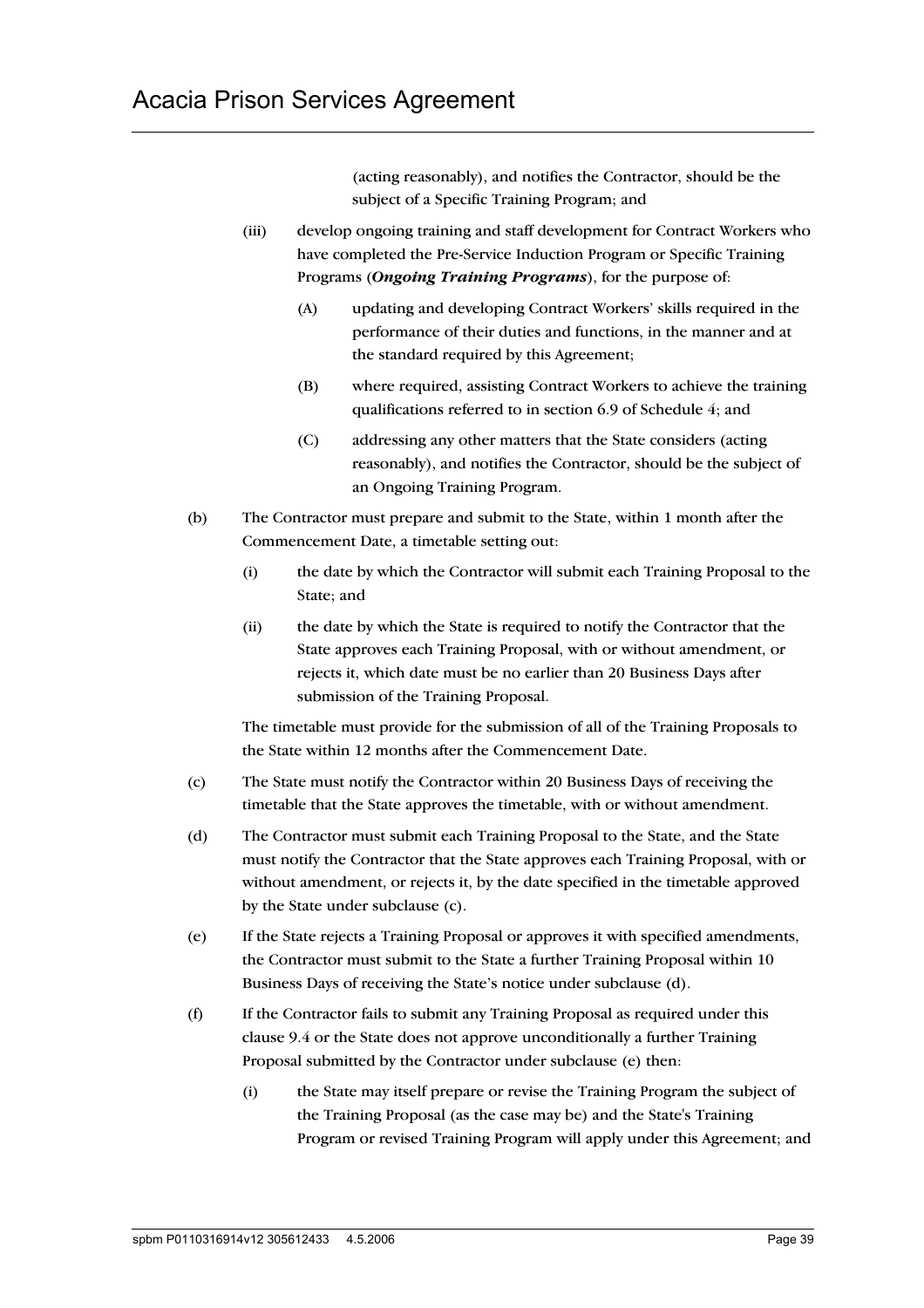(acting reasonably), and notifies the Contractor, should be the subject of a Specific Training Program; and

(iii) develop ongoing training and staff development for Contract Workers who have completed the Pre-Service Induction Program or Specific Training Programs (***Ongoing Training Programs***), for the purpose of:

(A) updating and developing Contract Workers' skills required in the performance of their duties and functions, in the manner and at the standard required by this Agreement;

(B) where required, assisting Contract Workers to achieve the training qualifications referred to in section 6.9 of Schedule 4; and

(C) addressing any other matters that the State considers (acting reasonably), and notifies the Contractor, should be the subject of an Ongoing Training Program.

(b) The Contractor must prepare and submit to the State, within 1 month after the Commencement Date, a timetable setting out:

(i) the date by which the Contractor will submit each Training Proposal to the State; and

(ii) the date by which the State is required to notify the Contractor that the State approves each Training Proposal, with or without amendment, or rejects it, which date must be no earlier than 20 Business Days after submission of the Training Proposal.

The timetable must provide for the submission of all of the Training Proposals to the State within 12 months after the Commencement Date.

(c) The State must notify the Contractor within 20 Business Days of receiving the timetable that the State approves the timetable, with or without amendment.

(d) The Contractor must submit each Training Proposal to the State, and the State must notify the Contractor that the State approves each Training Proposal, with or without amendment, or rejects it, by the date specified in the timetable approved by the State under subclause (c).

(e) If the State rejects a Training Proposal or approves it with specified amendments, the Contractor must submit to the State a further Training Proposal within 10 Business Days of receiving the State's notice under subclause (d).

(f) If the Contractor fails to submit any Training Proposal as required under this clause 9.4 or the State does not approve unconditionally a further Training Proposal submitted by the Contractor under subclause (e) then:

(i) the State may itself prepare or revise the Training Program the subject of the Training Proposal (as the case may be) and the State's Training Program or revised Training Program will apply under this Agreement; and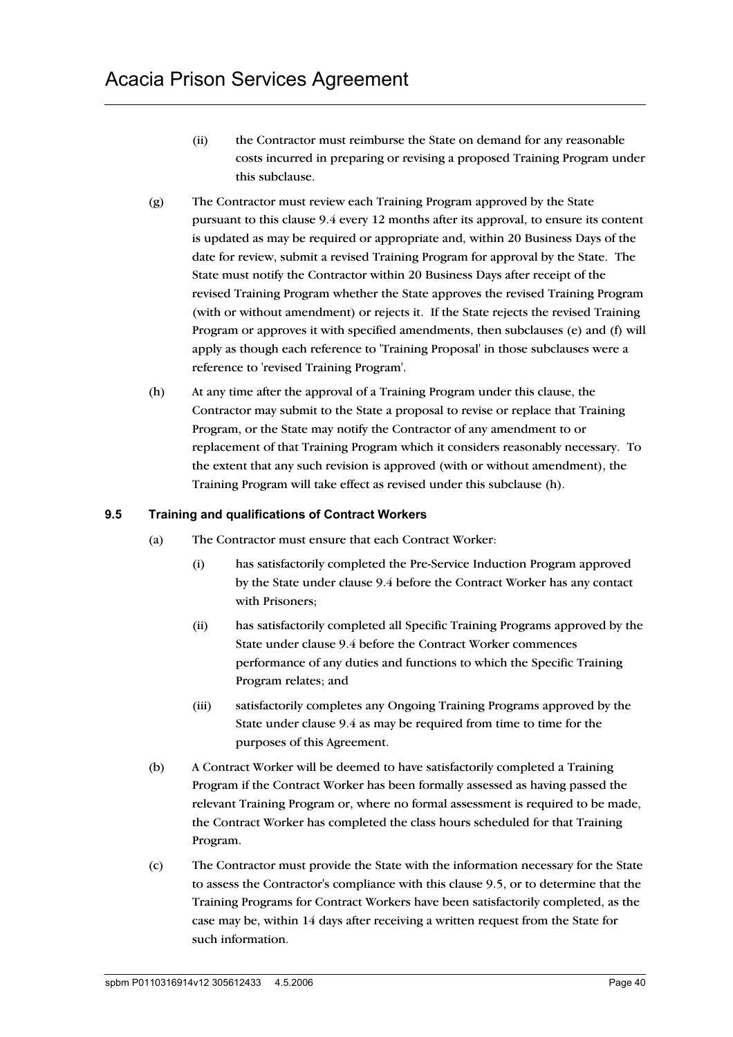(ii) the Contractor must reimburse the State on demand for any reasonable costs incurred in preparing or revising a proposed Training Program under this subclause.

(g) The Contractor must review each Training Program approved by the State pursuant to this clause 9.4 every 12 months after its approval, to ensure its content is updated as may be required or appropriate and, within 20 Business Days of the date for review, submit a revised Training Program for approval by the State. The State must notify the Contractor within 20 Business Days after receipt of the revised Training Program whether the State approves the revised Training Program (with or without amendment) or rejects it. If the State rejects the revised Training Program or approves it with specified amendments, then subclauses (e) and (f) will apply as though each reference to 'Training Proposal' in those subclauses were a reference to 'revised Training Program'.

(h) At any time after the approval of a Training Program under this clause, the Contractor may submit to the State a proposal to revise or replace that Training Program, or the State may notify the Contractor of any amendment to or replacement of that Training Program which it considers reasonably necessary. To the extent that any such revision is approved (with or without amendment), the Training Program will take effect as revised under this subclause (h).

### 9.5 Training and qualifications of Contract Workers

(a) The Contractor must ensure that each Contract Worker:

(i) has satisfactorily completed the Pre-Service Induction Program approved by the State under clause 9.4 before the Contract Worker has any contact with Prisoners;

(ii) has satisfactorily completed all Specific Training Programs approved by the State under clause 9.4 before the Contract Worker commences performance of any duties and functions to which the Specific Training Program relates; and

(iii) satisfactorily completes any Ongoing Training Programs approved by the State under clause 9.4 as may be required from time to time for the purposes of this Agreement.

(b) A Contract Worker will be deemed to have satisfactorily completed a Training Program if the Contract Worker has been formally assessed as having passed the relevant Training Program or, where no formal assessment is required to be made, the Contract Worker has completed the class hours scheduled for that Training Program.

(c) The Contractor must provide the State with the information necessary for the State to assess the Contractor's compliance with this clause 9.5, or to determine that the Training Programs for Contract Workers have been satisfactorily completed, as the case may be, within 14 days after receiving a written request from the State for such information.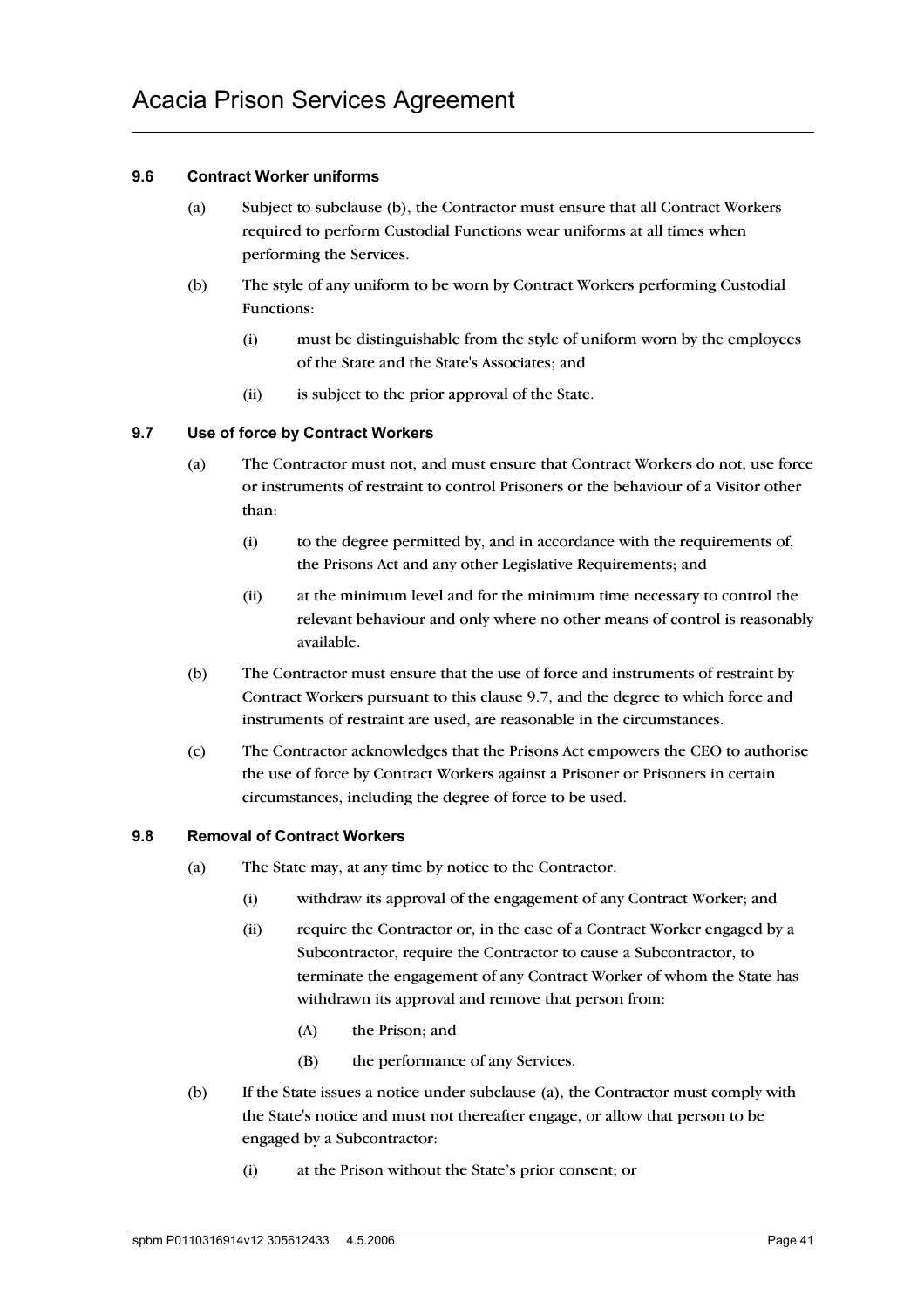### 9.6 Contract Worker uniforms

(a) Subject to subclause (b), the Contractor must ensure that all Contract Workers required to perform Custodial Functions wear uniforms at all times when performing the Services.

(b) The style of any uniform to be worn by Contract Workers performing Custodial Functions:

(i) must be distinguishable from the style of uniform worn by the employees of the State and the State's Associates; and

(ii) is subject to the prior approval of the State.

### 9.7 Use of force by Contract Workers

(a) The Contractor must not, and must ensure that Contract Workers do not, use force or instruments of restraint to control Prisoners or the behaviour of a Visitor other than:

(i) to the degree permitted by, and in accordance with the requirements of, the Prisons Act and any other Legislative Requirements; and

(ii) at the minimum level and for the minimum time necessary to control the relevant behaviour and only where no other means of control is reasonably available.

(b) The Contractor must ensure that the use of force and instruments of restraint by Contract Workers pursuant to this clause 9.7, and the degree to which force and instruments of restraint are used, are reasonable in the circumstances.

(c) The Contractor acknowledges that the Prisons Act empowers the CEO to authorise the use of force by Contract Workers against a Prisoner or Prisoners in certain circumstances, including the degree of force to be used.

### 9.8 Removal of Contract Workers

(a) The State may, at any time by notice to the Contractor:

(i) withdraw its approval of the engagement of any Contract Worker; and

(ii) require the Contractor or, in the case of a Contract Worker engaged by a Subcontractor, require the Contractor to cause a Subcontractor, to terminate the engagement of any Contract Worker of whom the State has withdrawn its approval and remove that person from:

(A) the Prison; and

(B) the performance of any Services.

(b) If the State issues a notice under subclause (a), the Contractor must comply with the State's notice and must not thereafter engage, or allow that person to be engaged by a Subcontractor:

(i) at the Prison without the State's prior consent; or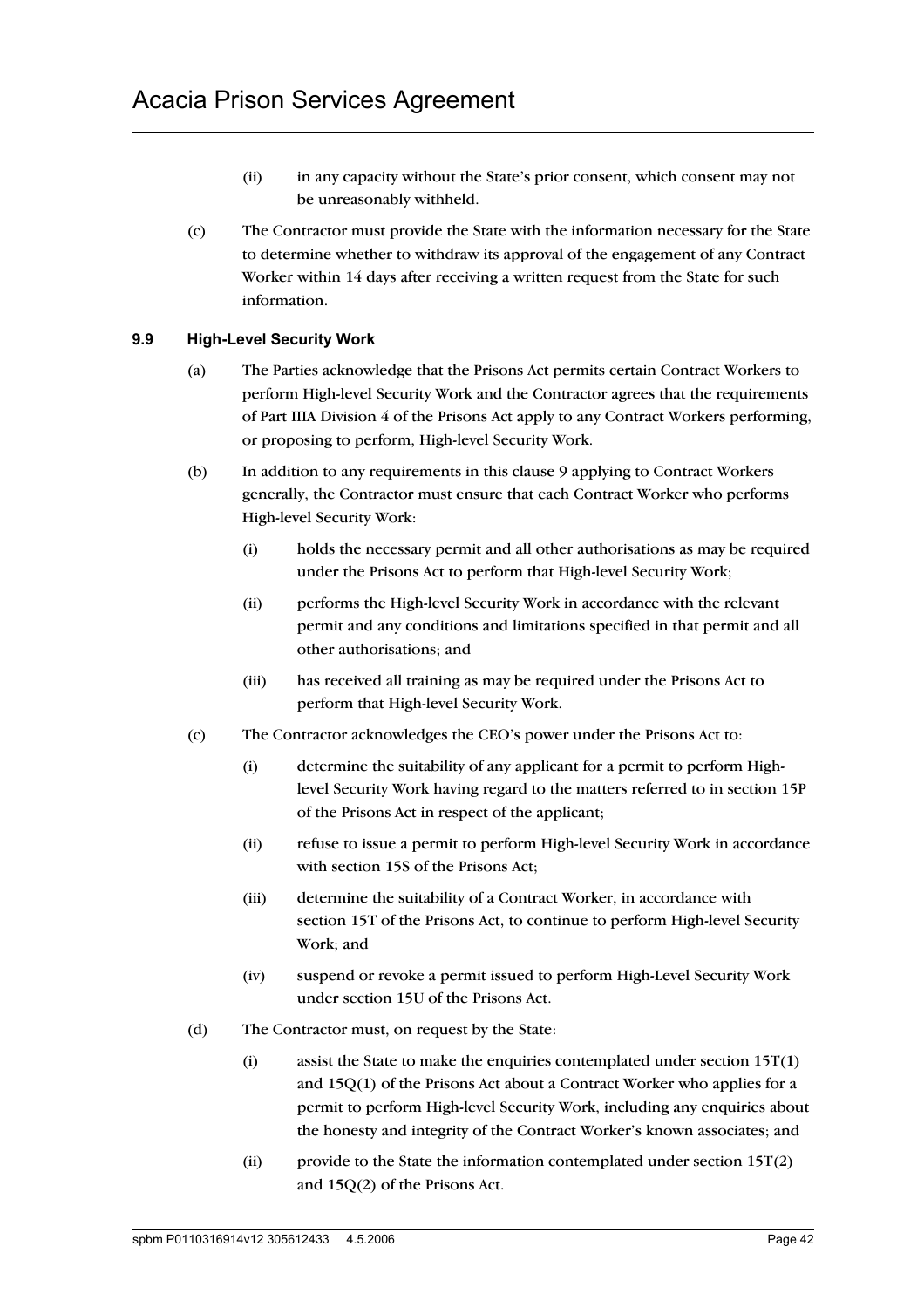(ii) in any capacity without the State's prior consent, which consent may not be unreasonably withheld.

(c) The Contractor must provide the State with the information necessary for the State to determine whether to withdraw its approval of the engagement of any Contract Worker within 14 days after receiving a written request from the State for such information.

### 9.9 High-Level Security Work

(a) The Parties acknowledge that the Prisons Act permits certain Contract Workers to perform High-level Security Work and the Contractor agrees that the requirements of Part IIIA Division 4 of the Prisons Act apply to any Contract Workers performing, or proposing to perform, High-level Security Work.

(b) In addition to any requirements in this clause 9 applying to Contract Workers generally, the Contractor must ensure that each Contract Worker who performs High-level Security Work:

(i) holds the necessary permit and all other authorisations as may be required under the Prisons Act to perform that High-level Security Work;

(ii) performs the High-level Security Work in accordance with the relevant permit and any conditions and limitations specified in that permit and all other authorisations; and

(iii) has received all training as may be required under the Prisons Act to perform that High-level Security Work.

(c) The Contractor acknowledges the CEO's power under the Prisons Act to:

(i) determine the suitability of any applicant for a permit to perform High-level Security Work having regard to the matters referred to in section 15P of the Prisons Act in respect of the applicant;

(ii) refuse to issue a permit to perform High-level Security Work in accordance with section 15S of the Prisons Act;

(iii) determine the suitability of a Contract Worker, in accordance with section 15T of the Prisons Act, to continue to perform High-level Security Work; and

(iv) suspend or revoke a permit issued to perform High-Level Security Work under section 15U of the Prisons Act.

(d) The Contractor must, on request by the State:

(i) assist the State to make the enquiries contemplated under section 15T(1) and 15Q(1) of the Prisons Act about a Contract Worker who applies for a permit to perform High-level Security Work, including any enquiries about the honesty and integrity of the Contract Worker's known associates; and

(ii) provide to the State the information contemplated under section 15T(2) and 15Q(2) of the Prisons Act.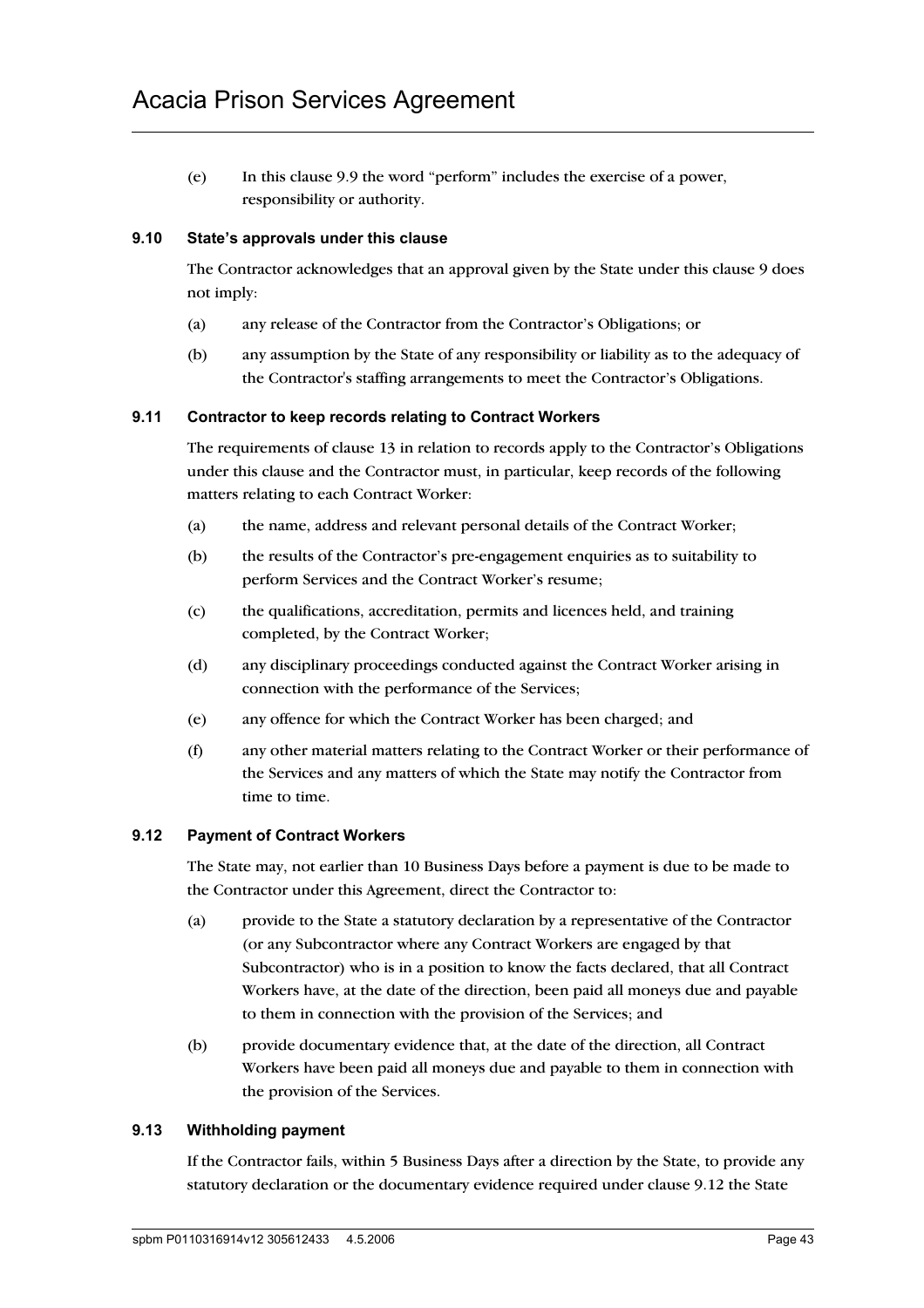(e) In this clause 9.9 the word "perform" includes the exercise of a power, responsibility or authority.

### 9.10 State's approvals under this clause

The Contractor acknowledges that an approval given by the State under this clause 9 does not imply:

(a) any release of the Contractor from the Contractor's Obligations; or

(b) any assumption by the State of any responsibility or liability as to the adequacy of the Contractor's staffing arrangements to meet the Contractor's Obligations.

### 9.11 Contractor to keep records relating to Contract Workers

The requirements of clause 13 in relation to records apply to the Contractor's Obligations under this clause and the Contractor must, in particular, keep records of the following matters relating to each Contract Worker:

(a) the name, address and relevant personal details of the Contract Worker;

(b) the results of the Contractor's pre-engagement enquiries as to suitability to perform Services and the Contract Worker's resume;

(c) the qualifications, accreditation, permits and licences held, and training completed, by the Contract Worker;

(d) any disciplinary proceedings conducted against the Contract Worker arising in connection with the performance of the Services;

(e) any offence for which the Contract Worker has been charged; and

(f) any other material matters relating to the Contract Worker or their performance of the Services and any matters of which the State may notify the Contractor from time to time.

### 9.12 Payment of Contract Workers

The State may, not earlier than 10 Business Days before a payment is due to be made to the Contractor under this Agreement, direct the Contractor to:

(a) provide to the State a statutory declaration by a representative of the Contractor (or any Subcontractor where any Contract Workers are engaged by that Subcontractor) who is in a position to know the facts declared, that all Contract Workers have, at the date of the direction, been paid all moneys due and payable to them in connection with the provision of the Services; and

(b) provide documentary evidence that, at the date of the direction, all Contract Workers have been paid all moneys due and payable to them in connection with the provision of the Services.

### 9.13 Withholding payment

If the Contractor fails, within 5 Business Days after a direction by the State, to provide any statutory declaration or the documentary evidence required under clause 9.12 the State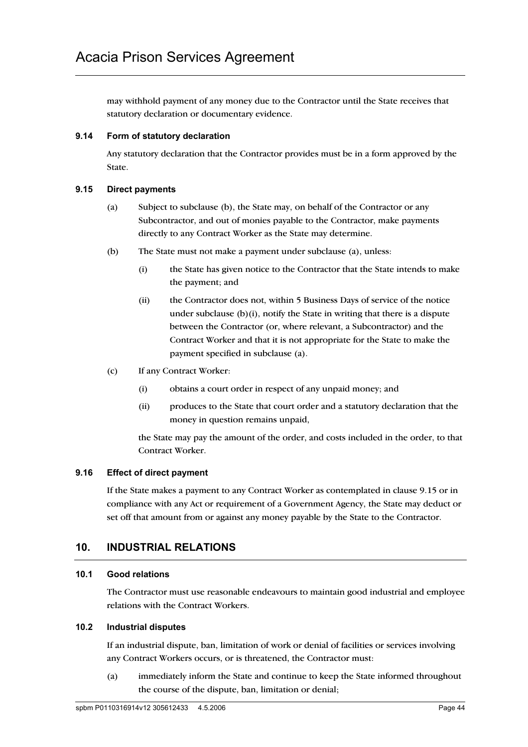may withhold payment of any money due to the Contractor until the State receives that statutory declaration or documentary evidence.

### 9.14 Form of statutory declaration

Any statutory declaration that the Contractor provides must be in a form approved by the State.

### 9.15 Direct payments

(a) Subject to subclause (b), the State may, on behalf of the Contractor or any Subcontractor, and out of monies payable to the Contractor, make payments directly to any Contract Worker as the State may determine.

(b) The State must not make a payment under subclause (a), unless:

(i) the State has given notice to the Contractor that the State intends to make the payment; and

(ii) the Contractor does not, within 5 Business Days of service of the notice under subclause (b)(i), notify the State in writing that there is a dispute between the Contractor (or, where relevant, a Subcontractor) and the Contract Worker and that it is not appropriate for the State to make the payment specified in subclause (a).

(c) If any Contract Worker:

(i) obtains a court order in respect of any unpaid money; and

(ii) produces to the State that court order and a statutory declaration that the money in question remains unpaid,

the State may pay the amount of the order, and costs included in the order, to that Contract Worker.

### 9.16 Effect of direct payment

If the State makes a payment to any Contract Worker as contemplated in clause 9.15 or in compliance with any Act or requirement of a Government Agency, the State may deduct or set off that amount from or against any money payable by the State to the Contractor.

## 10. INDUSTRIAL RELATIONS

### 10.1 Good relations

The Contractor must use reasonable endeavours to maintain good industrial and employee relations with the Contract Workers.

### 10.2 Industrial disputes

If an industrial dispute, ban, limitation of work or denial of facilities or services involving any Contract Workers occurs, or is threatened, the Contractor must:

(a) immediately inform the State and continue to keep the State informed throughout the course of the dispute, ban, limitation or denial;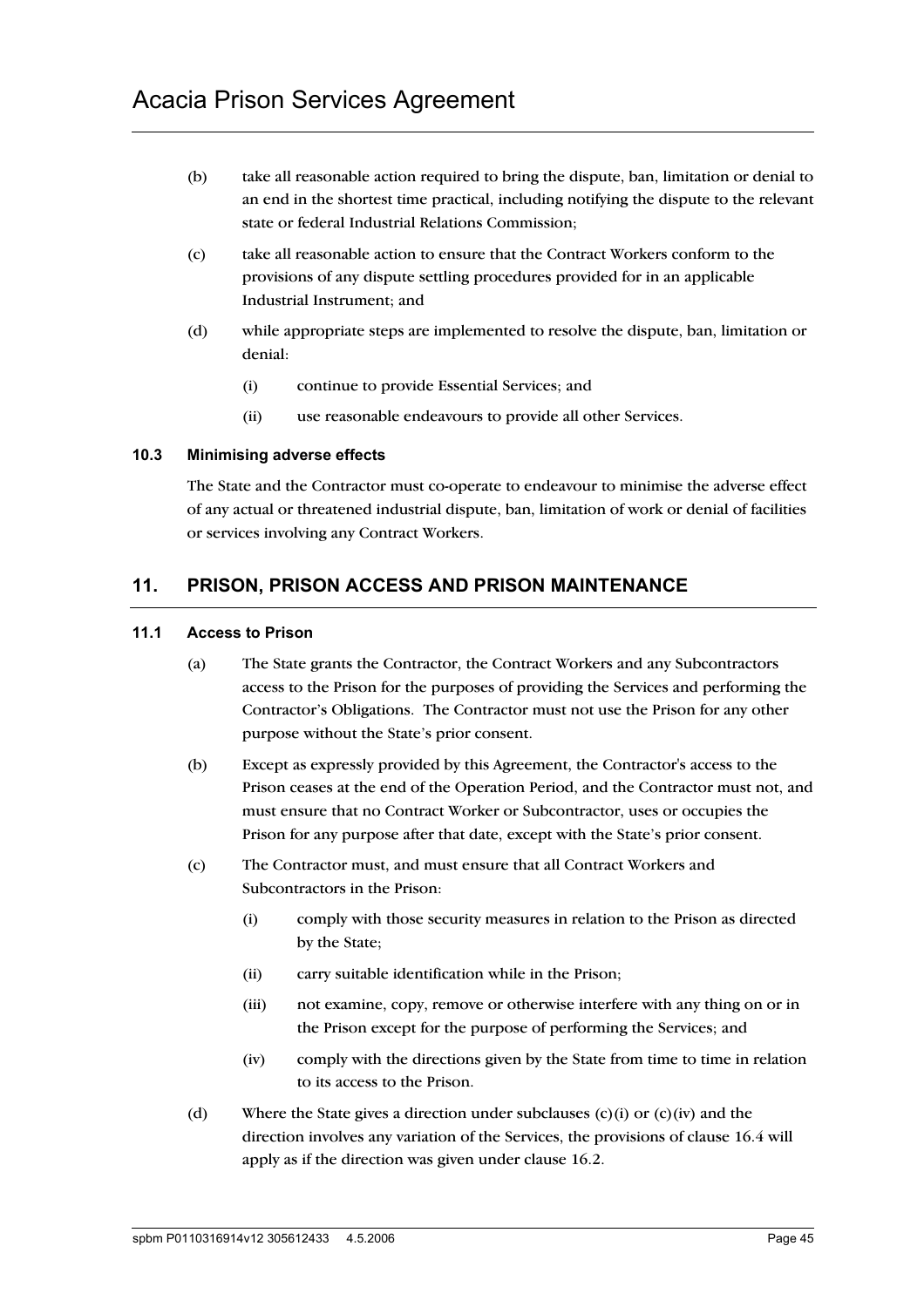(b) take all reasonable action required to bring the dispute, ban, limitation or denial to an end in the shortest time practical, including notifying the dispute to the relevant state or federal Industrial Relations Commission;

(c) take all reasonable action to ensure that the Contract Workers conform to the provisions of any dispute settling procedures provided for in an applicable Industrial Instrument; and

(d) while appropriate steps are implemented to resolve the dispute, ban, limitation or denial:

    (i) continue to provide Essential Services; and

    (ii) use reasonable endeavours to provide all other Services.

### 10.3 Minimising adverse effects

The State and the Contractor must co-operate to endeavour to minimise the adverse effect of any actual or threatened industrial dispute, ban, limitation of work or denial of facilities or services involving any Contract Workers.

## 11. PRISON, PRISON ACCESS AND PRISON MAINTENANCE

### 11.1 Access to Prison

(a) The State grants the Contractor, the Contract Workers and any Subcontractors access to the Prison for the purposes of providing the Services and performing the Contractor's Obligations. The Contractor must not use the Prison for any other purpose without the State's prior consent.

(b) Except as expressly provided by this Agreement, the Contractor's access to the Prison ceases at the end of the Operation Period, and the Contractor must not, and must ensure that no Contract Worker or Subcontractor, uses or occupies the Prison for any purpose after that date, except with the State's prior consent.

(c) The Contractor must, and must ensure that all Contract Workers and Subcontractors in the Prison:

    (i) comply with those security measures in relation to the Prison as directed by the State;

    (ii) carry suitable identification while in the Prison;

    (iii) not examine, copy, remove or otherwise interfere with any thing on or in the Prison except for the purpose of performing the Services; and

    (iv) comply with the directions given by the State from time to time in relation to its access to the Prison.

(d) Where the State gives a direction under subclauses (c)(i) or (c)(iv) and the direction involves any variation of the Services, the provisions of clause 16.4 will apply as if the direction was given under clause 16.2.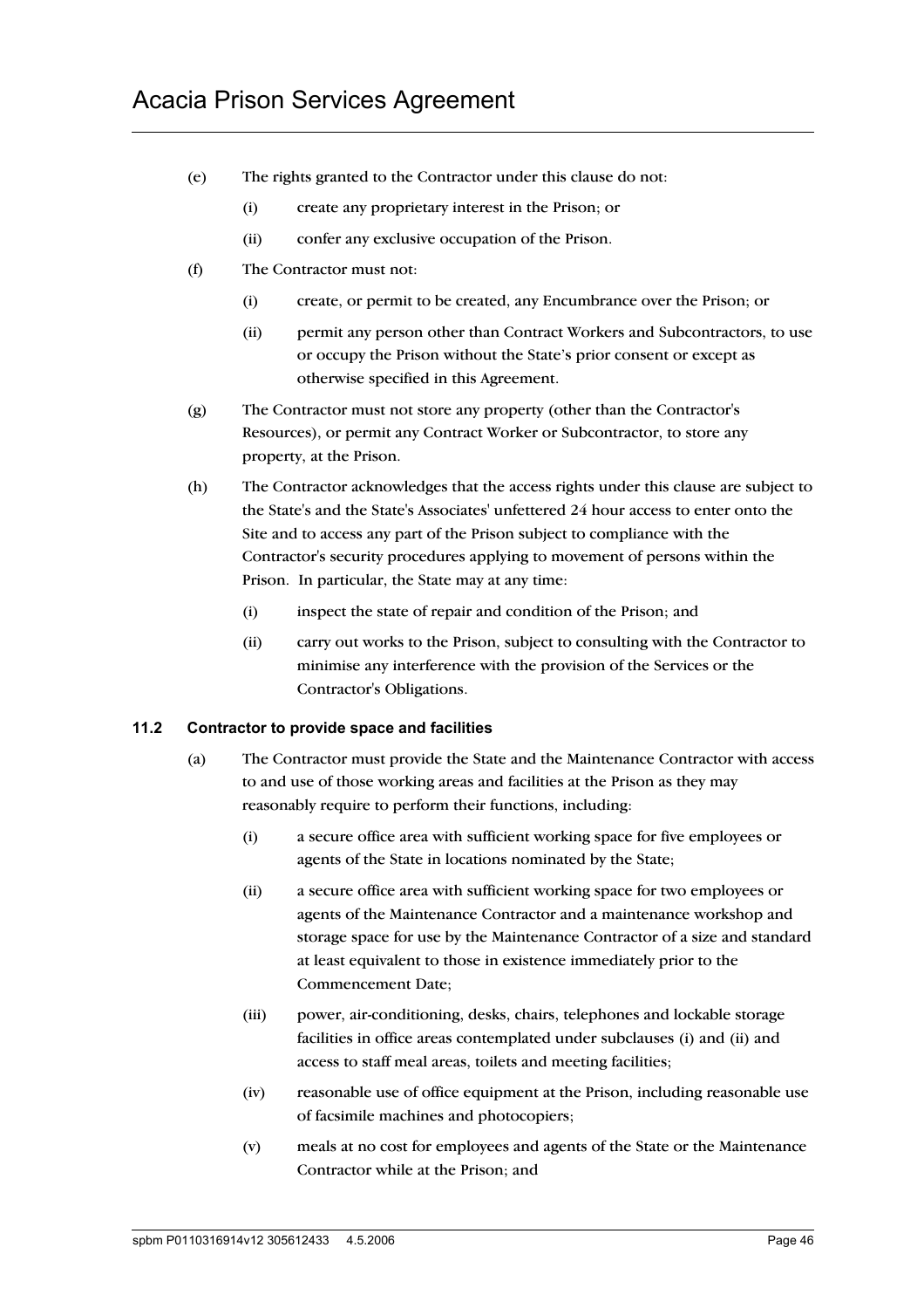(e) The rights granted to the Contractor under this clause do not:

(i) create any proprietary interest in the Prison; or

(ii) confer any exclusive occupation of the Prison.

(f) The Contractor must not:

(i) create, or permit to be created, any Encumbrance over the Prison; or

(ii) permit any person other than Contract Workers and Subcontractors, to use or occupy the Prison without the State's prior consent or except as otherwise specified in this Agreement.

(g) The Contractor must not store any property (other than the Contractor's Resources), or permit any Contract Worker or Subcontractor, to store any property, at the Prison.

(h) The Contractor acknowledges that the access rights under this clause are subject to the State's and the State's Associates' unfettered 24 hour access to enter onto the Site and to access any part of the Prison subject to compliance with the Contractor's security procedures applying to movement of persons within the Prison. In particular, the State may at any time:

(i) inspect the state of repair and condition of the Prison; and

(ii) carry out works to the Prison, subject to consulting with the Contractor to minimise any interference with the provision of the Services or the Contractor's Obligations.

### 11.2 Contractor to provide space and facilities

(a) The Contractor must provide the State and the Maintenance Contractor with access to and use of those working areas and facilities at the Prison as they may reasonably require to perform their functions, including:

(i) a secure office area with sufficient working space for five employees or agents of the State in locations nominated by the State;

(ii) a secure office area with sufficient working space for two employees or agents of the Maintenance Contractor and a maintenance workshop and storage space for use by the Maintenance Contractor of a size and standard at least equivalent to those in existence immediately prior to the Commencement Date;

(iii) power, air-conditioning, desks, chairs, telephones and lockable storage facilities in office areas contemplated under subclauses (i) and (ii) and access to staff meal areas, toilets and meeting facilities;

(iv) reasonable use of office equipment at the Prison, including reasonable use of facsimile machines and photocopiers;

(v) meals at no cost for employees and agents of the State or the Maintenance Contractor while at the Prison; and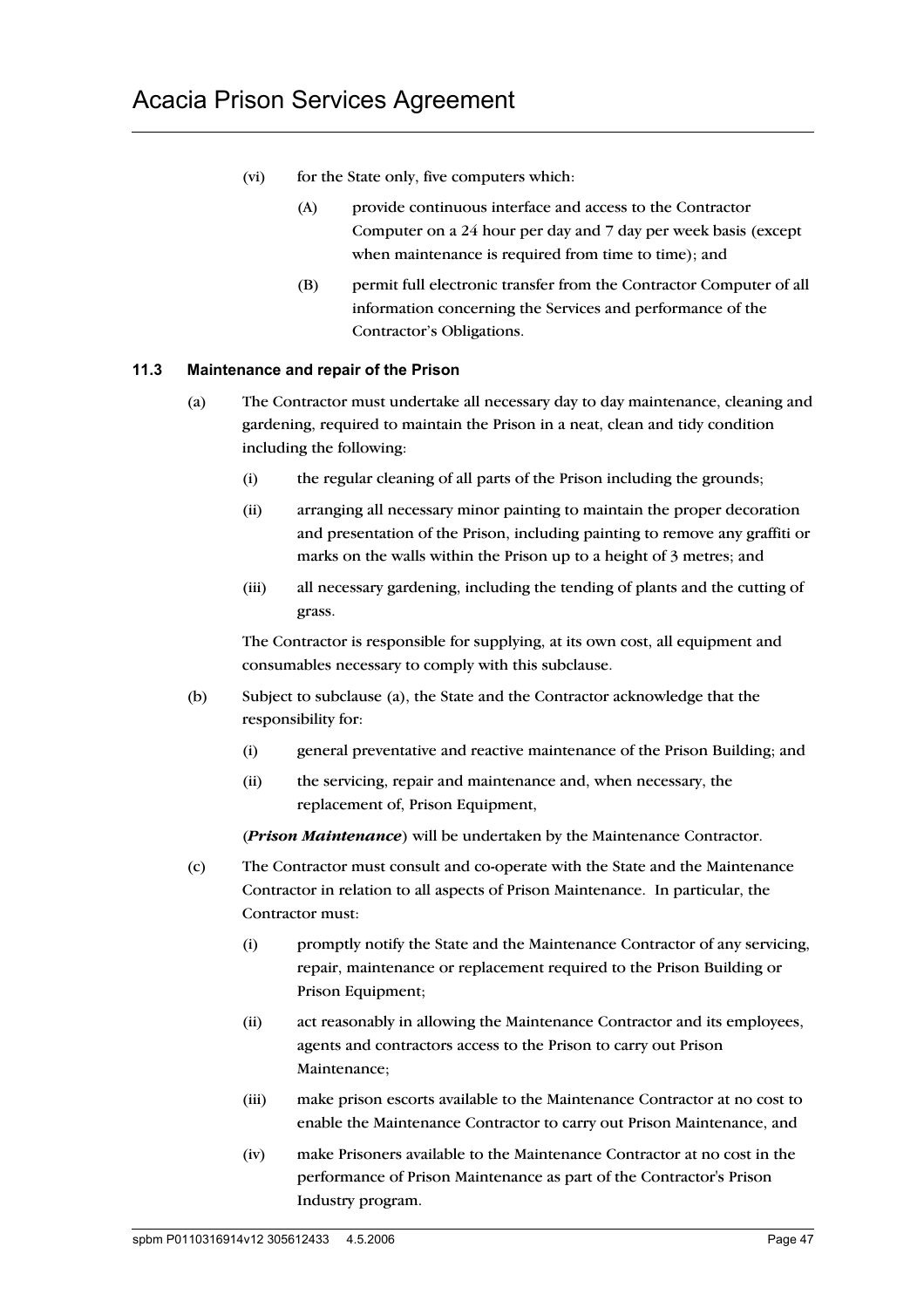(vi) for the State only, five computers which:

(A) provide continuous interface and access to the Contractor Computer on a 24 hour per day and 7 day per week basis (except when maintenance is required from time to time); and

(B) permit full electronic transfer from the Contractor Computer of all information concerning the Services and performance of the Contractor's Obligations.

### 11.3 Maintenance and repair of the Prison

(a) The Contractor must undertake all necessary day to day maintenance, cleaning and gardening, required to maintain the Prison in a neat, clean and tidy condition including the following:

(i) the regular cleaning of all parts of the Prison including the grounds;

(ii) arranging all necessary minor painting to maintain the proper decoration and presentation of the Prison, including painting to remove any graffiti or marks on the walls within the Prison up to a height of 3 metres; and

(iii) all necessary gardening, including the tending of plants and the cutting of grass.

The Contractor is responsible for supplying, at its own cost, all equipment and consumables necessary to comply with this subclause.

(b) Subject to subclause (a), the State and the Contractor acknowledge that the responsibility for:

(i) general preventative and reactive maintenance of the Prison Building; and

(ii) the servicing, repair and maintenance and, when necessary, the replacement of, Prison Equipment,

(***Prison Maintenance***) will be undertaken by the Maintenance Contractor.

(c) The Contractor must consult and co-operate with the State and the Maintenance Contractor in relation to all aspects of Prison Maintenance. In particular, the Contractor must:

(i) promptly notify the State and the Maintenance Contractor of any servicing, repair, maintenance or replacement required to the Prison Building or Prison Equipment;

(ii) act reasonably in allowing the Maintenance Contractor and its employees, agents and contractors access to the Prison to carry out Prison Maintenance;

(iii) make prison escorts available to the Maintenance Contractor at no cost to enable the Maintenance Contractor to carry out Prison Maintenance, and

(iv) make Prisoners available to the Maintenance Contractor at no cost in the performance of Prison Maintenance as part of the Contractor's Prison Industry program.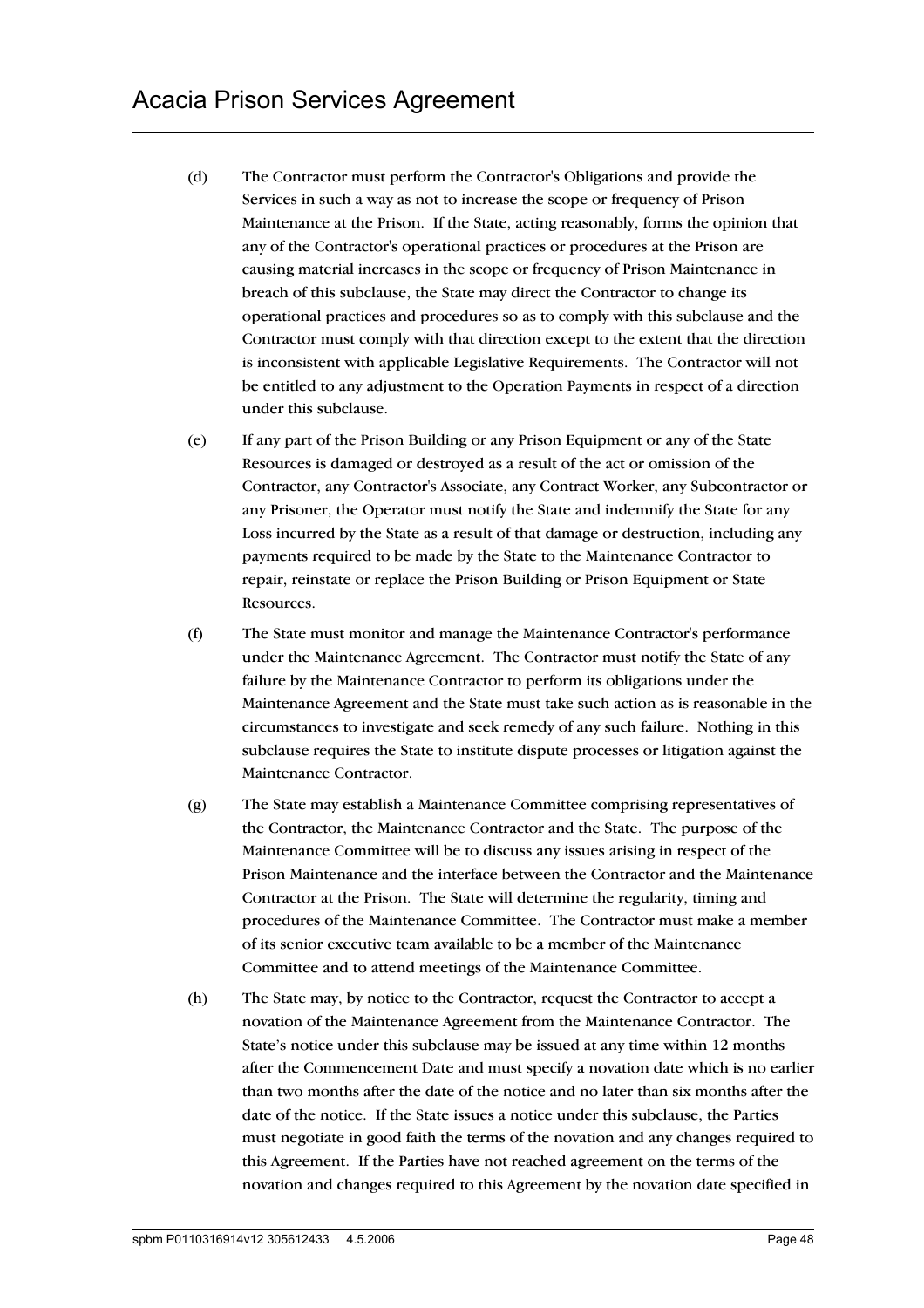(d) The Contractor must perform the Contractor's Obligations and provide the Services in such a way as not to increase the scope or frequency of Prison Maintenance at the Prison. If the State, acting reasonably, forms the opinion that any of the Contractor's operational practices or procedures at the Prison are causing material increases in the scope or frequency of Prison Maintenance in breach of this subclause, the State may direct the Contractor to change its operational practices and procedures so as to comply with this subclause and the Contractor must comply with that direction except to the extent that the direction is inconsistent with applicable Legislative Requirements. The Contractor will not be entitled to any adjustment to the Operation Payments in respect of a direction under this subclause.

(e) If any part of the Prison Building or any Prison Equipment or any of the State Resources is damaged or destroyed as a result of the act or omission of the Contractor, any Contractor's Associate, any Contract Worker, any Subcontractor or any Prisoner, the Operator must notify the State and indemnify the State for any Loss incurred by the State as a result of that damage or destruction, including any payments required to be made by the State to the Maintenance Contractor to repair, reinstate or replace the Prison Building or Prison Equipment or State Resources.

(f) The State must monitor and manage the Maintenance Contractor's performance under the Maintenance Agreement. The Contractor must notify the State of any failure by the Maintenance Contractor to perform its obligations under the Maintenance Agreement and the State must take such action as is reasonable in the circumstances to investigate and seek remedy of any such failure. Nothing in this subclause requires the State to institute dispute processes or litigation against the Maintenance Contractor.

(g) The State may establish a Maintenance Committee comprising representatives of the Contractor, the Maintenance Contractor and the State. The purpose of the Maintenance Committee will be to discuss any issues arising in respect of the Prison Maintenance and the interface between the Contractor and the Maintenance Contractor at the Prison. The State will determine the regularity, timing and procedures of the Maintenance Committee. The Contractor must make a member of its senior executive team available to be a member of the Maintenance Committee and to attend meetings of the Maintenance Committee.

(h) The State may, by notice to the Contractor, request the Contractor to accept a novation of the Maintenance Agreement from the Maintenance Contractor. The State's notice under this subclause may be issued at any time within 12 months after the Commencement Date and must specify a novation date which is no earlier than two months after the date of the notice and no later than six months after the date of the notice. If the State issues a notice under this subclause, the Parties must negotiate in good faith the terms of the novation and any changes required to this Agreement. If the Parties have not reached agreement on the terms of the novation and changes required to this Agreement by the novation date specified in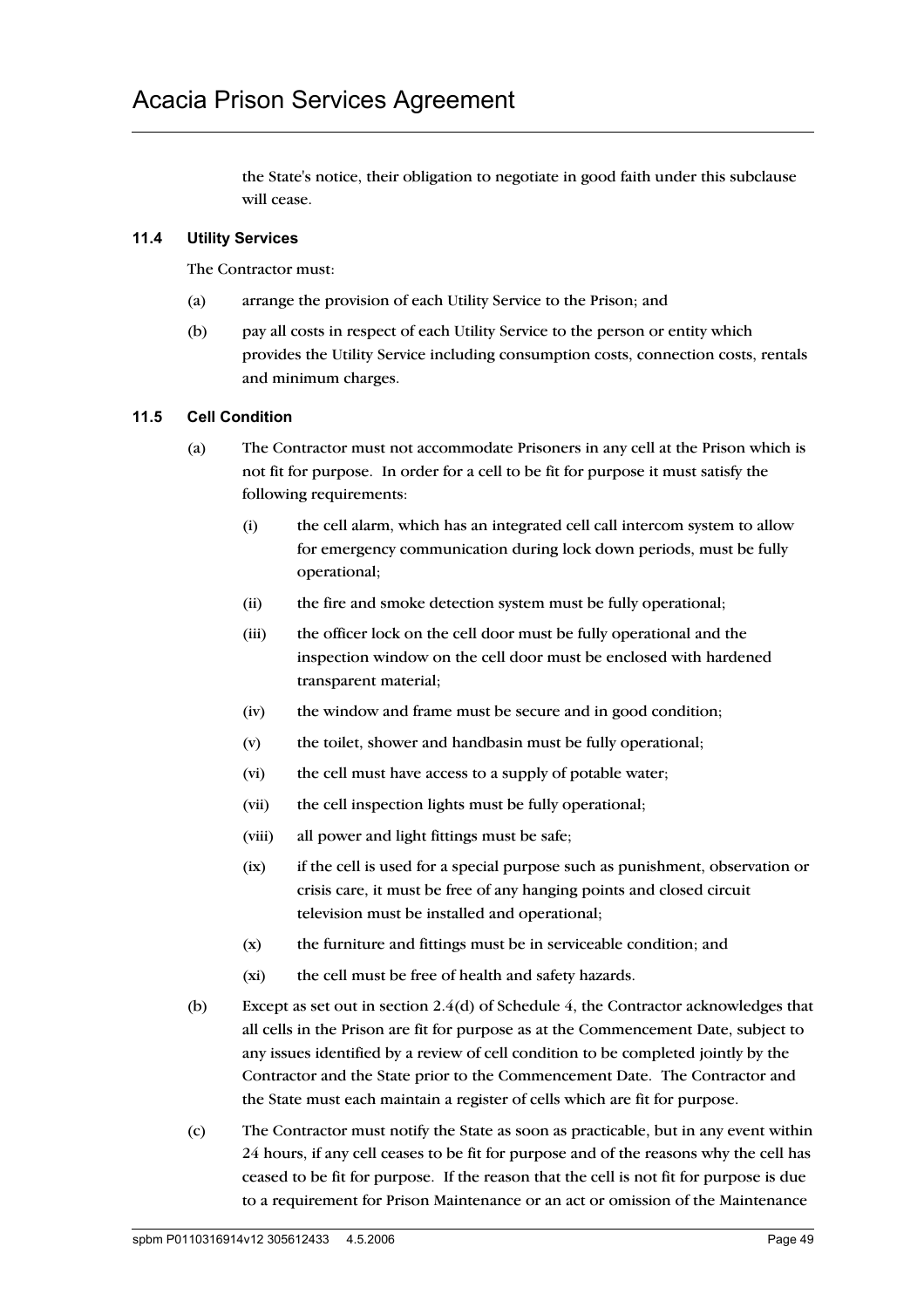the State's notice, their obligation to negotiate in good faith under this subclause will cease.

### 11.4 Utility Services

The Contractor must:

(a) arrange the provision of each Utility Service to the Prison; and

(b) pay all costs in respect of each Utility Service to the person or entity which provides the Utility Service including consumption costs, connection costs, rentals and minimum charges.

### 11.5 Cell Condition

(a) The Contractor must not accommodate Prisoners in any cell at the Prison which is not fit for purpose. In order for a cell to be fit for purpose it must satisfy the following requirements:

  (i) the cell alarm, which has an integrated cell call intercom system to allow for emergency communication during lock down periods, must be fully operational;

  (ii) the fire and smoke detection system must be fully operational;

  (iii) the officer lock on the cell door must be fully operational and the inspection window on the cell door must be enclosed with hardened transparent material;

  (iv) the window and frame must be secure and in good condition;

  (v) the toilet, shower and handbasin must be fully operational;

  (vi) the cell must have access to a supply of potable water;

  (vii) the cell inspection lights must be fully operational;

  (viii) all power and light fittings must be safe;

  (ix) if the cell is used for a special purpose such as punishment, observation or crisis care, it must be free of any hanging points and closed circuit television must be installed and operational;

  (x) the furniture and fittings must be in serviceable condition; and

  (xi) the cell must be free of health and safety hazards.

(b) Except as set out in section 2.4(d) of Schedule 4, the Contractor acknowledges that all cells in the Prison are fit for purpose as at the Commencement Date, subject to any issues identified by a review of cell condition to be completed jointly by the Contractor and the State prior to the Commencement Date. The Contractor and the State must each maintain a register of cells which are fit for purpose.

(c) The Contractor must notify the State as soon as practicable, but in any event within 24 hours, if any cell ceases to be fit for purpose and of the reasons why the cell has ceased to be fit for purpose. If the reason that the cell is not fit for purpose is due to a requirement for Prison Maintenance or an act or omission of the Maintenance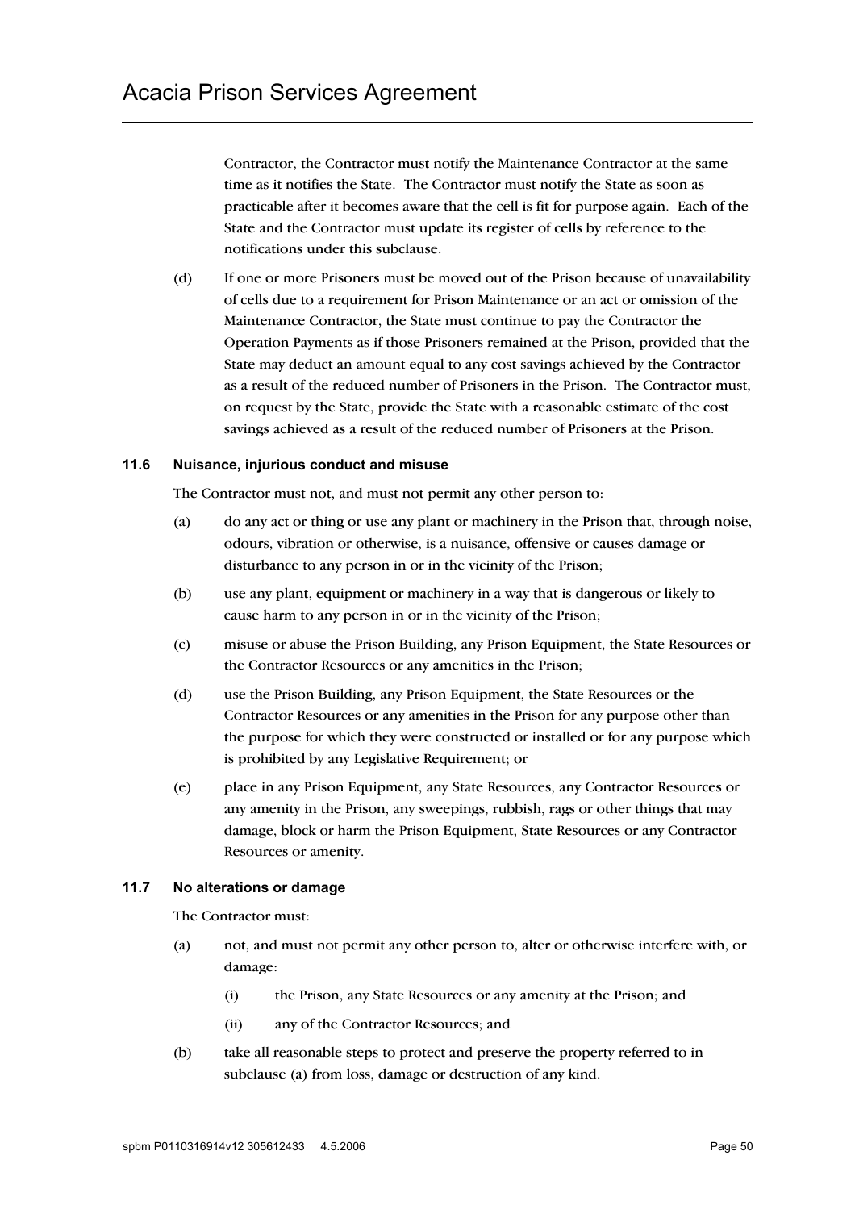Contractor, the Contractor must notify the Maintenance Contractor at the same time as it notifies the State. The Contractor must notify the State as soon as practicable after it becomes aware that the cell is fit for purpose again. Each of the State and the Contractor must update its register of cells by reference to the notifications under this subclause.

(d) If one or more Prisoners must be moved out of the Prison because of unavailability of cells due to a requirement for Prison Maintenance or an act or omission of the Maintenance Contractor, the State must continue to pay the Contractor the Operation Payments as if those Prisoners remained at the Prison, provided that the State may deduct an amount equal to any cost savings achieved by the Contractor as a result of the reduced number of Prisoners in the Prison. The Contractor must, on request by the State, provide the State with a reasonable estimate of the cost savings achieved as a result of the reduced number of Prisoners at the Prison.

### 11.6 Nuisance, injurious conduct and misuse

The Contractor must not, and must not permit any other person to:

(a) do any act or thing or use any plant or machinery in the Prison that, through noise, odours, vibration or otherwise, is a nuisance, offensive or causes damage or disturbance to any person in or in the vicinity of the Prison;

(b) use any plant, equipment or machinery in a way that is dangerous or likely to cause harm to any person in or in the vicinity of the Prison;

(c) misuse or abuse the Prison Building, any Prison Equipment, the State Resources or the Contractor Resources or any amenities in the Prison;

(d) use the Prison Building, any Prison Equipment, the State Resources or the Contractor Resources or any amenities in the Prison for any purpose other than the purpose for which they were constructed or installed or for any purpose which is prohibited by any Legislative Requirement; or

(e) place in any Prison Equipment, any State Resources, any Contractor Resources or any amenity in the Prison, any sweepings, rubbish, rags or other things that may damage, block or harm the Prison Equipment, State Resources or any Contractor Resources or amenity.

### 11.7 No alterations or damage

The Contractor must:

(a) not, and must not permit any other person to, alter or otherwise interfere with, or damage:

  (i) the Prison, any State Resources or any amenity at the Prison; and

  (ii) any of the Contractor Resources; and

(b) take all reasonable steps to protect and preserve the property referred to in subclause (a) from loss, damage or destruction of any kind.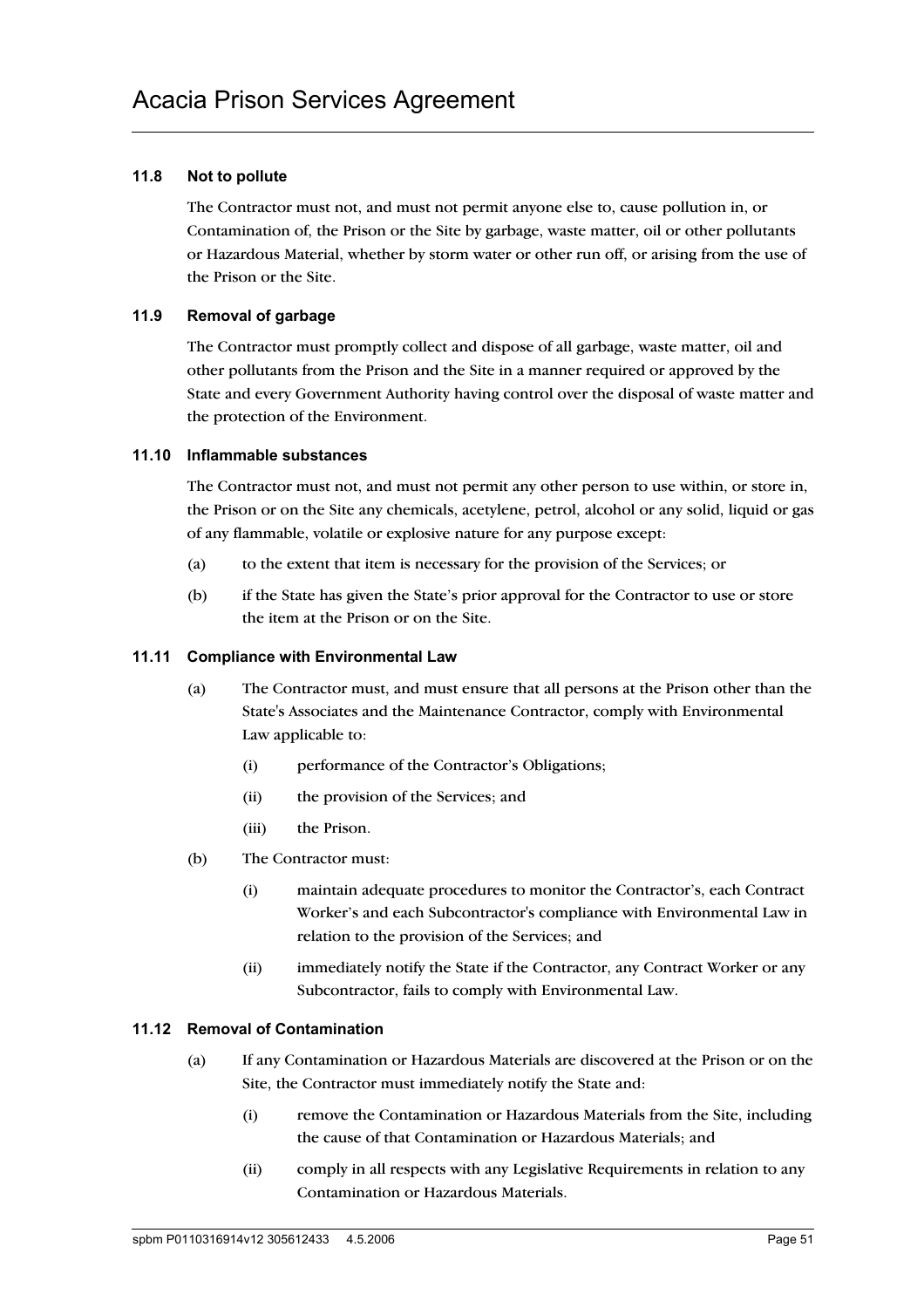### 11.8 Not to pollute

The Contractor must not, and must not permit anyone else to, cause pollution in, or Contamination of, the Prison or the Site by garbage, waste matter, oil or other pollutants or Hazardous Material, whether by storm water or other run off, or arising from the use of the Prison or the Site.

### 11.9 Removal of garbage

The Contractor must promptly collect and dispose of all garbage, waste matter, oil and other pollutants from the Prison and the Site in a manner required or approved by the State and every Government Authority having control over the disposal of waste matter and the protection of the Environment.

### 11.10 Inflammable substances

The Contractor must not, and must not permit any other person to use within, or store in, the Prison or on the Site any chemicals, acetylene, petrol, alcohol or any solid, liquid or gas of any flammable, volatile or explosive nature for any purpose except:

(a) to the extent that item is necessary for the provision of the Services; or

(b) if the State has given the State's prior approval for the Contractor to use or store the item at the Prison or on the Site.

### 11.11 Compliance with Environmental Law

(a) The Contractor must, and must ensure that all persons at the Prison other than the State's Associates and the Maintenance Contractor, comply with Environmental Law applicable to:

 (i) performance of the Contractor's Obligations;

 (ii) the provision of the Services; and

 (iii) the Prison.

(b) The Contractor must:

 (i) maintain adequate procedures to monitor the Contractor's, each Contract Worker's and each Subcontractor's compliance with Environmental Law in relation to the provision of the Services; and

 (ii) immediately notify the State if the Contractor, any Contract Worker or any Subcontractor, fails to comply with Environmental Law.

### 11.12 Removal of Contamination

(a) If any Contamination or Hazardous Materials are discovered at the Prison or on the Site, the Contractor must immediately notify the State and:

 (i) remove the Contamination or Hazardous Materials from the Site, including the cause of that Contamination or Hazardous Materials; and

 (ii) comply in all respects with any Legislative Requirements in relation to any Contamination or Hazardous Materials.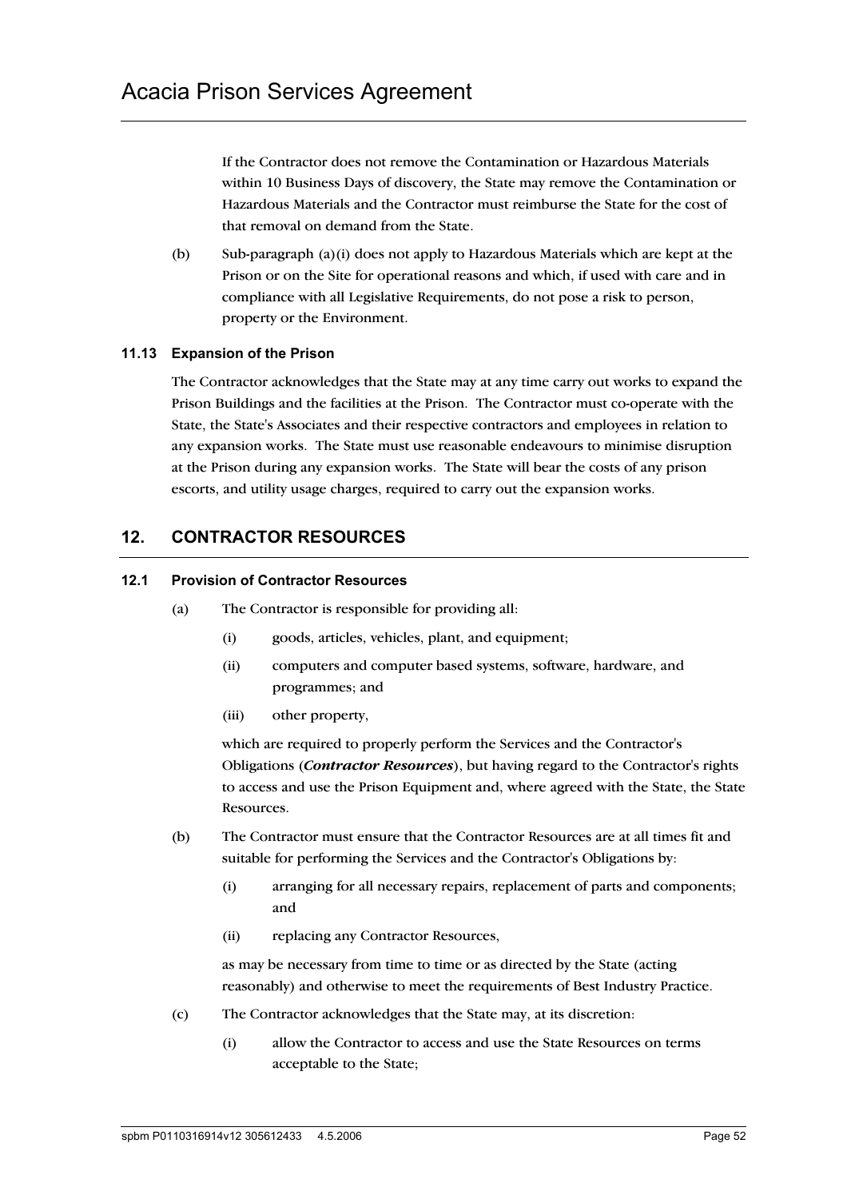If the Contractor does not remove the Contamination or Hazardous Materials within 10 Business Days of discovery, the State may remove the Contamination or Hazardous Materials and the Contractor must reimburse the State for the cost of that removal on demand from the State.

(b) Sub-paragraph (a)(i) does not apply to Hazardous Materials which are kept at the Prison or on the Site for operational reasons and which, if used with care and in compliance with all Legislative Requirements, do not pose a risk to person, property or the Environment.

### 11.13 Expansion of the Prison

The Contractor acknowledges that the State may at any time carry out works to expand the Prison Buildings and the facilities at the Prison. The Contractor must co-operate with the State, the State's Associates and their respective contractors and employees in relation to any expansion works. The State must use reasonable endeavours to minimise disruption at the Prison during any expansion works. The State will bear the costs of any prison escorts, and utility usage charges, required to carry out the expansion works.

## 12. CONTRACTOR RESOURCES

### 12.1 Provision of Contractor Resources

(a) The Contractor is responsible for providing all:

(i) goods, articles, vehicles, plant, and equipment;

(ii) computers and computer based systems, software, hardware, and programmes; and

(iii) other property,

which are required to properly perform the Services and the Contractor's Obligations (***Contractor Resources***), but having regard to the Contractor's rights to access and use the Prison Equipment and, where agreed with the State, the State Resources.

(b) The Contractor must ensure that the Contractor Resources are at all times fit and suitable for performing the Services and the Contractor's Obligations by:

(i) arranging for all necessary repairs, replacement of parts and components; and

(ii) replacing any Contractor Resources,

as may be necessary from time to time or as directed by the State (acting reasonably) and otherwise to meet the requirements of Best Industry Practice.

(c) The Contractor acknowledges that the State may, at its discretion:

(i) allow the Contractor to access and use the State Resources on terms acceptable to the State;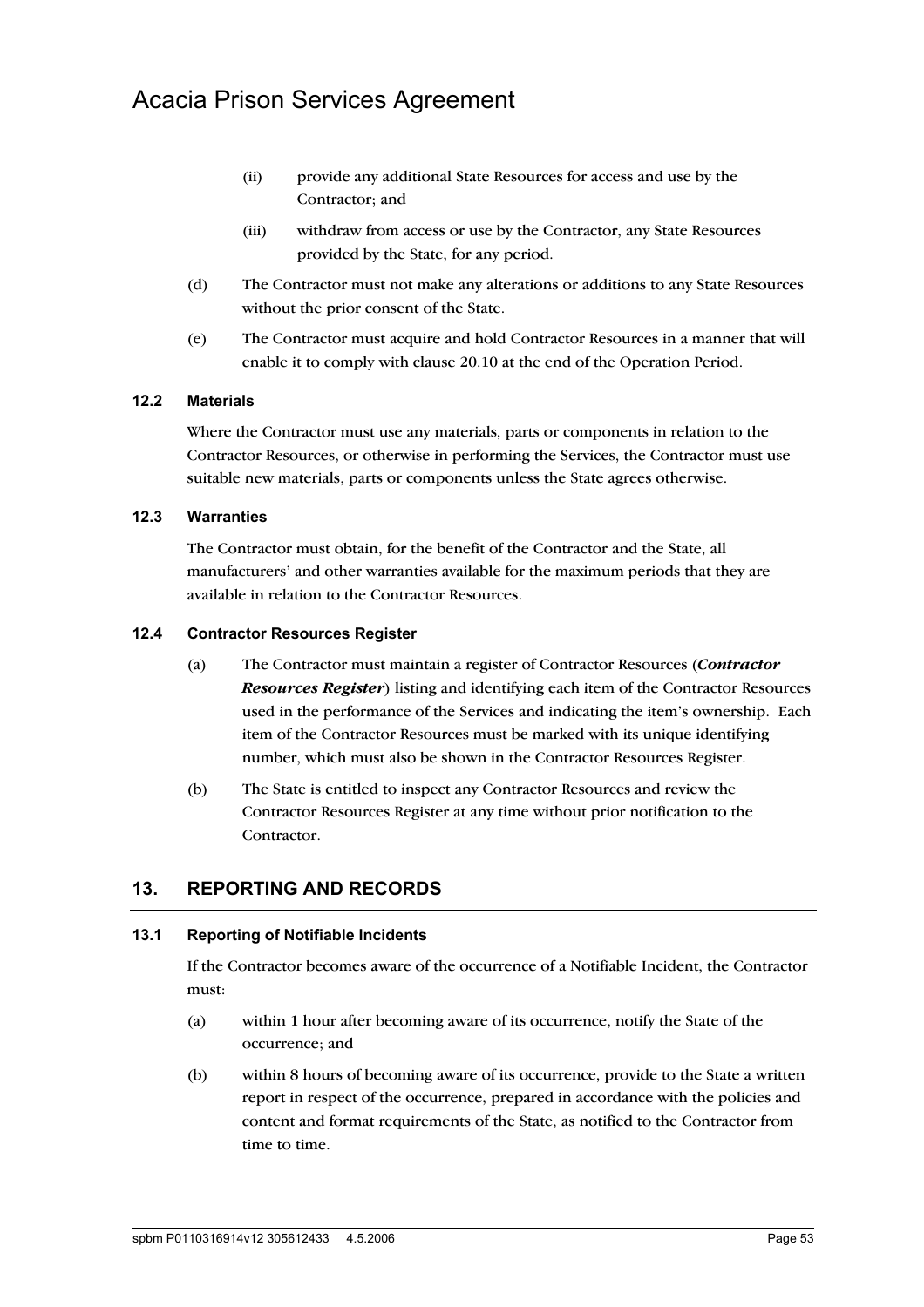(ii) provide any additional State Resources for access and use by the Contractor; and

(iii) withdraw from access or use by the Contractor, any State Resources provided by the State, for any period.

(d) The Contractor must not make any alterations or additions to any State Resources without the prior consent of the State.

(e) The Contractor must acquire and hold Contractor Resources in a manner that will enable it to comply with clause 20.10 at the end of the Operation Period.

### 12.2 Materials

Where the Contractor must use any materials, parts or components in relation to the Contractor Resources, or otherwise in performing the Services, the Contractor must use suitable new materials, parts or components unless the State agrees otherwise.

### 12.3 Warranties

The Contractor must obtain, for the benefit of the Contractor and the State, all manufacturers' and other warranties available for the maximum periods that they are available in relation to the Contractor Resources.

### 12.4 Contractor Resources Register

(a) The Contractor must maintain a register of Contractor Resources (***Contractor Resources Register***) listing and identifying each item of the Contractor Resources used in the performance of the Services and indicating the item's ownership. Each item of the Contractor Resources must be marked with its unique identifying number, which must also be shown in the Contractor Resources Register.

(b) The State is entitled to inspect any Contractor Resources and review the Contractor Resources Register at any time without prior notification to the Contractor.

## 13. REPORTING AND RECORDS

### 13.1 Reporting of Notifiable Incidents

If the Contractor becomes aware of the occurrence of a Notifiable Incident, the Contractor must:

(a) within 1 hour after becoming aware of its occurrence, notify the State of the occurrence; and

(b) within 8 hours of becoming aware of its occurrence, provide to the State a written report in respect of the occurrence, prepared in accordance with the policies and content and format requirements of the State, as notified to the Contractor from time to time.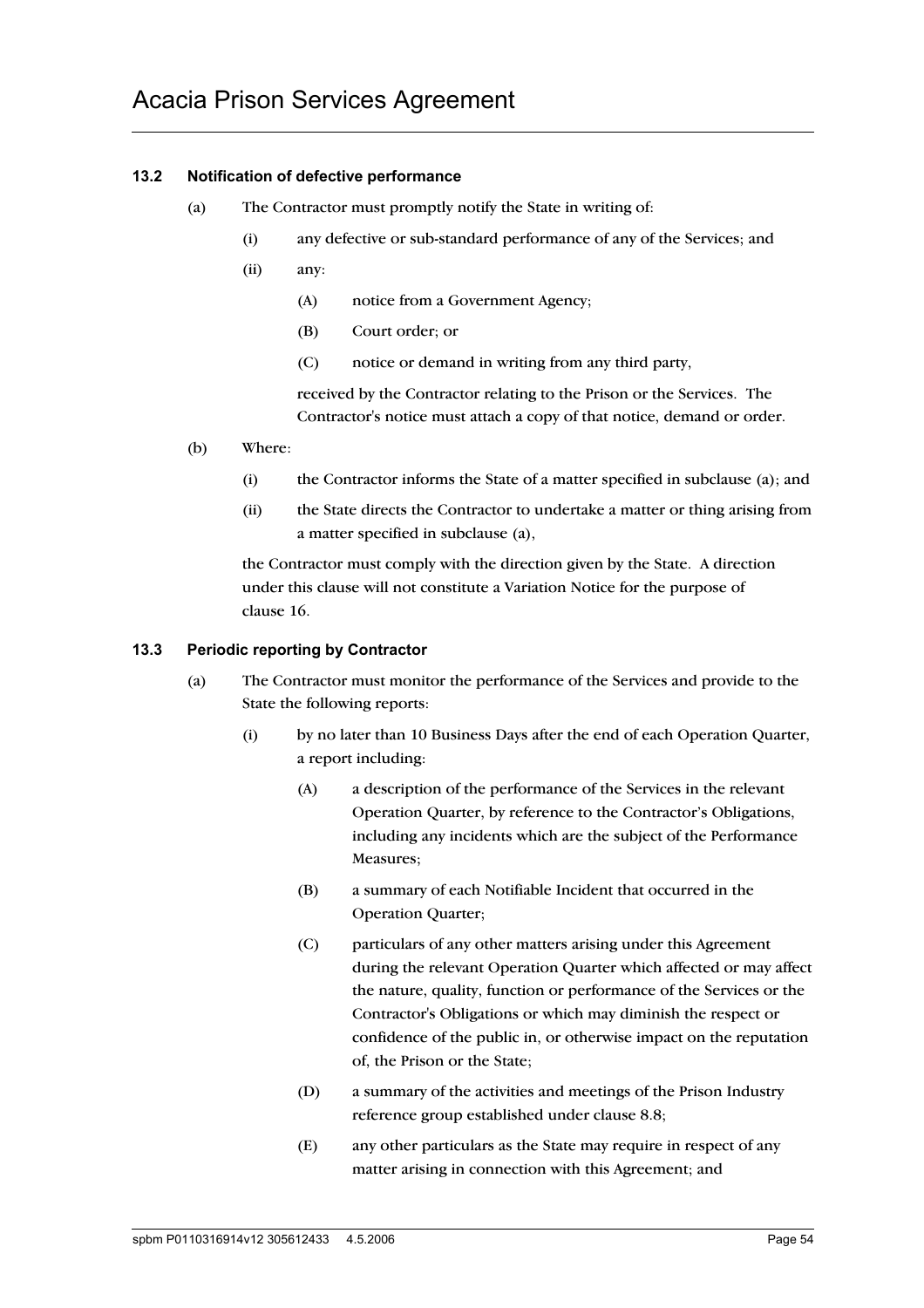### 13.2 Notification of defective performance

(a) The Contractor must promptly notify the State in writing of:

  (i) any defective or sub-standard performance of any of the Services; and

  (ii) any:

    (A) notice from a Government Agency;

    (B) Court order; or

    (C) notice or demand in writing from any third party,

  received by the Contractor relating to the Prison or the Services. The Contractor's notice must attach a copy of that notice, demand or order.

(b) Where:

  (i) the Contractor informs the State of a matter specified in subclause (a); and

  (ii) the State directs the Contractor to undertake a matter or thing arising from a matter specified in subclause (a),

the Contractor must comply with the direction given by the State. A direction under this clause will not constitute a Variation Notice for the purpose of clause 16.

### 13.3 Periodic reporting by Contractor

(a) The Contractor must monitor the performance of the Services and provide to the State the following reports:

  (i) by no later than 10 Business Days after the end of each Operation Quarter, a report including:

    (A) a description of the performance of the Services in the relevant Operation Quarter, by reference to the Contractor's Obligations, including any incidents which are the subject of the Performance Measures;

    (B) a summary of each Notifiable Incident that occurred in the Operation Quarter;

    (C) particulars of any other matters arising under this Agreement during the relevant Operation Quarter which affected or may affect the nature, quality, function or performance of the Services or the Contractor's Obligations or which may diminish the respect or confidence of the public in, or otherwise impact on the reputation of, the Prison or the State;

    (D) a summary of the activities and meetings of the Prison Industry reference group established under clause 8.8;

    (E) any other particulars as the State may require in respect of any matter arising in connection with this Agreement; and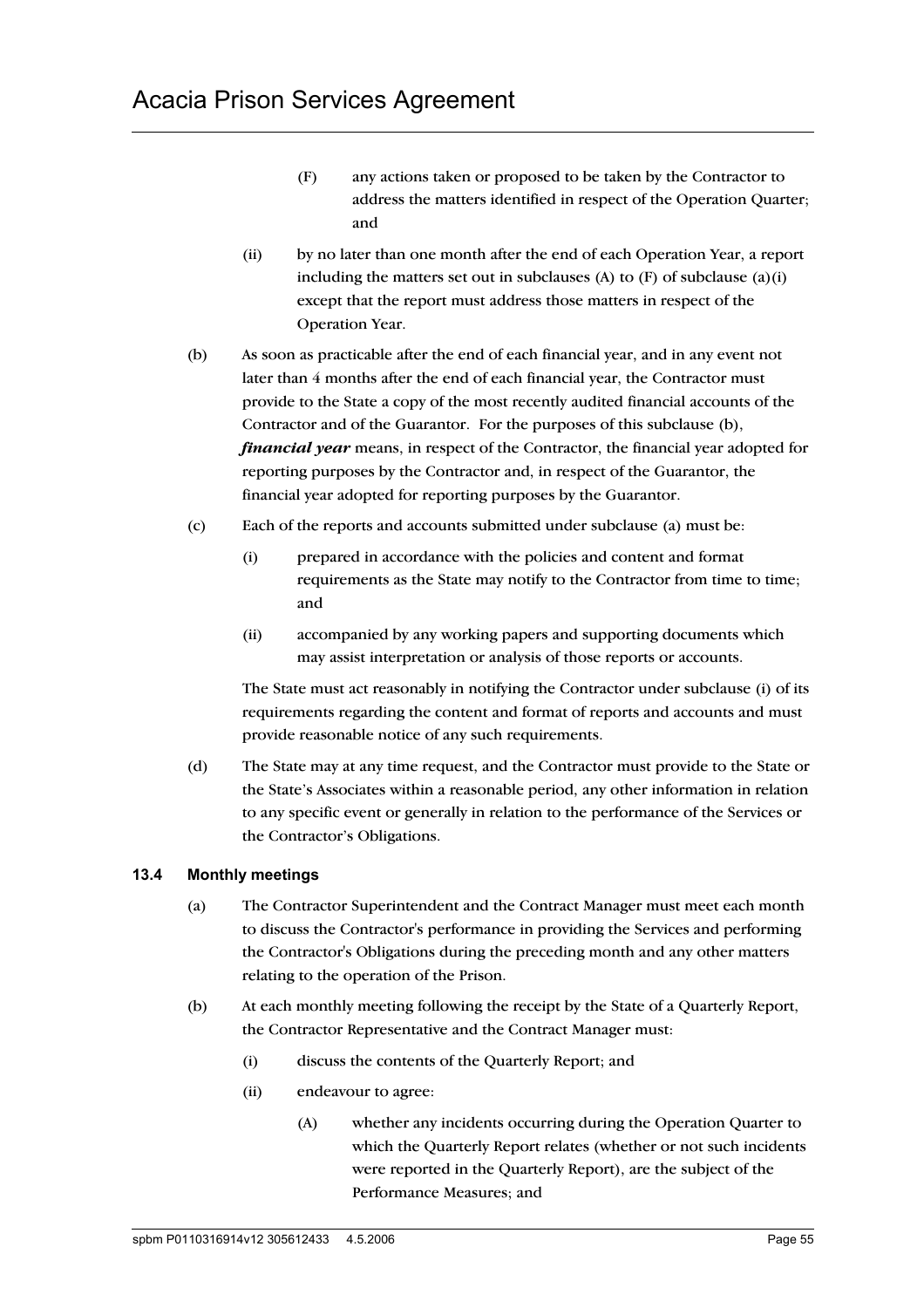(F) any actions taken or proposed to be taken by the Contractor to address the matters identified in respect of the Operation Quarter; and

(ii) by no later than one month after the end of each Operation Year, a report including the matters set out in subclauses (A) to (F) of subclause (a)(i) except that the report must address those matters in respect of the Operation Year.

(b) As soon as practicable after the end of each financial year, and in any event not later than 4 months after the end of each financial year, the Contractor must provide to the State a copy of the most recently audited financial accounts of the Contractor and of the Guarantor. For the purposes of this subclause (b), ***financial year*** means, in respect of the Contractor, the financial year adopted for reporting purposes by the Contractor and, in respect of the Guarantor, the financial year adopted for reporting purposes by the Guarantor.

(c) Each of the reports and accounts submitted under subclause (a) must be:

(i) prepared in accordance with the policies and content and format requirements as the State may notify to the Contractor from time to time; and

(ii) accompanied by any working papers and supporting documents which may assist interpretation or analysis of those reports or accounts.

The State must act reasonably in notifying the Contractor under subclause (i) of its requirements regarding the content and format of reports and accounts and must provide reasonable notice of any such requirements.

(d) The State may at any time request, and the Contractor must provide to the State or the State's Associates within a reasonable period, any other information in relation to any specific event or generally in relation to the performance of the Services or the Contractor's Obligations.

### 13.4 Monthly meetings

(a) The Contractor Superintendent and the Contract Manager must meet each month to discuss the Contractor's performance in providing the Services and performing the Contractor's Obligations during the preceding month and any other matters relating to the operation of the Prison.

(b) At each monthly meeting following the receipt by the State of a Quarterly Report, the Contractor Representative and the Contract Manager must:

(i) discuss the contents of the Quarterly Report; and

(ii) endeavour to agree:

(A) whether any incidents occurring during the Operation Quarter to which the Quarterly Report relates (whether or not such incidents were reported in the Quarterly Report), are the subject of the Performance Measures; and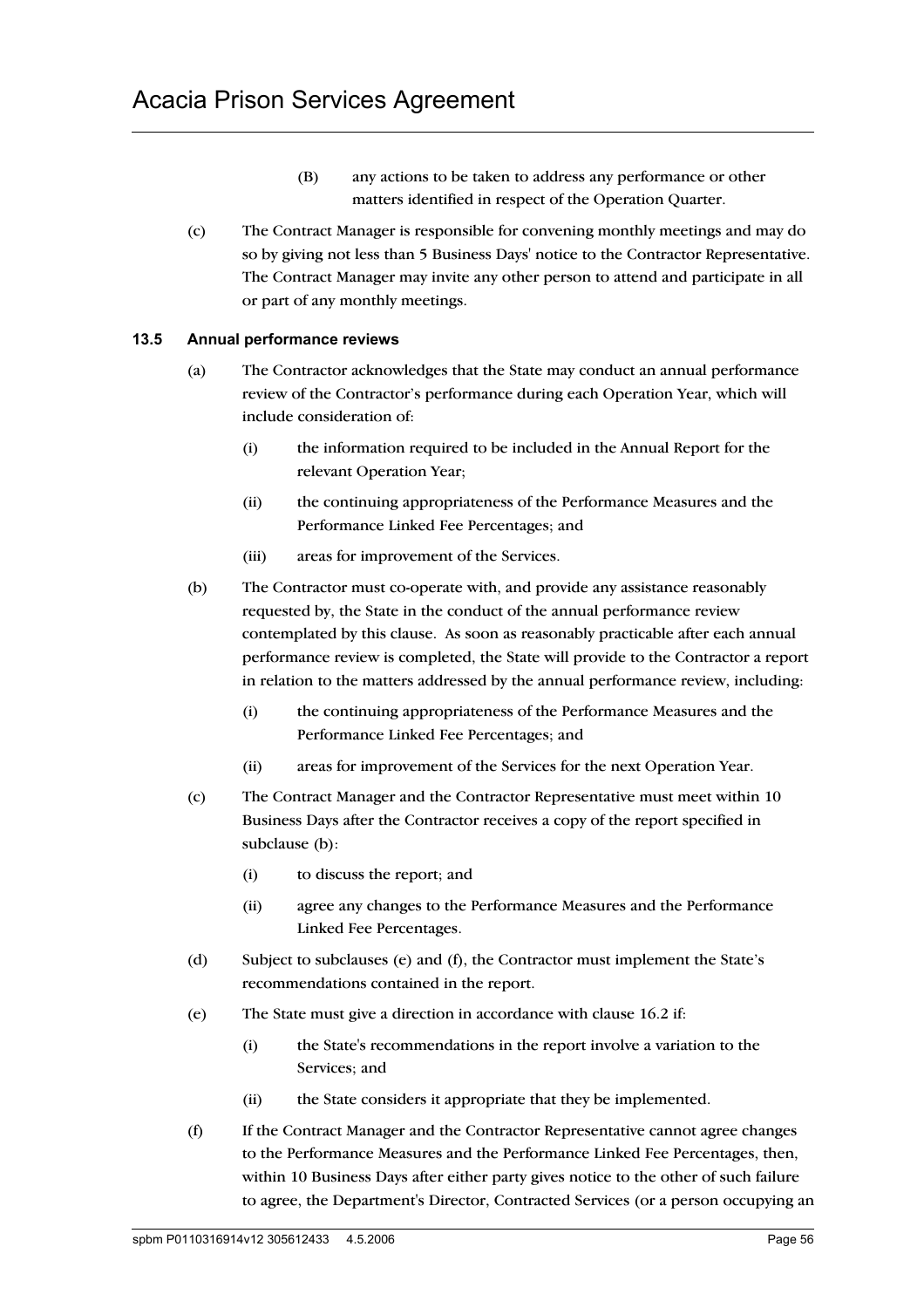(B) any actions to be taken to address any performance or other matters identified in respect of the Operation Quarter.

(c) The Contract Manager is responsible for convening monthly meetings and may do so by giving not less than 5 Business Days' notice to the Contractor Representative. The Contract Manager may invite any other person to attend and participate in all or part of any monthly meetings.

### 13.5 Annual performance reviews

(a) The Contractor acknowledges that the State may conduct an annual performance review of the Contractor's performance during each Operation Year, which will include consideration of:

(i) the information required to be included in the Annual Report for the relevant Operation Year;

(ii) the continuing appropriateness of the Performance Measures and the Performance Linked Fee Percentages; and

(iii) areas for improvement of the Services.

(b) The Contractor must co-operate with, and provide any assistance reasonably requested by, the State in the conduct of the annual performance review contemplated by this clause. As soon as reasonably practicable after each annual performance review is completed, the State will provide to the Contractor a report in relation to the matters addressed by the annual performance review, including:

(i) the continuing appropriateness of the Performance Measures and the Performance Linked Fee Percentages; and

(ii) areas for improvement of the Services for the next Operation Year.

(c) The Contract Manager and the Contractor Representative must meet within 10 Business Days after the Contractor receives a copy of the report specified in subclause (b):

(i) to discuss the report; and

(ii) agree any changes to the Performance Measures and the Performance Linked Fee Percentages.

(d) Subject to subclauses (e) and (f), the Contractor must implement the State's recommendations contained in the report.

(e) The State must give a direction in accordance with clause 16.2 if:

(i) the State's recommendations in the report involve a variation to the Services; and

(ii) the State considers it appropriate that they be implemented.

(f) If the Contract Manager and the Contractor Representative cannot agree changes to the Performance Measures and the Performance Linked Fee Percentages, then, within 10 Business Days after either party gives notice to the other of such failure to agree, the Department's Director, Contracted Services (or a person occupying an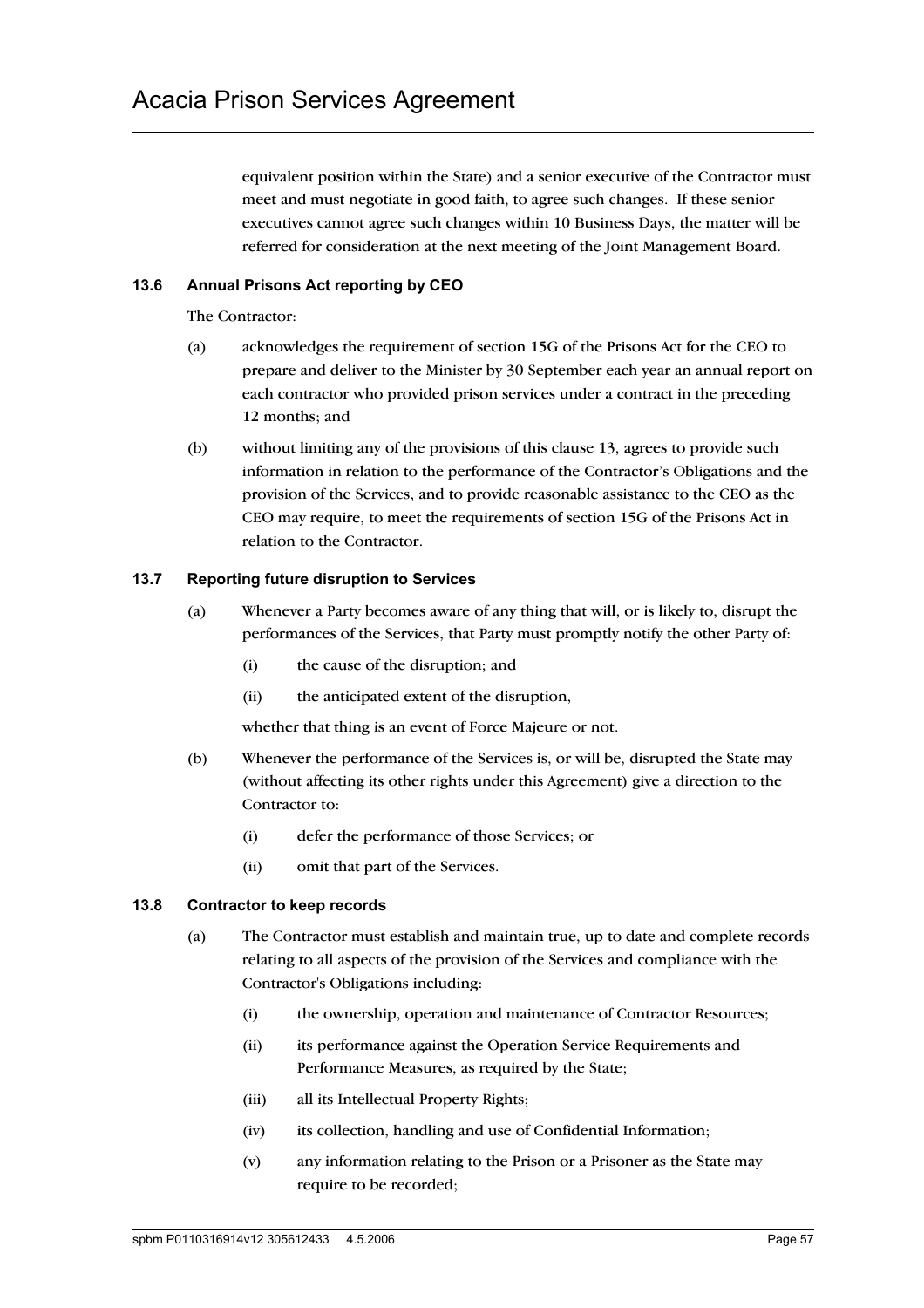equivalent position within the State) and a senior executive of the Contractor must meet and must negotiate in good faith, to agree such changes. If these senior executives cannot agree such changes within 10 Business Days, the matter will be referred for consideration at the next meeting of the Joint Management Board.

### 13.6 Annual Prisons Act reporting by CEO

The Contractor:

(a) acknowledges the requirement of section 15G of the Prisons Act for the CEO to prepare and deliver to the Minister by 30 September each year an annual report on each contractor who provided prison services under a contract in the preceding 12 months; and

(b) without limiting any of the provisions of this clause 13, agrees to provide such information in relation to the performance of the Contractor's Obligations and the provision of the Services, and to provide reasonable assistance to the CEO as the CEO may require, to meet the requirements of section 15G of the Prisons Act in relation to the Contractor.

### 13.7 Reporting future disruption to Services

(a) Whenever a Party becomes aware of any thing that will, or is likely to, disrupt the performances of the Services, that Party must promptly notify the other Party of:

  (i) the cause of the disruption; and

  (ii) the anticipated extent of the disruption,

  whether that thing is an event of Force Majeure or not.

(b) Whenever the performance of the Services is, or will be, disrupted the State may (without affecting its other rights under this Agreement) give a direction to the Contractor to:

  (i) defer the performance of those Services; or

  (ii) omit that part of the Services.

### 13.8 Contractor to keep records

(a) The Contractor must establish and maintain true, up to date and complete records relating to all aspects of the provision of the Services and compliance with the Contractor's Obligations including:

  (i) the ownership, operation and maintenance of Contractor Resources;

  (ii) its performance against the Operation Service Requirements and Performance Measures, as required by the State;

  (iii) all its Intellectual Property Rights;

  (iv) its collection, handling and use of Confidential Information;

  (v) any information relating to the Prison or a Prisoner as the State may require to be recorded;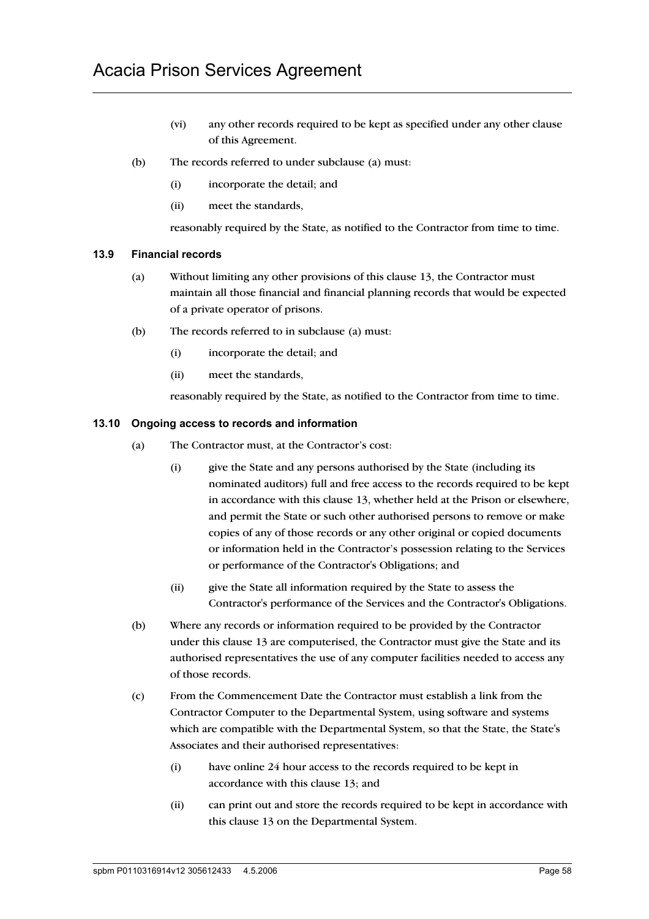(vi) any other records required to be kept as specified under any other clause of this Agreement.

(b) The records referred to under subclause (a) must:

(i) incorporate the detail; and

(ii) meet the standards,

reasonably required by the State, as notified to the Contractor from time to time.

### 13.9 Financial records

(a) Without limiting any other provisions of this clause 13, the Contractor must maintain all those financial and financial planning records that would be expected of a private operator of prisons.

(b) The records referred to in subclause (a) must:

(i) incorporate the detail; and

(ii) meet the standards,

reasonably required by the State, as notified to the Contractor from time to time.

### 13.10 Ongoing access to records and information

(a) The Contractor must, at the Contractor's cost:

(i) give the State and any persons authorised by the State (including its nominated auditors) full and free access to the records required to be kept in accordance with this clause 13, whether held at the Prison or elsewhere, and permit the State or such other authorised persons to remove or make copies of any of those records or any other original or copied documents or information held in the Contractor's possession relating to the Services or performance of the Contractor's Obligations; and

(ii) give the State all information required by the State to assess the Contractor's performance of the Services and the Contractor's Obligations.

(b) Where any records or information required to be provided by the Contractor under this clause 13 are computerised, the Contractor must give the State and its authorised representatives the use of any computer facilities needed to access any of those records.

(c) From the Commencement Date the Contractor must establish a link from the Contractor Computer to the Departmental System, using software and systems which are compatible with the Departmental System, so that the State, the State's Associates and their authorised representatives:

(i) have online 24 hour access to the records required to be kept in accordance with this clause 13; and

(ii) can print out and store the records required to be kept in accordance with this clause 13 on the Departmental System.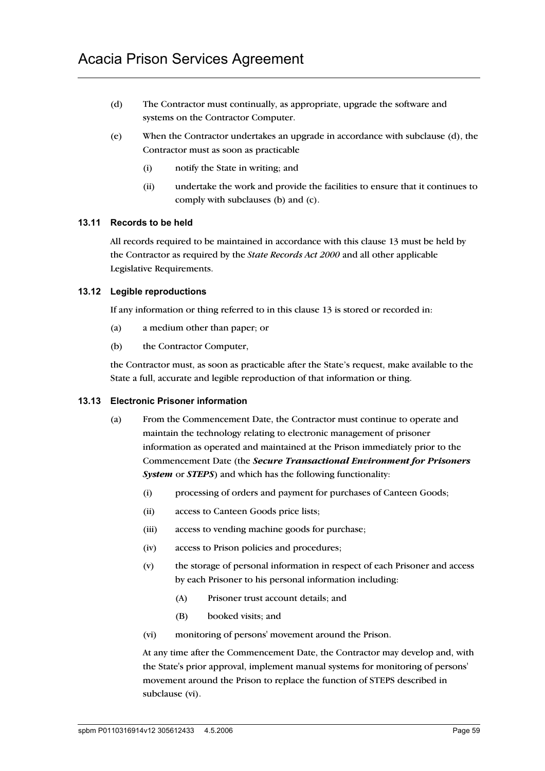(d) The Contractor must continually, as appropriate, upgrade the software and systems on the Contractor Computer.

(e) When the Contractor undertakes an upgrade in accordance with subclause (d), the Contractor must as soon as practicable

  (i) notify the State in writing; and

  (ii) undertake the work and provide the facilities to ensure that it continues to comply with subclauses (b) and (c).

### 13.11 Records to be held

All records required to be maintained in accordance with this clause 13 must be held by the Contractor as required by the *State Records Act 2000* and all other applicable Legislative Requirements.

### 13.12 Legible reproductions

If any information or thing referred to in this clause 13 is stored or recorded in:

(a) a medium other than paper; or

(b) the Contractor Computer,

the Contractor must, as soon as practicable after the State's request, make available to the State a full, accurate and legible reproduction of that information or thing.

### 13.13 Electronic Prisoner information

(a) From the Commencement Date, the Contractor must continue to operate and maintain the technology relating to electronic management of prisoner information as operated and maintained at the Prison immediately prior to the Commencement Date (the ***Secure Transactional Environment for Prisoners System*** or ***STEPS***) and which has the following functionality:

  (i) processing of orders and payment for purchases of Canteen Goods;

  (ii) access to Canteen Goods price lists;

  (iii) access to vending machine goods for purchase;

  (iv) access to Prison policies and procedures;

  (v) the storage of personal information in respect of each Prisoner and access by each Prisoner to his personal information including:

    (A) Prisoner trust account details; and

    (B) booked visits; and

  (vi) monitoring of persons' movement around the Prison.

At any time after the Commencement Date, the Contractor may develop and, with the State's prior approval, implement manual systems for monitoring of persons' movement around the Prison to replace the function of STEPS described in subclause (vi).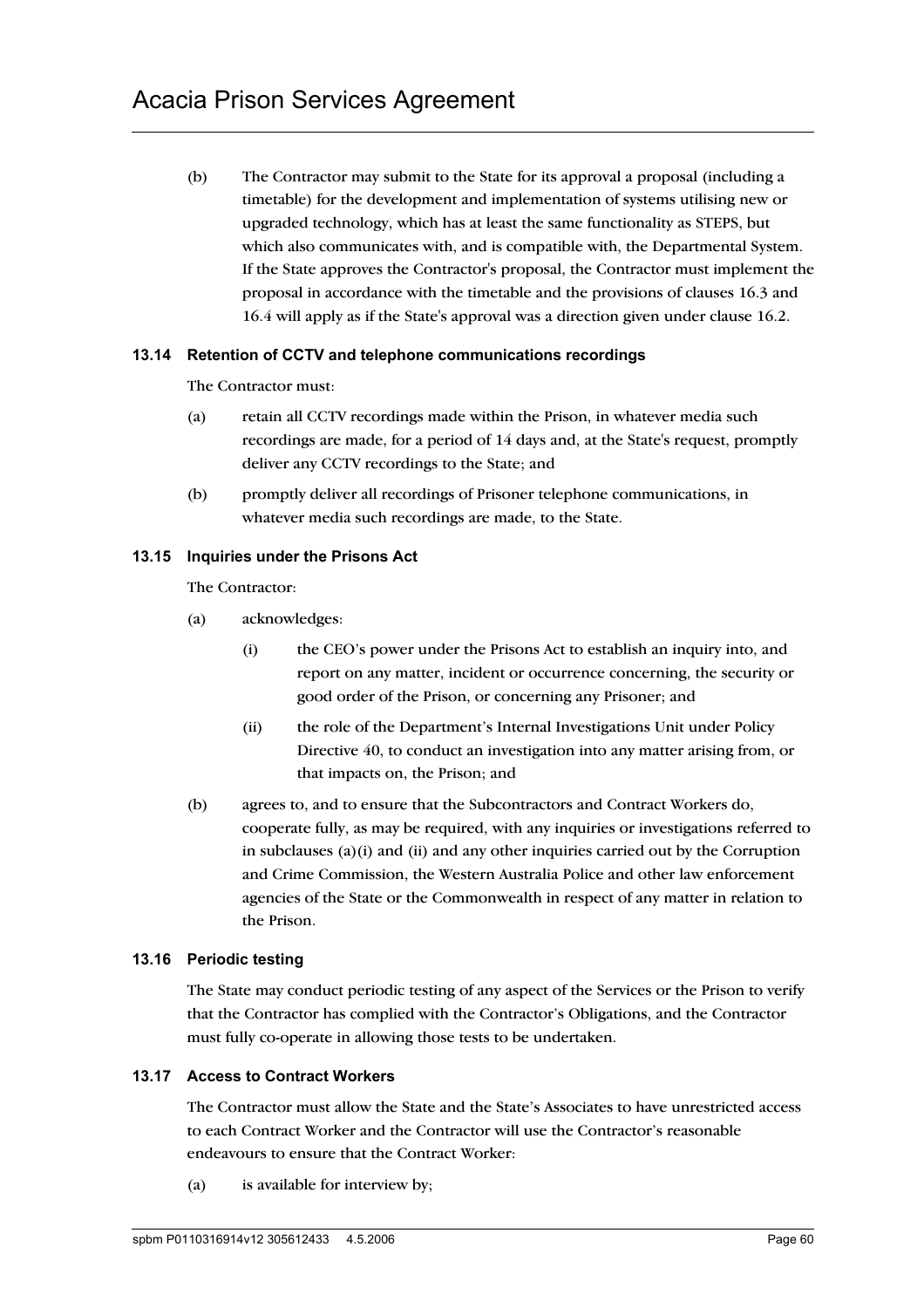(b) The Contractor may submit to the State for its approval a proposal (including a timetable) for the development and implementation of systems utilising new or upgraded technology, which has at least the same functionality as STEPS, but which also communicates with, and is compatible with, the Departmental System. If the State approves the Contractor's proposal, the Contractor must implement the proposal in accordance with the timetable and the provisions of clauses 16.3 and 16.4 will apply as if the State's approval was a direction given under clause 16.2.

### 13.14 Retention of CCTV and telephone communications recordings

The Contractor must:

(a) retain all CCTV recordings made within the Prison, in whatever media such recordings are made, for a period of 14 days and, at the State's request, promptly deliver any CCTV recordings to the State; and

(b) promptly deliver all recordings of Prisoner telephone communications, in whatever media such recordings are made, to the State.

### 13.15 Inquiries under the Prisons Act

The Contractor:

(a) acknowledges:

  (i) the CEO's power under the Prisons Act to establish an inquiry into, and report on any matter, incident or occurrence concerning, the security or good order of the Prison, or concerning any Prisoner; and

  (ii) the role of the Department's Internal Investigations Unit under Policy Directive 40, to conduct an investigation into any matter arising from, or that impacts on, the Prison; and

(b) agrees to, and to ensure that the Subcontractors and Contract Workers do, cooperate fully, as may be required, with any inquiries or investigations referred to in subclauses (a)(i) and (ii) and any other inquiries carried out by the Corruption and Crime Commission, the Western Australia Police and other law enforcement agencies of the State or the Commonwealth in respect of any matter in relation to the Prison.

### 13.16 Periodic testing

The State may conduct periodic testing of any aspect of the Services or the Prison to verify that the Contractor has complied with the Contractor's Obligations, and the Contractor must fully co-operate in allowing those tests to be undertaken.

### 13.17 Access to Contract Workers

The Contractor must allow the State and the State's Associates to have unrestricted access to each Contract Worker and the Contractor will use the Contractor's reasonable endeavours to ensure that the Contract Worker:

(a) is available for interview by;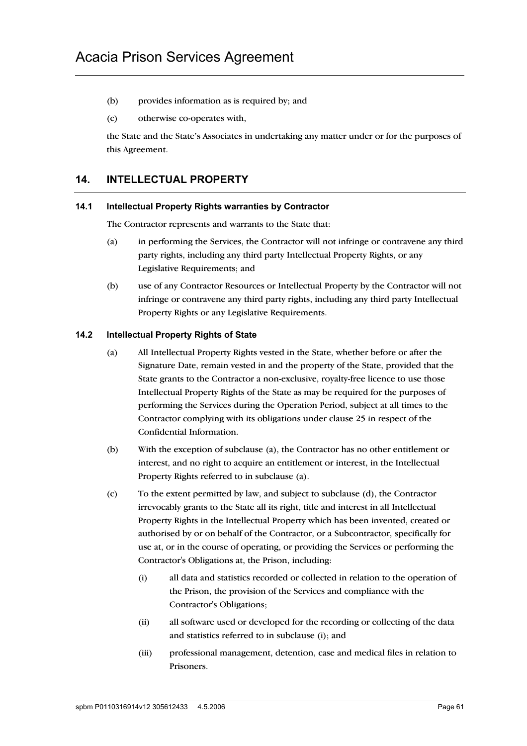(b) provides information as is required by; and

(c) otherwise co-operates with,

the State and the State's Associates in undertaking any matter under or for the purposes of this Agreement.

## 14. INTELLECTUAL PROPERTY

### 14.1 Intellectual Property Rights warranties by Contractor

The Contractor represents and warrants to the State that:

(a) in performing the Services, the Contractor will not infringe or contravene any third party rights, including any third party Intellectual Property Rights, or any Legislative Requirements; and

(b) use of any Contractor Resources or Intellectual Property by the Contractor will not infringe or contravene any third party rights, including any third party Intellectual Property Rights or any Legislative Requirements.

### 14.2 Intellectual Property Rights of State

(a) All Intellectual Property Rights vested in the State, whether before or after the Signature Date, remain vested in and the property of the State, provided that the State grants to the Contractor a non-exclusive, royalty-free licence to use those Intellectual Property Rights of the State as may be required for the purposes of performing the Services during the Operation Period, subject at all times to the Contractor complying with its obligations under clause 25 in respect of the Confidential Information.

(b) With the exception of subclause (a), the Contractor has no other entitlement or interest, and no right to acquire an entitlement or interest, in the Intellectual Property Rights referred to in subclause (a).

(c) To the extent permitted by law, and subject to subclause (d), the Contractor irrevocably grants to the State all its right, title and interest in all Intellectual Property Rights in the Intellectual Property which has been invented, created or authorised by or on behalf of the Contractor, or a Subcontractor, specifically for use at, or in the course of operating, or providing the Services or performing the Contractor's Obligations at, the Prison, including:

(i) all data and statistics recorded or collected in relation to the operation of the Prison, the provision of the Services and compliance with the Contractor's Obligations;

(ii) all software used or developed for the recording or collecting of the data and statistics referred to in subclause (i); and

(iii) professional management, detention, case and medical files in relation to Prisoners.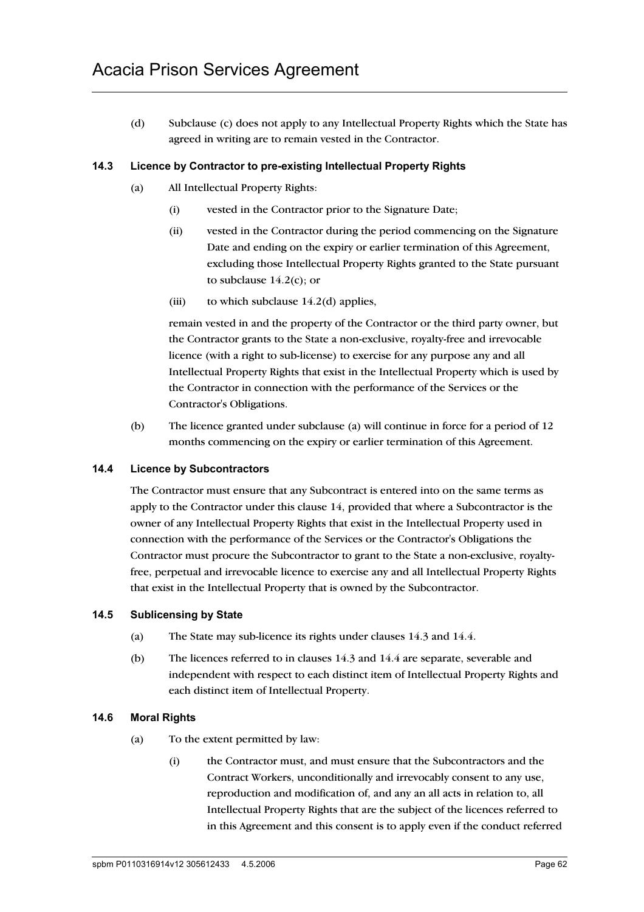(d) Subclause (c) does not apply to any Intellectual Property Rights which the State has agreed in writing are to remain vested in the Contractor.

### 14.3 Licence by Contractor to pre-existing Intellectual Property Rights

(a) All Intellectual Property Rights:

(i) vested in the Contractor prior to the Signature Date;

(ii) vested in the Contractor during the period commencing on the Signature Date and ending on the expiry or earlier termination of this Agreement, excluding those Intellectual Property Rights granted to the State pursuant to subclause 14.2(c); or

(iii) to which subclause 14.2(d) applies,

remain vested in and the property of the Contractor or the third party owner, but the Contractor grants to the State a non-exclusive, royalty-free and irrevocable licence (with a right to sub-license) to exercise for any purpose any and all Intellectual Property Rights that exist in the Intellectual Property which is used by the Contractor in connection with the performance of the Services or the Contractor's Obligations.

(b) The licence granted under subclause (a) will continue in force for a period of 12 months commencing on the expiry or earlier termination of this Agreement.

### 14.4 Licence by Subcontractors

The Contractor must ensure that any Subcontract is entered into on the same terms as apply to the Contractor under this clause 14, provided that where a Subcontractor is the owner of any Intellectual Property Rights that exist in the Intellectual Property used in connection with the performance of the Services or the Contractor's Obligations the Contractor must procure the Subcontractor to grant to the State a non-exclusive, royalty-free, perpetual and irrevocable licence to exercise any and all Intellectual Property Rights that exist in the Intellectual Property that is owned by the Subcontractor.

### 14.5 Sublicensing by State

(a) The State may sub-licence its rights under clauses 14.3 and 14.4.

(b) The licences referred to in clauses 14.3 and 14.4 are separate, severable and independent with respect to each distinct item of Intellectual Property Rights and each distinct item of Intellectual Property.

### 14.6 Moral Rights

(a) To the extent permitted by law:

(i) the Contractor must, and must ensure that the Subcontractors and the Contract Workers, unconditionally and irrevocably consent to any use, reproduction and modification of, and any an all acts in relation to, all Intellectual Property Rights that are the subject of the licences referred to in this Agreement and this consent is to apply even if the conduct referred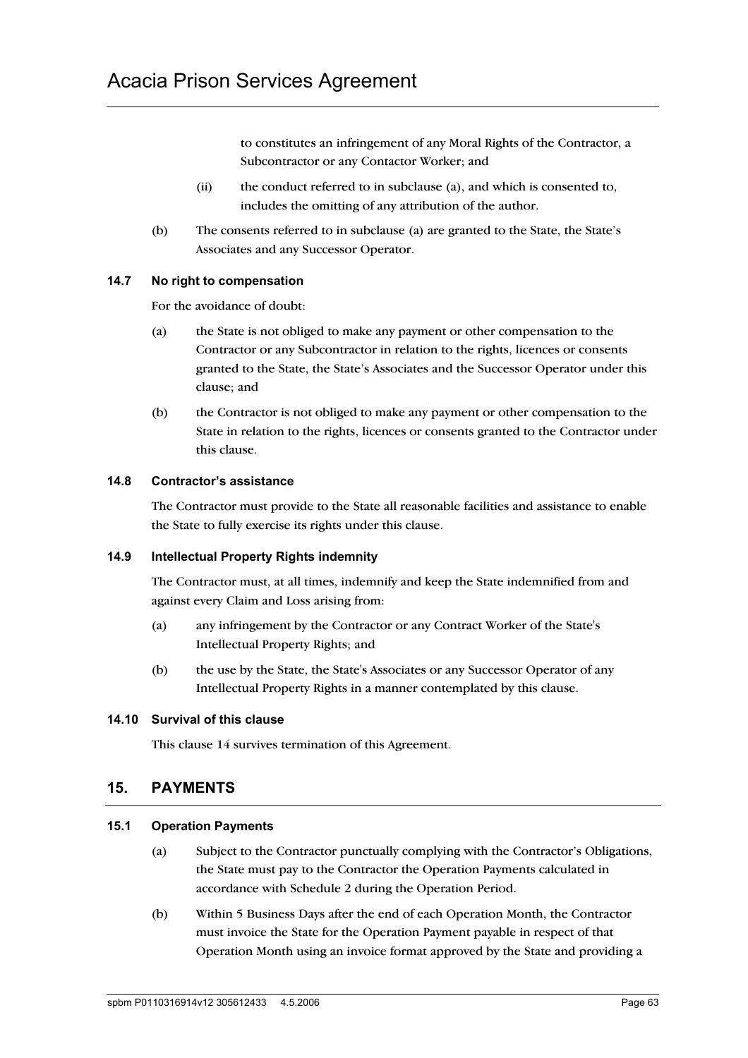to constitutes an infringement of any Moral Rights of the Contractor, a Subcontractor or any Contactor Worker; and

(ii) the conduct referred to in subclause (a), and which is consented to, includes the omitting of any attribution of the author.

(b) The consents referred to in subclause (a) are granted to the State, the State's Associates and any Successor Operator.

### 14.7 No right to compensation

For the avoidance of doubt:

(a) the State is not obliged to make any payment or other compensation to the Contractor or any Subcontractor in relation to the rights, licences or consents granted to the State, the State's Associates and the Successor Operator under this clause; and

(b) the Contractor is not obliged to make any payment or other compensation to the State in relation to the rights, licences or consents granted to the Contractor under this clause.

### 14.8 Contractor's assistance

The Contractor must provide to the State all reasonable facilities and assistance to enable the State to fully exercise its rights under this clause.

### 14.9 Intellectual Property Rights indemnity

The Contractor must, at all times, indemnify and keep the State indemnified from and against every Claim and Loss arising from:

(a) any infringement by the Contractor or any Contract Worker of the State's Intellectual Property Rights; and

(b) the use by the State, the State's Associates or any Successor Operator of any Intellectual Property Rights in a manner contemplated by this clause.

### 14.10 Survival of this clause

This clause 14 survives termination of this Agreement.

## 15. PAYMENTS

### 15.1 Operation Payments

(a) Subject to the Contractor punctually complying with the Contractor's Obligations, the State must pay to the Contractor the Operation Payments calculated in accordance with Schedule 2 during the Operation Period.

(b) Within 5 Business Days after the end of each Operation Month, the Contractor must invoice the State for the Operation Payment payable in respect of that Operation Month using an invoice format approved by the State and providing a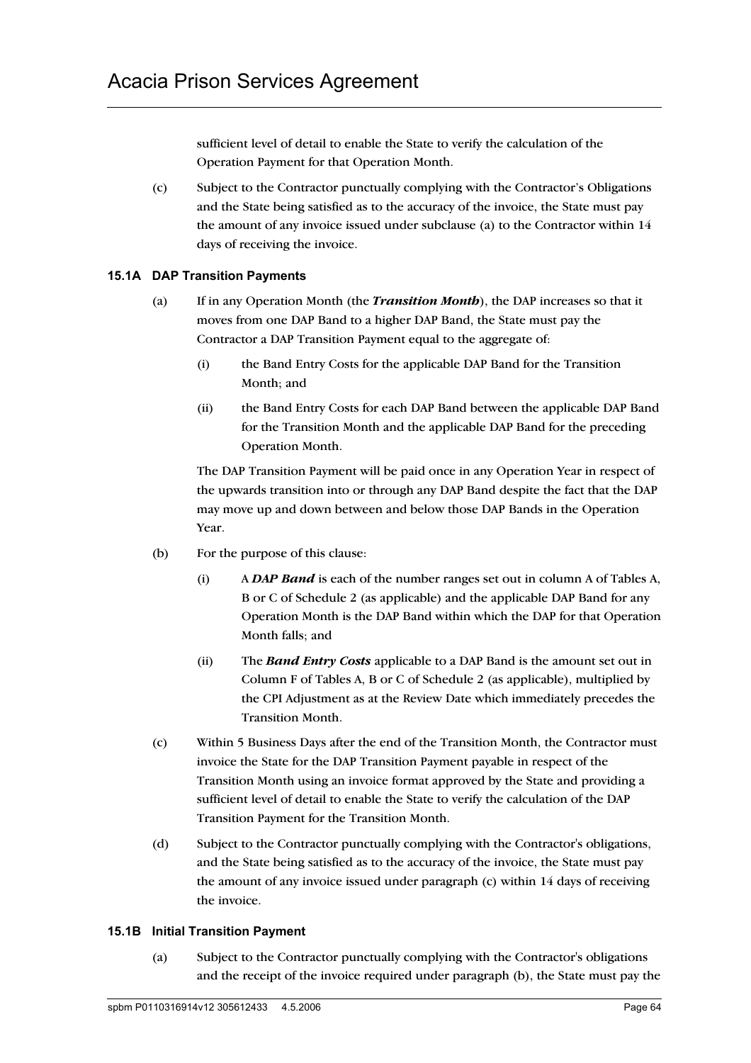sufficient level of detail to enable the State to verify the calculation of the Operation Payment for that Operation Month.

(c) Subject to the Contractor punctually complying with the Contractor's Obligations and the State being satisfied as to the accuracy of the invoice, the State must pay the amount of any invoice issued under subclause (a) to the Contractor within 14 days of receiving the invoice.

### 15.1A DAP Transition Payments

(a) If in any Operation Month (the ***Transition Month***), the DAP increases so that it moves from one DAP Band to a higher DAP Band, the State must pay the Contractor a DAP Transition Payment equal to the aggregate of:

  (i) the Band Entry Costs for the applicable DAP Band for the Transition Month; and

  (ii) the Band Entry Costs for each DAP Band between the applicable DAP Band for the Transition Month and the applicable DAP Band for the preceding Operation Month.

  The DAP Transition Payment will be paid once in any Operation Year in respect of the upwards transition into or through any DAP Band despite the fact that the DAP may move up and down between and below those DAP Bands in the Operation Year.

(b) For the purpose of this clause:

  (i) A ***DAP Band*** is each of the number ranges set out in column A of Tables A, B or C of Schedule 2 (as applicable) and the applicable DAP Band for any Operation Month is the DAP Band within which the DAP for that Operation Month falls; and

  (ii) The ***Band Entry Costs*** applicable to a DAP Band is the amount set out in Column F of Tables A, B or C of Schedule 2 (as applicable), multiplied by the CPI Adjustment as at the Review Date which immediately precedes the Transition Month.

(c) Within 5 Business Days after the end of the Transition Month, the Contractor must invoice the State for the DAP Transition Payment payable in respect of the Transition Month using an invoice format approved by the State and providing a sufficient level of detail to enable the State to verify the calculation of the DAP Transition Payment for the Transition Month.

(d) Subject to the Contractor punctually complying with the Contractor's obligations, and the State being satisfied as to the accuracy of the invoice, the State must pay the amount of any invoice issued under paragraph (c) within 14 days of receiving the invoice.

### 15.1B Initial Transition Payment

(a) Subject to the Contractor punctually complying with the Contractor's obligations and the receipt of the invoice required under paragraph (b), the State must pay the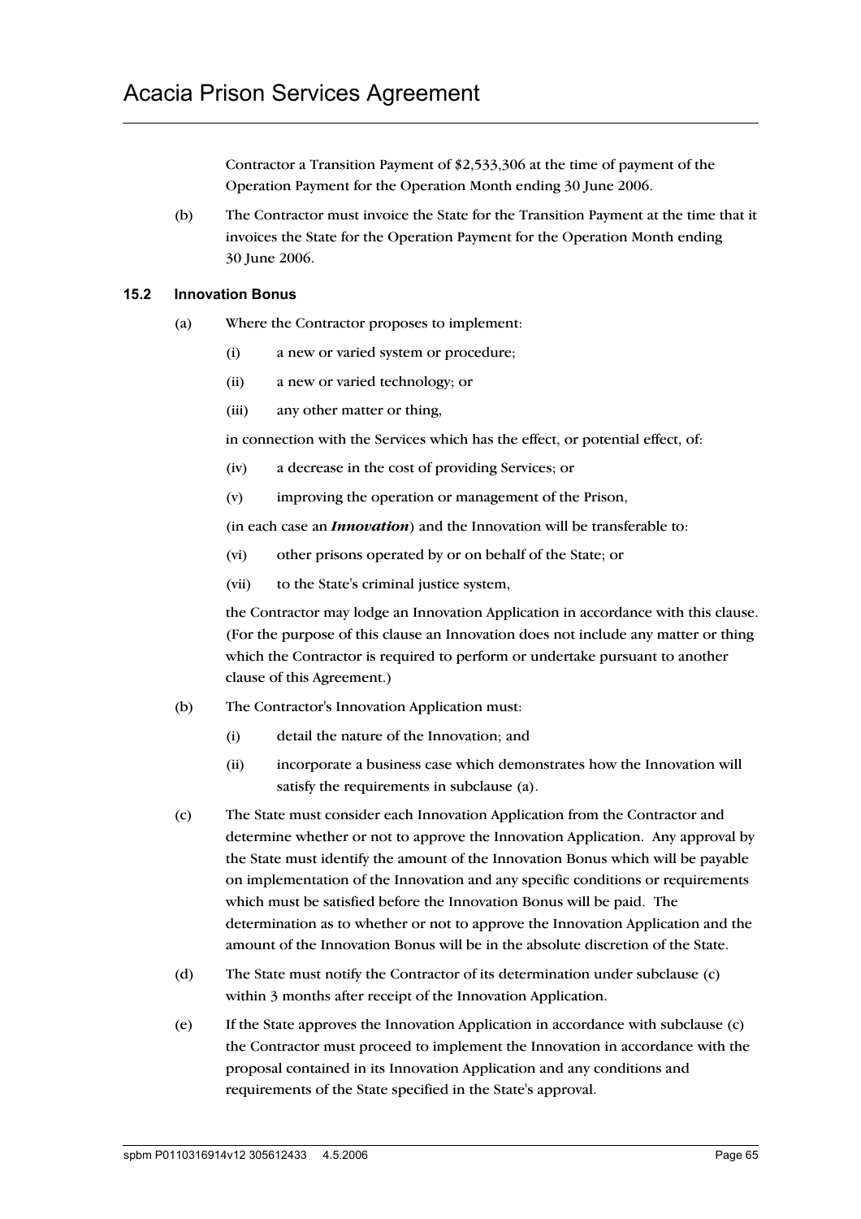Contractor a Transition Payment of $2,533,306 at the time of payment of the Operation Payment for the Operation Month ending 30 June 2006.

(b) The Contractor must invoice the State for the Transition Payment at the time that it invoices the State for the Operation Payment for the Operation Month ending 30 June 2006.

### 15.2 Innovation Bonus

(a) Where the Contractor proposes to implement:

(i) a new or varied system or procedure;

(ii) a new or varied technology; or

(iii) any other matter or thing,

in connection with the Services which has the effect, or potential effect, of:

(iv) a decrease in the cost of providing Services; or

(v) improving the operation or management of the Prison,

(in each case an ***Innovation***) and the Innovation will be transferable to:

(vi) other prisons operated by or on behalf of the State; or

(vii) to the State's criminal justice system,

the Contractor may lodge an Innovation Application in accordance with this clause. (For the purpose of this clause an Innovation does not include any matter or thing which the Contractor is required to perform or undertake pursuant to another clause of this Agreement.)

(b) The Contractor's Innovation Application must:

(i) detail the nature of the Innovation; and

(ii) incorporate a business case which demonstrates how the Innovation will satisfy the requirements in subclause (a).

(c) The State must consider each Innovation Application from the Contractor and determine whether or not to approve the Innovation Application. Any approval by the State must identify the amount of the Innovation Bonus which will be payable on implementation of the Innovation and any specific conditions or requirements which must be satisfied before the Innovation Bonus will be paid. The determination as to whether or not to approve the Innovation Application and the amount of the Innovation Bonus will be in the absolute discretion of the State.

(d) The State must notify the Contractor of its determination under subclause (c) within 3 months after receipt of the Innovation Application.

(e) If the State approves the Innovation Application in accordance with subclause (c) the Contractor must proceed to implement the Innovation in accordance with the proposal contained in its Innovation Application and any conditions and requirements of the State specified in the State's approval.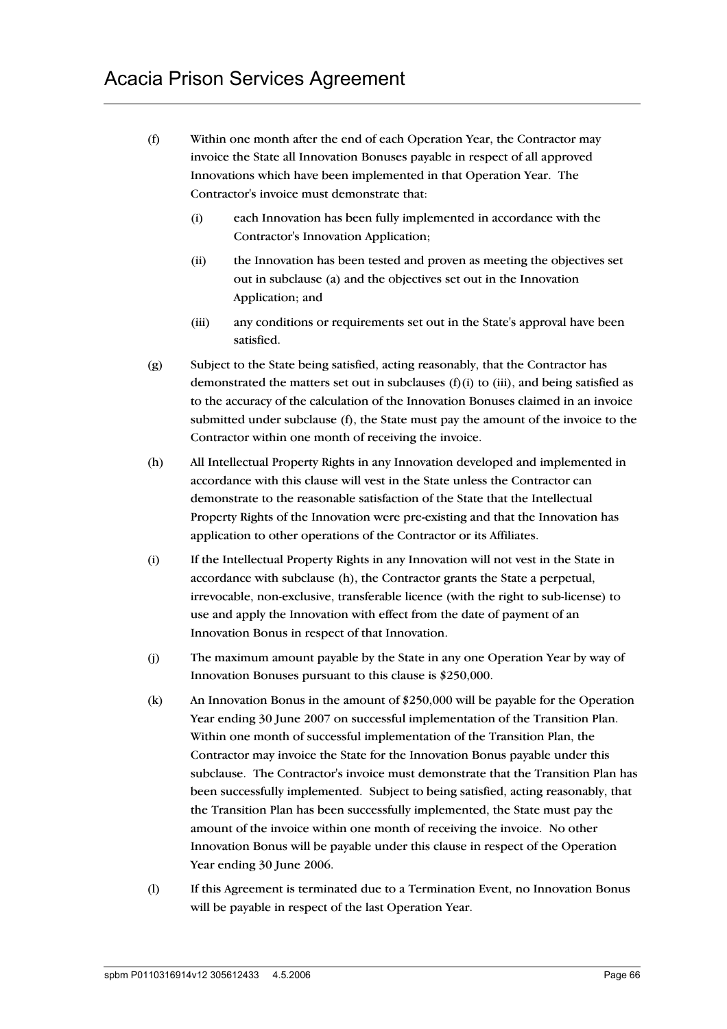(f) Within one month after the end of each Operation Year, the Contractor may invoice the State all Innovation Bonuses payable in respect of all approved Innovations which have been implemented in that Operation Year. The Contractor's invoice must demonstrate that:

   (i) each Innovation has been fully implemented in accordance with the Contractor's Innovation Application;

   (ii) the Innovation has been tested and proven as meeting the objectives set out in subclause (a) and the objectives set out in the Innovation Application; and

   (iii) any conditions or requirements set out in the State's approval have been satisfied.

(g) Subject to the State being satisfied, acting reasonably, that the Contractor has demonstrated the matters set out in subclauses (f)(i) to (iii), and being satisfied as to the accuracy of the calculation of the Innovation Bonuses claimed in an invoice submitted under subclause (f), the State must pay the amount of the invoice to the Contractor within one month of receiving the invoice.

(h) All Intellectual Property Rights in any Innovation developed and implemented in accordance with this clause will vest in the State unless the Contractor can demonstrate to the reasonable satisfaction of the State that the Intellectual Property Rights of the Innovation were pre-existing and that the Innovation has application to other operations of the Contractor or its Affiliates.

(i) If the Intellectual Property Rights in any Innovation will not vest in the State in accordance with subclause (h), the Contractor grants the State a perpetual, irrevocable, non-exclusive, transferable licence (with the right to sub-license) to use and apply the Innovation with effect from the date of payment of an Innovation Bonus in respect of that Innovation.

(j) The maximum amount payable by the State in any one Operation Year by way of Innovation Bonuses pursuant to this clause is $250,000.

(k) An Innovation Bonus in the amount of $250,000 will be payable for the Operation Year ending 30 June 2007 on successful implementation of the Transition Plan. Within one month of successful implementation of the Transition Plan, the Contractor may invoice the State for the Innovation Bonus payable under this subclause. The Contractor's invoice must demonstrate that the Transition Plan has been successfully implemented. Subject to being satisfied, acting reasonably, that the Transition Plan has been successfully implemented, the State must pay the amount of the invoice within one month of receiving the invoice. No other Innovation Bonus will be payable under this clause in respect of the Operation Year ending 30 June 2006.

(l) If this Agreement is terminated due to a Termination Event, no Innovation Bonus will be payable in respect of the last Operation Year.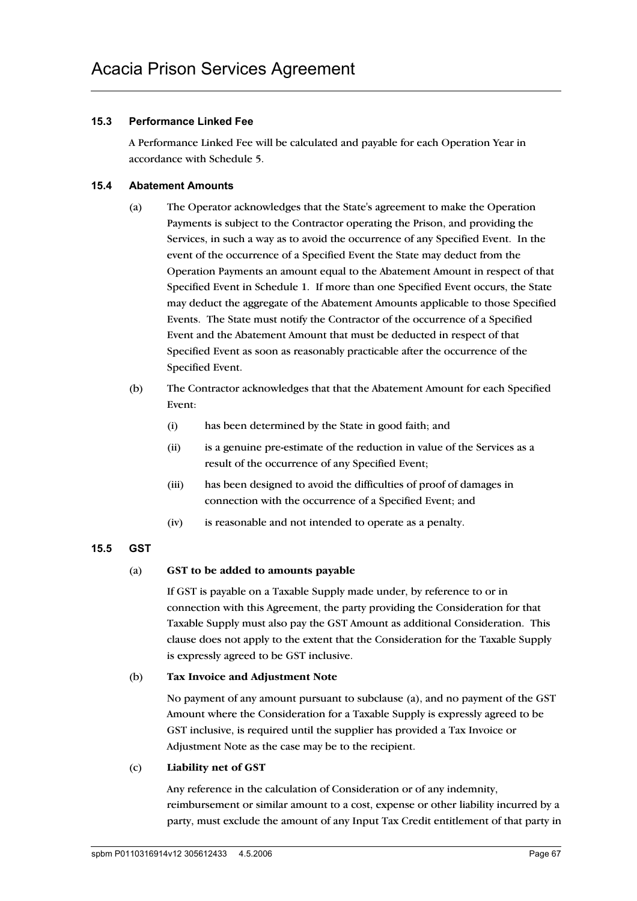### 15.3 Performance Linked Fee

A Performance Linked Fee will be calculated and payable for each Operation Year in accordance with Schedule 5.

### 15.4 Abatement Amounts

(a) The Operator acknowledges that the State's agreement to make the Operation Payments is subject to the Contractor operating the Prison, and providing the Services, in such a way as to avoid the occurrence of any Specified Event. In the event of the occurrence of a Specified Event the State may deduct from the Operation Payments an amount equal to the Abatement Amount in respect of that Specified Event in Schedule 1. If more than one Specified Event occurs, the State may deduct the aggregate of the Abatement Amounts applicable to those Specified Events. The State must notify the Contractor of the occurrence of a Specified Event and the Abatement Amount that must be deducted in respect of that Specified Event as soon as reasonably practicable after the occurrence of the Specified Event.

(b) The Contractor acknowledges that that the Abatement Amount for each Specified Event:

  (i) has been determined by the State in good faith; and

  (ii) is a genuine pre-estimate of the reduction in value of the Services as a result of the occurrence of any Specified Event;

  (iii) has been designed to avoid the difficulties of proof of damages in connection with the occurrence of a Specified Event; and

  (iv) is reasonable and not intended to operate as a penalty.

### 15.5 GST

(a) **GST to be added to amounts payable**

If GST is payable on a Taxable Supply made under, by reference to or in connection with this Agreement, the party providing the Consideration for that Taxable Supply must also pay the GST Amount as additional Consideration. This clause does not apply to the extent that the Consideration for the Taxable Supply is expressly agreed to be GST inclusive.

(b) **Tax Invoice and Adjustment Note**

No payment of any amount pursuant to subclause (a), and no payment of the GST Amount where the Consideration for a Taxable Supply is expressly agreed to be GST inclusive, is required until the supplier has provided a Tax Invoice or Adjustment Note as the case may be to the recipient.

(c) **Liability net of GST**

Any reference in the calculation of Consideration or of any indemnity, reimbursement or similar amount to a cost, expense or other liability incurred by a party, must exclude the amount of any Input Tax Credit entitlement of that party in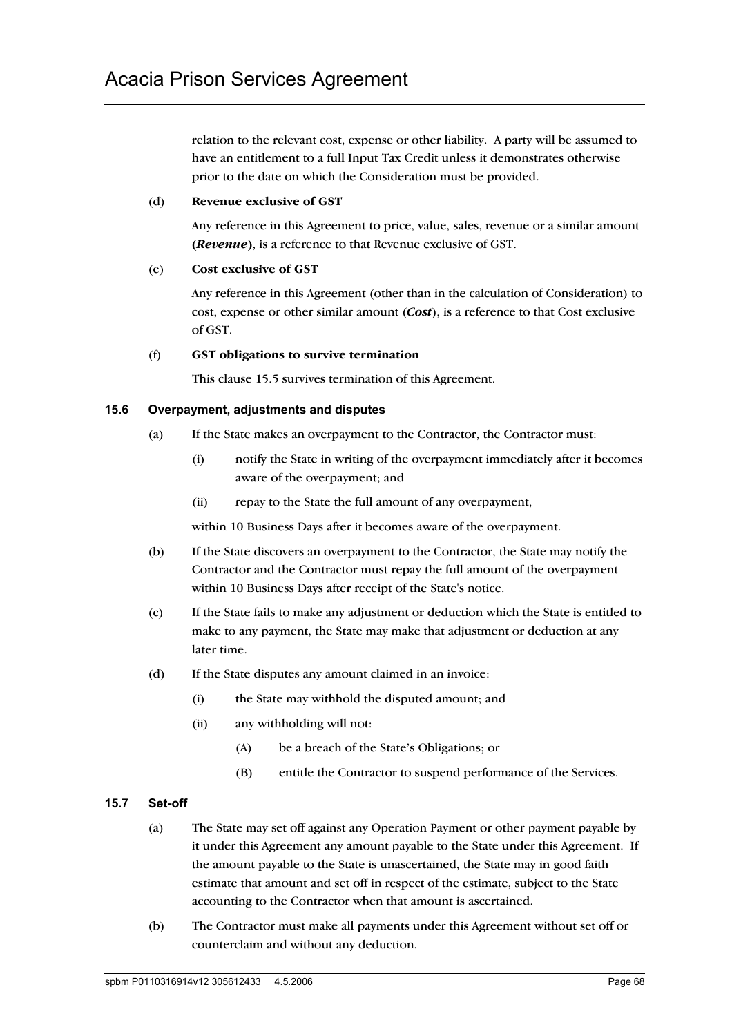relation to the relevant cost, expense or other liability. A party will be assumed to have an entitlement to a full Input Tax Credit unless it demonstrates otherwise prior to the date on which the Consideration must be provided.

(d) **Revenue exclusive of GST**

Any reference in this Agreement to price, value, sales, revenue or a similar amount **(*Revenue*)**, is a reference to that Revenue exclusive of GST.

(e) **Cost exclusive of GST**

Any reference in this Agreement (other than in the calculation of Consideration) to cost, expense or other similar amount (***Cost***), is a reference to that Cost exclusive of GST.

(f) **GST obligations to survive termination**

This clause 15.5 survives termination of this Agreement.

### 15.6 Overpayment, adjustments and disputes

(a) If the State makes an overpayment to the Contractor, the Contractor must:

(i) notify the State in writing of the overpayment immediately after it becomes aware of the overpayment; and

(ii) repay to the State the full amount of any overpayment,

within 10 Business Days after it becomes aware of the overpayment.

(b) If the State discovers an overpayment to the Contractor, the State may notify the Contractor and the Contractor must repay the full amount of the overpayment within 10 Business Days after receipt of the State's notice.

(c) If the State fails to make any adjustment or deduction which the State is entitled to make to any payment, the State may make that adjustment or deduction at any later time.

(d) If the State disputes any amount claimed in an invoice:

(i) the State may withhold the disputed amount; and

(ii) any withholding will not:

(A) be a breach of the State's Obligations; or

(B) entitle the Contractor to suspend performance of the Services.

### 15.7 Set-off

(a) The State may set off against any Operation Payment or other payment payable by it under this Agreement any amount payable to the State under this Agreement. If the amount payable to the State is unascertained, the State may in good faith estimate that amount and set off in respect of the estimate, subject to the State accounting to the Contractor when that amount is ascertained.

(b) The Contractor must make all payments under this Agreement without set off or counterclaim and without any deduction.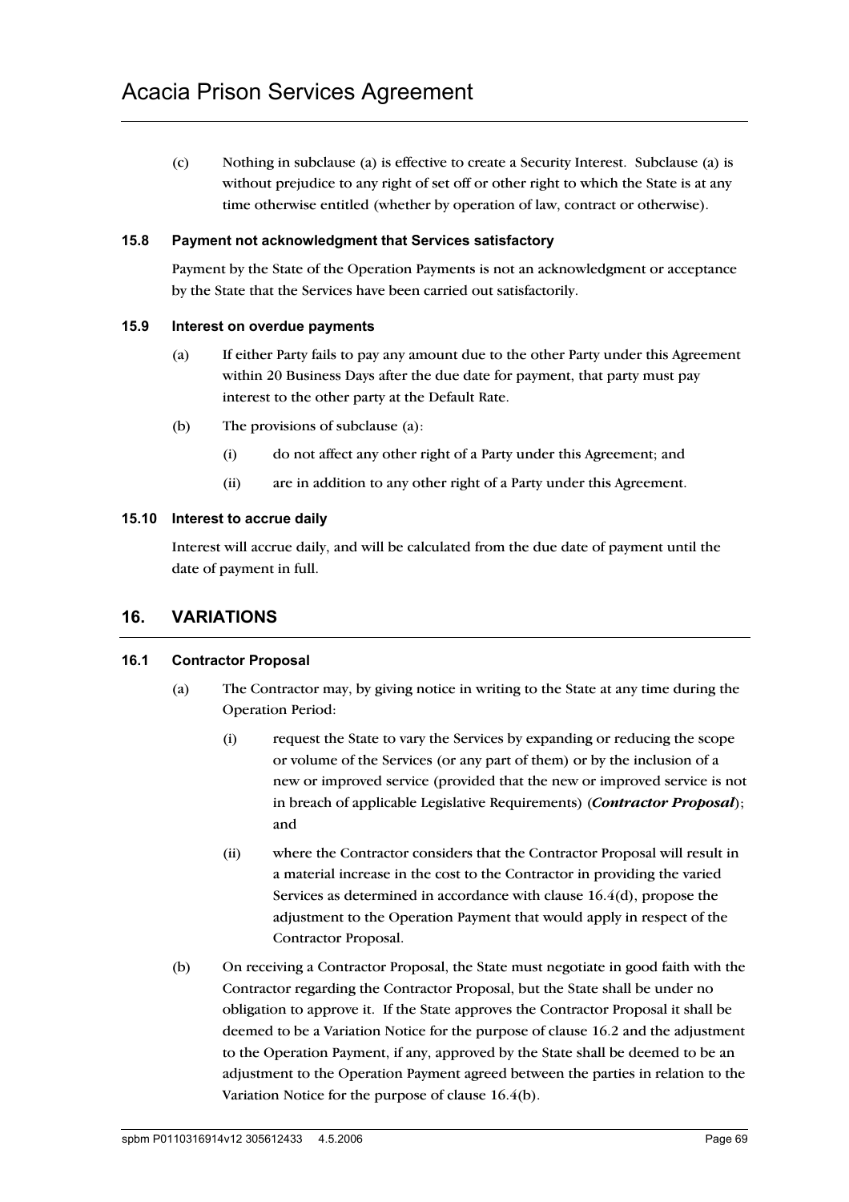(c) Nothing in subclause (a) is effective to create a Security Interest. Subclause (a) is without prejudice to any right of set off or other right to which the State is at any time otherwise entitled (whether by operation of law, contract or otherwise).

### 15.8 Payment not acknowledgment that Services satisfactory

Payment by the State of the Operation Payments is not an acknowledgment or acceptance by the State that the Services have been carried out satisfactorily.

### 15.9 Interest on overdue payments

(a) If either Party fails to pay any amount due to the other Party under this Agreement within 20 Business Days after the due date for payment, that party must pay interest to the other party at the Default Rate.

(b) The provisions of subclause (a):

(i) do not affect any other right of a Party under this Agreement; and

(ii) are in addition to any other right of a Party under this Agreement.

### 15.10 Interest to accrue daily

Interest will accrue daily, and will be calculated from the due date of payment until the date of payment in full.

## 16. VARIATIONS

### 16.1 Contractor Proposal

(a) The Contractor may, by giving notice in writing to the State at any time during the Operation Period:

(i) request the State to vary the Services by expanding or reducing the scope or volume of the Services (or any part of them) or by the inclusion of a new or improved service (provided that the new or improved service is not in breach of applicable Legislative Requirements) (***Contractor Proposal***); and

(ii) where the Contractor considers that the Contractor Proposal will result in a material increase in the cost to the Contractor in providing the varied Services as determined in accordance with clause 16.4(d), propose the adjustment to the Operation Payment that would apply in respect of the Contractor Proposal.

(b) On receiving a Contractor Proposal, the State must negotiate in good faith with the Contractor regarding the Contractor Proposal, but the State shall be under no obligation to approve it. If the State approves the Contractor Proposal it shall be deemed to be a Variation Notice for the purpose of clause 16.2 and the adjustment to the Operation Payment, if any, approved by the State shall be deemed to be an adjustment to the Operation Payment agreed between the parties in relation to the Variation Notice for the purpose of clause 16.4(b).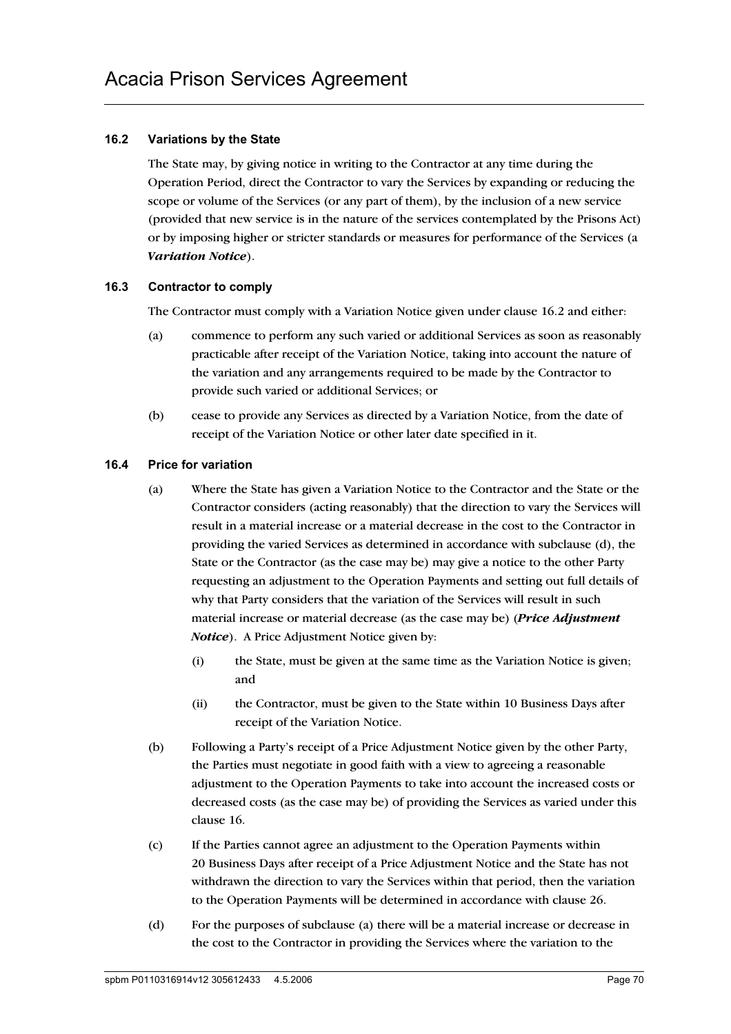### 16.2 Variations by the State

The State may, by giving notice in writing to the Contractor at any time during the Operation Period, direct the Contractor to vary the Services by expanding or reducing the scope or volume of the Services (or any part of them), by the inclusion of a new service (provided that new service is in the nature of the services contemplated by the Prisons Act) or by imposing higher or stricter standards or measures for performance of the Services (a ***Variation Notice***).

### 16.3 Contractor to comply

The Contractor must comply with a Variation Notice given under clause 16.2 and either:

(a) commence to perform any such varied or additional Services as soon as reasonably practicable after receipt of the Variation Notice, taking into account the nature of the variation and any arrangements required to be made by the Contractor to provide such varied or additional Services; or

(b) cease to provide any Services as directed by a Variation Notice, from the date of receipt of the Variation Notice or other later date specified in it.

### 16.4 Price for variation

(a) Where the State has given a Variation Notice to the Contractor and the State or the Contractor considers (acting reasonably) that the direction to vary the Services will result in a material increase or a material decrease in the cost to the Contractor in providing the varied Services as determined in accordance with subclause (d), the State or the Contractor (as the case may be) may give a notice to the other Party requesting an adjustment to the Operation Payments and setting out full details of why that Party considers that the variation of the Services will result in such material increase or material decrease (as the case may be) (***Price Adjustment Notice***). A Price Adjustment Notice given by:

(i) the State, must be given at the same time as the Variation Notice is given; and

(ii) the Contractor, must be given to the State within 10 Business Days after receipt of the Variation Notice.

(b) Following a Party's receipt of a Price Adjustment Notice given by the other Party, the Parties must negotiate in good faith with a view to agreeing a reasonable adjustment to the Operation Payments to take into account the increased costs or decreased costs (as the case may be) of providing the Services as varied under this clause 16.

(c) If the Parties cannot agree an adjustment to the Operation Payments within 20 Business Days after receipt of a Price Adjustment Notice and the State has not withdrawn the direction to vary the Services within that period, then the variation to the Operation Payments will be determined in accordance with clause 26.

(d) For the purposes of subclause (a) there will be a material increase or decrease in the cost to the Contractor in providing the Services where the variation to the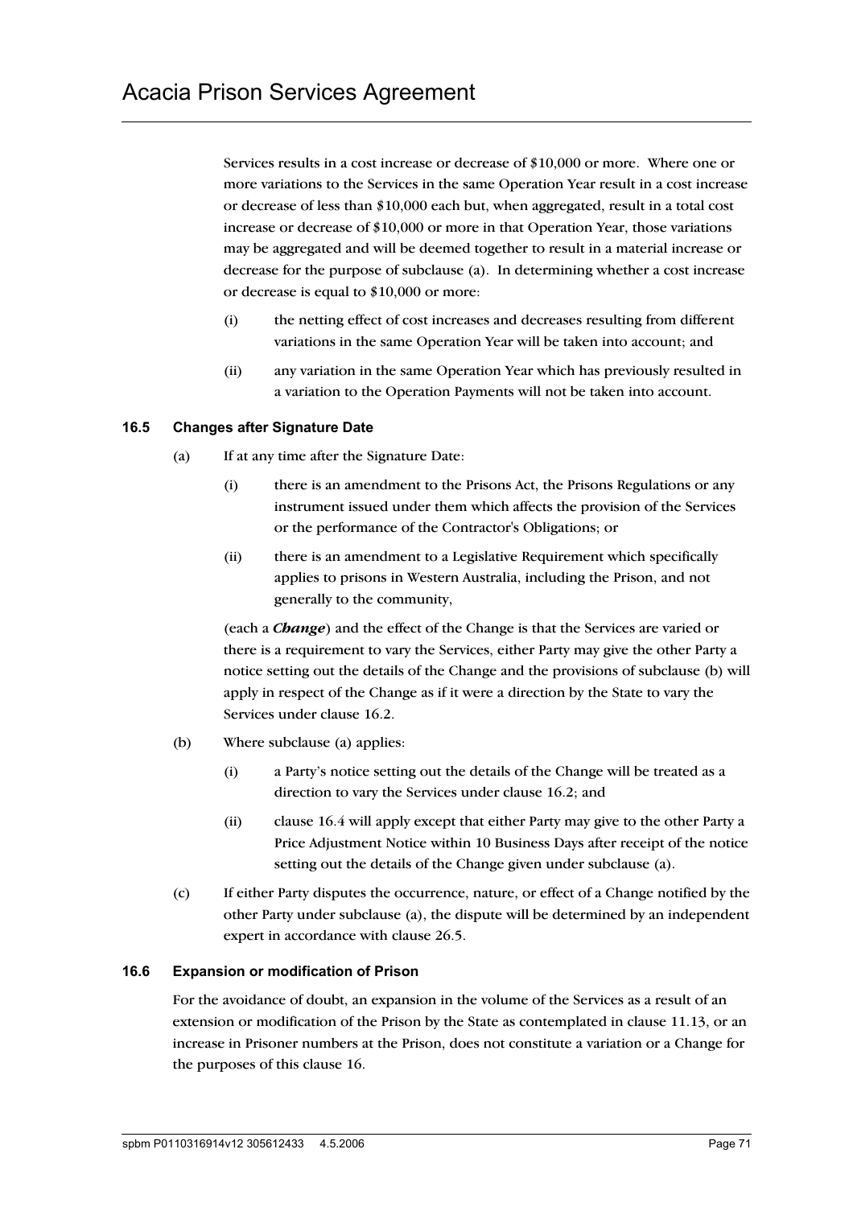Services results in a cost increase or decrease of $10,000 or more. Where one or more variations to the Services in the same Operation Year result in a cost increase or decrease of less than $10,000 each but, when aggregated, result in a total cost increase or decrease of $10,000 or more in that Operation Year, those variations may be aggregated and will be deemed together to result in a material increase or decrease for the purpose of subclause (a). In determining whether a cost increase or decrease is equal to $10,000 or more:

(i) the netting effect of cost increases and decreases resulting from different variations in the same Operation Year will be taken into account; and

(ii) any variation in the same Operation Year which has previously resulted in a variation to the Operation Payments will not be taken into account.

### 16.5 Changes after Signature Date

(a) If at any time after the Signature Date:

(i) there is an amendment to the Prisons Act, the Prisons Regulations or any instrument issued under them which affects the provision of the Services or the performance of the Contractor's Obligations; or

(ii) there is an amendment to a Legislative Requirement which specifically applies to prisons in Western Australia, including the Prison, and not generally to the community,

(each a ***Change***) and the effect of the Change is that the Services are varied or there is a requirement to vary the Services, either Party may give the other Party a notice setting out the details of the Change and the provisions of subclause (b) will apply in respect of the Change as if it were a direction by the State to vary the Services under clause 16.2.

(b) Where subclause (a) applies:

(i) a Party's notice setting out the details of the Change will be treated as a direction to vary the Services under clause 16.2; and

(ii) clause 16.4 will apply except that either Party may give to the other Party a Price Adjustment Notice within 10 Business Days after receipt of the notice setting out the details of the Change given under subclause (a).

(c) If either Party disputes the occurrence, nature, or effect of a Change notified by the other Party under subclause (a), the dispute will be determined by an independent expert in accordance with clause 26.5.

### 16.6 Expansion or modification of Prison

For the avoidance of doubt, an expansion in the volume of the Services as a result of an extension or modification of the Prison by the State as contemplated in clause 11.13, or an increase in Prisoner numbers at the Prison, does not constitute a variation or a Change for the purposes of this clause 16.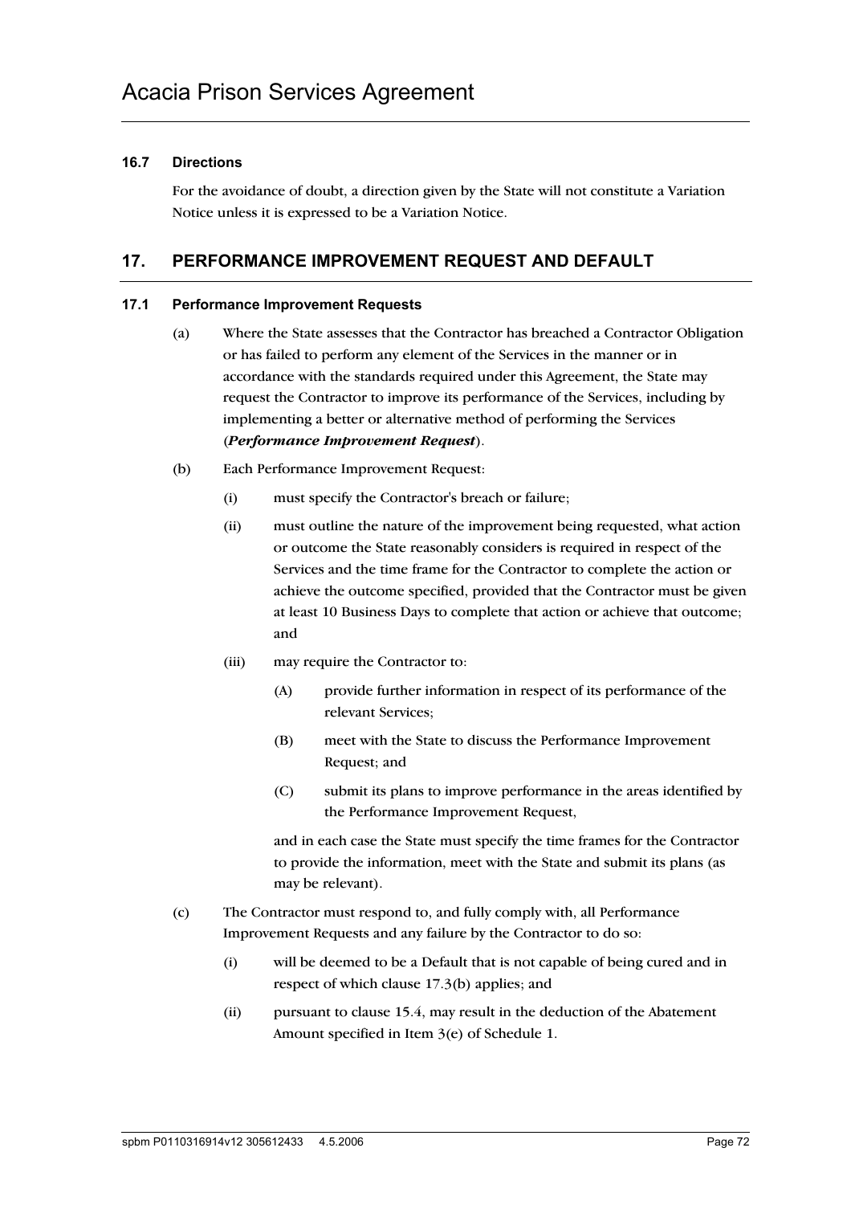### 16.7 Directions

For the avoidance of doubt, a direction given by the State will not constitute a Variation Notice unless it is expressed to be a Variation Notice.

## 17. PERFORMANCE IMPROVEMENT REQUEST AND DEFAULT

### 17.1 Performance Improvement Requests

(a) Where the State assesses that the Contractor has breached a Contractor Obligation or has failed to perform any element of the Services in the manner or in accordance with the standards required under this Agreement, the State may request the Contractor to improve its performance of the Services, including by implementing a better or alternative method of performing the Services (***Performance Improvement Request***).

(b) Each Performance Improvement Request:

(i) must specify the Contractor's breach or failure;

(ii) must outline the nature of the improvement being requested, what action or outcome the State reasonably considers is required in respect of the Services and the time frame for the Contractor to complete the action or achieve the outcome specified, provided that the Contractor must be given at least 10 Business Days to complete that action or achieve that outcome; and

(iii) may require the Contractor to:

(A) provide further information in respect of its performance of the relevant Services;

(B) meet with the State to discuss the Performance Improvement Request; and

(C) submit its plans to improve performance in the areas identified by the Performance Improvement Request,

and in each case the State must specify the time frames for the Contractor to provide the information, meet with the State and submit its plans (as may be relevant).

(c) The Contractor must respond to, and fully comply with, all Performance Improvement Requests and any failure by the Contractor to do so:

(i) will be deemed to be a Default that is not capable of being cured and in respect of which clause 17.3(b) applies; and

(ii) pursuant to clause 15.4, may result in the deduction of the Abatement Amount specified in Item 3(e) of Schedule 1.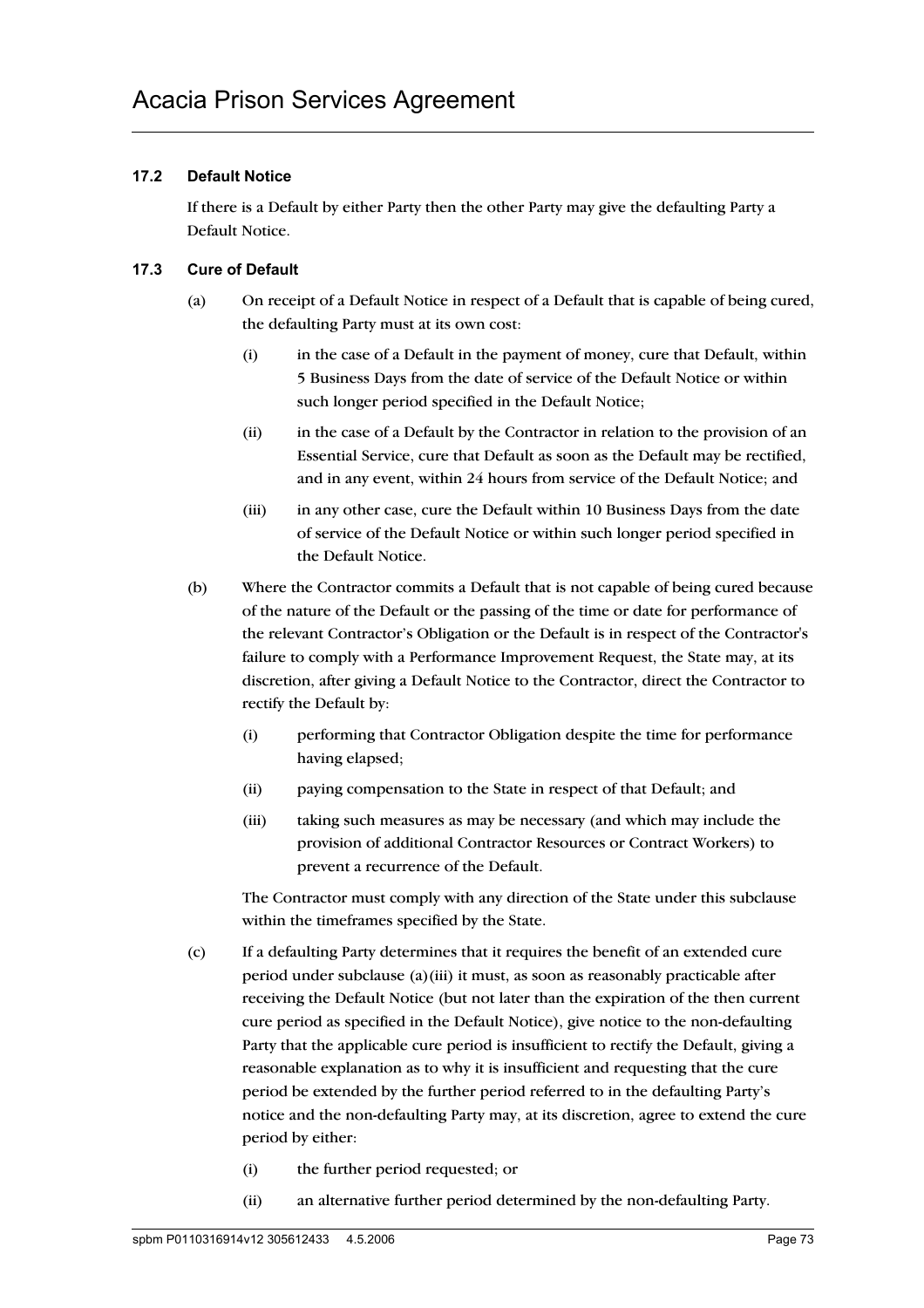### 17.2 Default Notice

If there is a Default by either Party then the other Party may give the defaulting Party a Default Notice.

### 17.3 Cure of Default

(a) On receipt of a Default Notice in respect of a Default that is capable of being cured, the defaulting Party must at its own cost:

(i) in the case of a Default in the payment of money, cure that Default, within 5 Business Days from the date of service of the Default Notice or within such longer period specified in the Default Notice;

(ii) in the case of a Default by the Contractor in relation to the provision of an Essential Service, cure that Default as soon as the Default may be rectified, and in any event, within 24 hours from service of the Default Notice; and

(iii) in any other case, cure the Default within 10 Business Days from the date of service of the Default Notice or within such longer period specified in the Default Notice.

(b) Where the Contractor commits a Default that is not capable of being cured because of the nature of the Default or the passing of the time or date for performance of the relevant Contractor's Obligation or the Default is in respect of the Contractor's failure to comply with a Performance Improvement Request, the State may, at its discretion, after giving a Default Notice to the Contractor, direct the Contractor to rectify the Default by:

(i) performing that Contractor Obligation despite the time for performance having elapsed;

(ii) paying compensation to the State in respect of that Default; and

(iii) taking such measures as may be necessary (and which may include the provision of additional Contractor Resources or Contract Workers) to prevent a recurrence of the Default.

The Contractor must comply with any direction of the State under this subclause within the timeframes specified by the State.

(c) If a defaulting Party determines that it requires the benefit of an extended cure period under subclause (a)(iii) it must, as soon as reasonably practicable after receiving the Default Notice (but not later than the expiration of the then current cure period as specified in the Default Notice), give notice to the non-defaulting Party that the applicable cure period is insufficient to rectify the Default, giving a reasonable explanation as to why it is insufficient and requesting that the cure period be extended by the further period referred to in the defaulting Party's notice and the non-defaulting Party may, at its discretion, agree to extend the cure period by either:

(i) the further period requested; or

(ii) an alternative further period determined by the non-defaulting Party.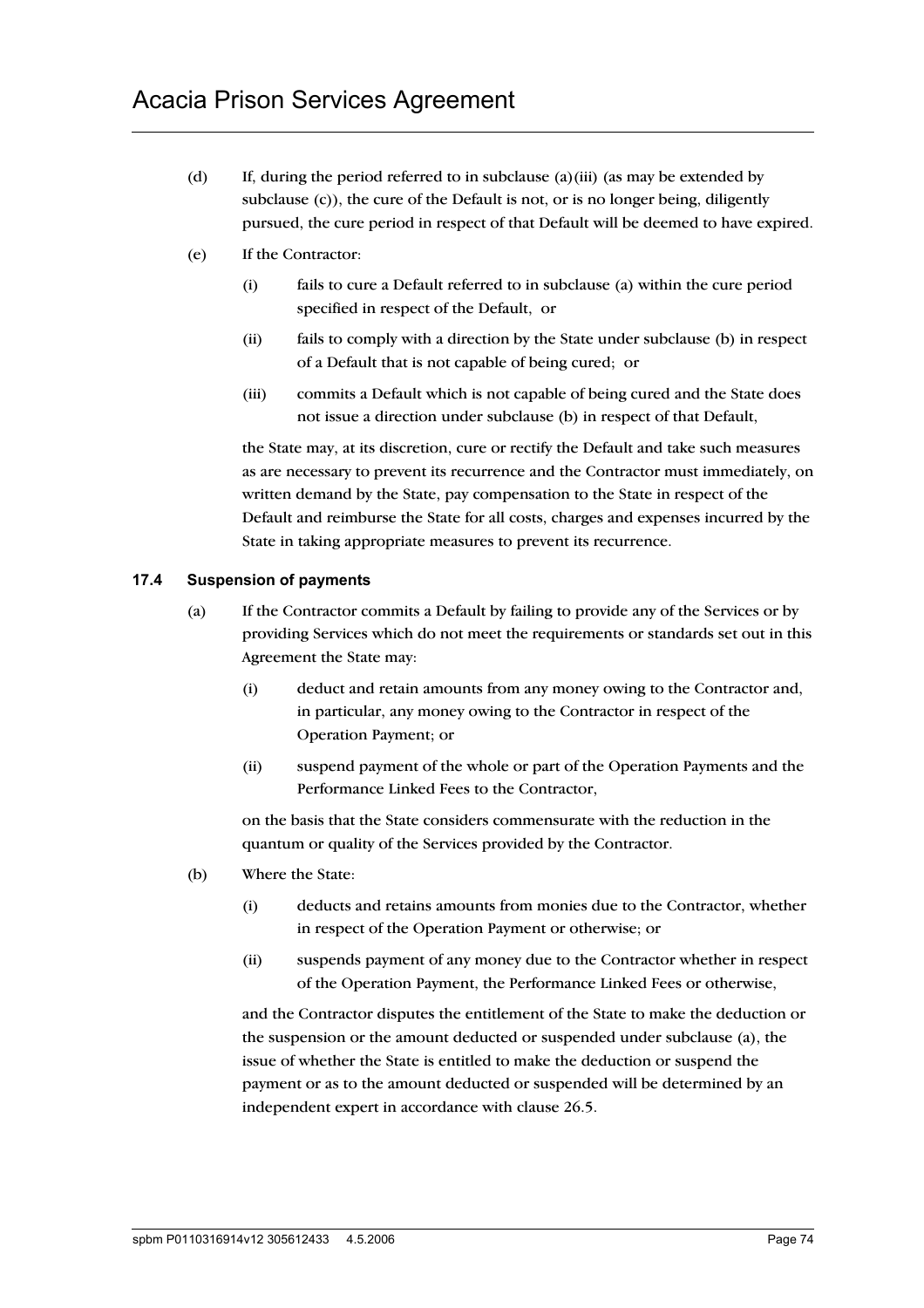(d) If, during the period referred to in subclause (a)(iii) (as may be extended by subclause (c)), the cure of the Default is not, or is no longer being, diligently pursued, the cure period in respect of that Default will be deemed to have expired.

(e) If the Contractor:

   (i) fails to cure a Default referred to in subclause (a) within the cure period specified in respect of the Default, or

   (ii) fails to comply with a direction by the State under subclause (b) in respect of a Default that is not capable of being cured; or

   (iii) commits a Default which is not capable of being cured and the State does not issue a direction under subclause (b) in respect of that Default,

   the State may, at its discretion, cure or rectify the Default and take such measures as are necessary to prevent its recurrence and the Contractor must immediately, on written demand by the State, pay compensation to the State in respect of the Default and reimburse the State for all costs, charges and expenses incurred by the State in taking appropriate measures to prevent its recurrence.

### 17.4 Suspension of payments

(a) If the Contractor commits a Default by failing to provide any of the Services or by providing Services which do not meet the requirements or standards set out in this Agreement the State may:

   (i) deduct and retain amounts from any money owing to the Contractor and, in particular, any money owing to the Contractor in respect of the Operation Payment; or

   (ii) suspend payment of the whole or part of the Operation Payments and the Performance Linked Fees to the Contractor,

   on the basis that the State considers commensurate with the reduction in the quantum or quality of the Services provided by the Contractor.

(b) Where the State:

   (i) deducts and retains amounts from monies due to the Contractor, whether in respect of the Operation Payment or otherwise; or

   (ii) suspends payment of any money due to the Contractor whether in respect of the Operation Payment, the Performance Linked Fees or otherwise,

   and the Contractor disputes the entitlement of the State to make the deduction or the suspension or the amount deducted or suspended under subclause (a), the issue of whether the State is entitled to make the deduction or suspend the payment or as to the amount deducted or suspended will be determined by an independent expert in accordance with clause 26.5.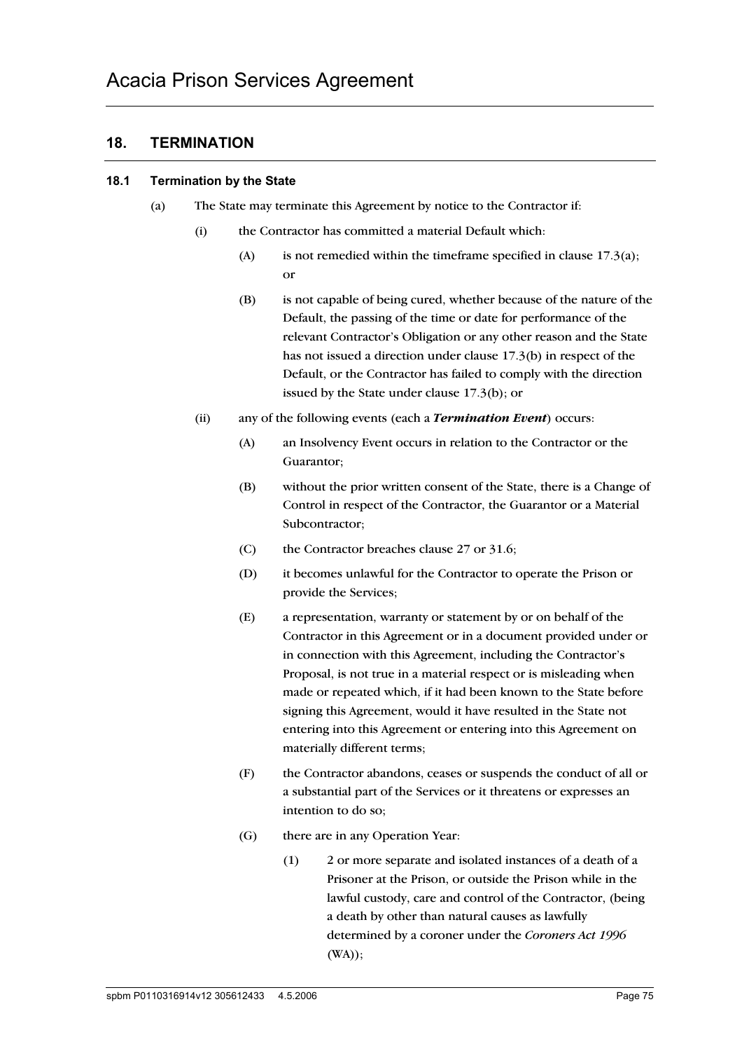## 18. TERMINATION

### 18.1 Termination by the State

(a) The State may terminate this Agreement by notice to the Contractor if:

(i) the Contractor has committed a material Default which:

(A) is not remedied within the timeframe specified in clause 17.3(a); or

(B) is not capable of being cured, whether because of the nature of the Default, the passing of the time or date for performance of the relevant Contractor's Obligation or any other reason and the State has not issued a direction under clause 17.3(b) in respect of the Default, or the Contractor has failed to comply with the direction issued by the State under clause 17.3(b); or

(ii) any of the following events (each a ***Termination Event***) occurs:

(A) an Insolvency Event occurs in relation to the Contractor or the Guarantor;

(B) without the prior written consent of the State, there is a Change of Control in respect of the Contractor, the Guarantor or a Material Subcontractor;

(C) the Contractor breaches clause 27 or 31.6;

(D) it becomes unlawful for the Contractor to operate the Prison or provide the Services;

(E) a representation, warranty or statement by or on behalf of the Contractor in this Agreement or in a document provided under or in connection with this Agreement, including the Contractor's Proposal, is not true in a material respect or is misleading when made or repeated which, if it had been known to the State before signing this Agreement, would it have resulted in the State not entering into this Agreement or entering into this Agreement on materially different terms;

(F) the Contractor abandons, ceases or suspends the conduct of all or a substantial part of the Services or it threatens or expresses an intention to do so;

(G) there are in any Operation Year:

(1) 2 or more separate and isolated instances of a death of a Prisoner at the Prison, or outside the Prison while in the lawful custody, care and control of the Contractor, (being a death by other than natural causes as lawfully determined by a coroner under the *Coroners Act 1996* (WA));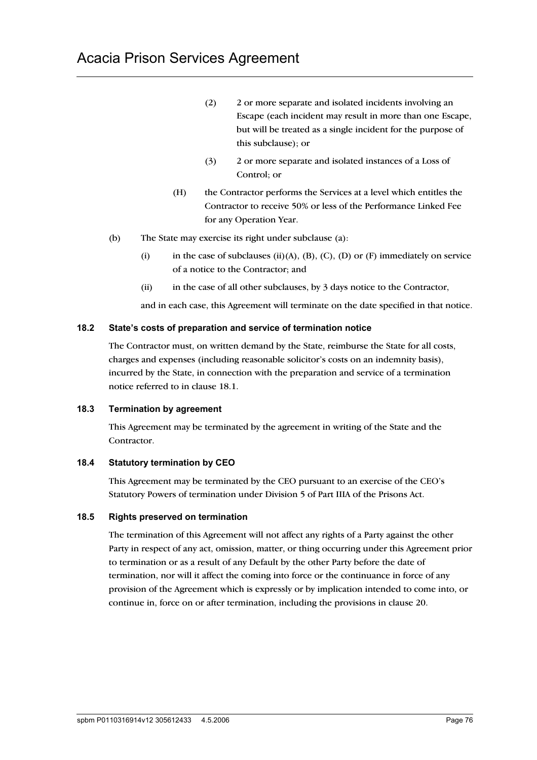(2) 2 or more separate and isolated incidents involving an Escape (each incident may result in more than one Escape, but will be treated as a single incident for the purpose of this subclause); or

(3) 2 or more separate and isolated instances of a Loss of Control; or

(H) the Contractor performs the Services at a level which entitles the Contractor to receive 50% or less of the Performance Linked Fee for any Operation Year.

(b) The State may exercise its right under subclause (a):

(i) in the case of subclauses (ii)(A), (B), (C), (D) or (F) immediately on service of a notice to the Contractor; and

(ii) in the case of all other subclauses, by 3 days notice to the Contractor,

and in each case, this Agreement will terminate on the date specified in that notice.

### 18.2 State's costs of preparation and service of termination notice

The Contractor must, on written demand by the State, reimburse the State for all costs, charges and expenses (including reasonable solicitor's costs on an indemnity basis), incurred by the State, in connection with the preparation and service of a termination notice referred to in clause 18.1.

### 18.3 Termination by agreement

This Agreement may be terminated by the agreement in writing of the State and the Contractor.

### 18.4 Statutory termination by CEO

This Agreement may be terminated by the CEO pursuant to an exercise of the CEO's Statutory Powers of termination under Division 5 of Part IIIA of the Prisons Act.

### 18.5 Rights preserved on termination

The termination of this Agreement will not affect any rights of a Party against the other Party in respect of any act, omission, matter, or thing occurring under this Agreement prior to termination or as a result of any Default by the other Party before the date of termination, nor will it affect the coming into force or the continuance in force of any provision of the Agreement which is expressly or by implication intended to come into, or continue in, force on or after termination, including the provisions in clause 20.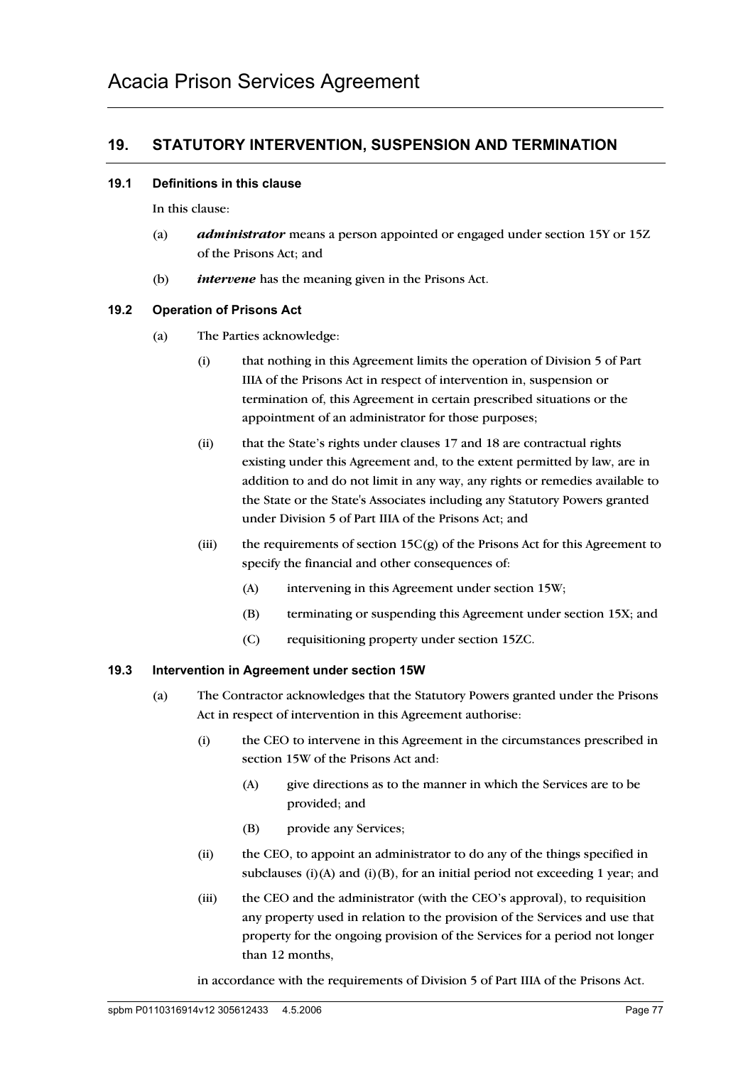## 19. STATUTORY INTERVENTION, SUSPENSION AND TERMINATION

### 19.1 Definitions in this clause

In this clause:

(a) ***administrator*** means a person appointed or engaged under section 15Y or 15Z of the Prisons Act; and

(b) ***intervene*** has the meaning given in the Prisons Act.

### 19.2 Operation of Prisons Act

(a) The Parties acknowledge:

(i) that nothing in this Agreement limits the operation of Division 5 of Part IIIA of the Prisons Act in respect of intervention in, suspension or termination of, this Agreement in certain prescribed situations or the appointment of an administrator for those purposes;

(ii) that the State's rights under clauses 17 and 18 are contractual rights existing under this Agreement and, to the extent permitted by law, are in addition to and do not limit in any way, any rights or remedies available to the State or the State's Associates including any Statutory Powers granted under Division 5 of Part IIIA of the Prisons Act; and

(iii) the requirements of section 15C(g) of the Prisons Act for this Agreement to specify the financial and other consequences of:

(A) intervening in this Agreement under section 15W;

(B) terminating or suspending this Agreement under section 15X; and

(C) requisitioning property under section 15ZC.

### 19.3 Intervention in Agreement under section 15W

(a) The Contractor acknowledges that the Statutory Powers granted under the Prisons Act in respect of intervention in this Agreement authorise:

(i) the CEO to intervene in this Agreement in the circumstances prescribed in section 15W of the Prisons Act and:

(A) give directions as to the manner in which the Services are to be provided; and

(B) provide any Services;

(ii) the CEO, to appoint an administrator to do any of the things specified in subclauses (i)(A) and (i)(B), for an initial period not exceeding 1 year; and

(iii) the CEO and the administrator (with the CEO's approval), to requisition any property used in relation to the provision of the Services and use that property for the ongoing provision of the Services for a period not longer than 12 months,

in accordance with the requirements of Division 5 of Part IIIA of the Prisons Act.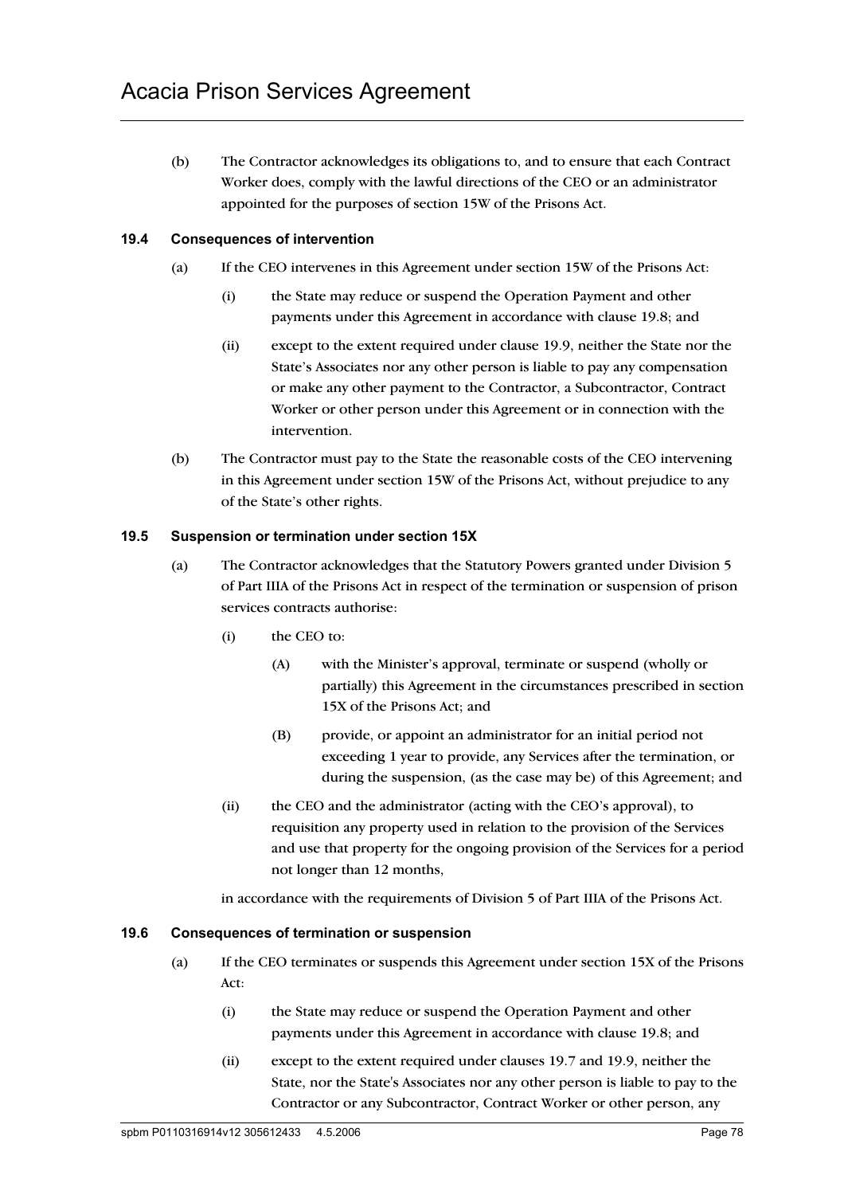(b) The Contractor acknowledges its obligations to, and to ensure that each Contract Worker does, comply with the lawful directions of the CEO or an administrator appointed for the purposes of section 15W of the Prisons Act.

### 19.4 Consequences of intervention

(a) If the CEO intervenes in this Agreement under section 15W of the Prisons Act:

(i) the State may reduce or suspend the Operation Payment and other payments under this Agreement in accordance with clause 19.8; and

(ii) except to the extent required under clause 19.9, neither the State nor the State's Associates nor any other person is liable to pay any compensation or make any other payment to the Contractor, a Subcontractor, Contract Worker or other person under this Agreement or in connection with the intervention.

(b) The Contractor must pay to the State the reasonable costs of the CEO intervening in this Agreement under section 15W of the Prisons Act, without prejudice to any of the State's other rights.

### 19.5 Suspension or termination under section 15X

(a) The Contractor acknowledges that the Statutory Powers granted under Division 5 of Part IIIA of the Prisons Act in respect of the termination or suspension of prison services contracts authorise:

(i) the CEO to:

(A) with the Minister's approval, terminate or suspend (wholly or partially) this Agreement in the circumstances prescribed in section 15X of the Prisons Act; and

(B) provide, or appoint an administrator for an initial period not exceeding 1 year to provide, any Services after the termination, or during the suspension, (as the case may be) of this Agreement; and

(ii) the CEO and the administrator (acting with the CEO's approval), to requisition any property used in relation to the provision of the Services and use that property for the ongoing provision of the Services for a period not longer than 12 months,

in accordance with the requirements of Division 5 of Part IIIA of the Prisons Act.

### 19.6 Consequences of termination or suspension

(a) If the CEO terminates or suspends this Agreement under section 15X of the Prisons Act:

(i) the State may reduce or suspend the Operation Payment and other payments under this Agreement in accordance with clause 19.8; and

(ii) except to the extent required under clauses 19.7 and 19.9, neither the State, nor the State's Associates nor any other person is liable to pay to the Contractor or any Subcontractor, Contract Worker or other person, any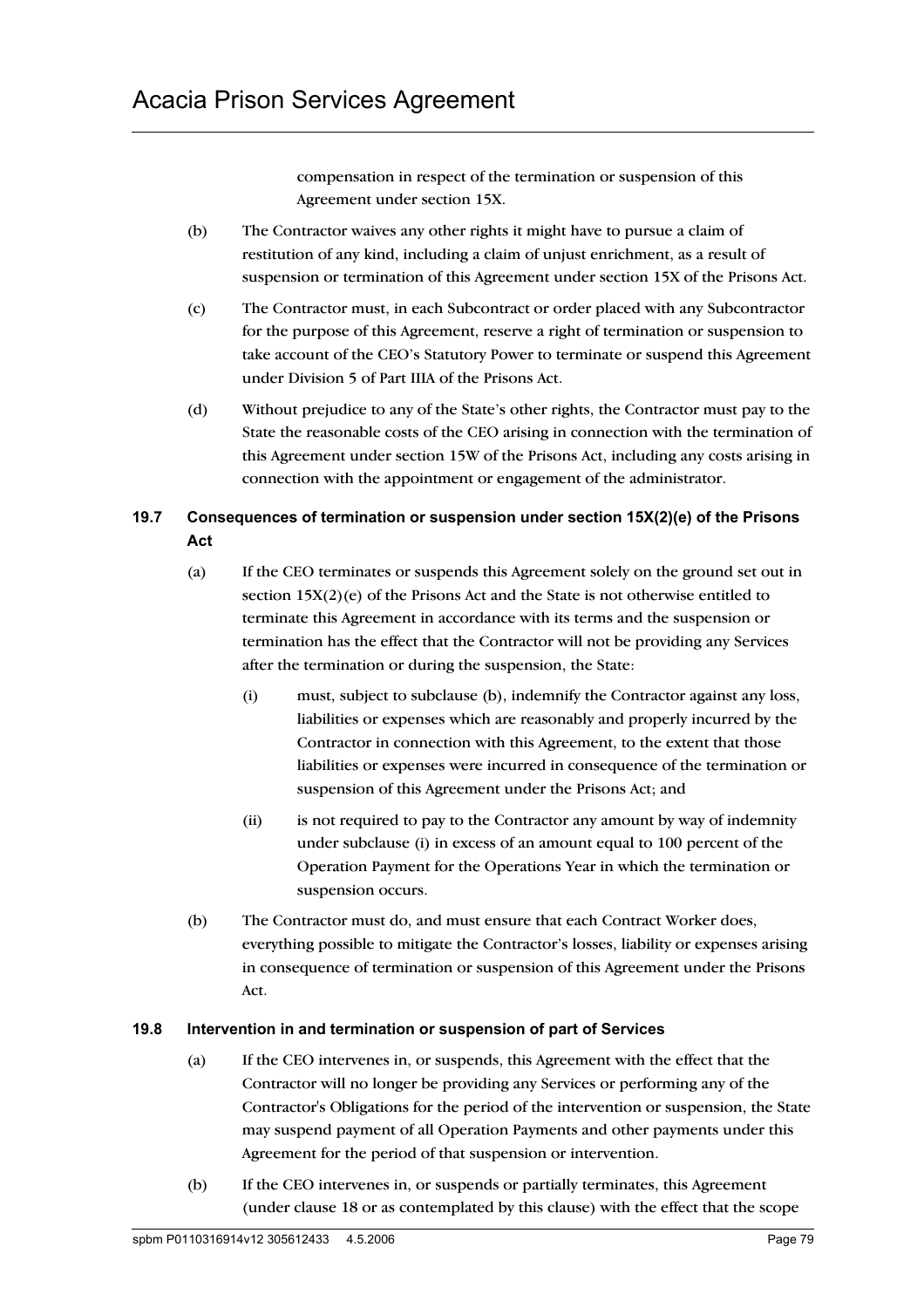compensation in respect of the termination or suspension of this Agreement under section 15X.

(b) The Contractor waives any other rights it might have to pursue a claim of restitution of any kind, including a claim of unjust enrichment, as a result of suspension or termination of this Agreement under section 15X of the Prisons Act.

(c) The Contractor must, in each Subcontract or order placed with any Subcontractor for the purpose of this Agreement, reserve a right of termination or suspension to take account of the CEO's Statutory Power to terminate or suspend this Agreement under Division 5 of Part IIIA of the Prisons Act.

(d) Without prejudice to any of the State's other rights, the Contractor must pay to the State the reasonable costs of the CEO arising in connection with the termination of this Agreement under section 15W of the Prisons Act, including any costs arising in connection with the appointment or engagement of the administrator.

### 19.7 Consequences of termination or suspension under section 15X(2)(e) of the Prisons Act

(a) If the CEO terminates or suspends this Agreement solely on the ground set out in section 15X(2)(e) of the Prisons Act and the State is not otherwise entitled to terminate this Agreement in accordance with its terms and the suspension or termination has the effect that the Contractor will not be providing any Services after the termination or during the suspension, the State:

  (i) must, subject to subclause (b), indemnify the Contractor against any loss, liabilities or expenses which are reasonably and properly incurred by the Contractor in connection with this Agreement, to the extent that those liabilities or expenses were incurred in consequence of the termination or suspension of this Agreement under the Prisons Act; and

  (ii) is not required to pay to the Contractor any amount by way of indemnity under subclause (i) in excess of an amount equal to 100 percent of the Operation Payment for the Operations Year in which the termination or suspension occurs.

(b) The Contractor must do, and must ensure that each Contract Worker does, everything possible to mitigate the Contractor's losses, liability or expenses arising in consequence of termination or suspension of this Agreement under the Prisons Act.

### 19.8 Intervention in and termination or suspension of part of Services

(a) If the CEO intervenes in, or suspends, this Agreement with the effect that the Contractor will no longer be providing any Services or performing any of the Contractor's Obligations for the period of the intervention or suspension, the State may suspend payment of all Operation Payments and other payments under this Agreement for the period of that suspension or intervention.

(b) If the CEO intervenes in, or suspends or partially terminates, this Agreement (under clause 18 or as contemplated by this clause) with the effect that the scope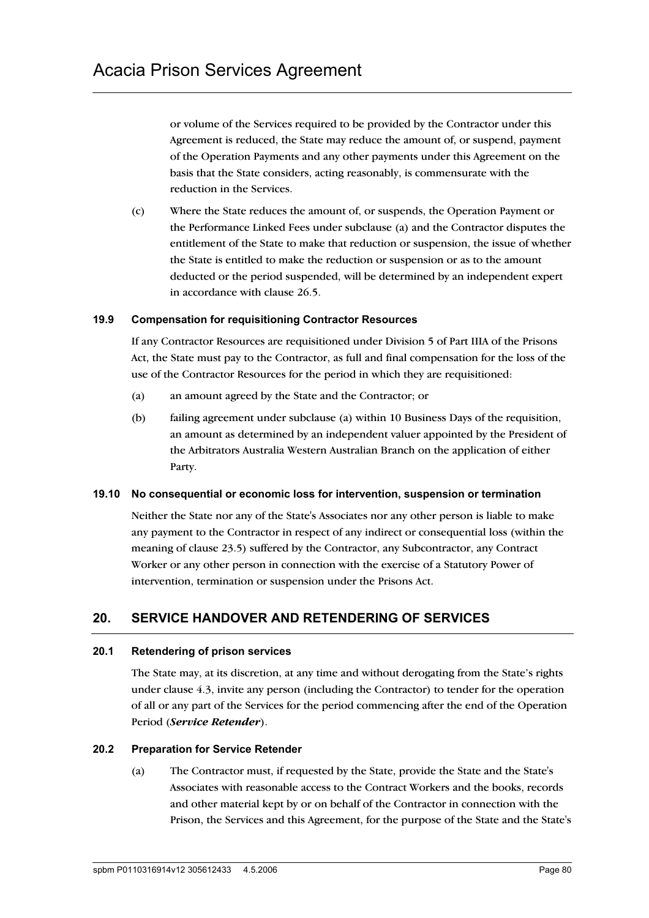or volume of the Services required to be provided by the Contractor under this Agreement is reduced, the State may reduce the amount of, or suspend, payment of the Operation Payments and any other payments under this Agreement on the basis that the State considers, acting reasonably, is commensurate with the reduction in the Services.

(c) Where the State reduces the amount of, or suspends, the Operation Payment or the Performance Linked Fees under subclause (a) and the Contractor disputes the entitlement of the State to make that reduction or suspension, the issue of whether the State is entitled to make the reduction or suspension or as to the amount deducted or the period suspended, will be determined by an independent expert in accordance with clause 26.5.

### 19.9 Compensation for requisitioning Contractor Resources

If any Contractor Resources are requisitioned under Division 5 of Part IIIA of the Prisons Act, the State must pay to the Contractor, as full and final compensation for the loss of the use of the Contractor Resources for the period in which they are requisitioned:

(a) an amount agreed by the State and the Contractor; or

(b) failing agreement under subclause (a) within 10 Business Days of the requisition, an amount as determined by an independent valuer appointed by the President of the Arbitrators Australia Western Australian Branch on the application of either Party.

### 19.10 No consequential or economic loss for intervention, suspension or termination

Neither the State nor any of the State's Associates nor any other person is liable to make any payment to the Contractor in respect of any indirect or consequential loss (within the meaning of clause 23.5) suffered by the Contractor, any Subcontractor, any Contract Worker or any other person in connection with the exercise of a Statutory Power of intervention, termination or suspension under the Prisons Act.

## 20. SERVICE HANDOVER AND RETENDERING OF SERVICES

### 20.1 Retendering of prison services

The State may, at its discretion, at any time and without derogating from the State's rights under clause 4.3, invite any person (including the Contractor) to tender for the operation of all or any part of the Services for the period commencing after the end of the Operation Period (***Service Retender***).

### 20.2 Preparation for Service Retender

(a) The Contractor must, if requested by the State, provide the State and the State's Associates with reasonable access to the Contract Workers and the books, records and other material kept by or on behalf of the Contractor in connection with the Prison, the Services and this Agreement, for the purpose of the State and the State's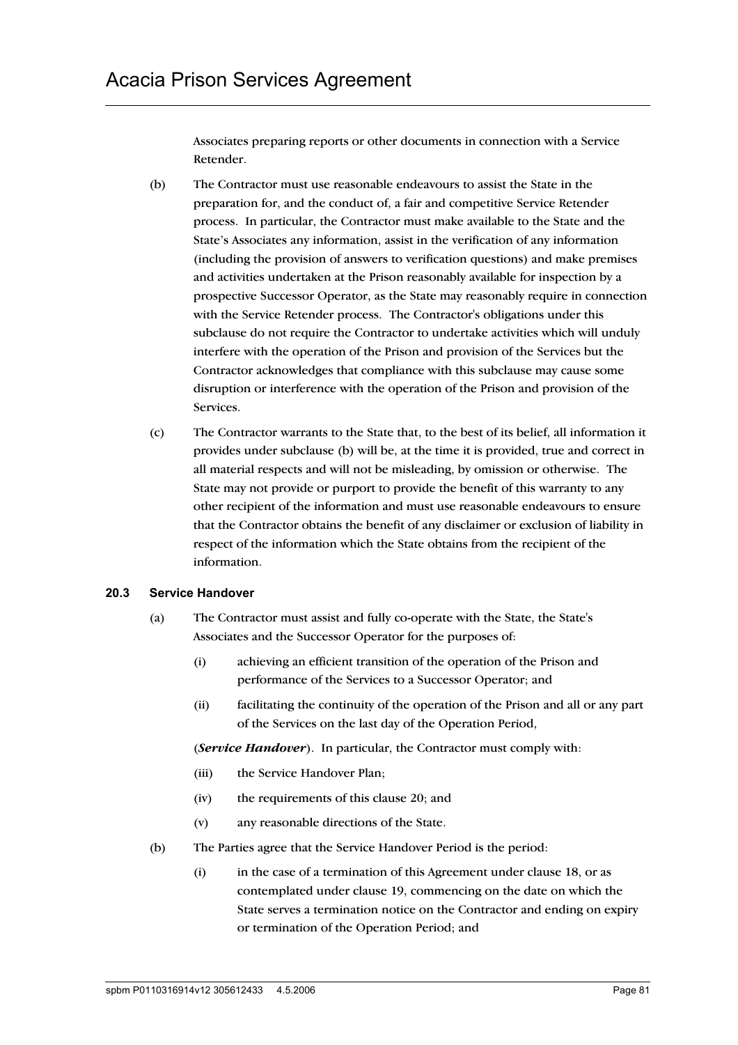Associates preparing reports or other documents in connection with a Service Retender.

(b) The Contractor must use reasonable endeavours to assist the State in the preparation for, and the conduct of, a fair and competitive Service Retender process. In particular, the Contractor must make available to the State and the State's Associates any information, assist in the verification of any information (including the provision of answers to verification questions) and make premises and activities undertaken at the Prison reasonably available for inspection by a prospective Successor Operator, as the State may reasonably require in connection with the Service Retender process. The Contractor's obligations under this subclause do not require the Contractor to undertake activities which will unduly interfere with the operation of the Prison and provision of the Services but the Contractor acknowledges that compliance with this subclause may cause some disruption or interference with the operation of the Prison and provision of the Services.

(c) The Contractor warrants to the State that, to the best of its belief, all information it provides under subclause (b) will be, at the time it is provided, true and correct in all material respects and will not be misleading, by omission or otherwise. The State may not provide or purport to provide the benefit of this warranty to any other recipient of the information and must use reasonable endeavours to ensure that the Contractor obtains the benefit of any disclaimer or exclusion of liability in respect of the information which the State obtains from the recipient of the information.

### 20.3 Service Handover

(a) The Contractor must assist and fully co-operate with the State, the State's Associates and the Successor Operator for the purposes of:

(i) achieving an efficient transition of the operation of the Prison and performance of the Services to a Successor Operator; and

(ii) facilitating the continuity of the operation of the Prison and all or any part of the Services on the last day of the Operation Period,

(***Service Handover***). In particular, the Contractor must comply with:

(iii) the Service Handover Plan;

(iv) the requirements of this clause 20; and

(v) any reasonable directions of the State.

(b) The Parties agree that the Service Handover Period is the period:

(i) in the case of a termination of this Agreement under clause 18, or as contemplated under clause 19, commencing on the date on which the State serves a termination notice on the Contractor and ending on expiry or termination of the Operation Period; and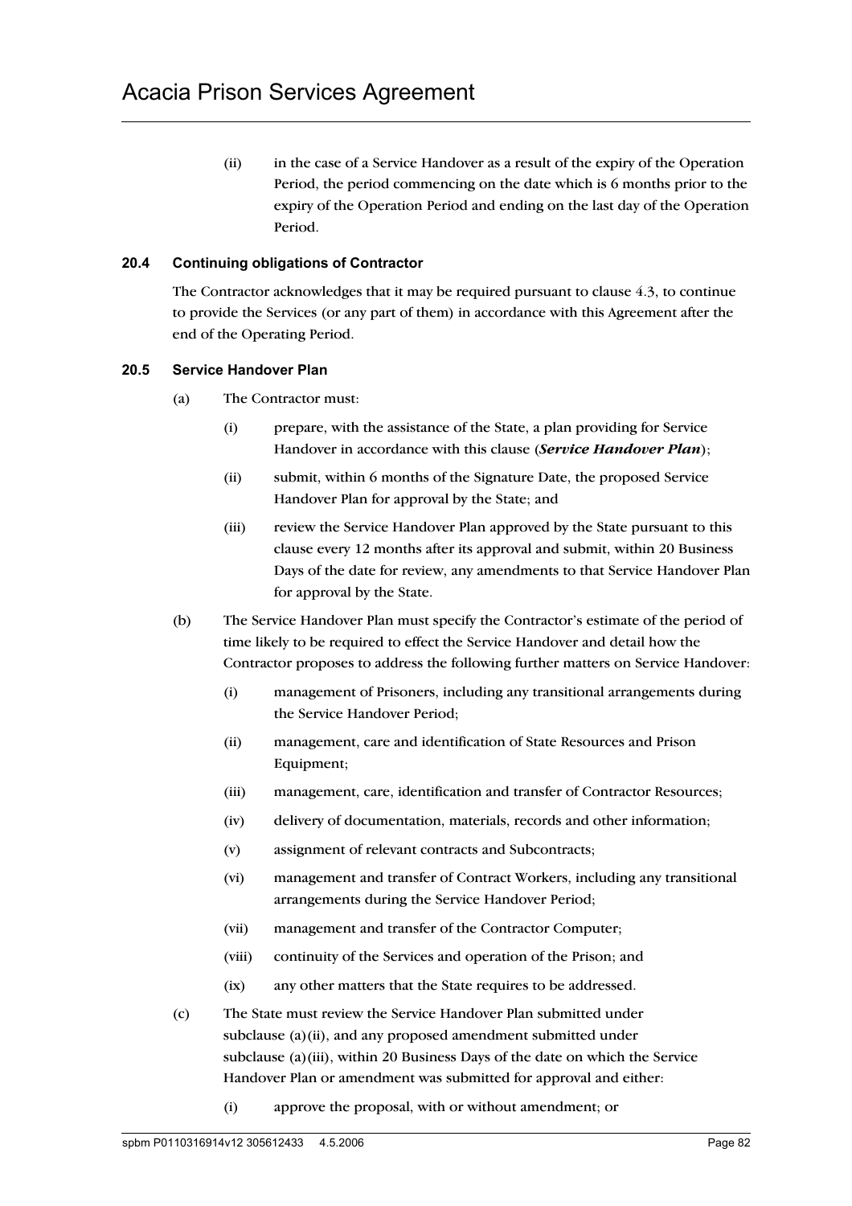(ii) in the case of a Service Handover as a result of the expiry of the Operation Period, the period commencing on the date which is 6 months prior to the expiry of the Operation Period and ending on the last day of the Operation Period.

### 20.4 Continuing obligations of Contractor

The Contractor acknowledges that it may be required pursuant to clause 4.3, to continue to provide the Services (or any part of them) in accordance with this Agreement after the end of the Operating Period.

### 20.5 Service Handover Plan

(a) The Contractor must:

(i) prepare, with the assistance of the State, a plan providing for Service Handover in accordance with this clause (***Service Handover Plan***);

(ii) submit, within 6 months of the Signature Date, the proposed Service Handover Plan for approval by the State; and

(iii) review the Service Handover Plan approved by the State pursuant to this clause every 12 months after its approval and submit, within 20 Business Days of the date for review, any amendments to that Service Handover Plan for approval by the State.

(b) The Service Handover Plan must specify the Contractor's estimate of the period of time likely to be required to effect the Service Handover and detail how the Contractor proposes to address the following further matters on Service Handover:

(i) management of Prisoners, including any transitional arrangements during the Service Handover Period;

(ii) management, care and identification of State Resources and Prison Equipment;

(iii) management, care, identification and transfer of Contractor Resources;

(iv) delivery of documentation, materials, records and other information;

(v) assignment of relevant contracts and Subcontracts;

(vi) management and transfer of Contract Workers, including any transitional arrangements during the Service Handover Period;

(vii) management and transfer of the Contractor Computer;

(viii) continuity of the Services and operation of the Prison; and

(ix) any other matters that the State requires to be addressed.

(c) The State must review the Service Handover Plan submitted under subclause (a)(ii), and any proposed amendment submitted under subclause (a)(iii), within 20 Business Days of the date on which the Service Handover Plan or amendment was submitted for approval and either:

(i) approve the proposal, with or without amendment; or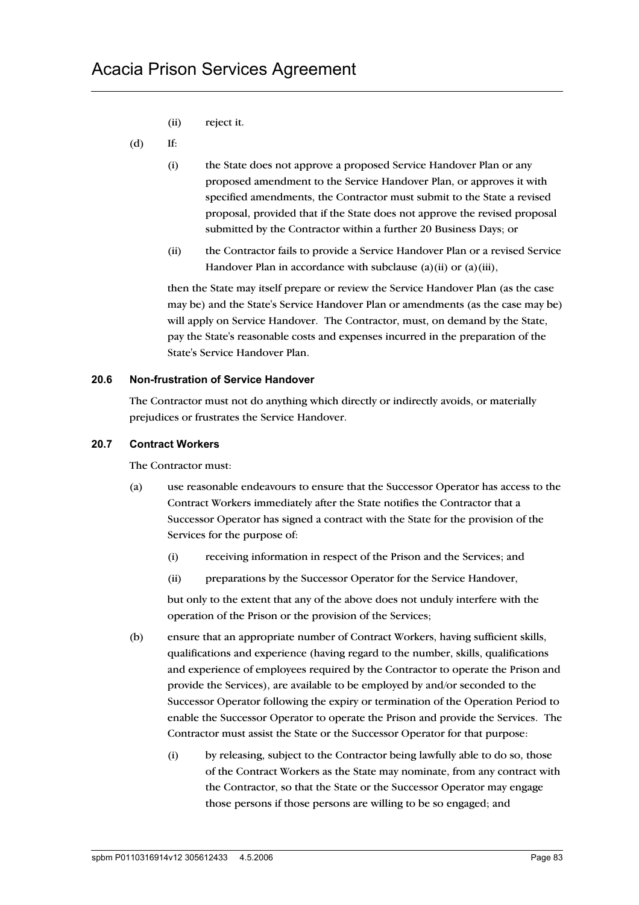(ii) reject it.

(d) If:

(i) the State does not approve a proposed Service Handover Plan or any proposed amendment to the Service Handover Plan, or approves it with specified amendments, the Contractor must submit to the State a revised proposal, provided that if the State does not approve the revised proposal submitted by the Contractor within a further 20 Business Days; or

(ii) the Contractor fails to provide a Service Handover Plan or a revised Service Handover Plan in accordance with subclause (a)(ii) or (a)(iii),

then the State may itself prepare or review the Service Handover Plan (as the case may be) and the State's Service Handover Plan or amendments (as the case may be) will apply on Service Handover. The Contractor, must, on demand by the State, pay the State's reasonable costs and expenses incurred in the preparation of the State's Service Handover Plan.

### 20.6 Non-frustration of Service Handover

The Contractor must not do anything which directly or indirectly avoids, or materially prejudices or frustrates the Service Handover.

### 20.7 Contract Workers

The Contractor must:

(a) use reasonable endeavours to ensure that the Successor Operator has access to the Contract Workers immediately after the State notifies the Contractor that a Successor Operator has signed a contract with the State for the provision of the Services for the purpose of:

(i) receiving information in respect of the Prison and the Services; and

(ii) preparations by the Successor Operator for the Service Handover,

but only to the extent that any of the above does not unduly interfere with the operation of the Prison or the provision of the Services;

(b) ensure that an appropriate number of Contract Workers, having sufficient skills, qualifications and experience (having regard to the number, skills, qualifications and experience of employees required by the Contractor to operate the Prison and provide the Services), are available to be employed by and/or seconded to the Successor Operator following the expiry or termination of the Operation Period to enable the Successor Operator to operate the Prison and provide the Services. The Contractor must assist the State or the Successor Operator for that purpose:

(i) by releasing, subject to the Contractor being lawfully able to do so, those of the Contract Workers as the State may nominate, from any contract with the Contractor, so that the State or the Successor Operator may engage those persons if those persons are willing to be so engaged; and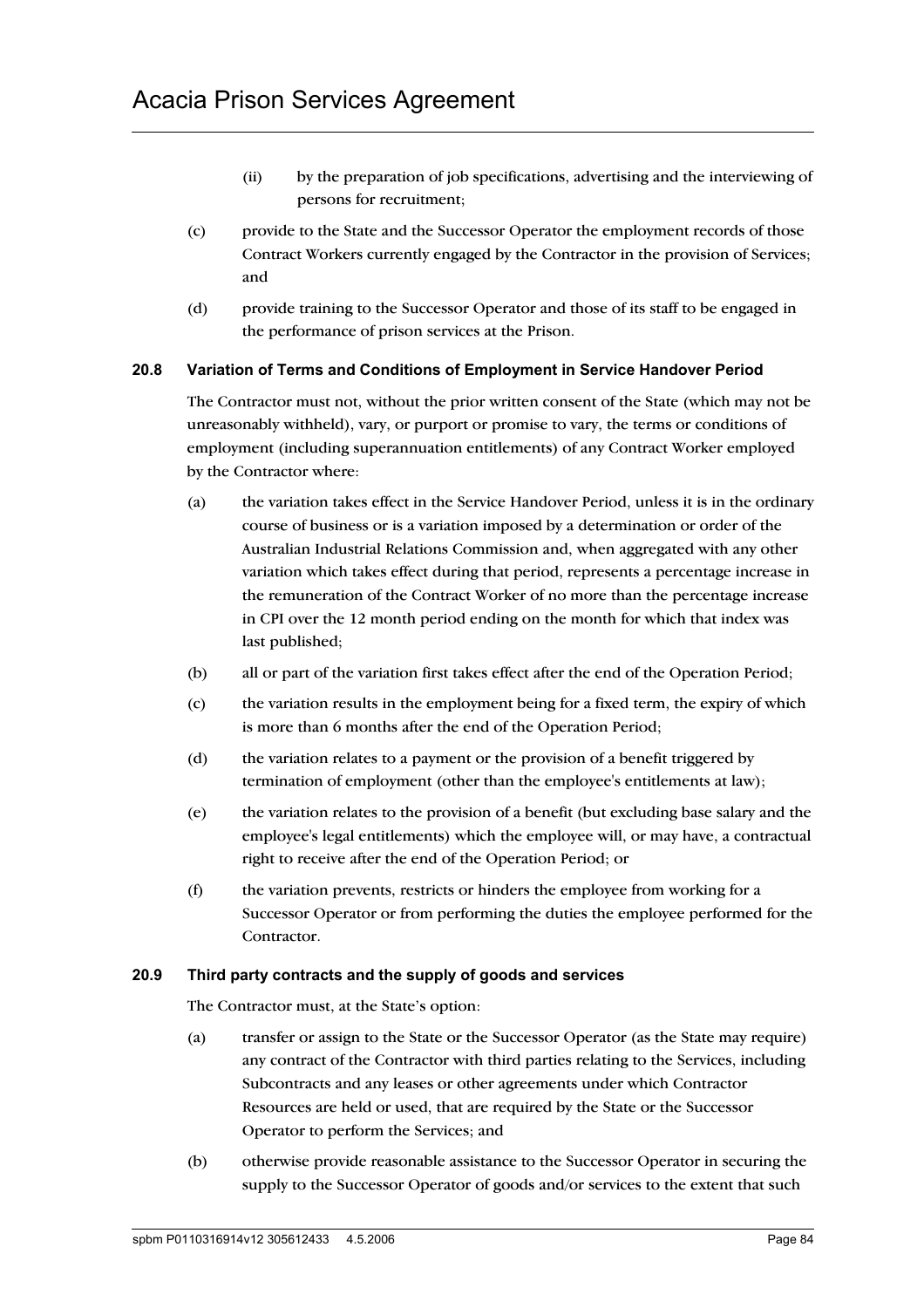(ii) by the preparation of job specifications, advertising and the interviewing of persons for recruitment;

(c) provide to the State and the Successor Operator the employment records of those Contract Workers currently engaged by the Contractor in the provision of Services; and

(d) provide training to the Successor Operator and those of its staff to be engaged in the performance of prison services at the Prison.

### 20.8 Variation of Terms and Conditions of Employment in Service Handover Period

The Contractor must not, without the prior written consent of the State (which may not be unreasonably withheld), vary, or purport or promise to vary, the terms or conditions of employment (including superannuation entitlements) of any Contract Worker employed by the Contractor where:

(a) the variation takes effect in the Service Handover Period, unless it is in the ordinary course of business or is a variation imposed by a determination or order of the Australian Industrial Relations Commission and, when aggregated with any other variation which takes effect during that period, represents a percentage increase in the remuneration of the Contract Worker of no more than the percentage increase in CPI over the 12 month period ending on the month for which that index was last published;

(b) all or part of the variation first takes effect after the end of the Operation Period;

(c) the variation results in the employment being for a fixed term, the expiry of which is more than 6 months after the end of the Operation Period;

(d) the variation relates to a payment or the provision of a benefit triggered by termination of employment (other than the employee's entitlements at law);

(e) the variation relates to the provision of a benefit (but excluding base salary and the employee's legal entitlements) which the employee will, or may have, a contractual right to receive after the end of the Operation Period; or

(f) the variation prevents, restricts or hinders the employee from working for a Successor Operator or from performing the duties the employee performed for the Contractor.

### 20.9 Third party contracts and the supply of goods and services

The Contractor must, at the State's option:

(a) transfer or assign to the State or the Successor Operator (as the State may require) any contract of the Contractor with third parties relating to the Services, including Subcontracts and any leases or other agreements under which Contractor Resources are held or used, that are required by the State or the Successor Operator to perform the Services; and

(b) otherwise provide reasonable assistance to the Successor Operator in securing the supply to the Successor Operator of goods and/or services to the extent that such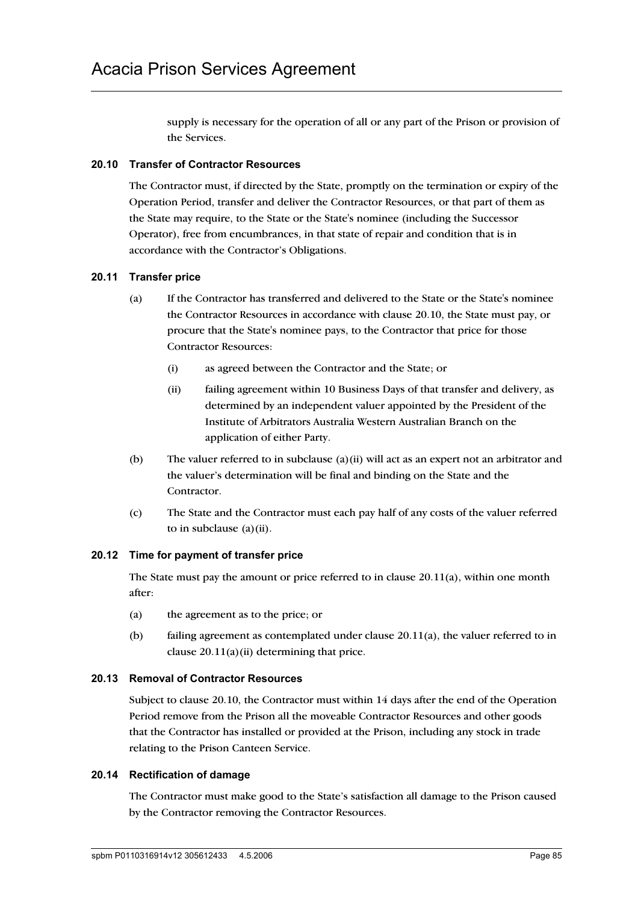supply is necessary for the operation of all or any part of the Prison or provision of the Services.

### 20.10 Transfer of Contractor Resources

The Contractor must, if directed by the State, promptly on the termination or expiry of the Operation Period, transfer and deliver the Contractor Resources, or that part of them as the State may require, to the State or the State's nominee (including the Successor Operator), free from encumbrances, in that state of repair and condition that is in accordance with the Contractor's Obligations.

### 20.11 Transfer price

(a) If the Contractor has transferred and delivered to the State or the State's nominee the Contractor Resources in accordance with clause 20.10, the State must pay, or procure that the State's nominee pays, to the Contractor that price for those Contractor Resources:

  (i) as agreed between the Contractor and the State; or

  (ii) failing agreement within 10 Business Days of that transfer and delivery, as determined by an independent valuer appointed by the President of the Institute of Arbitrators Australia Western Australian Branch on the application of either Party.

(b) The valuer referred to in subclause (a)(ii) will act as an expert not an arbitrator and the valuer's determination will be final and binding on the State and the Contractor.

(c) The State and the Contractor must each pay half of any costs of the valuer referred to in subclause (a)(ii).

### 20.12 Time for payment of transfer price

The State must pay the amount or price referred to in clause 20.11(a), within one month after:

(a) the agreement as to the price; or

(b) failing agreement as contemplated under clause 20.11(a), the valuer referred to in clause 20.11(a)(ii) determining that price.

### 20.13 Removal of Contractor Resources

Subject to clause 20.10, the Contractor must within 14 days after the end of the Operation Period remove from the Prison all the moveable Contractor Resources and other goods that the Contractor has installed or provided at the Prison, including any stock in trade relating to the Prison Canteen Service.

### 20.14 Rectification of damage

The Contractor must make good to the State's satisfaction all damage to the Prison caused by the Contractor removing the Contractor Resources.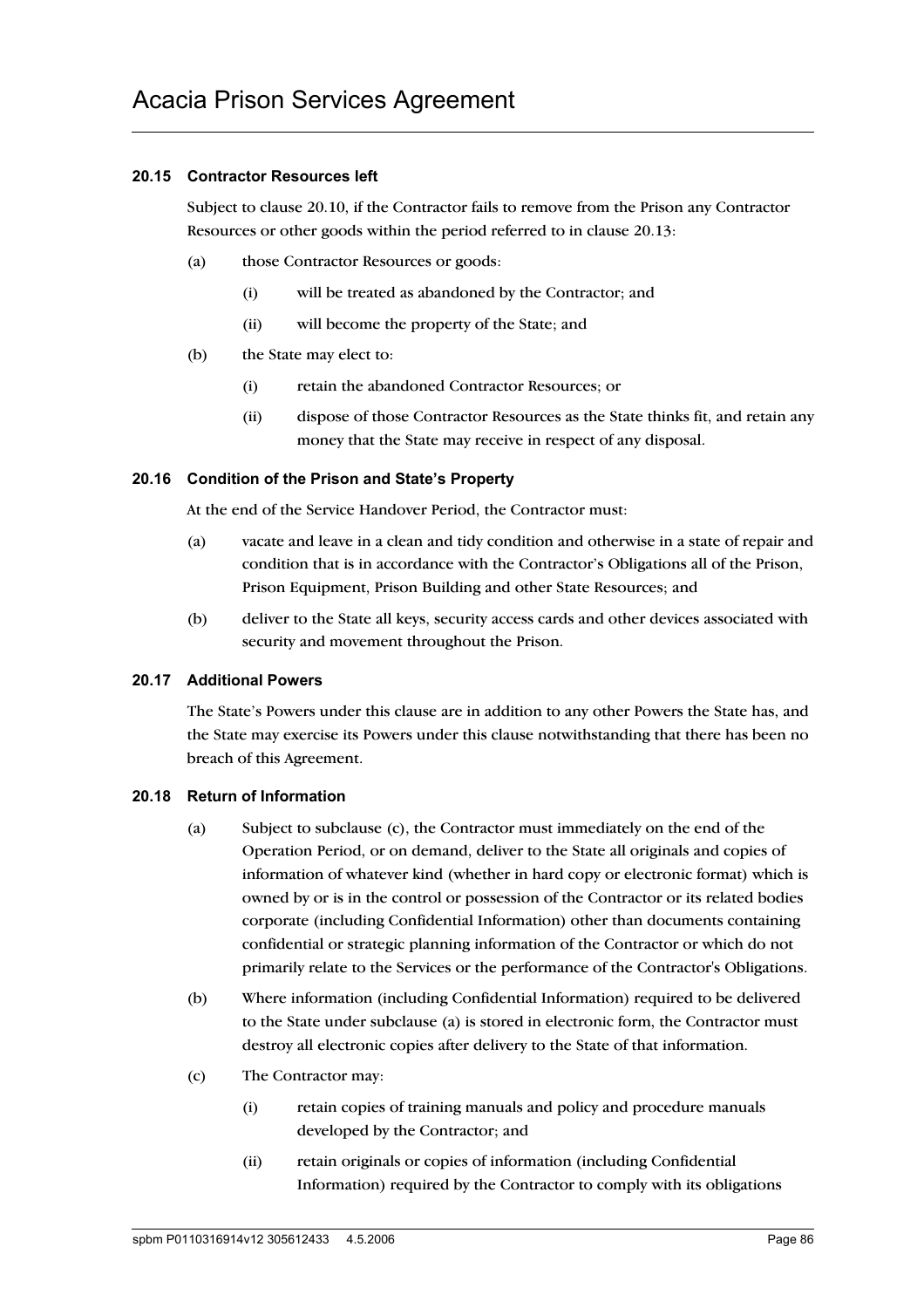### 20.15 Contractor Resources left

Subject to clause 20.10, if the Contractor fails to remove from the Prison any Contractor Resources or other goods within the period referred to in clause 20.13:

(a) those Contractor Resources or goods:

  (i) will be treated as abandoned by the Contractor; and

  (ii) will become the property of the State; and

(b) the State may elect to:

  (i) retain the abandoned Contractor Resources; or

  (ii) dispose of those Contractor Resources as the State thinks fit, and retain any money that the State may receive in respect of any disposal.

### 20.16 Condition of the Prison and State's Property

At the end of the Service Handover Period, the Contractor must:

(a) vacate and leave in a clean and tidy condition and otherwise in a state of repair and condition that is in accordance with the Contractor's Obligations all of the Prison, Prison Equipment, Prison Building and other State Resources; and

(b) deliver to the State all keys, security access cards and other devices associated with security and movement throughout the Prison.

### 20.17 Additional Powers

The State's Powers under this clause are in addition to any other Powers the State has, and the State may exercise its Powers under this clause notwithstanding that there has been no breach of this Agreement.

### 20.18 Return of Information

(a) Subject to subclause (c), the Contractor must immediately on the end of the Operation Period, or on demand, deliver to the State all originals and copies of information of whatever kind (whether in hard copy or electronic format) which is owned by or is in the control or possession of the Contractor or its related bodies corporate (including Confidential Information) other than documents containing confidential or strategic planning information of the Contractor or which do not primarily relate to the Services or the performance of the Contractor's Obligations.

(b) Where information (including Confidential Information) required to be delivered to the State under subclause (a) is stored in electronic form, the Contractor must destroy all electronic copies after delivery to the State of that information.

(c) The Contractor may:

  (i) retain copies of training manuals and policy and procedure manuals developed by the Contractor; and

  (ii) retain originals or copies of information (including Confidential Information) required by the Contractor to comply with its obligations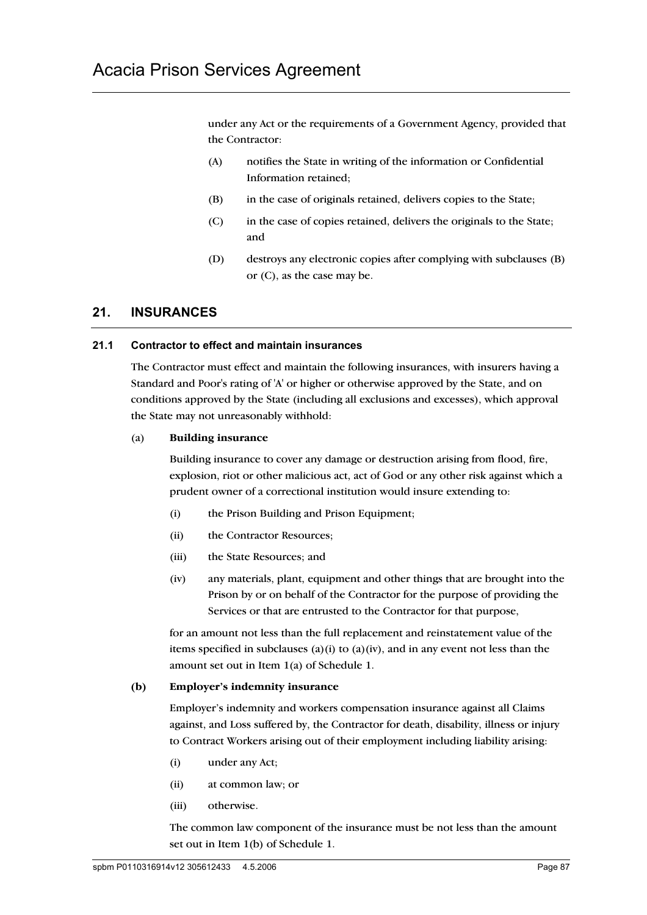under any Act or the requirements of a Government Agency, provided that the Contractor:

(A) notifies the State in writing of the information or Confidential Information retained;

(B) in the case of originals retained, delivers copies to the State;

(C) in the case of copies retained, delivers the originals to the State; and

(D) destroys any electronic copies after complying with subclauses (B) or (C), as the case may be.

## 21. INSURANCES

### 21.1 Contractor to effect and maintain insurances

The Contractor must effect and maintain the following insurances, with insurers having a Standard and Poor's rating of 'A' or higher or otherwise approved by the State, and on conditions approved by the State (including all exclusions and excesses), which approval the State may not unreasonably withhold:

(a) **Building insurance**

Building insurance to cover any damage or destruction arising from flood, fire, explosion, riot or other malicious act, act of God or any other risk against which a prudent owner of a correctional institution would insure extending to:

(i) the Prison Building and Prison Equipment;

(ii) the Contractor Resources;

(iii) the State Resources; and

(iv) any materials, plant, equipment and other things that are brought into the Prison by or on behalf of the Contractor for the purpose of providing the Services or that are entrusted to the Contractor for that purpose,

for an amount not less than the full replacement and reinstatement value of the items specified in subclauses (a)(i) to (a)(iv), and in any event not less than the amount set out in Item 1(a) of Schedule 1.

**(b) Employer's indemnity insurance**

Employer's indemnity and workers compensation insurance against all Claims against, and Loss suffered by, the Contractor for death, disability, illness or injury to Contract Workers arising out of their employment including liability arising:

(i) under any Act;

(ii) at common law; or

(iii) otherwise.

The common law component of the insurance must be not less than the amount set out in Item 1(b) of Schedule 1.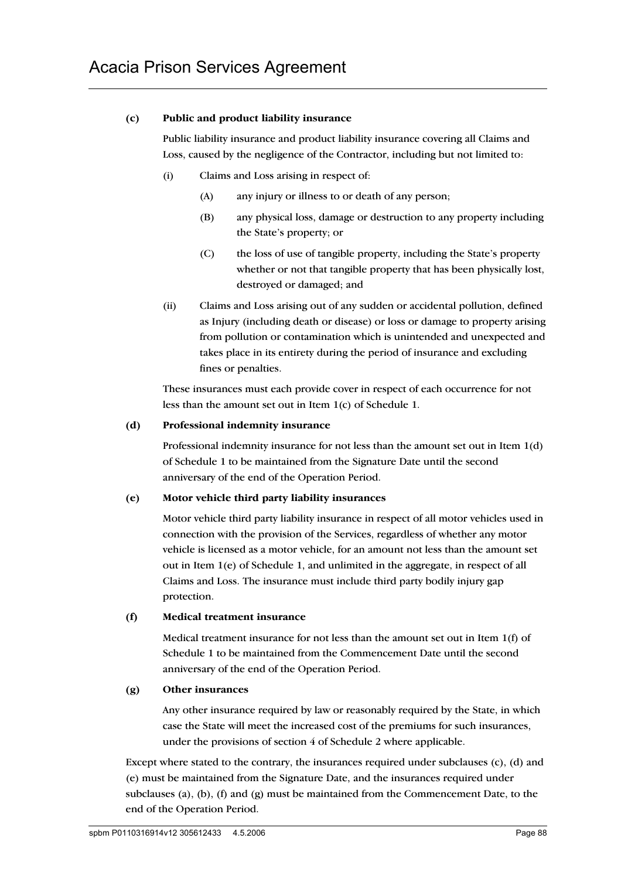**(c) Public and product liability insurance**

Public liability insurance and product liability insurance covering all Claims and Loss, caused by the negligence of the Contractor, including but not limited to:

(i) Claims and Loss arising in respect of:

(A) any injury or illness to or death of any person;

(B) any physical loss, damage or destruction to any property including the State's property; or

(C) the loss of use of tangible property, including the State's property whether or not that tangible property that has been physically lost, destroyed or damaged; and

(ii) Claims and Loss arising out of any sudden or accidental pollution, defined as Injury (including death or disease) or loss or damage to property arising from pollution or contamination which is unintended and unexpected and takes place in its entirety during the period of insurance and excluding fines or penalties.

These insurances must each provide cover in respect of each occurrence for not less than the amount set out in Item 1(c) of Schedule 1.

**(d) Professional indemnity insurance**

Professional indemnity insurance for not less than the amount set out in Item 1(d) of Schedule 1 to be maintained from the Signature Date until the second anniversary of the end of the Operation Period.

**(e) Motor vehicle third party liability insurances**

Motor vehicle third party liability insurance in respect of all motor vehicles used in connection with the provision of the Services, regardless of whether any motor vehicle is licensed as a motor vehicle, for an amount not less than the amount set out in Item 1(e) of Schedule 1, and unlimited in the aggregate, in respect of all Claims and Loss. The insurance must include third party bodily injury gap protection.

**(f) Medical treatment insurance**

Medical treatment insurance for not less than the amount set out in Item 1(f) of Schedule 1 to be maintained from the Commencement Date until the second anniversary of the end of the Operation Period.

**(g) Other insurances**

Any other insurance required by law or reasonably required by the State, in which case the State will meet the increased cost of the premiums for such insurances, under the provisions of section 4 of Schedule 2 where applicable.

Except where stated to the contrary, the insurances required under subclauses (c), (d) and (e) must be maintained from the Signature Date, and the insurances required under subclauses (a), (b), (f) and (g) must be maintained from the Commencement Date, to the end of the Operation Period.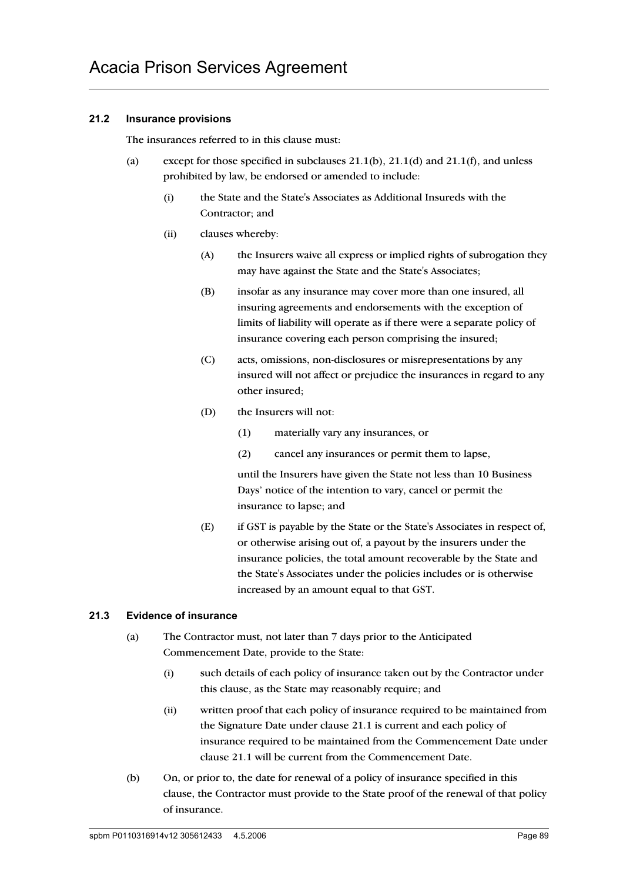### 21.2 Insurance provisions

The insurances referred to in this clause must:

(a) except for those specified in subclauses 21.1(b), 21.1(d) and 21.1(f), and unless prohibited by law, be endorsed or amended to include:

   (i) the State and the State's Associates as Additional Insureds with the Contractor; and

   (ii) clauses whereby:

      (A) the Insurers waive all express or implied rights of subrogation they may have against the State and the State's Associates;

      (B) insofar as any insurance may cover more than one insured, all insuring agreements and endorsements with the exception of limits of liability will operate as if there were a separate policy of insurance covering each person comprising the insured;

      (C) acts, omissions, non-disclosures or misrepresentations by any insured will not affect or prejudice the insurances in regard to any other insured;

      (D) the Insurers will not:

         (1) materially vary any insurances, or

         (2) cancel any insurances or permit them to lapse,

      until the Insurers have given the State not less than 10 Business Days' notice of the intention to vary, cancel or permit the insurance to lapse; and

      (E) if GST is payable by the State or the State's Associates in respect of, or otherwise arising out of, a payout by the insurers under the insurance policies, the total amount recoverable by the State and the State's Associates under the policies includes or is otherwise increased by an amount equal to that GST.

### 21.3 Evidence of insurance

(a) The Contractor must, not later than 7 days prior to the Anticipated Commencement Date, provide to the State:

   (i) such details of each policy of insurance taken out by the Contractor under this clause, as the State may reasonably require; and

   (ii) written proof that each policy of insurance required to be maintained from the Signature Date under clause 21.1 is current and each policy of insurance required to be maintained from the Commencement Date under clause 21.1 will be current from the Commencement Date.

(b) On, or prior to, the date for renewal of a policy of insurance specified in this clause, the Contractor must provide to the State proof of the renewal of that policy of insurance.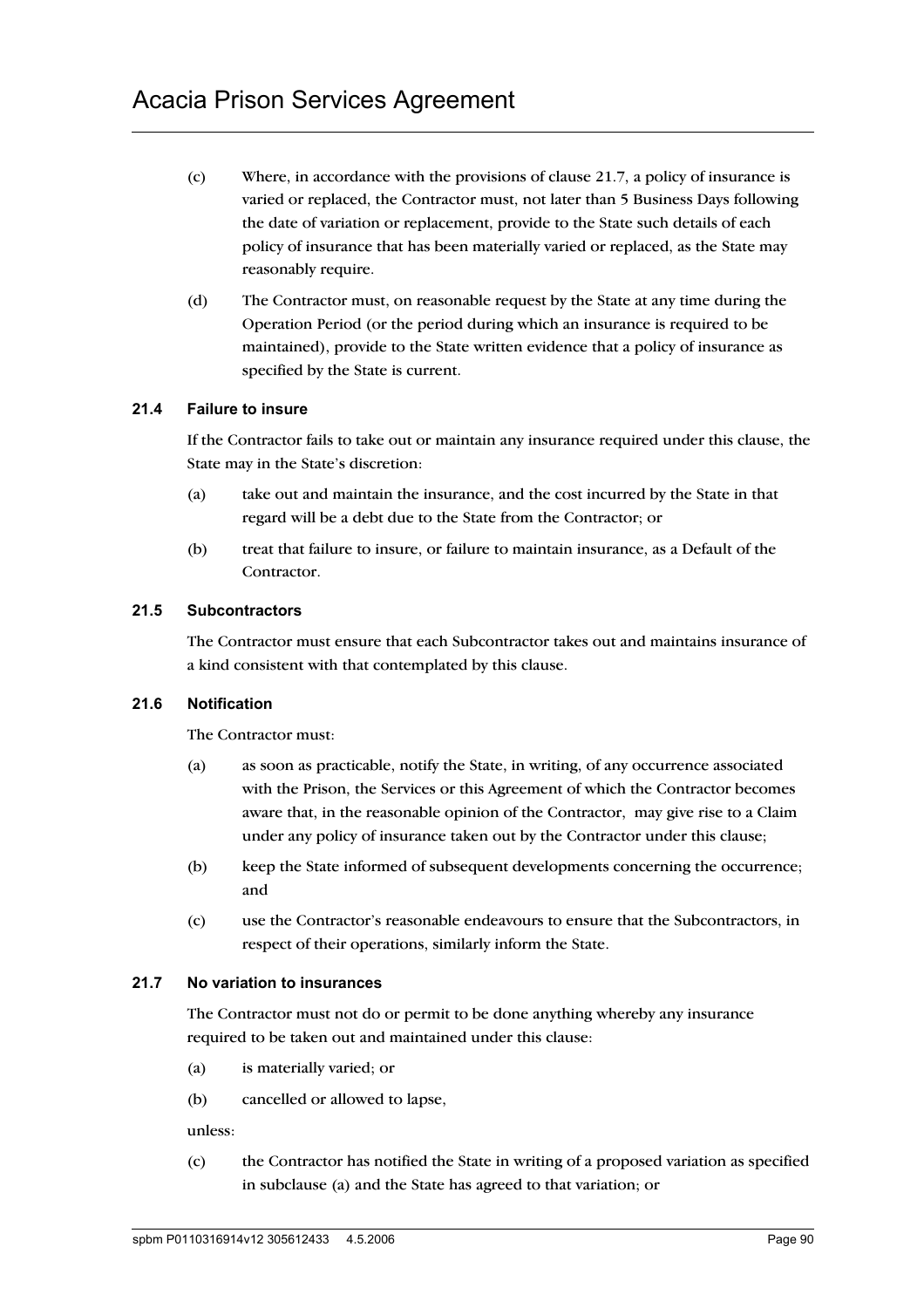(c) Where, in accordance with the provisions of clause 21.7, a policy of insurance is varied or replaced, the Contractor must, not later than 5 Business Days following the date of variation or replacement, provide to the State such details of each policy of insurance that has been materially varied or replaced, as the State may reasonably require.

(d) The Contractor must, on reasonable request by the State at any time during the Operation Period (or the period during which an insurance is required to be maintained), provide to the State written evidence that a policy of insurance as specified by the State is current.

### 21.4 Failure to insure

If the Contractor fails to take out or maintain any insurance required under this clause, the State may in the State's discretion:

(a) take out and maintain the insurance, and the cost incurred by the State in that regard will be a debt due to the State from the Contractor; or

(b) treat that failure to insure, or failure to maintain insurance, as a Default of the Contractor.

### 21.5 Subcontractors

The Contractor must ensure that each Subcontractor takes out and maintains insurance of a kind consistent with that contemplated by this clause.

### 21.6 Notification

The Contractor must:

(a) as soon as practicable, notify the State, in writing, of any occurrence associated with the Prison, the Services or this Agreement of which the Contractor becomes aware that, in the reasonable opinion of the Contractor, may give rise to a Claim under any policy of insurance taken out by the Contractor under this clause;

(b) keep the State informed of subsequent developments concerning the occurrence; and

(c) use the Contractor's reasonable endeavours to ensure that the Subcontractors, in respect of their operations, similarly inform the State.

### 21.7 No variation to insurances

The Contractor must not do or permit to be done anything whereby any insurance required to be taken out and maintained under this clause:

(a) is materially varied; or

(b) cancelled or allowed to lapse,

unless:

(c) the Contractor has notified the State in writing of a proposed variation as specified in subclause (a) and the State has agreed to that variation; or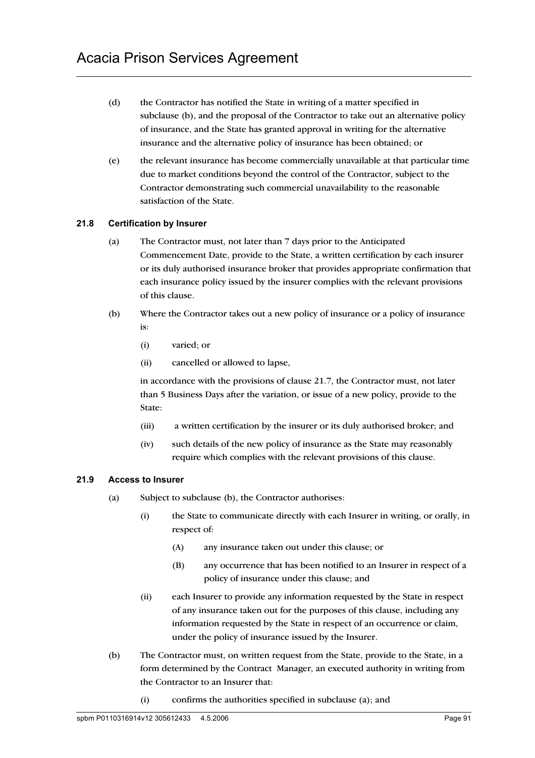(d) the Contractor has notified the State in writing of a matter specified in subclause (b), and the proposal of the Contractor to take out an alternative policy of insurance, and the State has granted approval in writing for the alternative insurance and the alternative policy of insurance has been obtained; or

(e) the relevant insurance has become commercially unavailable at that particular time due to market conditions beyond the control of the Contractor, subject to the Contractor demonstrating such commercial unavailability to the reasonable satisfaction of the State.

### 21.8 Certification by Insurer

(a) The Contractor must, not later than 7 days prior to the Anticipated Commencement Date, provide to the State, a written certification by each insurer or its duly authorised insurance broker that provides appropriate confirmation that each insurance policy issued by the insurer complies with the relevant provisions of this clause.

(b) Where the Contractor takes out a new policy of insurance or a policy of insurance is:

- (i) varied; or
- (ii) cancelled or allowed to lapse,

in accordance with the provisions of clause 21.7, the Contractor must, not later than 5 Business Days after the variation, or issue of a new policy, provide to the State:

- (iii) a written certification by the insurer or its duly authorised broker; and
- (iv) such details of the new policy of insurance as the State may reasonably require which complies with the relevant provisions of this clause.

### 21.9 Access to Insurer

(a) Subject to subclause (b), the Contractor authorises:

- (i) the State to communicate directly with each Insurer in writing, or orally, in respect of:
  - (A) any insurance taken out under this clause; or
  - (B) any occurrence that has been notified to an Insurer in respect of a policy of insurance under this clause; and
- (ii) each Insurer to provide any information requested by the State in respect of any insurance taken out for the purposes of this clause, including any information requested by the State in respect of an occurrence or claim, under the policy of insurance issued by the Insurer.

(b) The Contractor must, on written request from the State, provide to the State, in a form determined by the Contract Manager, an executed authority in writing from the Contractor to an Insurer that:

- (i) confirms the authorities specified in subclause (a); and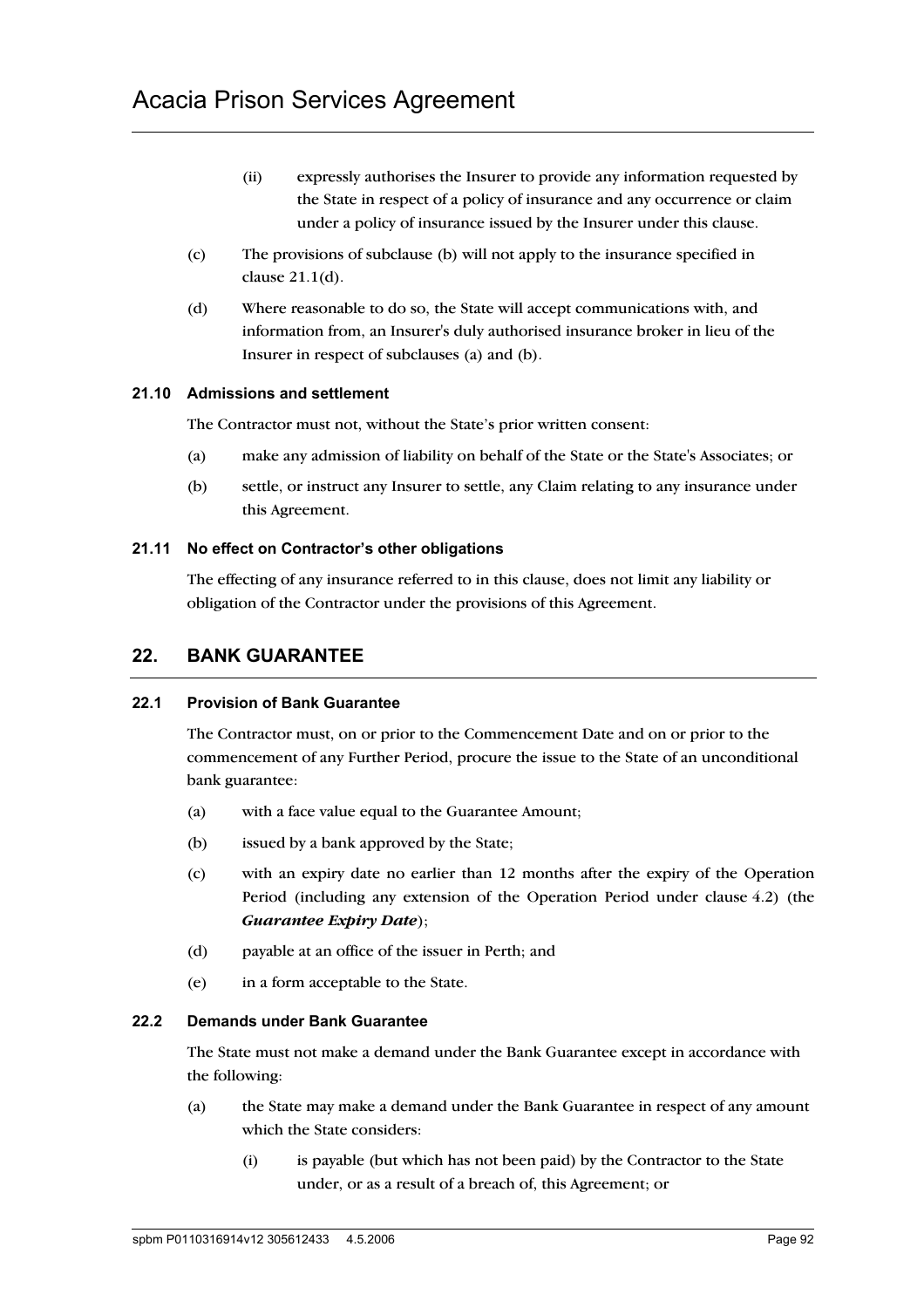(ii) expressly authorises the Insurer to provide any information requested by the State in respect of a policy of insurance and any occurrence or claim under a policy of insurance issued by the Insurer under this clause.

(c) The provisions of subclause (b) will not apply to the insurance specified in clause 21.1(d).

(d) Where reasonable to do so, the State will accept communications with, and information from, an Insurer's duly authorised insurance broker in lieu of the Insurer in respect of subclauses (a) and (b).

### 21.10 Admissions and settlement

The Contractor must not, without the State's prior written consent:

(a) make any admission of liability on behalf of the State or the State's Associates; or

(b) settle, or instruct any Insurer to settle, any Claim relating to any insurance under this Agreement.

### 21.11 No effect on Contractor's other obligations

The effecting of any insurance referred to in this clause, does not limit any liability or obligation of the Contractor under the provisions of this Agreement.

## 22. BANK GUARANTEE

### 22.1 Provision of Bank Guarantee

The Contractor must, on or prior to the Commencement Date and on or prior to the commencement of any Further Period, procure the issue to the State of an unconditional bank guarantee:

(a) with a face value equal to the Guarantee Amount;

(b) issued by a bank approved by the State;

(c) with an expiry date no earlier than 12 months after the expiry of the Operation Period (including any extension of the Operation Period under clause 4.2) (the ***Guarantee Expiry Date***);

(d) payable at an office of the issuer in Perth; and

(e) in a form acceptable to the State.

### 22.2 Demands under Bank Guarantee

The State must not make a demand under the Bank Guarantee except in accordance with the following:

(a) the State may make a demand under the Bank Guarantee in respect of any amount which the State considers:

(i) is payable (but which has not been paid) by the Contractor to the State under, or as a result of a breach of, this Agreement; or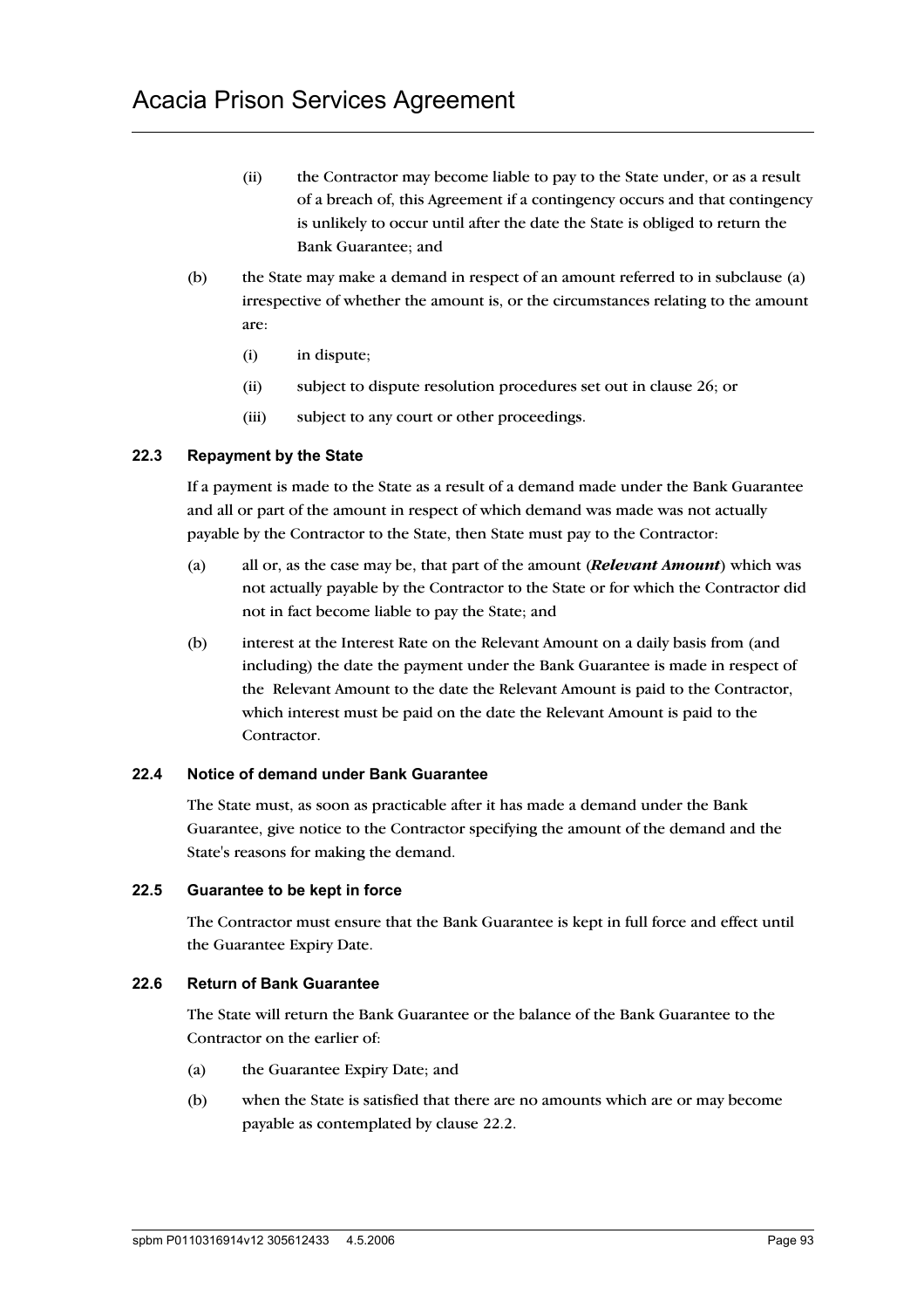(ii) the Contractor may become liable to pay to the State under, or as a result of a breach of, this Agreement if a contingency occurs and that contingency is unlikely to occur until after the date the State is obliged to return the Bank Guarantee; and

(b) the State may make a demand in respect of an amount referred to in subclause (a) irrespective of whether the amount is, or the circumstances relating to the amount are:

(i) in dispute;

(ii) subject to dispute resolution procedures set out in clause 26; or

(iii) subject to any court or other proceedings.

### 22.3 Repayment by the State

If a payment is made to the State as a result of a demand made under the Bank Guarantee and all or part of the amount in respect of which demand was made was not actually payable by the Contractor to the State, then State must pay to the Contractor:

(a) all or, as the case may be, that part of the amount (***Relevant Amount***) which was not actually payable by the Contractor to the State or for which the Contractor did not in fact become liable to pay the State; and

(b) interest at the Interest Rate on the Relevant Amount on a daily basis from (and including) the date the payment under the Bank Guarantee is made in respect of the Relevant Amount to the date the Relevant Amount is paid to the Contractor, which interest must be paid on the date the Relevant Amount is paid to the Contractor.

### 22.4 Notice of demand under Bank Guarantee

The State must, as soon as practicable after it has made a demand under the Bank Guarantee, give notice to the Contractor specifying the amount of the demand and the State's reasons for making the demand.

### 22.5 Guarantee to be kept in force

The Contractor must ensure that the Bank Guarantee is kept in full force and effect until the Guarantee Expiry Date.

### 22.6 Return of Bank Guarantee

The State will return the Bank Guarantee or the balance of the Bank Guarantee to the Contractor on the earlier of:

(a) the Guarantee Expiry Date; and

(b) when the State is satisfied that there are no amounts which are or may become payable as contemplated by clause 22.2.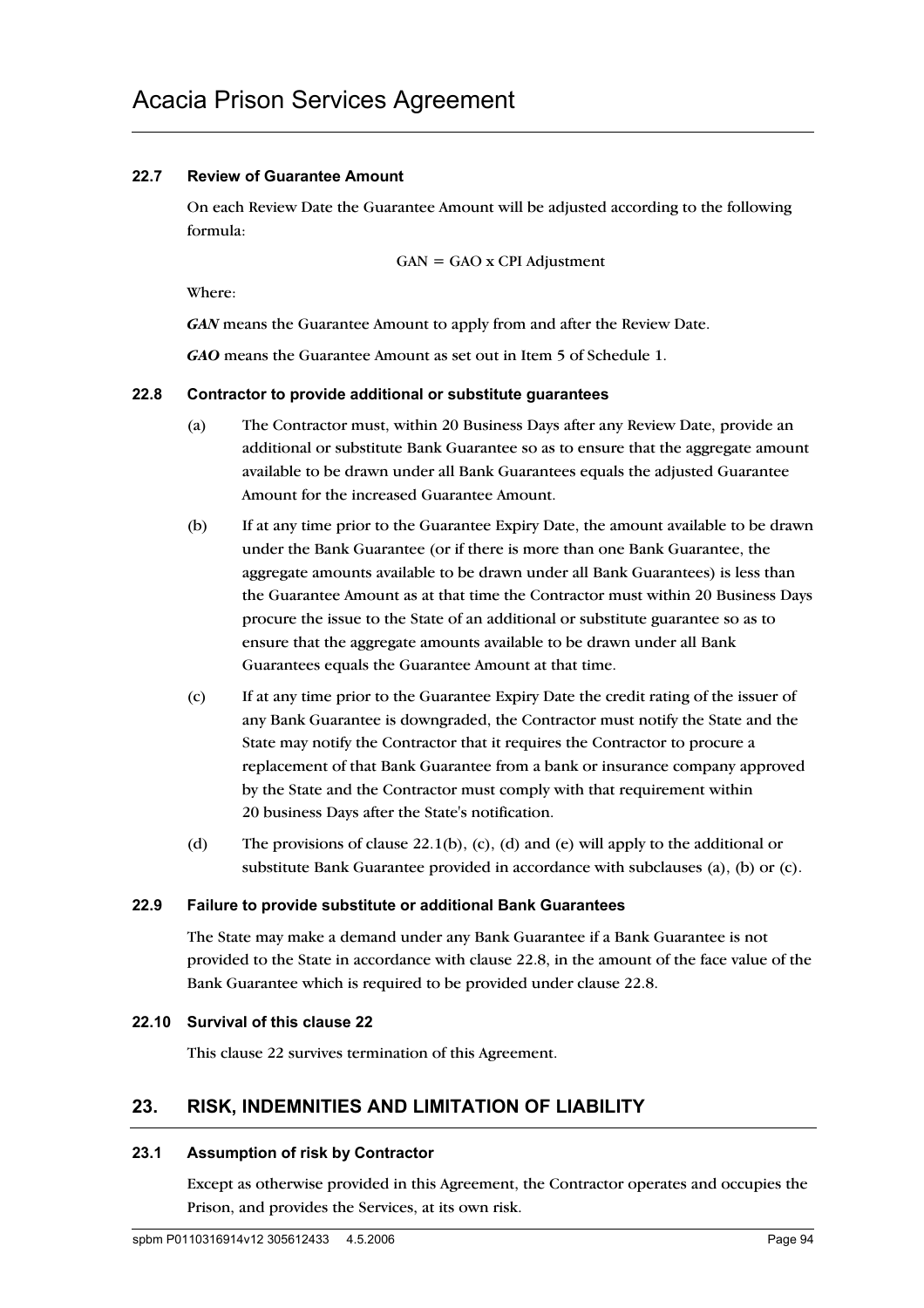### 22.7 Review of Guarantee Amount

On each Review Date the Guarantee Amount will be adjusted according to the following formula:

$$GAN = GAO \times CPI\ Adjustment$$

Where:

***GAN*** means the Guarantee Amount to apply from and after the Review Date.

***GAO*** means the Guarantee Amount as set out in Item 5 of Schedule 1.

### 22.8 Contractor to provide additional or substitute guarantees

(a) The Contractor must, within 20 Business Days after any Review Date, provide an additional or substitute Bank Guarantee so as to ensure that the aggregate amount available to be drawn under all Bank Guarantees equals the adjusted Guarantee Amount for the increased Guarantee Amount.

(b) If at any time prior to the Guarantee Expiry Date, the amount available to be drawn under the Bank Guarantee (or if there is more than one Bank Guarantee, the aggregate amounts available to be drawn under all Bank Guarantees) is less than the Guarantee Amount as at that time the Contractor must within 20 Business Days procure the issue to the State of an additional or substitute guarantee so as to ensure that the aggregate amounts available to be drawn under all Bank Guarantees equals the Guarantee Amount at that time.

(c) If at any time prior to the Guarantee Expiry Date the credit rating of the issuer of any Bank Guarantee is downgraded, the Contractor must notify the State and the State may notify the Contractor that it requires the Contractor to procure a replacement of that Bank Guarantee from a bank or insurance company approved by the State and the Contractor must comply with that requirement within 20 business Days after the State's notification.

(d) The provisions of clause 22.1(b), (c), (d) and (e) will apply to the additional or substitute Bank Guarantee provided in accordance with subclauses (a), (b) or (c).

### 22.9 Failure to provide substitute or additional Bank Guarantees

The State may make a demand under any Bank Guarantee if a Bank Guarantee is not provided to the State in accordance with clause 22.8, in the amount of the face value of the Bank Guarantee which is required to be provided under clause 22.8.

### 22.10 Survival of this clause 22

This clause 22 survives termination of this Agreement.

## 23. RISK, INDEMNITIES AND LIMITATION OF LIABILITY

### 23.1 Assumption of risk by Contractor

Except as otherwise provided in this Agreement, the Contractor operates and occupies the Prison, and provides the Services, at its own risk.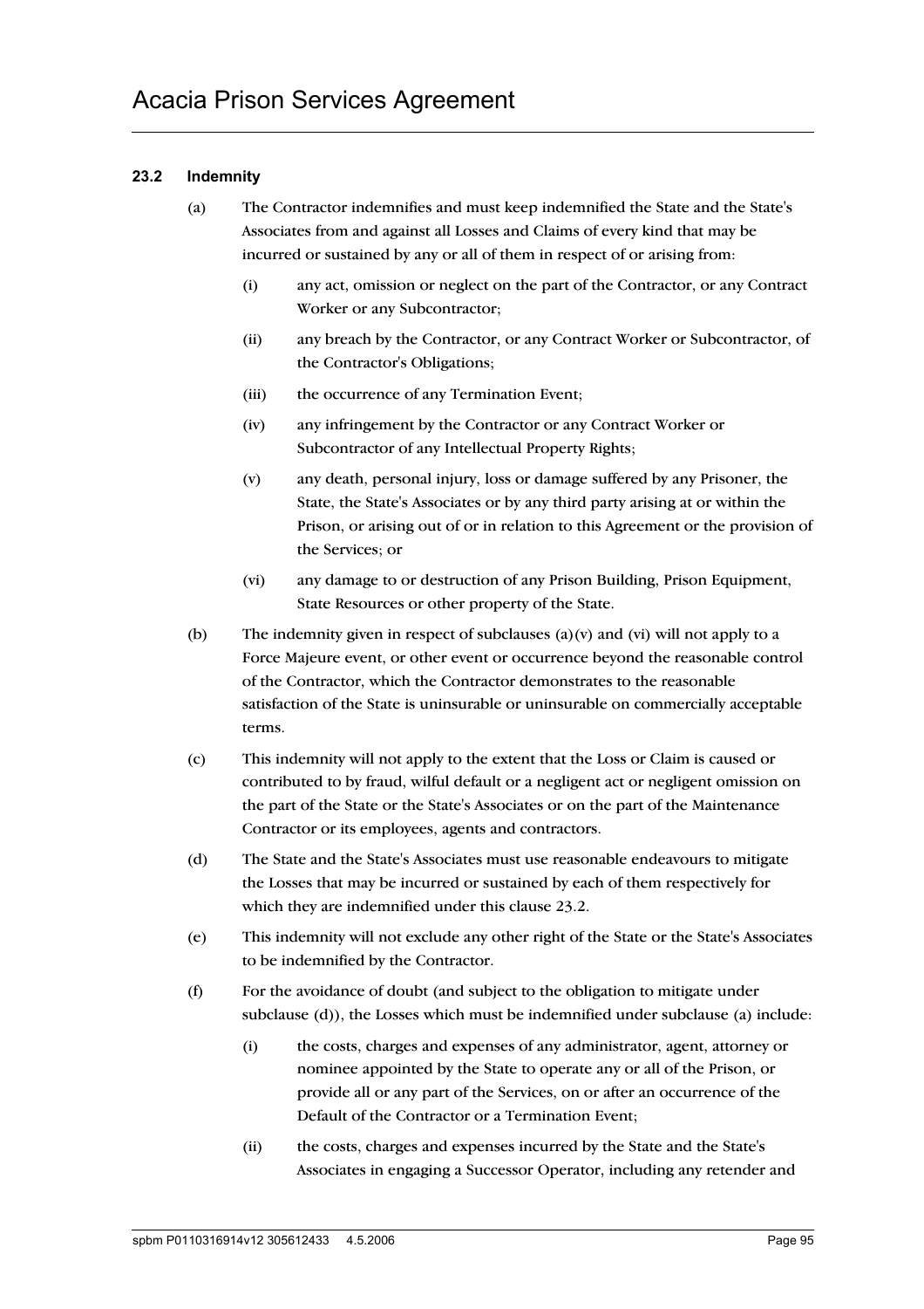### 23.2 Indemnity

(a) The Contractor indemnifies and must keep indemnified the State and the State's Associates from and against all Losses and Claims of every kind that may be incurred or sustained by any or all of them in respect of or arising from:

   (i) any act, omission or neglect on the part of the Contractor, or any Contract Worker or any Subcontractor;

   (ii) any breach by the Contractor, or any Contract Worker or Subcontractor, of the Contractor's Obligations;

   (iii) the occurrence of any Termination Event;

   (iv) any infringement by the Contractor or any Contract Worker or Subcontractor of any Intellectual Property Rights;

   (v) any death, personal injury, loss or damage suffered by any Prisoner, the State, the State's Associates or by any third party arising at or within the Prison, or arising out of or in relation to this Agreement or the provision of the Services; or

   (vi) any damage to or destruction of any Prison Building, Prison Equipment, State Resources or other property of the State.

(b) The indemnity given in respect of subclauses (a)(v) and (vi) will not apply to a Force Majeure event, or other event or occurrence beyond the reasonable control of the Contractor, which the Contractor demonstrates to the reasonable satisfaction of the State is uninsurable or uninsurable on commercially acceptable terms.

(c) This indemnity will not apply to the extent that the Loss or Claim is caused or contributed to by fraud, wilful default or a negligent act or negligent omission on the part of the State or the State's Associates or on the part of the Maintenance Contractor or its employees, agents and contractors.

(d) The State and the State's Associates must use reasonable endeavours to mitigate the Losses that may be incurred or sustained by each of them respectively for which they are indemnified under this clause 23.2.

(e) This indemnity will not exclude any other right of the State or the State's Associates to be indemnified by the Contractor.

(f) For the avoidance of doubt (and subject to the obligation to mitigate under subclause (d)), the Losses which must be indemnified under subclause (a) include:

   (i) the costs, charges and expenses of any administrator, agent, attorney or nominee appointed by the State to operate any or all of the Prison, or provide all or any part of the Services, on or after an occurrence of the Default of the Contractor or a Termination Event;

   (ii) the costs, charges and expenses incurred by the State and the State's Associates in engaging a Successor Operator, including any retender and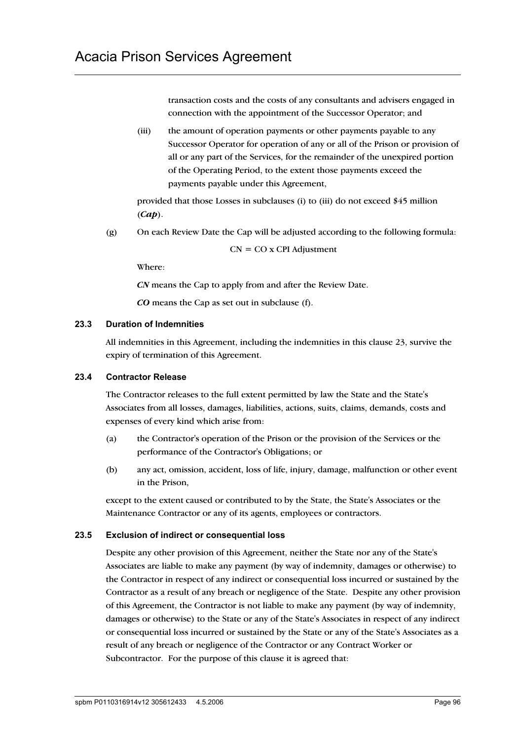transaction costs and the costs of any consultants and advisers engaged in connection with the appointment of the Successor Operator; and

(iii) the amount of operation payments or other payments payable to any Successor Operator for operation of any or all of the Prison or provision of all or any part of the Services, for the remainder of the unexpired portion of the Operating Period, to the extent those payments exceed the payments payable under this Agreement,

provided that those Losses in subclauses (i) to (iii) do not exceed $45 million (***Cap***).

(g) On each Review Date the Cap will be adjusted according to the following formula:

CN = CO x CPI Adjustment

Where:

***CN*** means the Cap to apply from and after the Review Date.

***CO*** means the Cap as set out in subclause (f).

### 23.3 Duration of Indemnities

All indemnities in this Agreement, including the indemnities in this clause 23, survive the expiry of termination of this Agreement.

### 23.4 Contractor Release

The Contractor releases to the full extent permitted by law the State and the State's Associates from all losses, damages, liabilities, actions, suits, claims, demands, costs and expenses of every kind which arise from:

(a) the Contractor's operation of the Prison or the provision of the Services or the performance of the Contractor's Obligations; or

(b) any act, omission, accident, loss of life, injury, damage, malfunction or other event in the Prison,

except to the extent caused or contributed to by the State, the State's Associates or the Maintenance Contractor or any of its agents, employees or contractors.

### 23.5 Exclusion of indirect or consequential loss

Despite any other provision of this Agreement, neither the State nor any of the State's Associates are liable to make any payment (by way of indemnity, damages or otherwise) to the Contractor in respect of any indirect or consequential loss incurred or sustained by the Contractor as a result of any breach or negligence of the State. Despite any other provision of this Agreement, the Contractor is not liable to make any payment (by way of indemnity, damages or otherwise) to the State or any of the State's Associates in respect of any indirect or consequential loss incurred or sustained by the State or any of the State's Associates as a result of any breach or negligence of the Contractor or any Contract Worker or Subcontractor. For the purpose of this clause it is agreed that: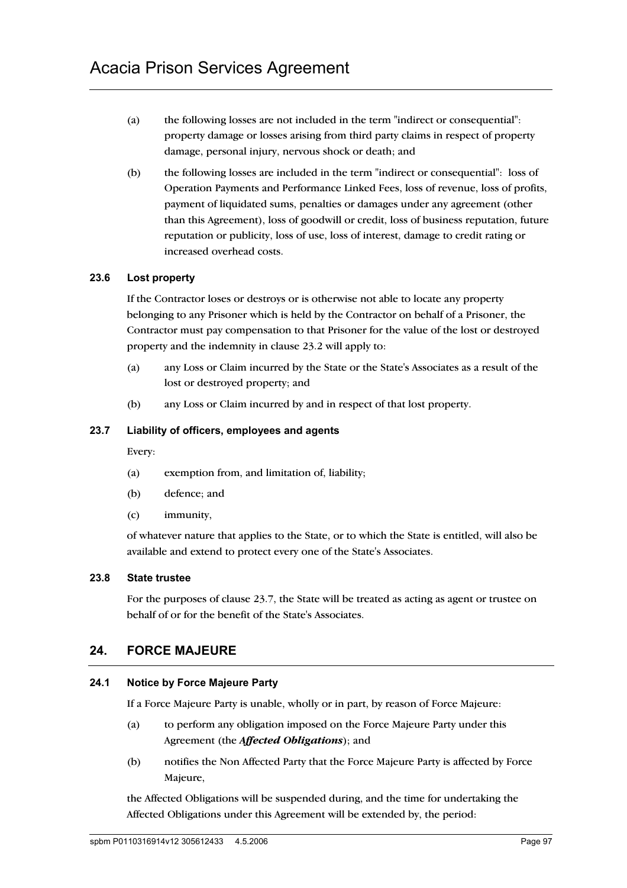(a) the following losses are not included in the term "indirect or consequential": property damage or losses arising from third party claims in respect of property damage, personal injury, nervous shock or death; and

(b) the following losses are included in the term "indirect or consequential": loss of Operation Payments and Performance Linked Fees, loss of revenue, loss of profits, payment of liquidated sums, penalties or damages under any agreement (other than this Agreement), loss of goodwill or credit, loss of business reputation, future reputation or publicity, loss of use, loss of interest, damage to credit rating or increased overhead costs.

### 23.6 Lost property

If the Contractor loses or destroys or is otherwise not able to locate any property belonging to any Prisoner which is held by the Contractor on behalf of a Prisoner, the Contractor must pay compensation to that Prisoner for the value of the lost or destroyed property and the indemnity in clause 23.2 will apply to:

(a) any Loss or Claim incurred by the State or the State's Associates as a result of the lost or destroyed property; and

(b) any Loss or Claim incurred by and in respect of that lost property.

### 23.7 Liability of officers, employees and agents

Every:

(a) exemption from, and limitation of, liability;

(b) defence; and

(c) immunity,

of whatever nature that applies to the State, or to which the State is entitled, will also be available and extend to protect every one of the State's Associates.

### 23.8 State trustee

For the purposes of clause 23.7, the State will be treated as acting as agent or trustee on behalf of or for the benefit of the State's Associates.

## 24. FORCE MAJEURE

### 24.1 Notice by Force Majeure Party

If a Force Majeure Party is unable, wholly or in part, by reason of Force Majeure:

(a) to perform any obligation imposed on the Force Majeure Party under this Agreement (the ***Affected Obligations***); and

(b) notifies the Non Affected Party that the Force Majeure Party is affected by Force Majeure,

the Affected Obligations will be suspended during, and the time for undertaking the Affected Obligations under this Agreement will be extended by, the period: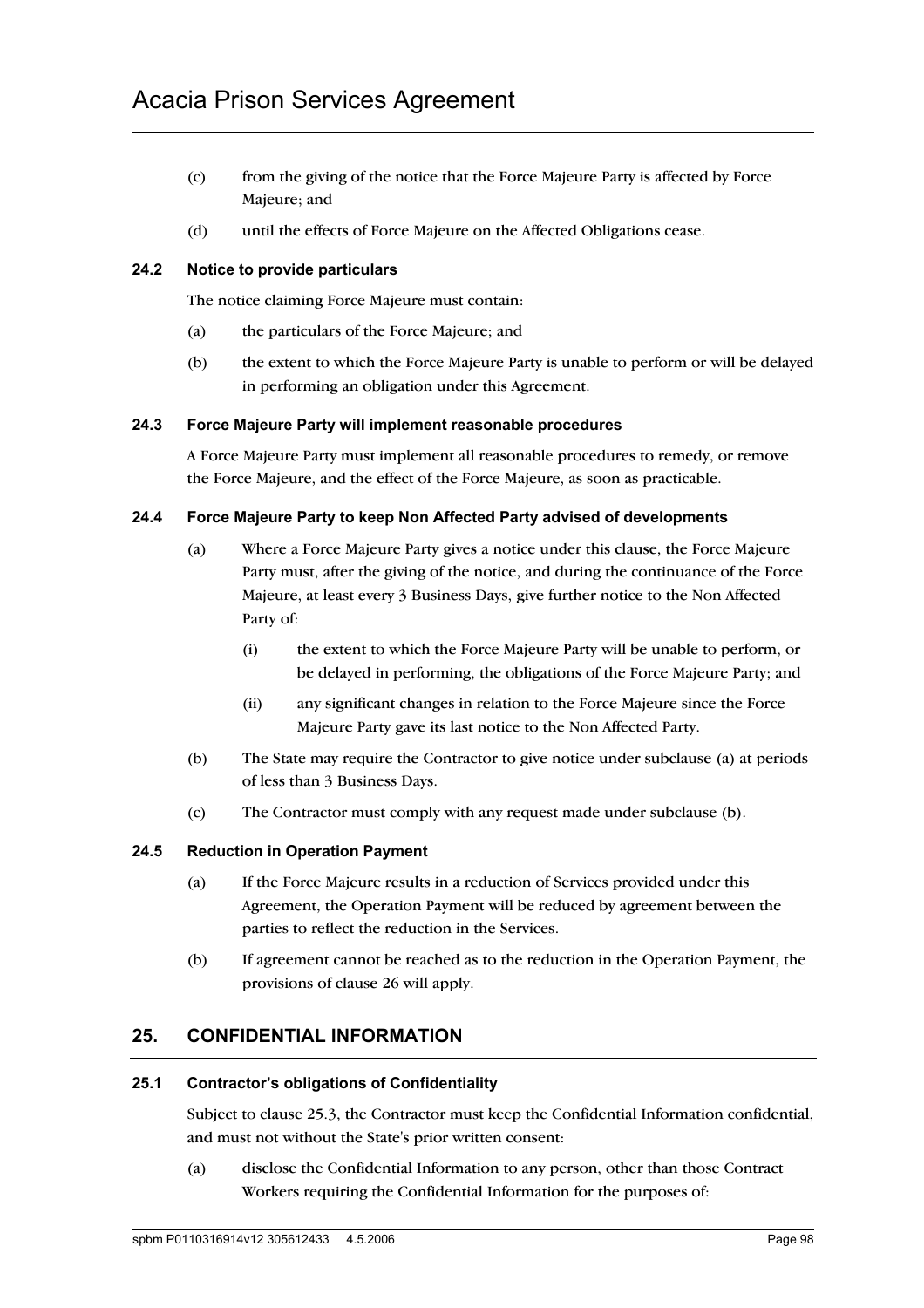(c) from the giving of the notice that the Force Majeure Party is affected by Force Majeure; and

(d) until the effects of Force Majeure on the Affected Obligations cease.

### 24.2 Notice to provide particulars

The notice claiming Force Majeure must contain:

(a) the particulars of the Force Majeure; and

(b) the extent to which the Force Majeure Party is unable to perform or will be delayed in performing an obligation under this Agreement.

### 24.3 Force Majeure Party will implement reasonable procedures

A Force Majeure Party must implement all reasonable procedures to remedy, or remove the Force Majeure, and the effect of the Force Majeure, as soon as practicable.

### 24.4 Force Majeure Party to keep Non Affected Party advised of developments

(a) Where a Force Majeure Party gives a notice under this clause, the Force Majeure Party must, after the giving of the notice, and during the continuance of the Force Majeure, at least every 3 Business Days, give further notice to the Non Affected Party of:

   (i) the extent to which the Force Majeure Party will be unable to perform, or be delayed in performing, the obligations of the Force Majeure Party; and

   (ii) any significant changes in relation to the Force Majeure since the Force Majeure Party gave its last notice to the Non Affected Party.

(b) The State may require the Contractor to give notice under subclause (a) at periods of less than 3 Business Days.

(c) The Contractor must comply with any request made under subclause (b).

### 24.5 Reduction in Operation Payment

(a) If the Force Majeure results in a reduction of Services provided under this Agreement, the Operation Payment will be reduced by agreement between the parties to reflect the reduction in the Services.

(b) If agreement cannot be reached as to the reduction in the Operation Payment, the provisions of clause 26 will apply.

## 25. CONFIDENTIAL INFORMATION

### 25.1 Contractor's obligations of Confidentiality

Subject to clause 25.3, the Contractor must keep the Confidential Information confidential, and must not without the State's prior written consent:

(a) disclose the Confidential Information to any person, other than those Contract Workers requiring the Confidential Information for the purposes of: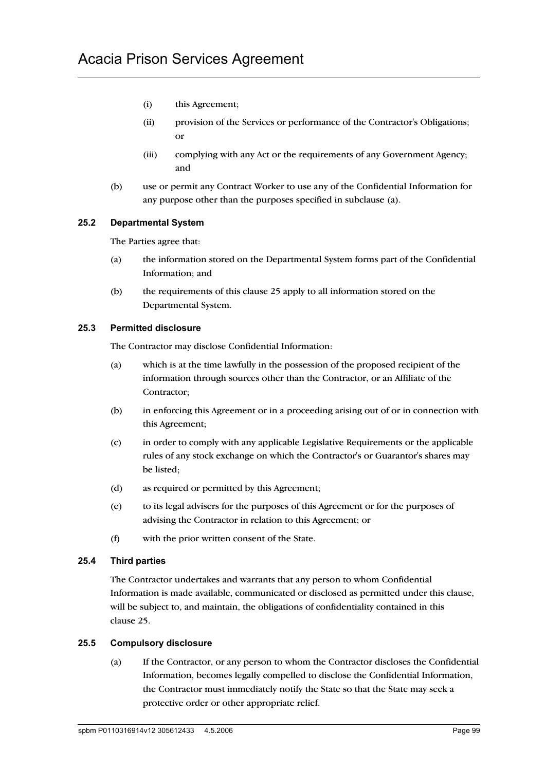(i) this Agreement;

(ii) provision of the Services or performance of the Contractor's Obligations; or

(iii) complying with any Act or the requirements of any Government Agency; and

(b) use or permit any Contract Worker to use any of the Confidential Information for any purpose other than the purposes specified in subclause (a).

### 25.2 Departmental System

The Parties agree that:

(a) the information stored on the Departmental System forms part of the Confidential Information; and

(b) the requirements of this clause 25 apply to all information stored on the Departmental System.

### 25.3 Permitted disclosure

The Contractor may disclose Confidential Information:

(a) which is at the time lawfully in the possession of the proposed recipient of the information through sources other than the Contractor, or an Affiliate of the Contractor;

(b) in enforcing this Agreement or in a proceeding arising out of or in connection with this Agreement;

(c) in order to comply with any applicable Legislative Requirements or the applicable rules of any stock exchange on which the Contractor's or Guarantor's shares may be listed;

(d) as required or permitted by this Agreement;

(e) to its legal advisers for the purposes of this Agreement or for the purposes of advising the Contractor in relation to this Agreement; or

(f) with the prior written consent of the State.

### 25.4 Third parties

The Contractor undertakes and warrants that any person to whom Confidential Information is made available, communicated or disclosed as permitted under this clause, will be subject to, and maintain, the obligations of confidentiality contained in this clause 25.

### 25.5 Compulsory disclosure

(a) If the Contractor, or any person to whom the Contractor discloses the Confidential Information, becomes legally compelled to disclose the Confidential Information, the Contractor must immediately notify the State so that the State may seek a protective order or other appropriate relief.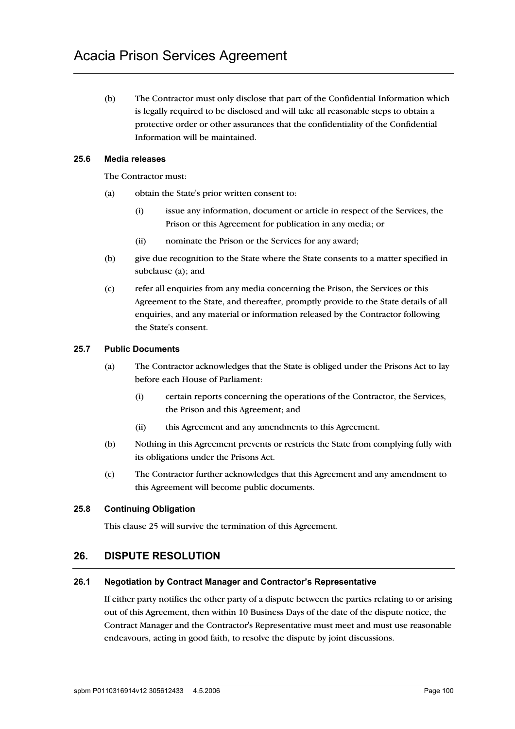(b) The Contractor must only disclose that part of the Confidential Information which is legally required to be disclosed and will take all reasonable steps to obtain a protective order or other assurances that the confidentiality of the Confidential Information will be maintained.

### 25.6 Media releases

The Contractor must:

(a) obtain the State's prior written consent to:

(i) issue any information, document or article in respect of the Services, the Prison or this Agreement for publication in any media; or

(ii) nominate the Prison or the Services for any award;

(b) give due recognition to the State where the State consents to a matter specified in subclause (a); and

(c) refer all enquiries from any media concerning the Prison, the Services or this Agreement to the State, and thereafter, promptly provide to the State details of all enquiries, and any material or information released by the Contractor following the State's consent.

### 25.7 Public Documents

(a) The Contractor acknowledges that the State is obliged under the Prisons Act to lay before each House of Parliament:

(i) certain reports concerning the operations of the Contractor, the Services, the Prison and this Agreement; and

(ii) this Agreement and any amendments to this Agreement.

(b) Nothing in this Agreement prevents or restricts the State from complying fully with its obligations under the Prisons Act.

(c) The Contractor further acknowledges that this Agreement and any amendment to this Agreement will become public documents.

### 25.8 Continuing Obligation

This clause 25 will survive the termination of this Agreement.

## 26. DISPUTE RESOLUTION

### 26.1 Negotiation by Contract Manager and Contractor's Representative

If either party notifies the other party of a dispute between the parties relating to or arising out of this Agreement, then within 10 Business Days of the date of the dispute notice, the Contract Manager and the Contractor's Representative must meet and must use reasonable endeavours, acting in good faith, to resolve the dispute by joint discussions.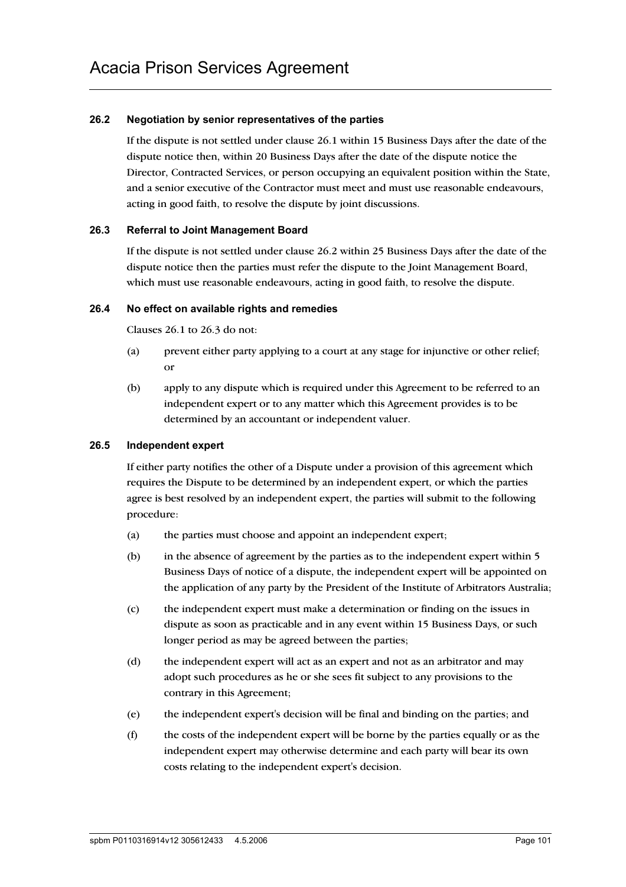### 26.2 Negotiation by senior representatives of the parties

If the dispute is not settled under clause 26.1 within 15 Business Days after the date of the dispute notice then, within 20 Business Days after the date of the dispute notice the Director, Contracted Services, or person occupying an equivalent position within the State, and a senior executive of the Contractor must meet and must use reasonable endeavours, acting in good faith, to resolve the dispute by joint discussions.

### 26.3 Referral to Joint Management Board

If the dispute is not settled under clause 26.2 within 25 Business Days after the date of the dispute notice then the parties must refer the dispute to the Joint Management Board, which must use reasonable endeavours, acting in good faith, to resolve the dispute.

### 26.4 No effect on available rights and remedies

Clauses 26.1 to 26.3 do not:

(a) prevent either party applying to a court at any stage for injunctive or other relief; or

(b) apply to any dispute which is required under this Agreement to be referred to an independent expert or to any matter which this Agreement provides is to be determined by an accountant or independent valuer.

### 26.5 Independent expert

If either party notifies the other of a Dispute under a provision of this agreement which requires the Dispute to be determined by an independent expert, or which the parties agree is best resolved by an independent expert, the parties will submit to the following procedure:

(a) the parties must choose and appoint an independent expert;

(b) in the absence of agreement by the parties as to the independent expert within 5 Business Days of notice of a dispute, the independent expert will be appointed on the application of any party by the President of the Institute of Arbitrators Australia;

(c) the independent expert must make a determination or finding on the issues in dispute as soon as practicable and in any event within 15 Business Days, or such longer period as may be agreed between the parties;

(d) the independent expert will act as an expert and not as an arbitrator and may adopt such procedures as he or she sees fit subject to any provisions to the contrary in this Agreement;

(e) the independent expert's decision will be final and binding on the parties; and

(f) the costs of the independent expert will be borne by the parties equally or as the independent expert may otherwise determine and each party will bear its own costs relating to the independent expert's decision.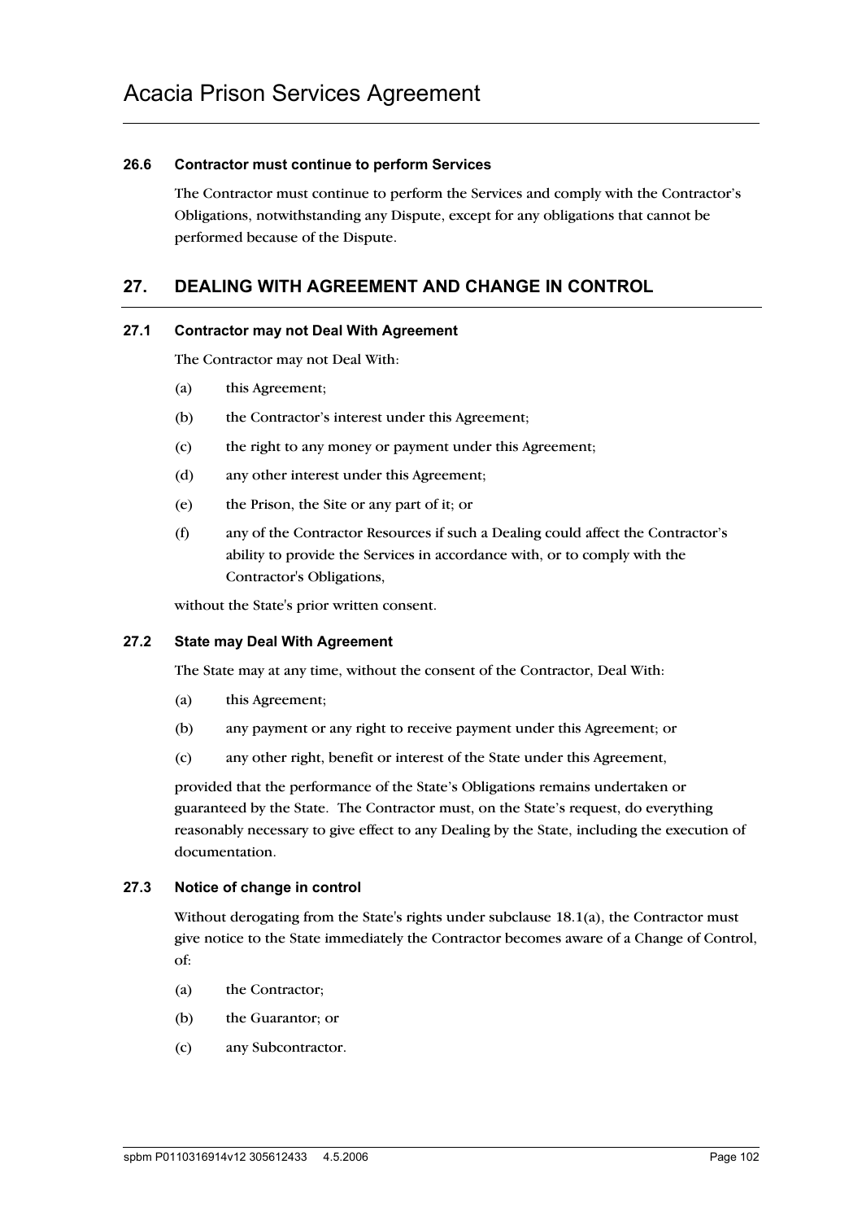### 26.6 Contractor must continue to perform Services

The Contractor must continue to perform the Services and comply with the Contractor's Obligations, notwithstanding any Dispute, except for any obligations that cannot be performed because of the Dispute.

## 27. DEALING WITH AGREEMENT AND CHANGE IN CONTROL

### 27.1 Contractor may not Deal With Agreement

The Contractor may not Deal With:

(a) this Agreement;

(b) the Contractor's interest under this Agreement;

(c) the right to any money or payment under this Agreement;

(d) any other interest under this Agreement;

(e) the Prison, the Site or any part of it; or

(f) any of the Contractor Resources if such a Dealing could affect the Contractor's ability to provide the Services in accordance with, or to comply with the Contractor's Obligations,

without the State's prior written consent.

### 27.2 State may Deal With Agreement

The State may at any time, without the consent of the Contractor, Deal With:

(a) this Agreement;

(b) any payment or any right to receive payment under this Agreement; or

(c) any other right, benefit or interest of the State under this Agreement,

provided that the performance of the State's Obligations remains undertaken or guaranteed by the State. The Contractor must, on the State's request, do everything reasonably necessary to give effect to any Dealing by the State, including the execution of documentation.

### 27.3 Notice of change in control

Without derogating from the State's rights under subclause 18.1(a), the Contractor must give notice to the State immediately the Contractor becomes aware of a Change of Control, of:

(a) the Contractor;

(b) the Guarantor; or

(c) any Subcontractor.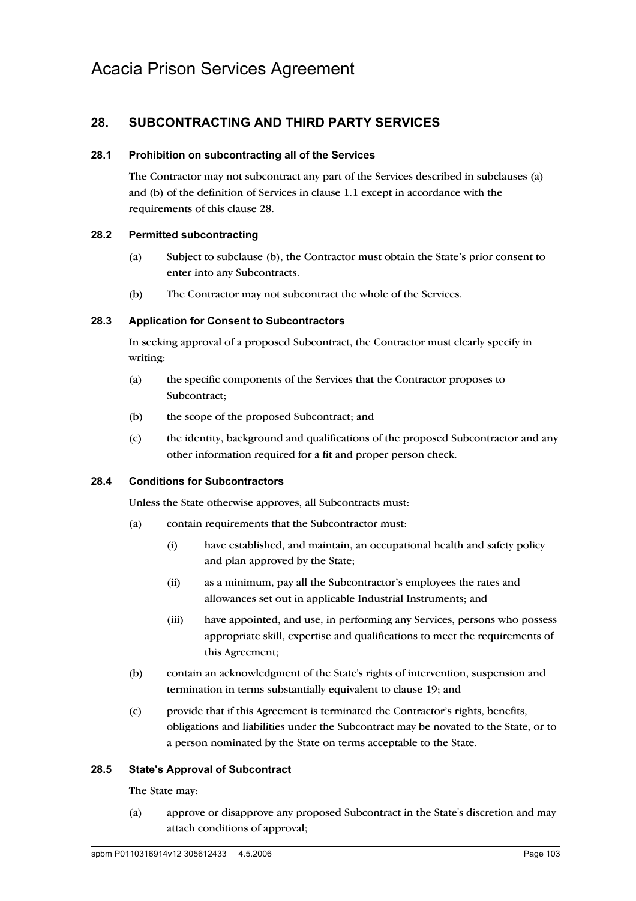## 28. SUBCONTRACTING AND THIRD PARTY SERVICES

### 28.1 Prohibition on subcontracting all of the Services

The Contractor may not subcontract any part of the Services described in subclauses (a) and (b) of the definition of Services in clause 1.1 except in accordance with the requirements of this clause 28.

### 28.2 Permitted subcontracting

(a) Subject to subclause (b), the Contractor must obtain the State's prior consent to enter into any Subcontracts.

(b) The Contractor may not subcontract the whole of the Services.

### 28.3 Application for Consent to Subcontractors

In seeking approval of a proposed Subcontract, the Contractor must clearly specify in writing:

(a) the specific components of the Services that the Contractor proposes to Subcontract;

(b) the scope of the proposed Subcontract; and

(c) the identity, background and qualifications of the proposed Subcontractor and any other information required for a fit and proper person check.

### 28.4 Conditions for Subcontractors

Unless the State otherwise approves, all Subcontracts must:

(a) contain requirements that the Subcontractor must:

   (i) have established, and maintain, an occupational health and safety policy and plan approved by the State;

   (ii) as a minimum, pay all the Subcontractor's employees the rates and allowances set out in applicable Industrial Instruments; and

   (iii) have appointed, and use, in performing any Services, persons who possess appropriate skill, expertise and qualifications to meet the requirements of this Agreement;

(b) contain an acknowledgment of the State's rights of intervention, suspension and termination in terms substantially equivalent to clause 19; and

(c) provide that if this Agreement is terminated the Contractor's rights, benefits, obligations and liabilities under the Subcontract may be novated to the State, or to a person nominated by the State on terms acceptable to the State.

### 28.5 State's Approval of Subcontract

The State may:

(a) approve or disapprove any proposed Subcontract in the State's discretion and may attach conditions of approval;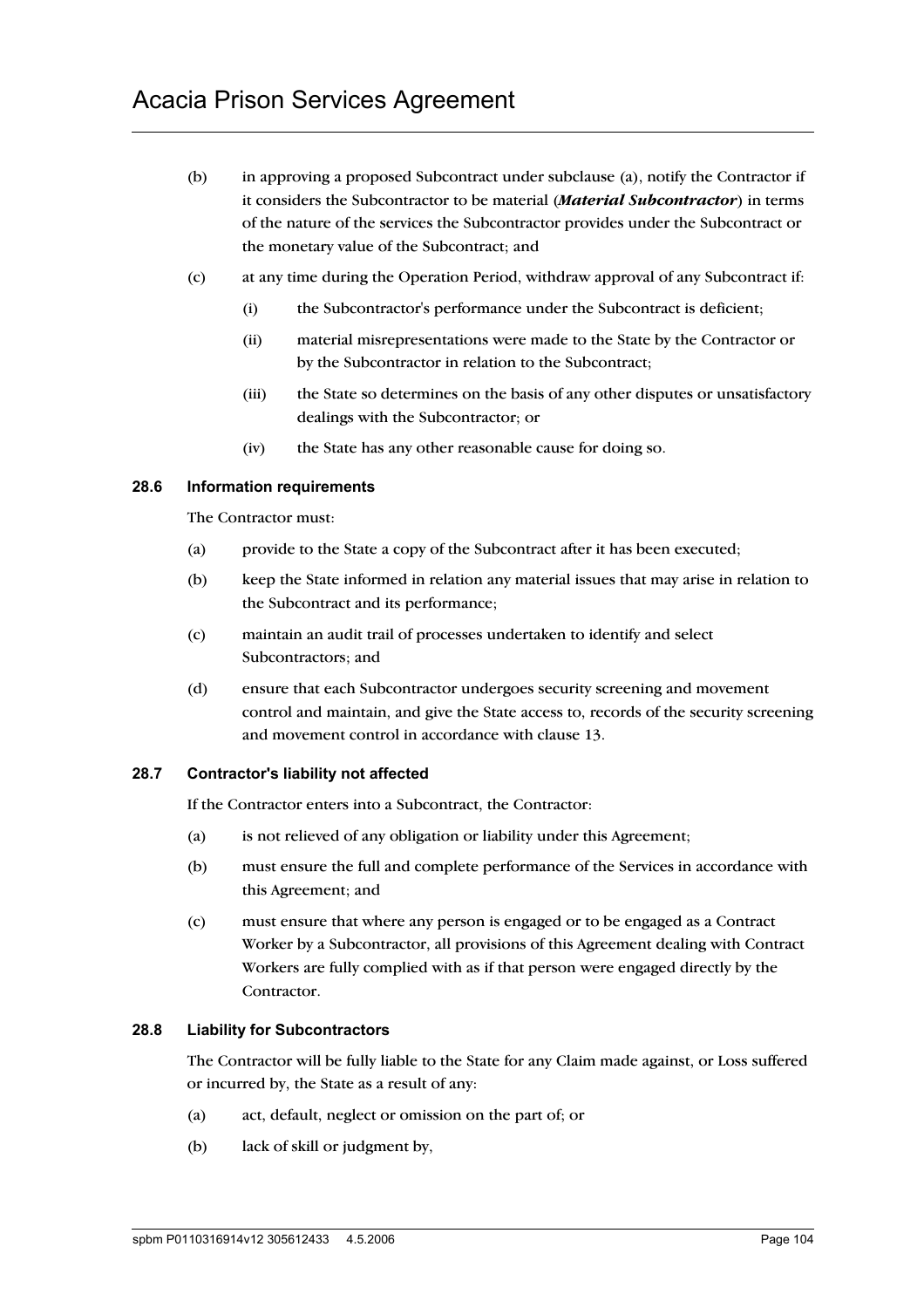(b) in approving a proposed Subcontract under subclause (a), notify the Contractor if it considers the Subcontractor to be material (***Material Subcontractor***) in terms of the nature of the services the Subcontractor provides under the Subcontract or the monetary value of the Subcontract; and

(c) at any time during the Operation Period, withdraw approval of any Subcontract if:

(i) the Subcontractor's performance under the Subcontract is deficient;

(ii) material misrepresentations were made to the State by the Contractor or by the Subcontractor in relation to the Subcontract;

(iii) the State so determines on the basis of any other disputes or unsatisfactory dealings with the Subcontractor; or

(iv) the State has any other reasonable cause for doing so.

### 28.6 Information requirements

The Contractor must:

(a) provide to the State a copy of the Subcontract after it has been executed;

(b) keep the State informed in relation any material issues that may arise in relation to the Subcontract and its performance;

(c) maintain an audit trail of processes undertaken to identify and select Subcontractors; and

(d) ensure that each Subcontractor undergoes security screening and movement control and maintain, and give the State access to, records of the security screening and movement control in accordance with clause 13.

### 28.7 Contractor's liability not affected

If the Contractor enters into a Subcontract, the Contractor:

(a) is not relieved of any obligation or liability under this Agreement;

(b) must ensure the full and complete performance of the Services in accordance with this Agreement; and

(c) must ensure that where any person is engaged or to be engaged as a Contract Worker by a Subcontractor, all provisions of this Agreement dealing with Contract Workers are fully complied with as if that person were engaged directly by the Contractor.

### 28.8 Liability for Subcontractors

The Contractor will be fully liable to the State for any Claim made against, or Loss suffered or incurred by, the State as a result of any:

(a) act, default, neglect or omission on the part of; or

(b) lack of skill or judgment by,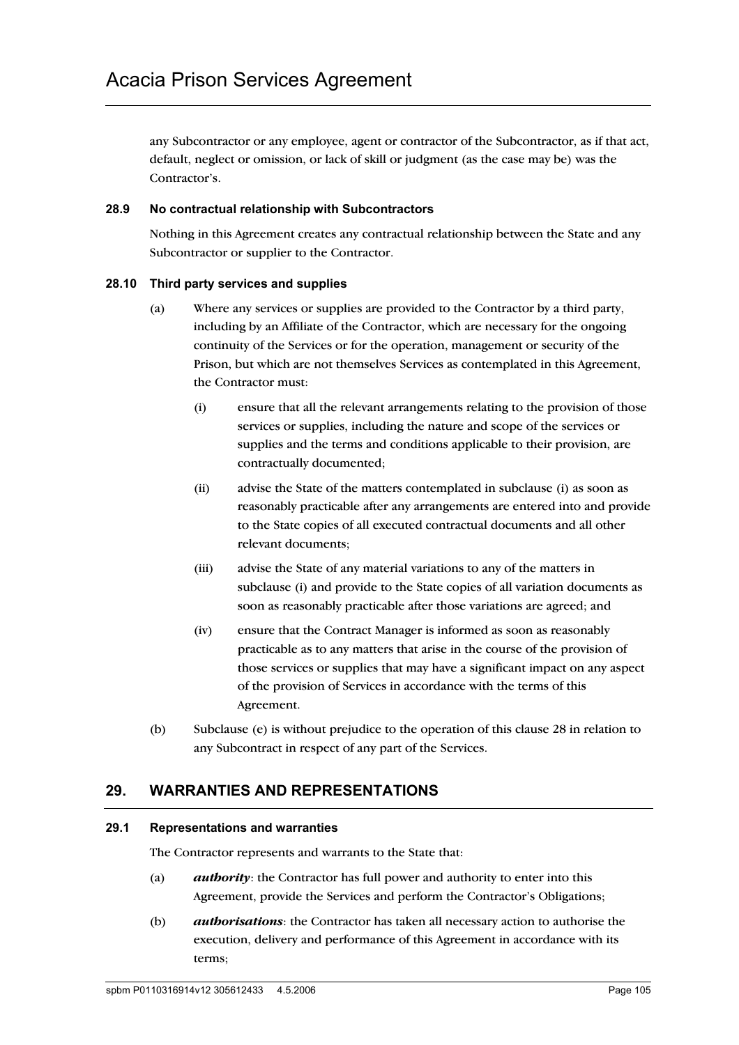any Subcontractor or any employee, agent or contractor of the Subcontractor, as if that act, default, neglect or omission, or lack of skill or judgment (as the case may be) was the Contractor's.

### 28.9 No contractual relationship with Subcontractors

Nothing in this Agreement creates any contractual relationship between the State and any Subcontractor or supplier to the Contractor.

### 28.10 Third party services and supplies

(a) Where any services or supplies are provided to the Contractor by a third party, including by an Affiliate of the Contractor, which are necessary for the ongoing continuity of the Services or for the operation, management or security of the Prison, but which are not themselves Services as contemplated in this Agreement, the Contractor must:

(i) ensure that all the relevant arrangements relating to the provision of those services or supplies, including the nature and scope of the services or supplies and the terms and conditions applicable to their provision, are contractually documented;

(ii) advise the State of the matters contemplated in subclause (i) as soon as reasonably practicable after any arrangements are entered into and provide to the State copies of all executed contractual documents and all other relevant documents;

(iii) advise the State of any material variations to any of the matters in subclause (i) and provide to the State copies of all variation documents as soon as reasonably practicable after those variations are agreed; and

(iv) ensure that the Contract Manager is informed as soon as reasonably practicable as to any matters that arise in the course of the provision of those services or supplies that may have a significant impact on any aspect of the provision of Services in accordance with the terms of this Agreement.

(b) Subclause (e) is without prejudice to the operation of this clause 28 in relation to any Subcontract in respect of any part of the Services.

## 29. WARRANTIES AND REPRESENTATIONS

### 29.1 Representations and warranties

The Contractor represents and warrants to the State that:

(a) ***authority***: the Contractor has full power and authority to enter into this Agreement, provide the Services and perform the Contractor's Obligations;

(b) ***authorisations***: the Contractor has taken all necessary action to authorise the execution, delivery and performance of this Agreement in accordance with its terms;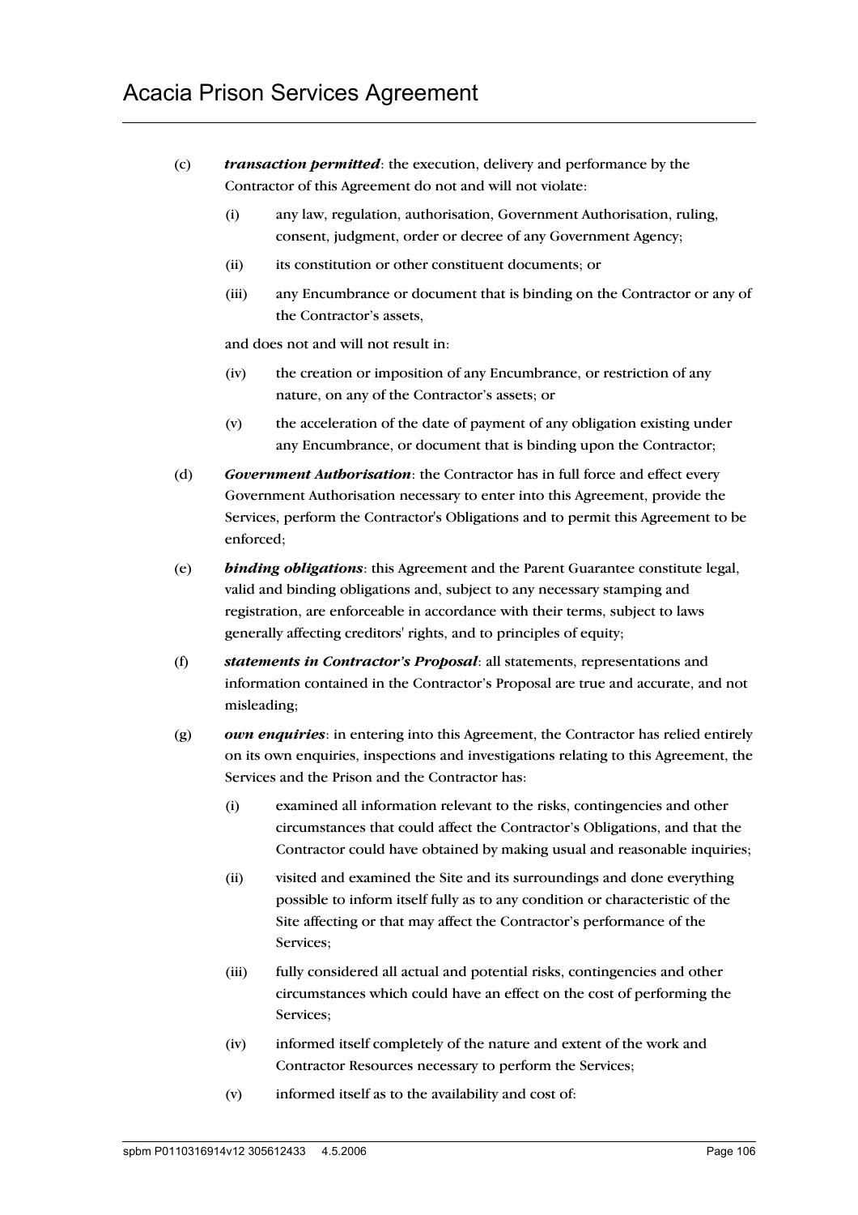(c) ***transaction permitted***: the execution, delivery and performance by the Contractor of this Agreement do not and will not violate:

   (i) any law, regulation, authorisation, Government Authorisation, ruling, consent, judgment, order or decree of any Government Agency;

   (ii) its constitution or other constituent documents; or

   (iii) any Encumbrance or document that is binding on the Contractor or any of the Contractor's assets,

   and does not and will not result in:

   (iv) the creation or imposition of any Encumbrance, or restriction of any nature, on any of the Contractor's assets; or

   (v) the acceleration of the date of payment of any obligation existing under any Encumbrance, or document that is binding upon the Contractor;

(d) ***Government Authorisation***: the Contractor has in full force and effect every Government Authorisation necessary to enter into this Agreement, provide the Services, perform the Contractor's Obligations and to permit this Agreement to be enforced;

(e) ***binding obligations***: this Agreement and the Parent Guarantee constitute legal, valid and binding obligations and, subject to any necessary stamping and registration, are enforceable in accordance with their terms, subject to laws generally affecting creditors' rights, and to principles of equity;

(f) ***statements in Contractor's Proposal***: all statements, representations and information contained in the Contractor's Proposal are true and accurate, and not misleading;

(g) ***own enquiries***: in entering into this Agreement, the Contractor has relied entirely on its own enquiries, inspections and investigations relating to this Agreement, the Services and the Prison and the Contractor has:

   (i) examined all information relevant to the risks, contingencies and other circumstances that could affect the Contractor's Obligations, and that the Contractor could have obtained by making usual and reasonable inquiries;

   (ii) visited and examined the Site and its surroundings and done everything possible to inform itself fully as to any condition or characteristic of the Site affecting or that may affect the Contractor's performance of the Services;

   (iii) fully considered all actual and potential risks, contingencies and other circumstances which could have an effect on the cost of performing the Services;

   (iv) informed itself completely of the nature and extent of the work and Contractor Resources necessary to perform the Services;

   (v) informed itself as to the availability and cost of: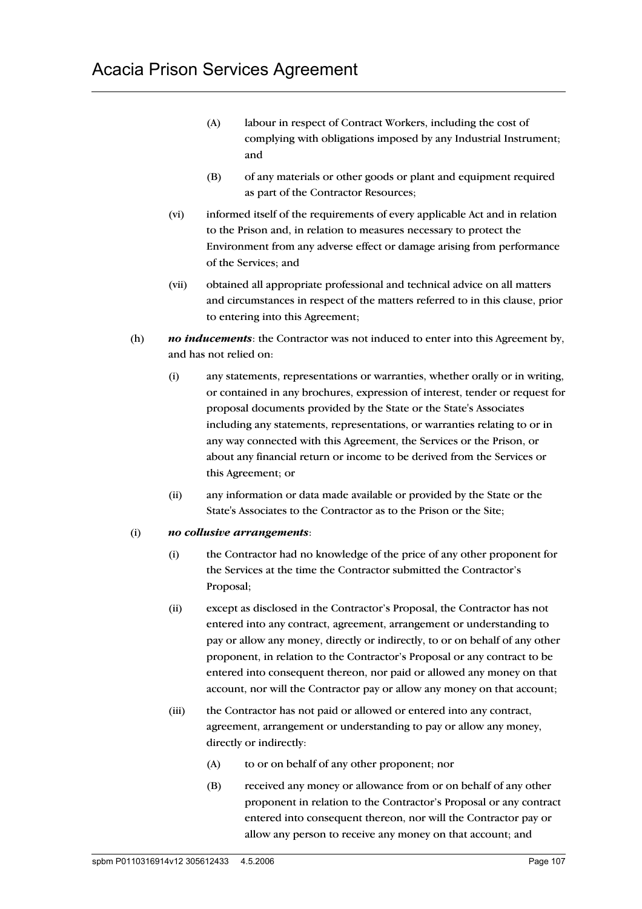(A) labour in respect of Contract Workers, including the cost of complying with obligations imposed by any Industrial Instrument; and

(B) of any materials or other goods or plant and equipment required as part of the Contractor Resources;

(vi) informed itself of the requirements of every applicable Act and in relation to the Prison and, in relation to measures necessary to protect the Environment from any adverse effect or damage arising from performance of the Services; and

(vii) obtained all appropriate professional and technical advice on all matters and circumstances in respect of the matters referred to in this clause, prior to entering into this Agreement;

(h) ***no inducements***: the Contractor was not induced to enter into this Agreement by, and has not relied on:

(i) any statements, representations or warranties, whether orally or in writing, or contained in any brochures, expression of interest, tender or request for proposal documents provided by the State or the State's Associates including any statements, representations, or warranties relating to or in any way connected with this Agreement, the Services or the Prison, or about any financial return or income to be derived from the Services or this Agreement; or

(ii) any information or data made available or provided by the State or the State's Associates to the Contractor as to the Prison or the Site;

(i) ***no collusive arrangements***:

(i) the Contractor had no knowledge of the price of any other proponent for the Services at the time the Contractor submitted the Contractor's Proposal;

(ii) except as disclosed in the Contractor's Proposal, the Contractor has not entered into any contract, agreement, arrangement or understanding to pay or allow any money, directly or indirectly, to or on behalf of any other proponent, in relation to the Contractor's Proposal or any contract to be entered into consequent thereon, nor paid or allowed any money on that account, nor will the Contractor pay or allow any money on that account;

(iii) the Contractor has not paid or allowed or entered into any contract, agreement, arrangement or understanding to pay or allow any money, directly or indirectly:

(A) to or on behalf of any other proponent; nor

(B) received any money or allowance from or on behalf of any other proponent in relation to the Contractor's Proposal or any contract entered into consequent thereon, nor will the Contractor pay or allow any person to receive any money on that account; and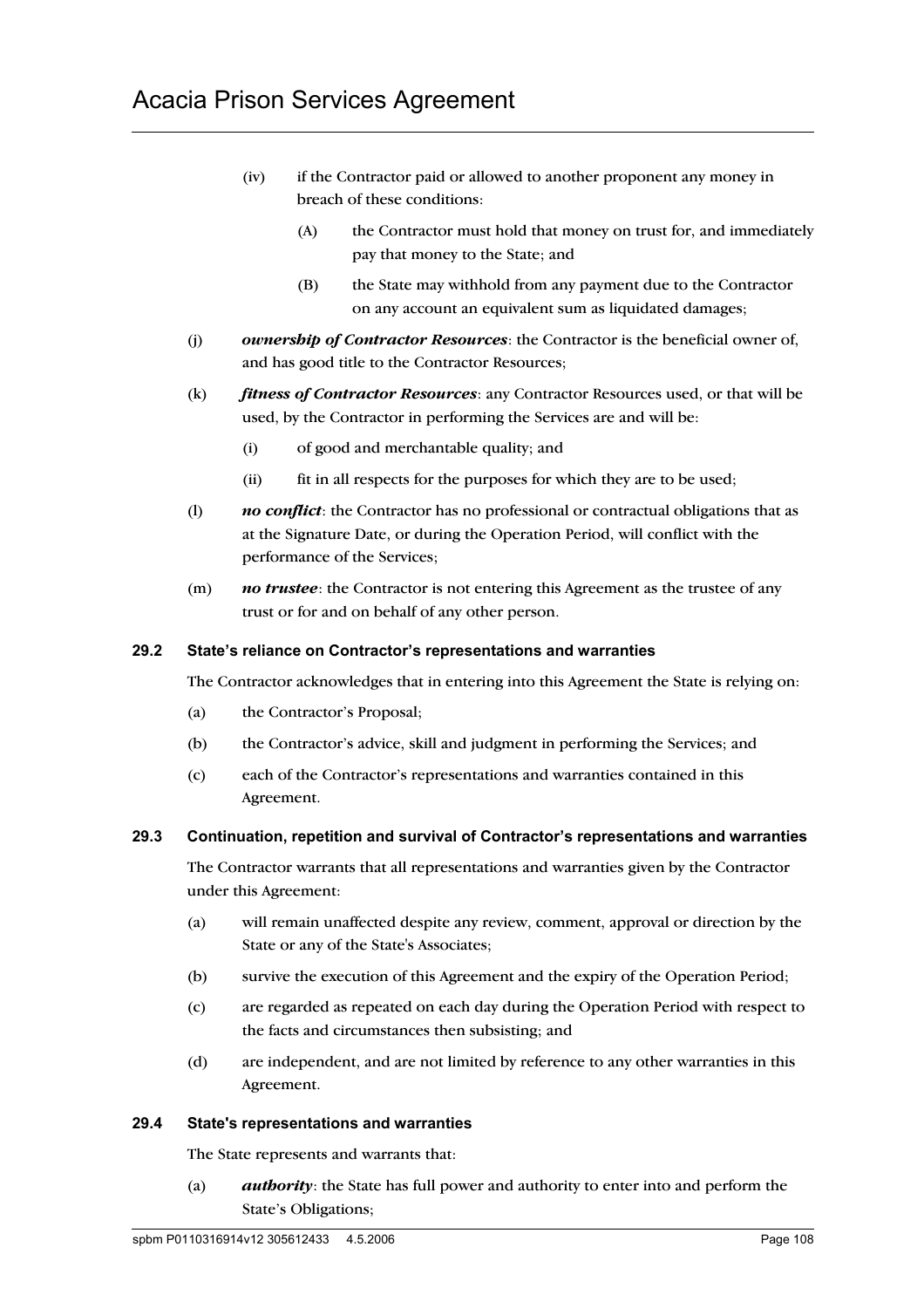(iv) if the Contractor paid or allowed to another proponent any money in breach of these conditions:

   (A) the Contractor must hold that money on trust for, and immediately pay that money to the State; and

   (B) the State may withhold from any payment due to the Contractor on any account an equivalent sum as liquidated damages;

(j) ***ownership of Contractor Resources***: the Contractor is the beneficial owner of, and has good title to the Contractor Resources;

(k) ***fitness of Contractor Resources***: any Contractor Resources used, or that will be used, by the Contractor in performing the Services are and will be:

   (i) of good and merchantable quality; and

   (ii) fit in all respects for the purposes for which they are to be used;

(l) ***no conflict***: the Contractor has no professional or contractual obligations that as at the Signature Date, or during the Operation Period, will conflict with the performance of the Services;

(m) ***no trustee***: the Contractor is not entering this Agreement as the trustee of any trust or for and on behalf of any other person.

### 29.2 State's reliance on Contractor's representations and warranties

The Contractor acknowledges that in entering into this Agreement the State is relying on:

(a) the Contractor's Proposal;

(b) the Contractor's advice, skill and judgment in performing the Services; and

(c) each of the Contractor's representations and warranties contained in this Agreement.

### 29.3 Continuation, repetition and survival of Contractor's representations and warranties

The Contractor warrants that all representations and warranties given by the Contractor under this Agreement:

(a) will remain unaffected despite any review, comment, approval or direction by the State or any of the State's Associates;

(b) survive the execution of this Agreement and the expiry of the Operation Period;

(c) are regarded as repeated on each day during the Operation Period with respect to the facts and circumstances then subsisting; and

(d) are independent, and are not limited by reference to any other warranties in this Agreement.

### 29.4 State's representations and warranties

The State represents and warrants that:

(a) ***authority***: the State has full power and authority to enter into and perform the State's Obligations;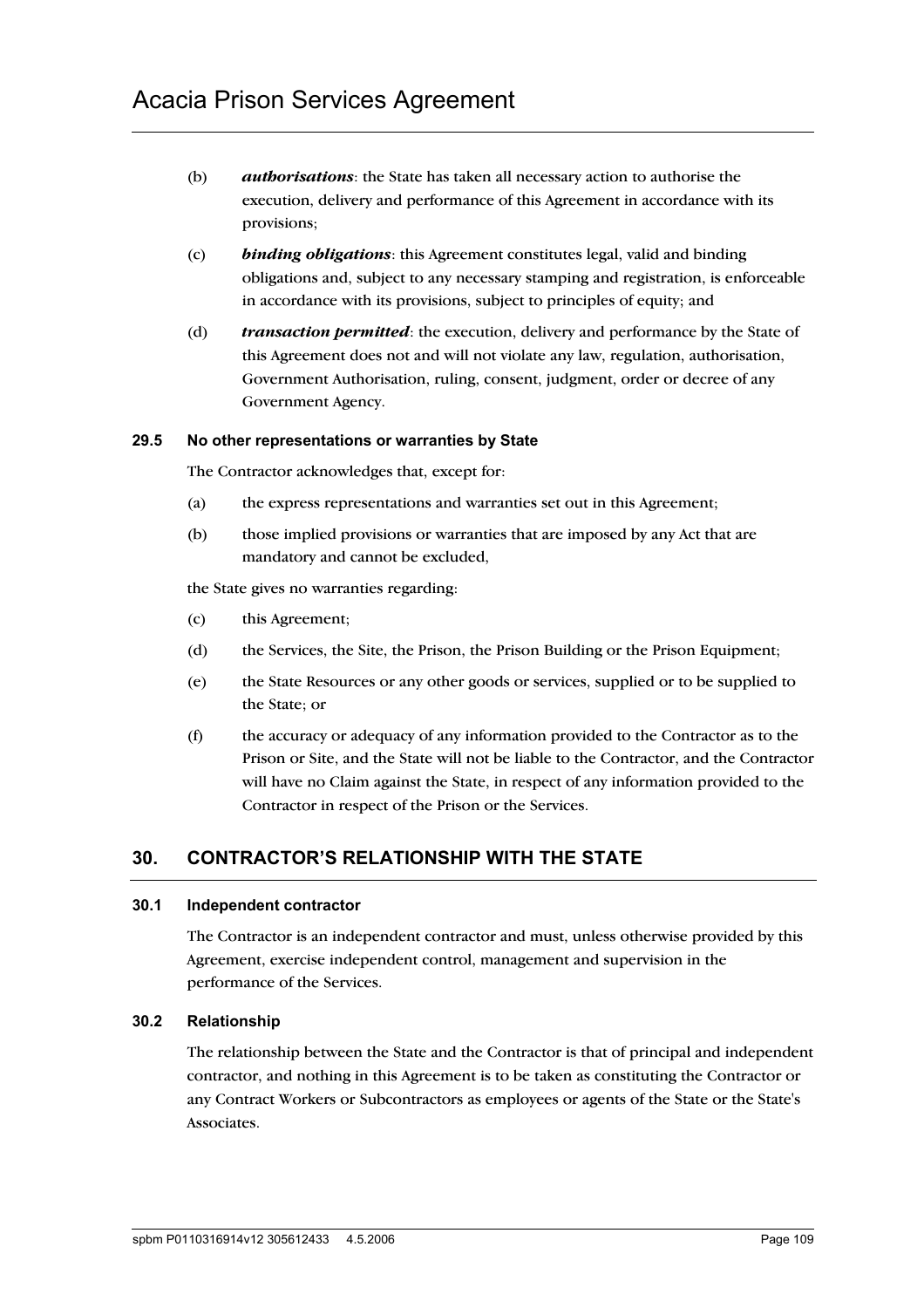(b) ***authorisations***: the State has taken all necessary action to authorise the execution, delivery and performance of this Agreement in accordance with its provisions;

(c) ***binding obligations***: this Agreement constitutes legal, valid and binding obligations and, subject to any necessary stamping and registration, is enforceable in accordance with its provisions, subject to principles of equity; and

(d) ***transaction permitted***: the execution, delivery and performance by the State of this Agreement does not and will not violate any law, regulation, authorisation, Government Authorisation, ruling, consent, judgment, order or decree of any Government Agency.

### 29.5 No other representations or warranties by State

The Contractor acknowledges that, except for:

(a) the express representations and warranties set out in this Agreement;

(b) those implied provisions or warranties that are imposed by any Act that are mandatory and cannot be excluded,

the State gives no warranties regarding:

(c) this Agreement;

(d) the Services, the Site, the Prison, the Prison Building or the Prison Equipment;

(e) the State Resources or any other goods or services, supplied or to be supplied to the State; or

(f) the accuracy or adequacy of any information provided to the Contractor as to the Prison or Site, and the State will not be liable to the Contractor, and the Contractor will have no Claim against the State, in respect of any information provided to the Contractor in respect of the Prison or the Services.

## 30. CONTRACTOR'S RELATIONSHIP WITH THE STATE

### 30.1 Independent contractor

The Contractor is an independent contractor and must, unless otherwise provided by this Agreement, exercise independent control, management and supervision in the performance of the Services.

### 30.2 Relationship

The relationship between the State and the Contractor is that of principal and independent contractor, and nothing in this Agreement is to be taken as constituting the Contractor or any Contract Workers or Subcontractors as employees or agents of the State or the State's Associates.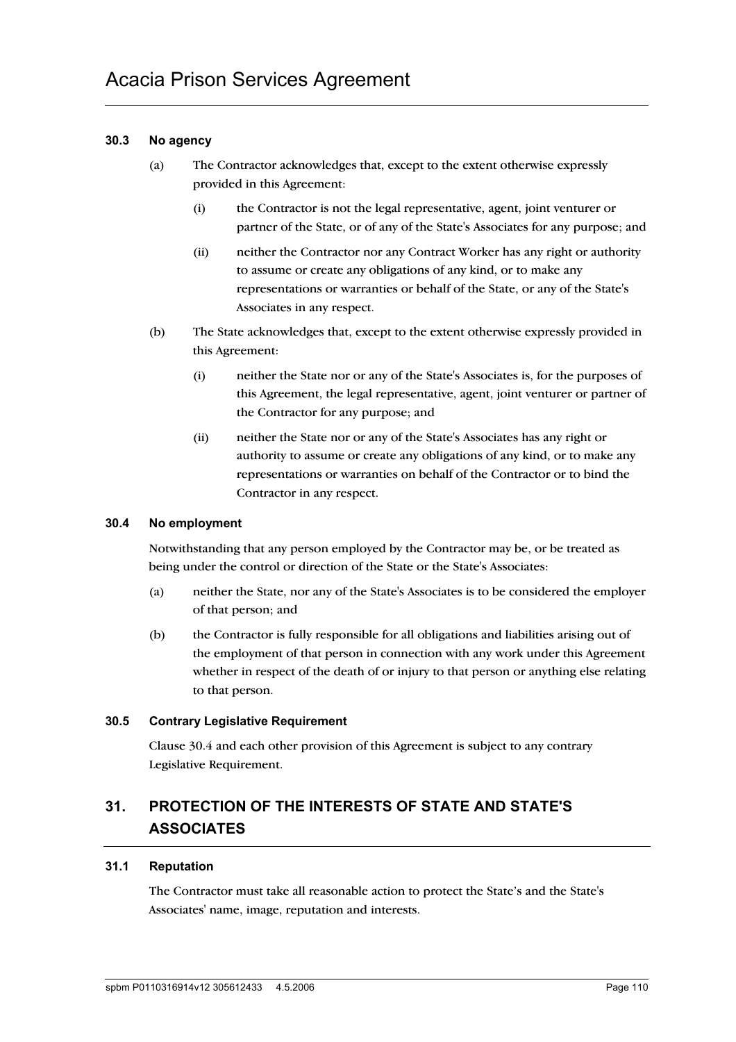### 30.3 No agency

(a) The Contractor acknowledges that, except to the extent otherwise expressly provided in this Agreement:

(i) the Contractor is not the legal representative, agent, joint venturer or partner of the State, or of any of the State's Associates for any purpose; and

(ii) neither the Contractor nor any Contract Worker has any right or authority to assume or create any obligations of any kind, or to make any representations or warranties or behalf of the State, or any of the State's Associates in any respect.

(b) The State acknowledges that, except to the extent otherwise expressly provided in this Agreement:

(i) neither the State nor or any of the State's Associates is, for the purposes of this Agreement, the legal representative, agent, joint venturer or partner of the Contractor for any purpose; and

(ii) neither the State nor or any of the State's Associates has any right or authority to assume or create any obligations of any kind, or to make any representations or warranties on behalf of the Contractor or to bind the Contractor in any respect.

### 30.4 No employment

Notwithstanding that any person employed by the Contractor may be, or be treated as being under the control or direction of the State or the State's Associates:

(a) neither the State, nor any of the State's Associates is to be considered the employer of that person; and

(b) the Contractor is fully responsible for all obligations and liabilities arising out of the employment of that person in connection with any work under this Agreement whether in respect of the death of or injury to that person or anything else relating to that person.

### 30.5 Contrary Legislative Requirement

Clause 30.4 and each other provision of this Agreement is subject to any contrary Legislative Requirement.

## 31. PROTECTION OF THE INTERESTS OF STATE AND STATE'S ASSOCIATES

### 31.1 Reputation

The Contractor must take all reasonable action to protect the State's and the State's Associates' name, image, reputation and interests.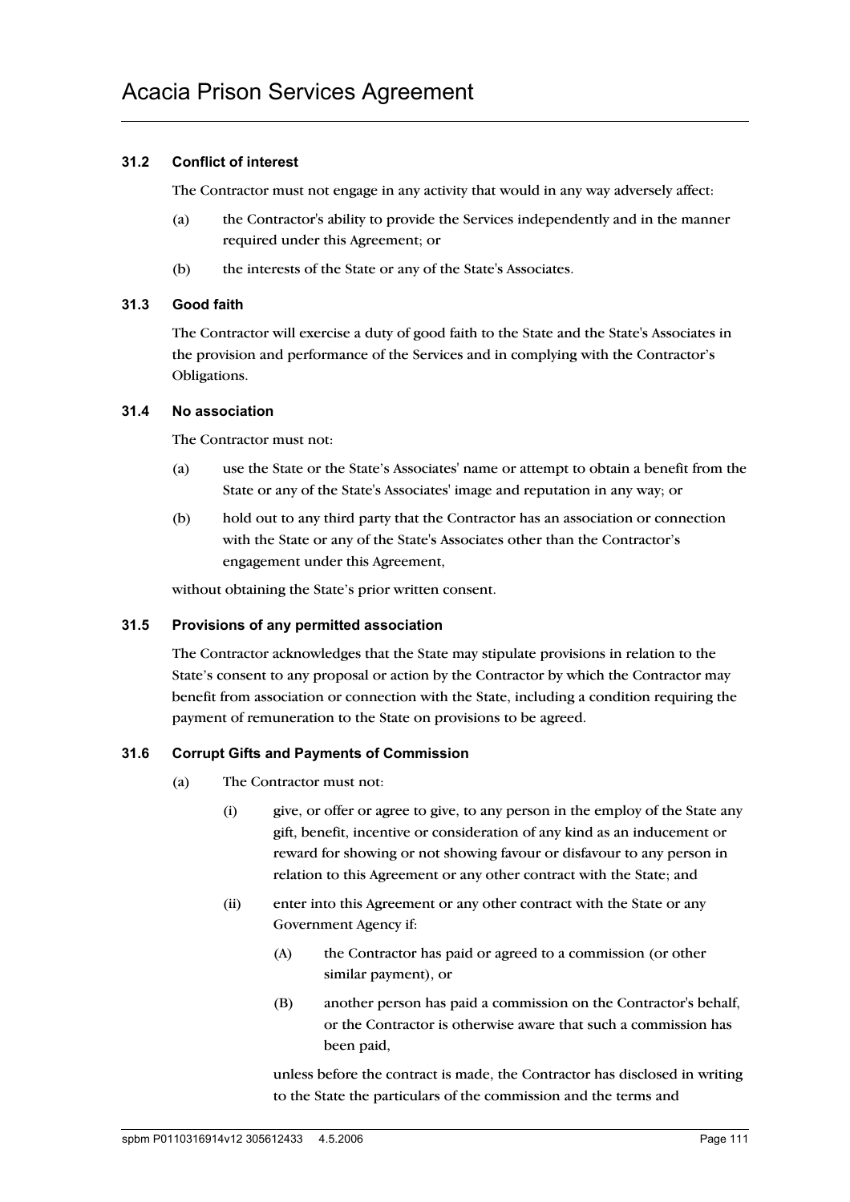### 31.2 Conflict of interest

The Contractor must not engage in any activity that would in any way adversely affect:

(a) the Contractor's ability to provide the Services independently and in the manner required under this Agreement; or

(b) the interests of the State or any of the State's Associates.

### 31.3 Good faith

The Contractor will exercise a duty of good faith to the State and the State's Associates in the provision and performance of the Services and in complying with the Contractor's Obligations.

### 31.4 No association

The Contractor must not:

(a) use the State or the State's Associates' name or attempt to obtain a benefit from the State or any of the State's Associates' image and reputation in any way; or

(b) hold out to any third party that the Contractor has an association or connection with the State or any of the State's Associates other than the Contractor's engagement under this Agreement,

without obtaining the State's prior written consent.

### 31.5 Provisions of any permitted association

The Contractor acknowledges that the State may stipulate provisions in relation to the State's consent to any proposal or action by the Contractor by which the Contractor may benefit from association or connection with the State, including a condition requiring the payment of remuneration to the State on provisions to be agreed.

### 31.6 Corrupt Gifts and Payments of Commission

(a) The Contractor must not:

(i) give, or offer or agree to give, to any person in the employ of the State any gift, benefit, incentive or consideration of any kind as an inducement or reward for showing or not showing favour or disfavour to any person in relation to this Agreement or any other contract with the State; and

(ii) enter into this Agreement or any other contract with the State or any Government Agency if:

(A) the Contractor has paid or agreed to a commission (or other similar payment), or

(B) another person has paid a commission on the Contractor's behalf, or the Contractor is otherwise aware that such a commission has been paid,

unless before the contract is made, the Contractor has disclosed in writing to the State the particulars of the commission and the terms and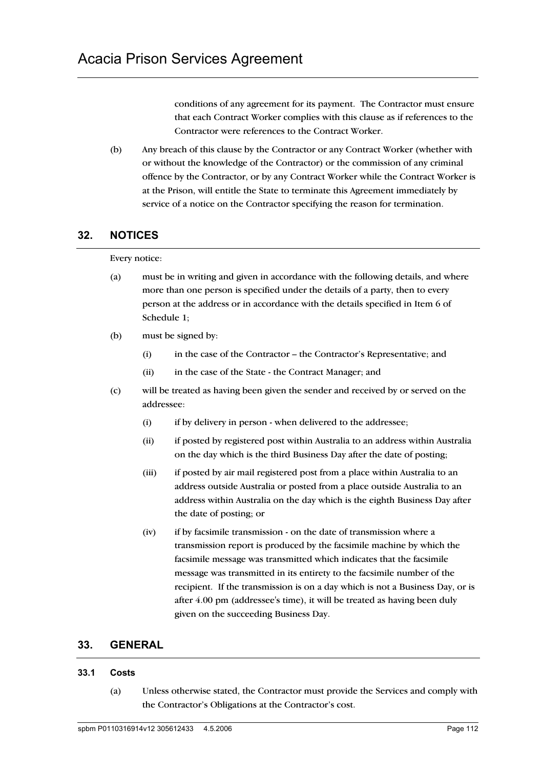conditions of any agreement for its payment. The Contractor must ensure that each Contract Worker complies with this clause as if references to the Contractor were references to the Contract Worker.

(b) Any breach of this clause by the Contractor or any Contract Worker (whether with or without the knowledge of the Contractor) or the commission of any criminal offence by the Contractor, or by any Contract Worker while the Contract Worker is at the Prison, will entitle the State to terminate this Agreement immediately by service of a notice on the Contractor specifying the reason for termination.

## 32. NOTICES

Every notice:

(a) must be in writing and given in accordance with the following details, and where more than one person is specified under the details of a party, then to every person at the address or in accordance with the details specified in Item 6 of Schedule 1;

(b) must be signed by:

(i) in the case of the Contractor – the Contractor's Representative; and

(ii) in the case of the State - the Contract Manager; and

(c) will be treated as having been given the sender and received by or served on the addressee:

(i) if by delivery in person - when delivered to the addressee;

(ii) if posted by registered post within Australia to an address within Australia on the day which is the third Business Day after the date of posting;

(iii) if posted by air mail registered post from a place within Australia to an address outside Australia or posted from a place outside Australia to an address within Australia on the day which is the eighth Business Day after the date of posting; or

(iv) if by facsimile transmission - on the date of transmission where a transmission report is produced by the facsimile machine by which the facsimile message was transmitted which indicates that the facsimile message was transmitted in its entirety to the facsimile number of the recipient. If the transmission is on a day which is not a Business Day, or is after 4.00 pm (addressee's time), it will be treated as having been duly given on the succeeding Business Day.

## 33. GENERAL

### 33.1 Costs

(a) Unless otherwise stated, the Contractor must provide the Services and comply with the Contractor's Obligations at the Contractor's cost.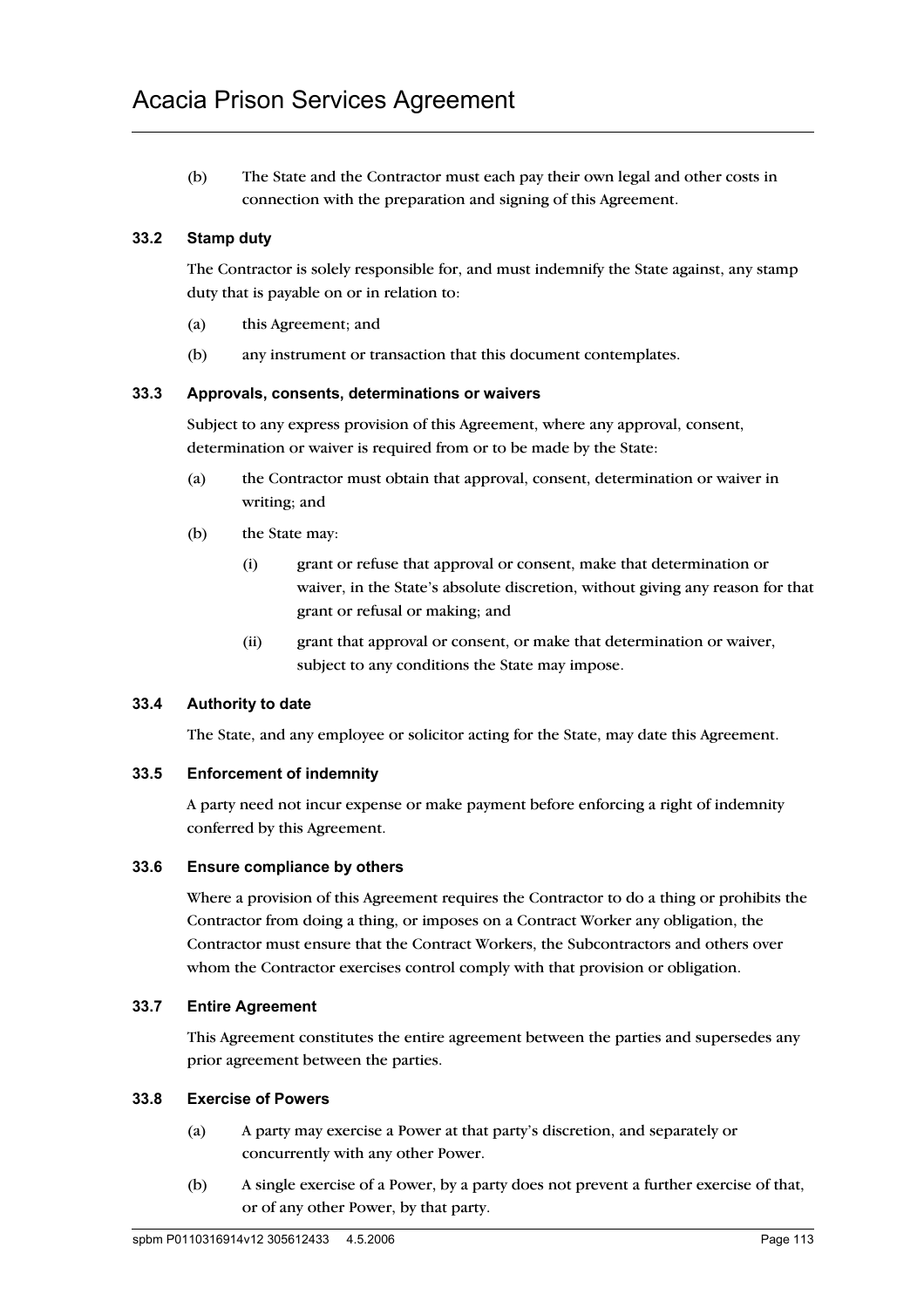(b) The State and the Contractor must each pay their own legal and other costs in connection with the preparation and signing of this Agreement.

### 33.2 Stamp duty

The Contractor is solely responsible for, and must indemnify the State against, any stamp duty that is payable on or in relation to:

(a) this Agreement; and

(b) any instrument or transaction that this document contemplates.

### 33.3 Approvals, consents, determinations or waivers

Subject to any express provision of this Agreement, where any approval, consent, determination or waiver is required from or to be made by the State:

(a) the Contractor must obtain that approval, consent, determination or waiver in writing; and

(b) the State may:

(i) grant or refuse that approval or consent, make that determination or waiver, in the State's absolute discretion, without giving any reason for that grant or refusal or making; and

(ii) grant that approval or consent, or make that determination or waiver, subject to any conditions the State may impose.

### 33.4 Authority to date

The State, and any employee or solicitor acting for the State, may date this Agreement.

### 33.5 Enforcement of indemnity

A party need not incur expense or make payment before enforcing a right of indemnity conferred by this Agreement.

### 33.6 Ensure compliance by others

Where a provision of this Agreement requires the Contractor to do a thing or prohibits the Contractor from doing a thing, or imposes on a Contract Worker any obligation, the Contractor must ensure that the Contract Workers, the Subcontractors and others over whom the Contractor exercises control comply with that provision or obligation.

### 33.7 Entire Agreement

This Agreement constitutes the entire agreement between the parties and supersedes any prior agreement between the parties.

### 33.8 Exercise of Powers

(a) A party may exercise a Power at that party's discretion, and separately or concurrently with any other Power.

(b) A single exercise of a Power, by a party does not prevent a further exercise of that, or of any other Power, by that party.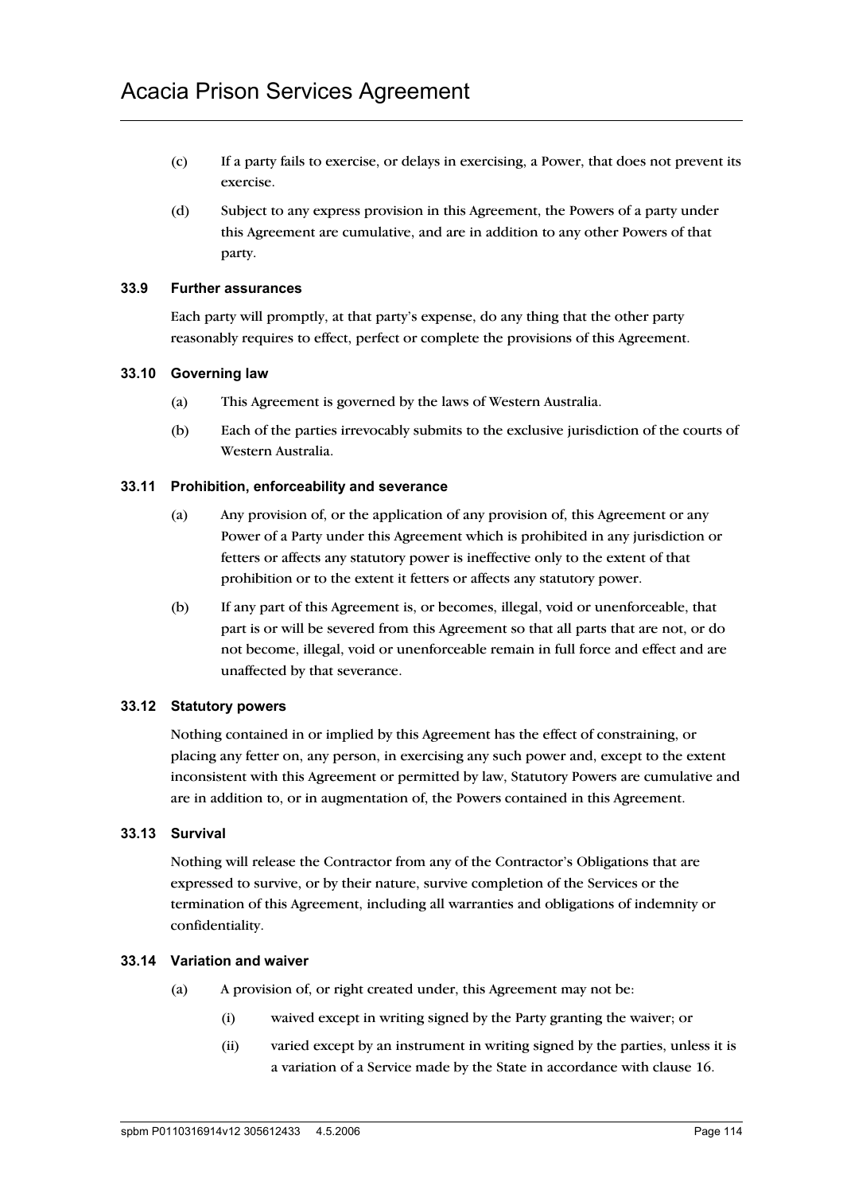(c) If a party fails to exercise, or delays in exercising, a Power, that does not prevent its exercise.

(d) Subject to any express provision in this Agreement, the Powers of a party under this Agreement are cumulative, and are in addition to any other Powers of that party.

### 33.9 Further assurances

Each party will promptly, at that party's expense, do any thing that the other party reasonably requires to effect, perfect or complete the provisions of this Agreement.

### 33.10 Governing law

(a) This Agreement is governed by the laws of Western Australia.

(b) Each of the parties irrevocably submits to the exclusive jurisdiction of the courts of Western Australia.

### 33.11 Prohibition, enforceability and severance

(a) Any provision of, or the application of any provision of, this Agreement or any Power of a Party under this Agreement which is prohibited in any jurisdiction or fetters or affects any statutory power is ineffective only to the extent of that prohibition or to the extent it fetters or affects any statutory power.

(b) If any part of this Agreement is, or becomes, illegal, void or unenforceable, that part is or will be severed from this Agreement so that all parts that are not, or do not become, illegal, void or unenforceable remain in full force and effect and are unaffected by that severance.

### 33.12 Statutory powers

Nothing contained in or implied by this Agreement has the effect of constraining, or placing any fetter on, any person, in exercising any such power and, except to the extent inconsistent with this Agreement or permitted by law, Statutory Powers are cumulative and are in addition to, or in augmentation of, the Powers contained in this Agreement.

### 33.13 Survival

Nothing will release the Contractor from any of the Contractor's Obligations that are expressed to survive, or by their nature, survive completion of the Services or the termination of this Agreement, including all warranties and obligations of indemnity or confidentiality.

### 33.14 Variation and waiver

(a) A provision of, or right created under, this Agreement may not be:

(i) waived except in writing signed by the Party granting the waiver; or

(ii) varied except by an instrument in writing signed by the parties, unless it is a variation of a Service made by the State in accordance with clause 16.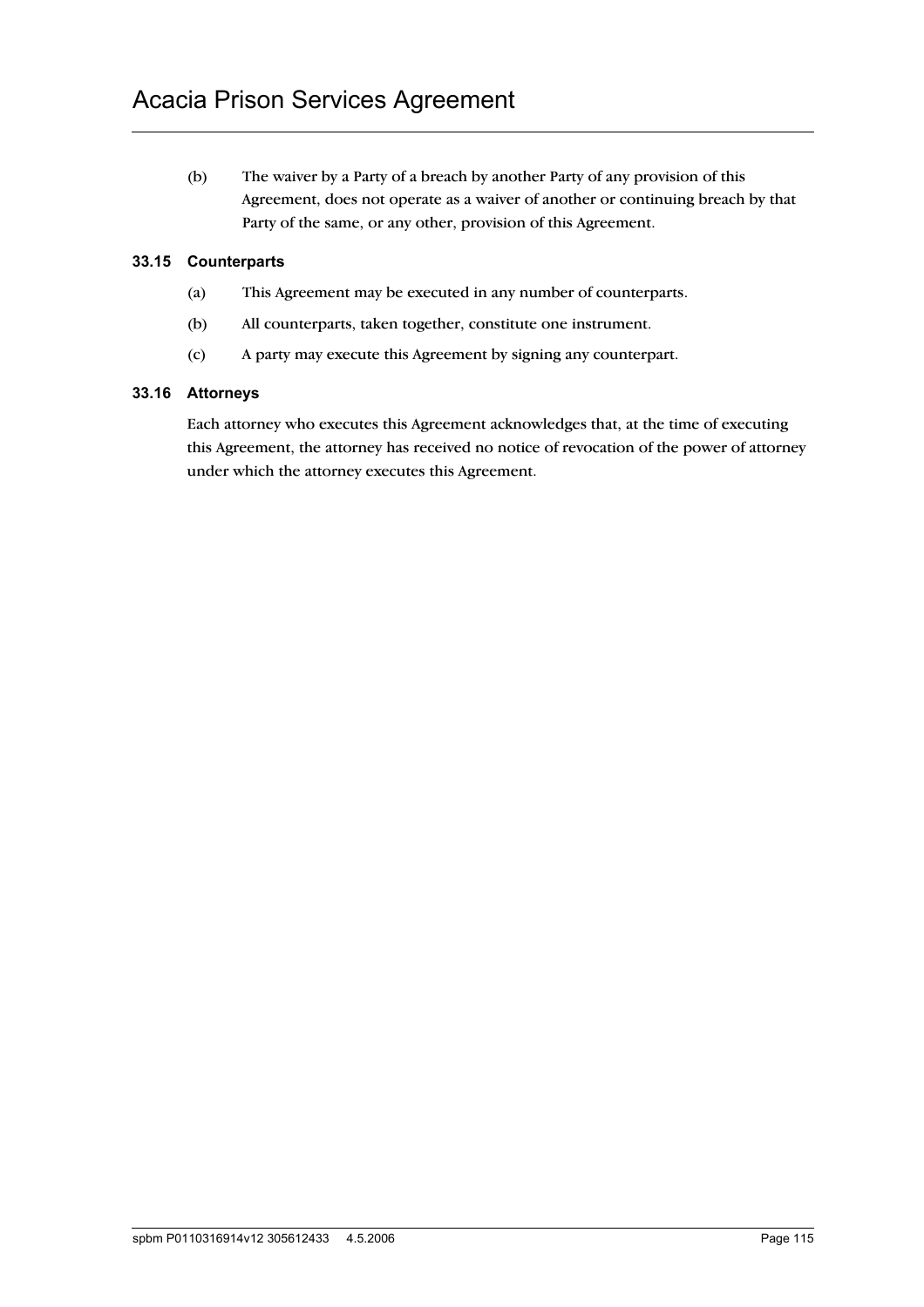(b) The waiver by a Party of a breach by another Party of any provision of this Agreement, does not operate as a waiver of another or continuing breach by that Party of the same, or any other, provision of this Agreement.

### 33.15 Counterparts

(a) This Agreement may be executed in any number of counterparts.

(b) All counterparts, taken together, constitute one instrument.

(c) A party may execute this Agreement by signing any counterpart.

### 33.16 Attorneys

Each attorney who executes this Agreement acknowledges that, at the time of executing this Agreement, the attorney has received no notice of revocation of the power of attorney under which the attorney executes this Agreement.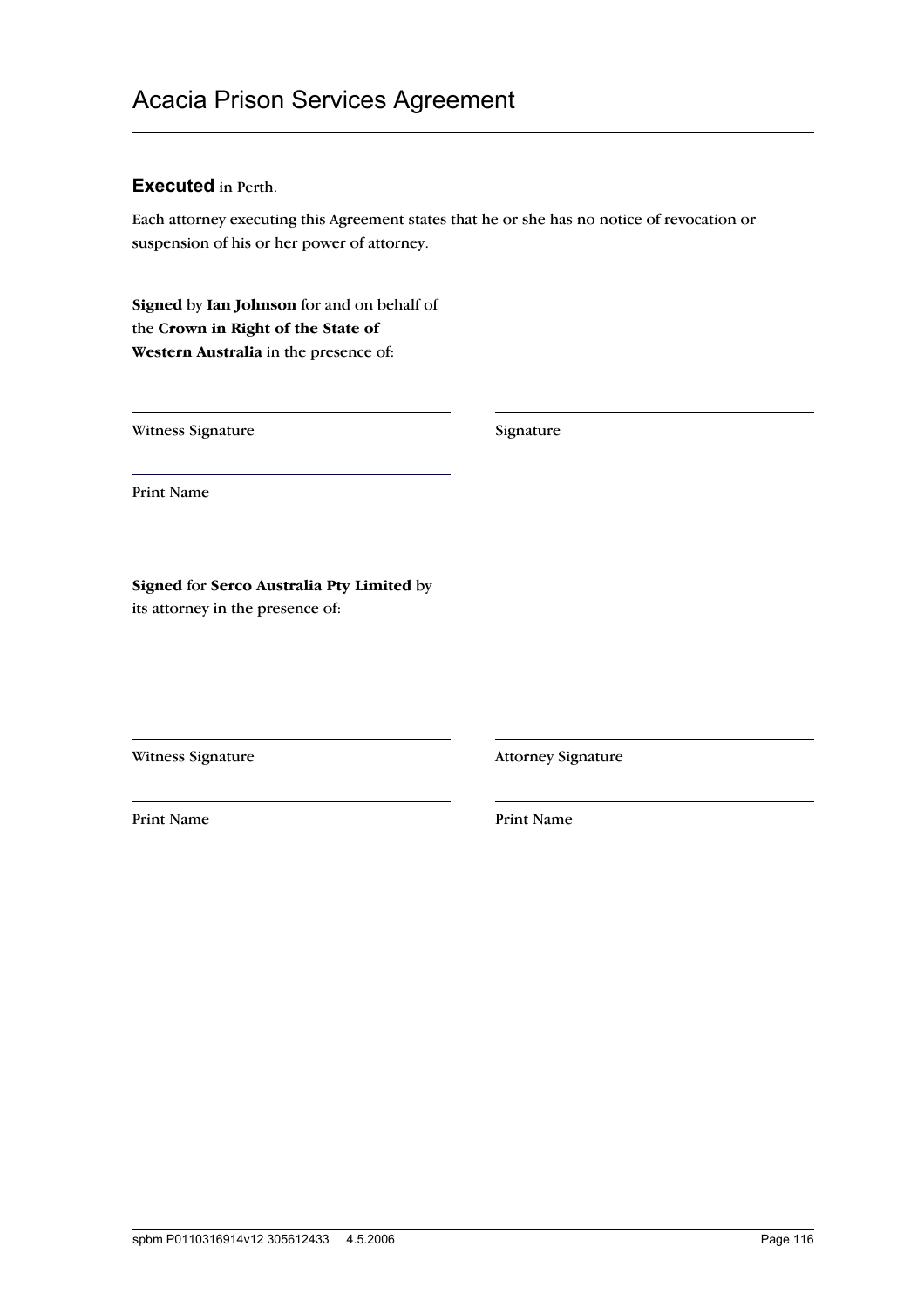**Executed** in Perth.

Each attorney executing this Agreement states that he or she has no notice of revocation or suspension of his or her power of attorney.

**Signed** by **Ian Johnson** for and on behalf of the **Crown in Right of the State of Western Australia** in the presence of:

| | |
|---|---|
| Witness Signature | Signature |
| Print Name | |

**Signed** for **Serco Australia Pty Limited** by its attorney in the presence of:

| | |
|---|---|
| Witness Signature | Attorney Signature |
| Print Name | Print Name |